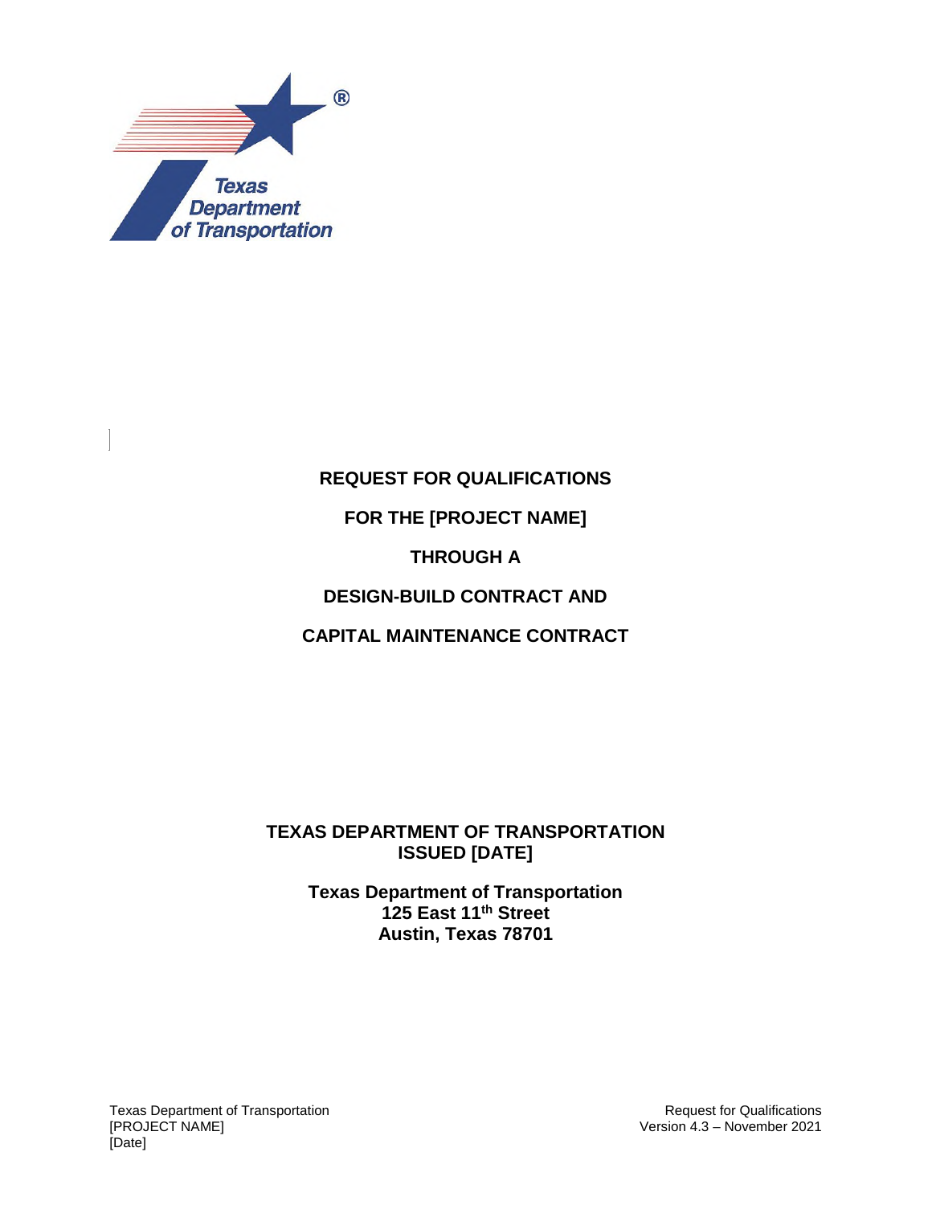# REQUEST FOR QUALIFICATIONS

# FOR THE [PROJECT NAME]

# THROUGH A

# DESIGN-BUILD CONTRACT AND

# CAPITAL MAINTENANCE CONTRACT

**TEXAS DEPARTMENT OF TRANSPORTATION**
**ISSUED [DATE]**

**Texas Department of Transportation**
**125 East 11th Street**
**Austin, Texas 78701**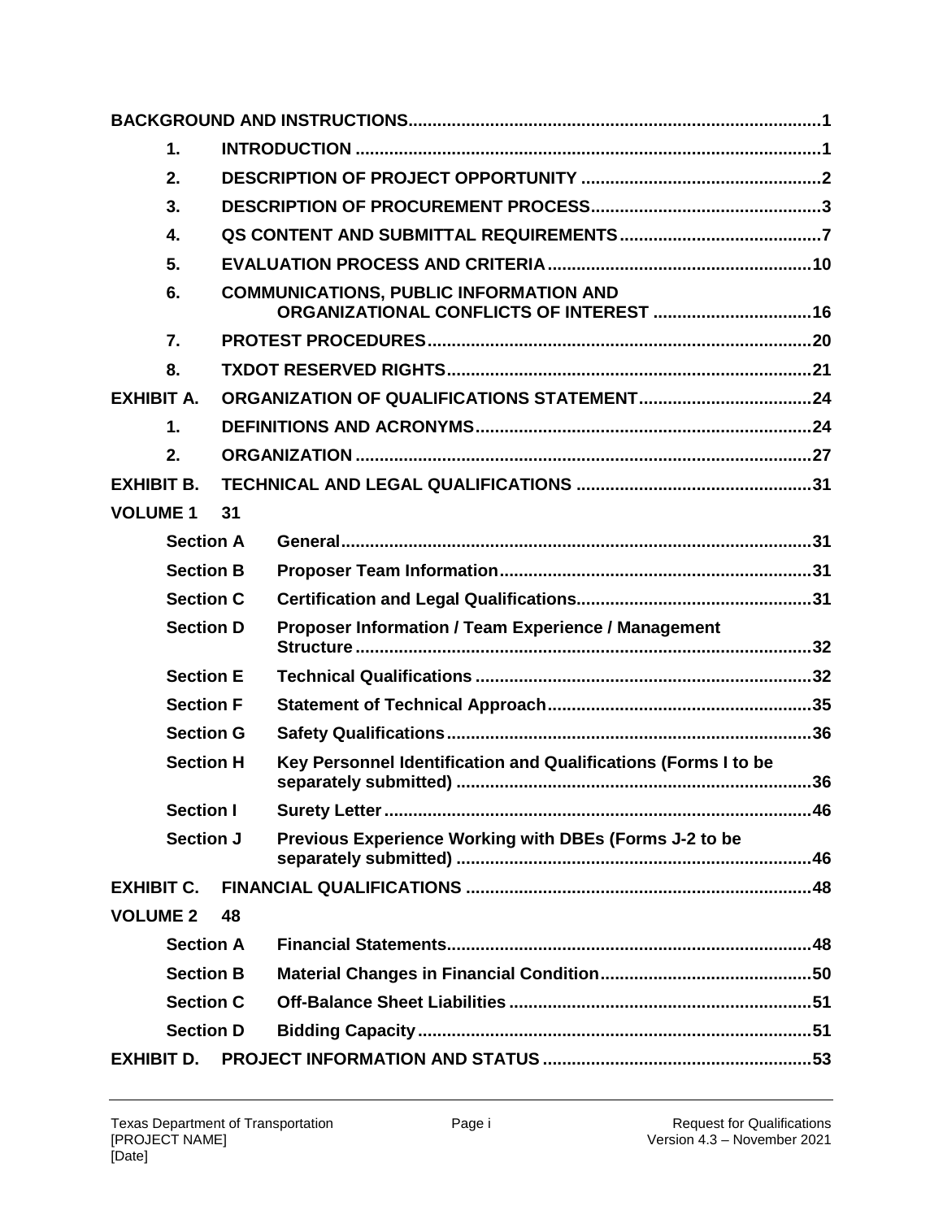**BACKGROUND AND INSTRUCTIONS** .......... 1

- **1. INTRODUCTION** .......... 1
- **2. DESCRIPTION OF PROJECT OPPORTUNITY** .......... 2
- **3. DESCRIPTION OF PROCUREMENT PROCESS** .......... 3
- **4. QS CONTENT AND SUBMITTAL REQUIREMENTS** .......... 7
- **5. EVALUATION PROCESS AND CRITERIA** .......... 10
- **6. COMMUNICATIONS, PUBLIC INFORMATION AND ORGANIZATIONAL CONFLICTS OF INTEREST** .......... 16
- **7. PROTEST PROCEDURES** .......... 20
- **8. TXDOT RESERVED RIGHTS** .......... 21

**EXHIBIT A. ORGANIZATION OF QUALIFICATIONS STATEMENT** .......... 24

- **1. DEFINITIONS AND ACRONYMS** .......... 24
- **2. ORGANIZATION** .......... 27

**EXHIBIT B. TECHNICAL AND LEGAL QUALIFICATIONS** .......... 31

**VOLUME 1** 31

- **Section A General** .......... 31
- **Section B Proposer Team Information** .......... 31
- **Section C Certification and Legal Qualifications** .......... 31
- **Section D Proposer Information / Team Experience / Management Structure** .......... 32
- **Section E Technical Qualifications** .......... 32
- **Section F Statement of Technical Approach** .......... 35
- **Section G Safety Qualifications** .......... 36
- **Section H Key Personnel Identification and Qualifications (Forms I to be separately submitted)** .......... 36
- **Section I Surety Letter** .......... 46
- **Section J Previous Experience Working with DBEs (Forms J-2 to be separately submitted)** .......... 46

**EXHIBIT C. FINANCIAL QUALIFICATIONS** .......... 48

**VOLUME 2** 48

- **Section A Financial Statements** .......... 48
- **Section B Material Changes in Financial Condition** .......... 50
- **Section C Off-Balance Sheet Liabilities** .......... 51
- **Section D Bidding Capacity** .......... 51

**EXHIBIT D. PROJECT INFORMATION AND STATUS** .......... 53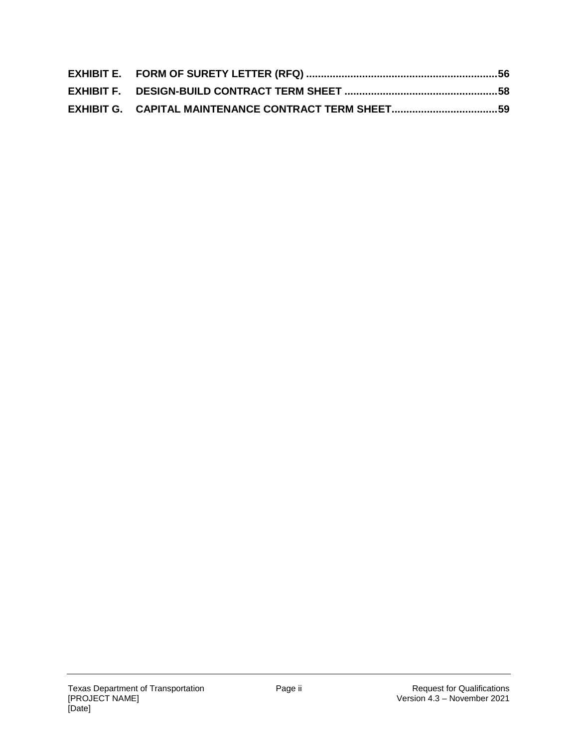**EXHIBIT E. FORM OF SURETY LETTER (RFQ) ....................................................................56**

**EXHIBIT F. DESIGN-BUILD CONTRACT TERM SHEET ........................................................58**

**EXHIBIT G. CAPITAL MAINTENANCE CONTRACT TERM SHEET.....................................59**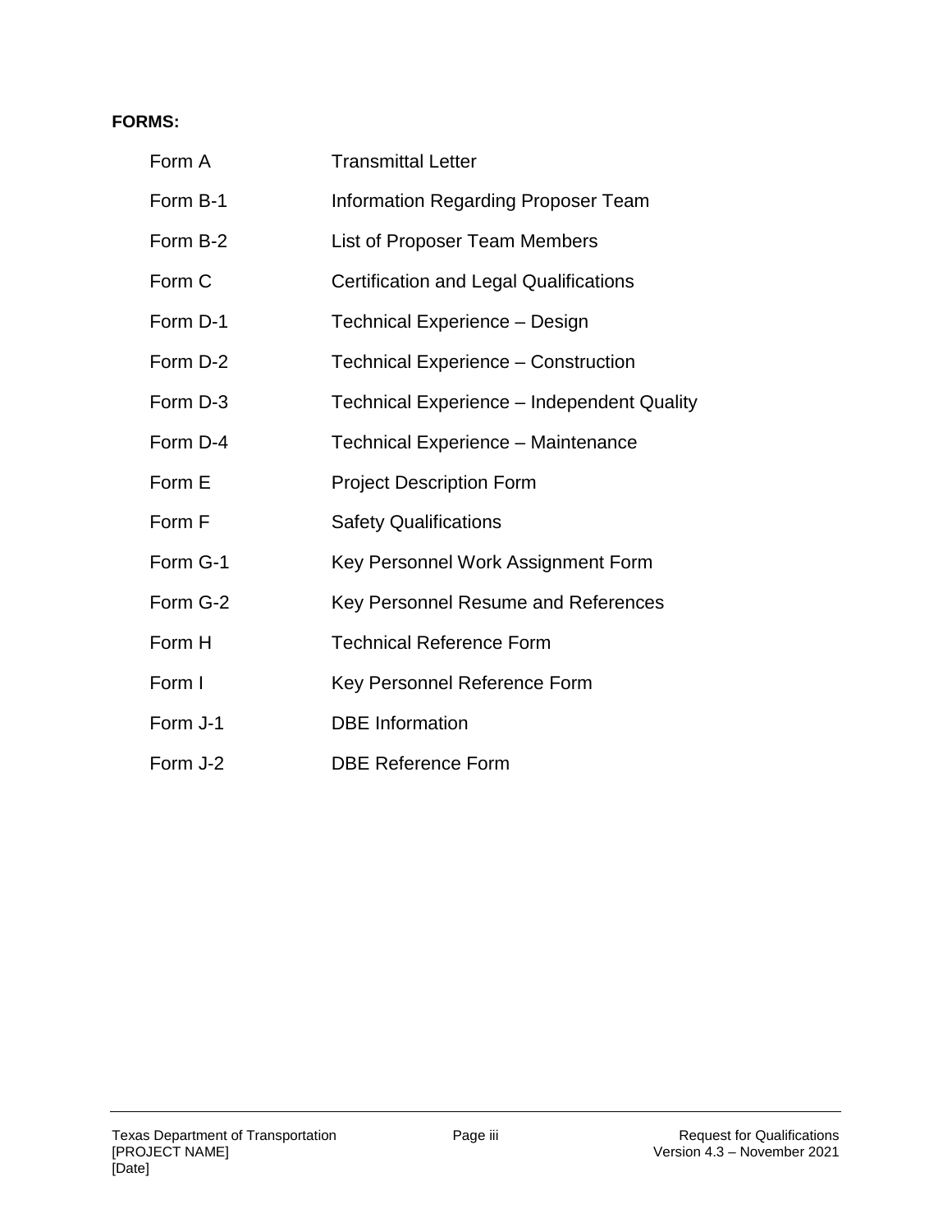**FORMS:**

| | |
|---|---|
| Form A | Transmittal Letter |
| Form B-1 | Information Regarding Proposer Team |
| Form B-2 | List of Proposer Team Members |
| Form C | Certification and Legal Qualifications |
| Form D-1 | Technical Experience – Design |
| Form D-2 | Technical Experience – Construction |
| Form D-3 | Technical Experience – Independent Quality |
| Form D-4 | Technical Experience – Maintenance |
| Form E | Project Description Form |
| Form F | Safety Qualifications |
| Form G-1 | Key Personnel Work Assignment Form |
| Form G-2 | Key Personnel Resume and References |
| Form H | Technical Reference Form |
| Form I | Key Personnel Reference Form |
| Form J-1 | DBE Information |
| Form J-2 | DBE Reference Form |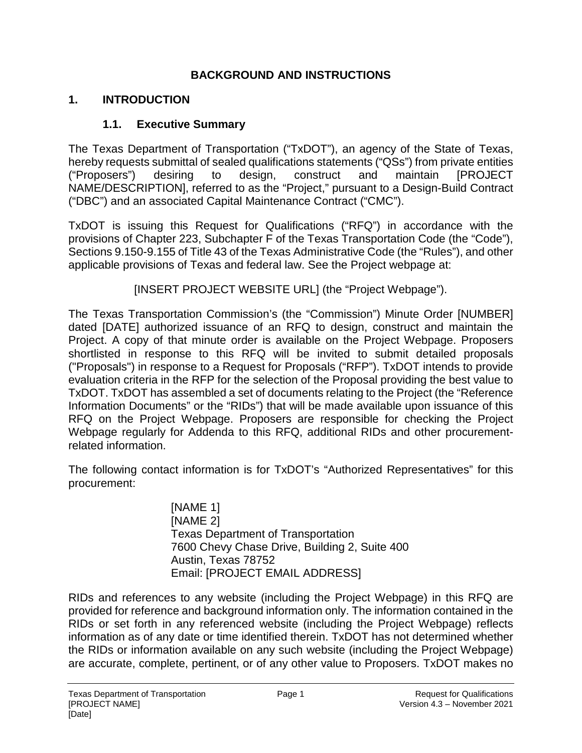# BACKGROUND AND INSTRUCTIONS

## 1. INTRODUCTION

### 1.1. Executive Summary

The Texas Department of Transportation ("TxDOT"), an agency of the State of Texas, hereby requests submittal of sealed qualifications statements ("QSs") from private entities ("Proposers") desiring to design, construct and maintain [PROJECT NAME/DESCRIPTION], referred to as the "Project," pursuant to a Design-Build Contract ("DBC") and an associated Capital Maintenance Contract ("CMC").

TxDOT is issuing this Request for Qualifications ("RFQ") in accordance with the provisions of Chapter 223, Subchapter F of the Texas Transportation Code (the "Code"), Sections 9.150-9.155 of Title 43 of the Texas Administrative Code (the "Rules"), and other applicable provisions of Texas and federal law. See the Project webpage at:

[INSERT PROJECT WEBSITE URL] (the "Project Webpage").

The Texas Transportation Commission's (the "Commission") Minute Order [NUMBER] dated [DATE] authorized issuance of an RFQ to design, construct and maintain the Project. A copy of that minute order is available on the Project Webpage. Proposers shortlisted in response to this RFQ will be invited to submit detailed proposals ("Proposals") in response to a Request for Proposals ("RFP"). TxDOT intends to provide evaluation criteria in the RFP for the selection of the Proposal providing the best value to TxDOT. TxDOT has assembled a set of documents relating to the Project (the "Reference Information Documents" or the "RIDs") that will be made available upon issuance of this RFQ on the Project Webpage. Proposers are responsible for checking the Project Webpage regularly for Addenda to this RFQ, additional RIDs and other procurement-related information.

The following contact information is for TxDOT's "Authorized Representatives" for this procurement:

[NAME 1]
[NAME 2]
Texas Department of Transportation
7600 Chevy Chase Drive, Building 2, Suite 400
Austin, Texas 78752
Email: [PROJECT EMAIL ADDRESS]

RIDs and references to any website (including the Project Webpage) in this RFQ are provided for reference and background information only. The information contained in the RIDs or set forth in any referenced website (including the Project Webpage) reflects information as of any date or time identified therein. TxDOT has not determined whether the RIDs or information available on any such website (including the Project Webpage) are accurate, complete, pertinent, or of any other value to Proposers. TxDOT makes no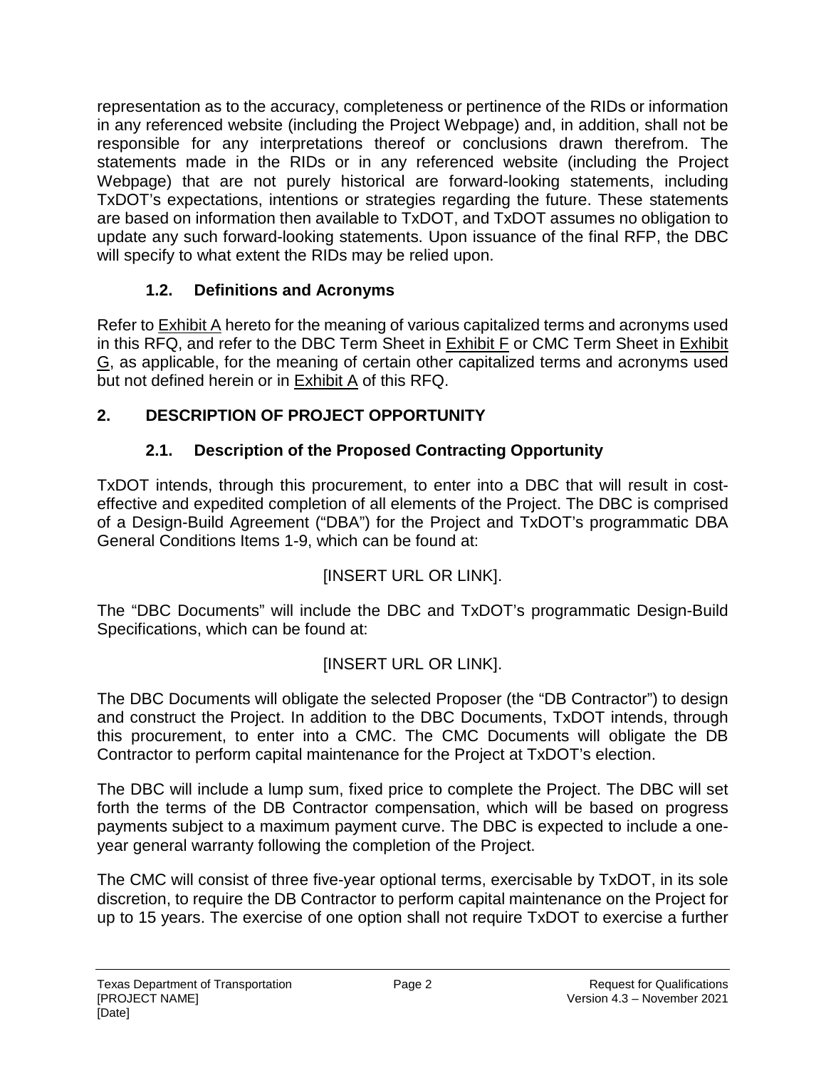representation as to the accuracy, completeness or pertinence of the RIDs or information in any referenced website (including the Project Webpage) and, in addition, shall not be responsible for any interpretations thereof or conclusions drawn therefrom. The statements made in the RIDs or in any referenced website (including the Project Webpage) that are not purely historical are forward-looking statements, including TxDOT's expectations, intentions or strategies regarding the future. These statements are based on information then available to TxDOT, and TxDOT assumes no obligation to update any such forward-looking statements. Upon issuance of the final RFP, the DBC will specify to what extent the RIDs may be relied upon.

### 1.2. Definitions and Acronyms

Refer to Exhibit A hereto for the meaning of various capitalized terms and acronyms used in this RFQ, and refer to the DBC Term Sheet in Exhibit F or CMC Term Sheet in Exhibit G, as applicable, for the meaning of certain other capitalized terms and acronyms used but not defined herein or in Exhibit A of this RFQ.

## 2. DESCRIPTION OF PROJECT OPPORTUNITY

### 2.1. Description of the Proposed Contracting Opportunity

TxDOT intends, through this procurement, to enter into a DBC that will result in cost-effective and expedited completion of all elements of the Project. The DBC is comprised of a Design-Build Agreement ("DBA") for the Project and TxDOT's programmatic DBA General Conditions Items 1-9, which can be found at:

[INSERT URL OR LINK].

The "DBC Documents" will include the DBC and TxDOT's programmatic Design-Build Specifications, which can be found at:

[INSERT URL OR LINK].

The DBC Documents will obligate the selected Proposer (the "DB Contractor") to design and construct the Project. In addition to the DBC Documents, TxDOT intends, through this procurement, to enter into a CMC. The CMC Documents will obligate the DB Contractor to perform capital maintenance for the Project at TxDOT's election.

The DBC will include a lump sum, fixed price to complete the Project. The DBC will set forth the terms of the DB Contractor compensation, which will be based on progress payments subject to a maximum payment curve. The DBC is expected to include a one-year general warranty following the completion of the Project.

The CMC will consist of three five-year optional terms, exercisable by TxDOT, in its sole discretion, to require the DB Contractor to perform capital maintenance on the Project for up to 15 years. The exercise of one option shall not require TxDOT to exercise a further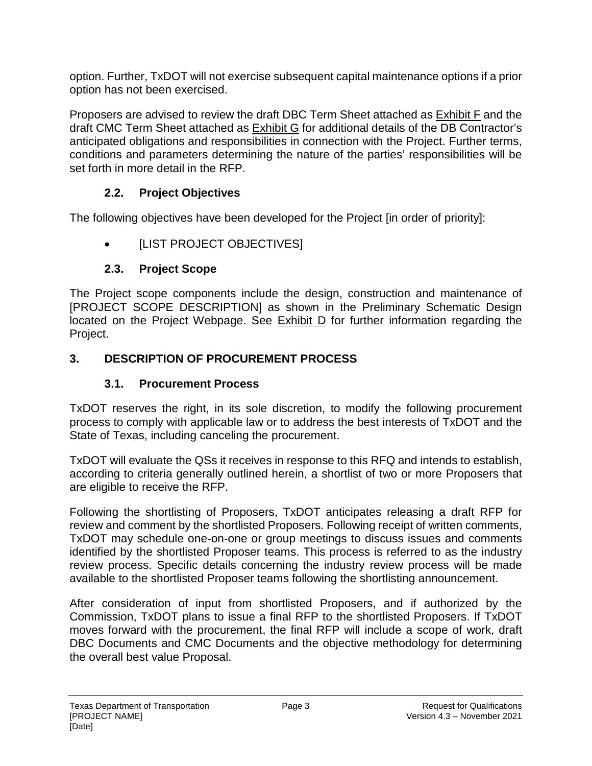option. Further, TxDOT will not exercise subsequent capital maintenance options if a prior option has not been exercised.

Proposers are advised to review the draft DBC Term Sheet attached as Exhibit F and the draft CMC Term Sheet attached as Exhibit G for additional details of the DB Contractor's anticipated obligations and responsibilities in connection with the Project. Further terms, conditions and parameters determining the nature of the parties' responsibilities will be set forth in more detail in the RFP.

### 2.2. Project Objectives

The following objectives have been developed for the Project [in order of priority]:

- [LIST PROJECT OBJECTIVES]

### 2.3. Project Scope

The Project scope components include the design, construction and maintenance of [PROJECT SCOPE DESCRIPTION] as shown in the Preliminary Schematic Design located on the Project Webpage. See Exhibit D for further information regarding the Project.

## 3. DESCRIPTION OF PROCUREMENT PROCESS

### 3.1. Procurement Process

TxDOT reserves the right, in its sole discretion, to modify the following procurement process to comply with applicable law or to address the best interests of TxDOT and the State of Texas, including canceling the procurement.

TxDOT will evaluate the QSs it receives in response to this RFQ and intends to establish, according to criteria generally outlined herein, a shortlist of two or more Proposers that are eligible to receive the RFP.

Following the shortlisting of Proposers, TxDOT anticipates releasing a draft RFP for review and comment by the shortlisted Proposers. Following receipt of written comments, TxDOT may schedule one-on-one or group meetings to discuss issues and comments identified by the shortlisted Proposer teams. This process is referred to as the industry review process. Specific details concerning the industry review process will be made available to the shortlisted Proposer teams following the shortlisting announcement.

After consideration of input from shortlisted Proposers, and if authorized by the Commission, TxDOT plans to issue a final RFP to the shortlisted Proposers. If TxDOT moves forward with the procurement, the final RFP will include a scope of work, draft DBC Documents and CMC Documents and the objective methodology for determining the overall best value Proposal.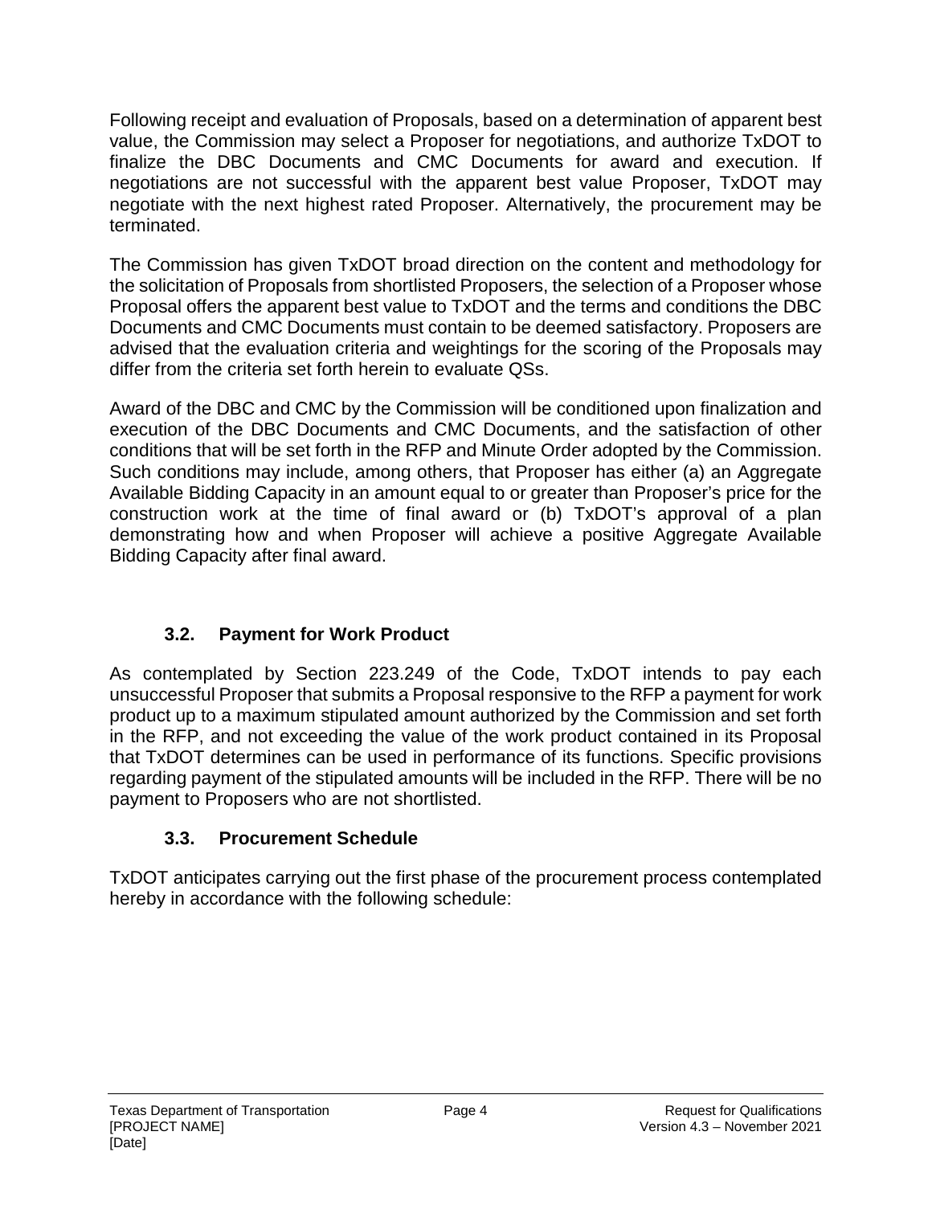Following receipt and evaluation of Proposals, based on a determination of apparent best value, the Commission may select a Proposer for negotiations, and authorize TxDOT to finalize the DBC Documents and CMC Documents for award and execution. If negotiations are not successful with the apparent best value Proposer, TxDOT may negotiate with the next highest rated Proposer. Alternatively, the procurement may be terminated.

The Commission has given TxDOT broad direction on the content and methodology for the solicitation of Proposals from shortlisted Proposers, the selection of a Proposer whose Proposal offers the apparent best value to TxDOT and the terms and conditions the DBC Documents and CMC Documents must contain to be deemed satisfactory. Proposers are advised that the evaluation criteria and weightings for the scoring of the Proposals may differ from the criteria set forth herein to evaluate QSs.

Award of the DBC and CMC by the Commission will be conditioned upon finalization and execution of the DBC Documents and CMC Documents, and the satisfaction of other conditions that will be set forth in the RFP and Minute Order adopted by the Commission. Such conditions may include, among others, that Proposer has either (a) an Aggregate Available Bidding Capacity in an amount equal to or greater than Proposer's price for the construction work at the time of final award or (b) TxDOT's approval of a plan demonstrating how and when Proposer will achieve a positive Aggregate Available Bidding Capacity after final award.

### 3.2. Payment for Work Product

As contemplated by Section 223.249 of the Code, TxDOT intends to pay each unsuccessful Proposer that submits a Proposal responsive to the RFP a payment for work product up to a maximum stipulated amount authorized by the Commission and set forth in the RFP, and not exceeding the value of the work product contained in its Proposal that TxDOT determines can be used in performance of its functions. Specific provisions regarding payment of the stipulated amounts will be included in the RFP. There will be no payment to Proposers who are not shortlisted.

### 3.3. Procurement Schedule

TxDOT anticipates carrying out the first phase of the procurement process contemplated hereby in accordance with the following schedule: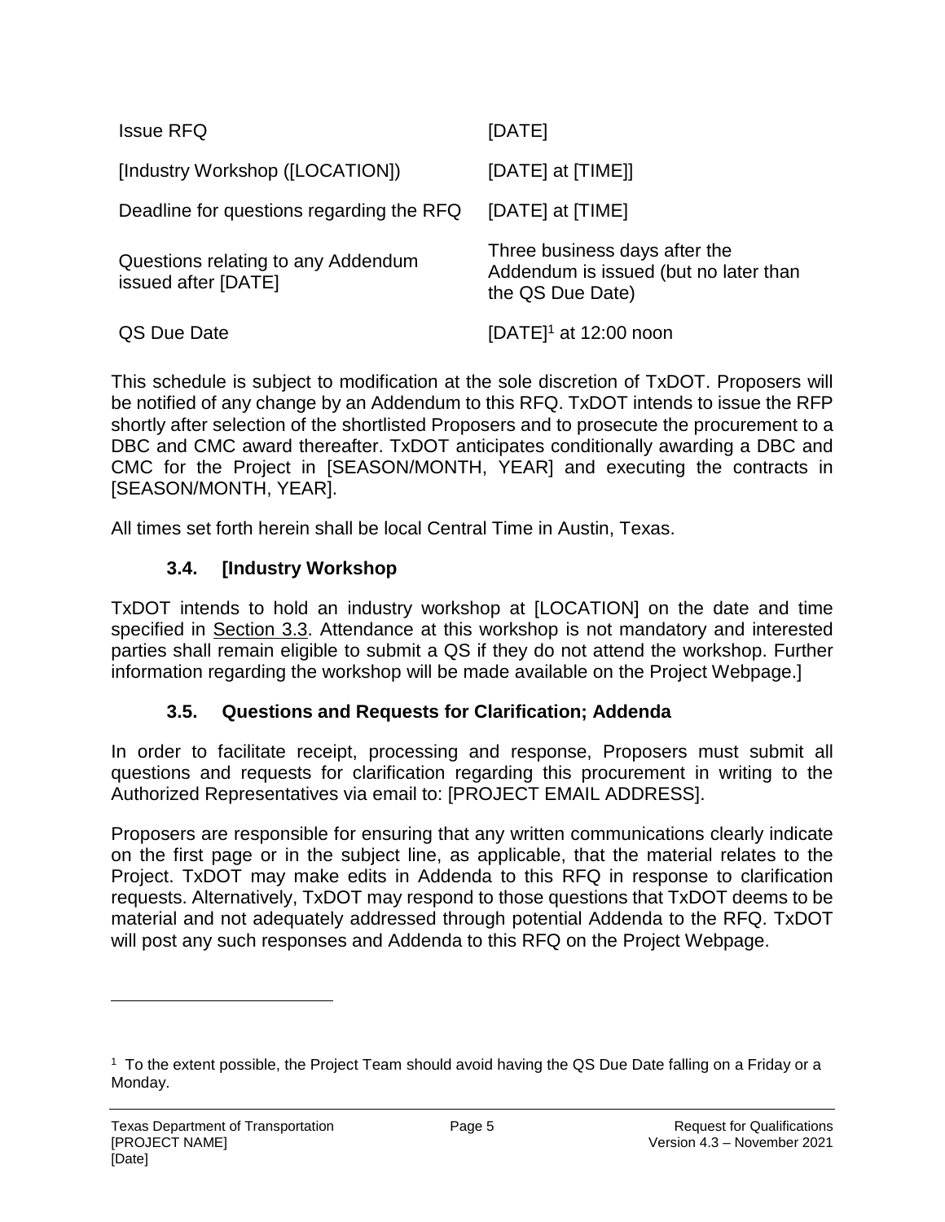| | |
|---|---|
| Issue RFQ | [DATE] |
| [Industry Workshop ([LOCATION]) | [DATE] at [TIME]] |
| Deadline for questions regarding the RFQ | [DATE] at [TIME] |
| Questions relating to any Addendum issued after [DATE] | Three business days after the Addendum is issued (but no later than the QS Due Date) |
| QS Due Date | [DATE][1] at 12:00 noon |

This schedule is subject to modification at the sole discretion of TxDOT. Proposers will be notified of any change by an Addendum to this RFQ. TxDOT intends to issue the RFP shortly after selection of the shortlisted Proposers and to prosecute the procurement to a DBC and CMC award thereafter. TxDOT anticipates conditionally awarding a DBC and CMC for the Project in [SEASON/MONTH, YEAR] and executing the contracts in [SEASON/MONTH, YEAR].

All times set forth herein shall be local Central Time in Austin, Texas.

### 3.4. [Industry Workshop

TxDOT intends to hold an industry workshop at [LOCATION] on the date and time specified in Section 3.3. Attendance at this workshop is not mandatory and interested parties shall remain eligible to submit a QS if they do not attend the workshop. Further information regarding the workshop will be made available on the Project Webpage.]

### 3.5. Questions and Requests for Clarification; Addenda

In order to facilitate receipt, processing and response, Proposers must submit all questions and requests for clarification regarding this procurement in writing to the Authorized Representatives via email to: [PROJECT EMAIL ADDRESS].

Proposers are responsible for ensuring that any written communications clearly indicate on the first page or in the subject line, as applicable, that the material relates to the Project. TxDOT may make edits in Addenda to this RFQ in response to clarification requests. Alternatively, TxDOT may respond to those questions that TxDOT deems to be material and not adequately addressed through potential Addenda to the RFQ. TxDOT will post any such responses and Addenda to this RFQ on the Project Webpage.

---

[1] To the extent possible, the Project Team should avoid having the QS Due Date falling on a Friday or a Monday.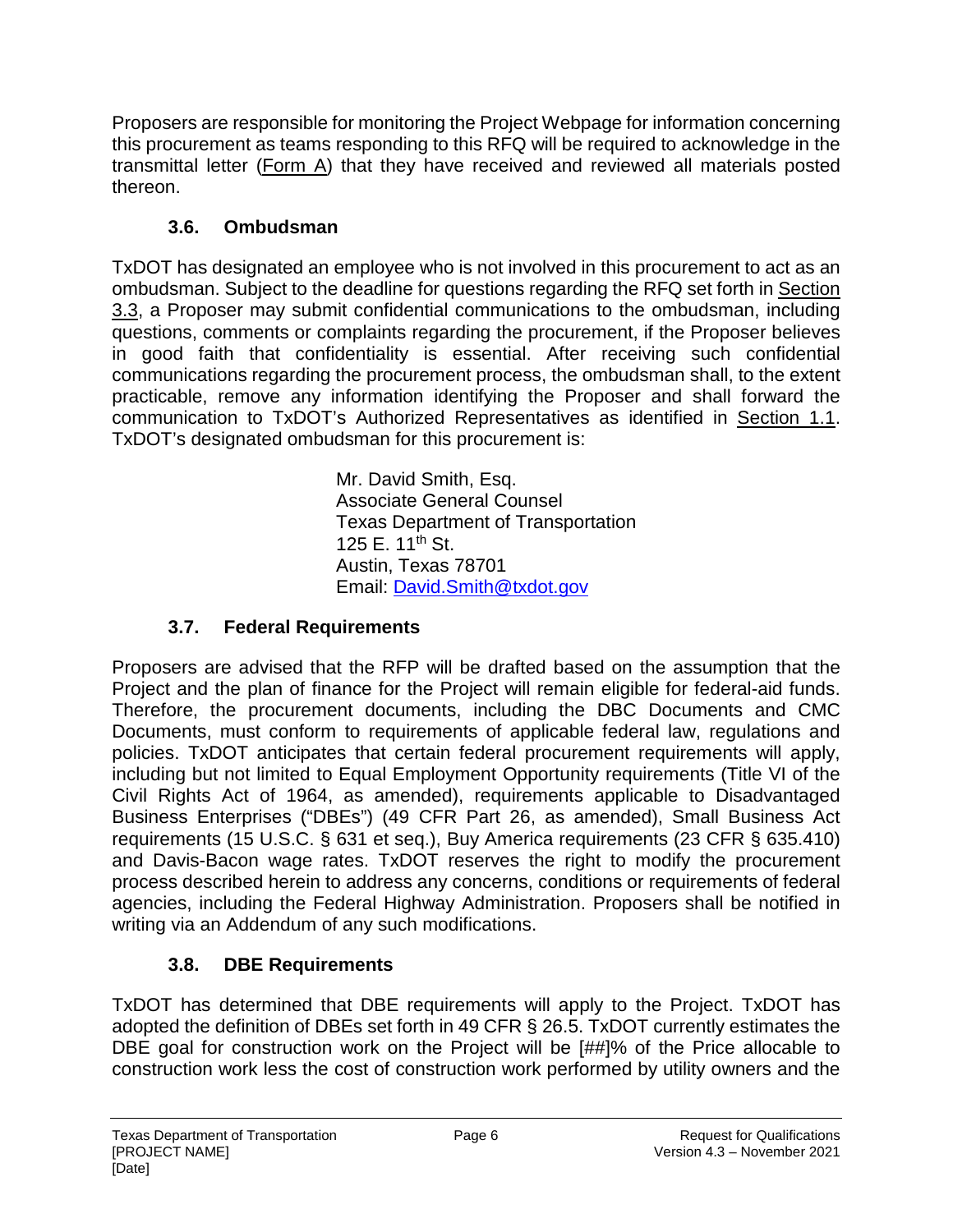Proposers are responsible for monitoring the Project Webpage for information concerning this procurement as teams responding to this RFQ will be required to acknowledge in the transmittal letter (Form A) that they have received and reviewed all materials posted thereon.

### 3.6. Ombudsman

TxDOT has designated an employee who is not involved in this procurement to act as an ombudsman. Subject to the deadline for questions regarding the RFQ set forth in Section 3.3, a Proposer may submit confidential communications to the ombudsman, including questions, comments or complaints regarding the procurement, if the Proposer believes in good faith that confidentiality is essential. After receiving such confidential communications regarding the procurement process, the ombudsman shall, to the extent practicable, remove any information identifying the Proposer and shall forward the communication to TxDOT's Authorized Representatives as identified in Section 1.1. TxDOT's designated ombudsman for this procurement is:

> Mr. David Smith, Esq.
> Associate General Counsel
> Texas Department of Transportation
> 125 E. 11th St.
> Austin, Texas 78701
> Email: David.Smith@txdot.gov

### 3.7. Federal Requirements

Proposers are advised that the RFP will be drafted based on the assumption that the Project and the plan of finance for the Project will remain eligible for federal-aid funds. Therefore, the procurement documents, including the DBC Documents and CMC Documents, must conform to requirements of applicable federal law, regulations and policies. TxDOT anticipates that certain federal procurement requirements will apply, including but not limited to Equal Employment Opportunity requirements (Title VI of the Civil Rights Act of 1964, as amended), requirements applicable to Disadvantaged Business Enterprises ("DBEs") (49 CFR Part 26, as amended), Small Business Act requirements (15 U.S.C. § 631 et seq.), Buy America requirements (23 CFR § 635.410) and Davis-Bacon wage rates. TxDOT reserves the right to modify the procurement process described herein to address any concerns, conditions or requirements of federal agencies, including the Federal Highway Administration. Proposers shall be notified in writing via an Addendum of any such modifications.

### 3.8. DBE Requirements

TxDOT has determined that DBE requirements will apply to the Project. TxDOT has adopted the definition of DBEs set forth in 49 CFR § 26.5. TxDOT currently estimates the DBE goal for construction work on the Project will be [##]% of the Price allocable to construction work less the cost of construction work performed by utility owners and the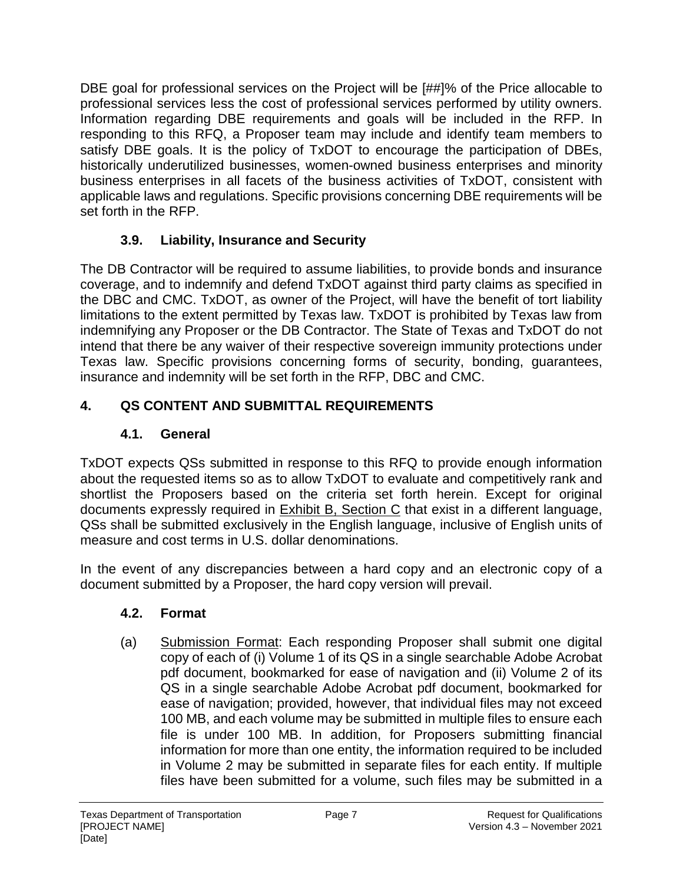DBE goal for professional services on the Project will be [##]% of the Price allocable to professional services less the cost of professional services performed by utility owners. Information regarding DBE requirements and goals will be included in the RFP. In responding to this RFQ, a Proposer team may include and identify team members to satisfy DBE goals. It is the policy of TxDOT to encourage the participation of DBEs, historically underutilized businesses, women-owned business enterprises and minority business enterprises in all facets of the business activities of TxDOT, consistent with applicable laws and regulations. Specific provisions concerning DBE requirements will be set forth in the RFP.

### 3.9. Liability, Insurance and Security

The DB Contractor will be required to assume liabilities, to provide bonds and insurance coverage, and to indemnify and defend TxDOT against third party claims as specified in the DBC and CMC. TxDOT, as owner of the Project, will have the benefit of tort liability limitations to the extent permitted by Texas law. TxDOT is prohibited by Texas law from indemnifying any Proposer or the DB Contractor. The State of Texas and TxDOT do not intend that there be any waiver of their respective sovereign immunity protections under Texas law. Specific provisions concerning forms of security, bonding, guarantees, insurance and indemnity will be set forth in the RFP, DBC and CMC.

## 4. QS CONTENT AND SUBMITTAL REQUIREMENTS

### 4.1. General

TxDOT expects QSs submitted in response to this RFQ to provide enough information about the requested items so as to allow TxDOT to evaluate and competitively rank and shortlist the Proposers based on the criteria set forth herein. Except for original documents expressly required in Exhibit B, Section C that exist in a different language, QSs shall be submitted exclusively in the English language, inclusive of English units of measure and cost terms in U.S. dollar denominations.

In the event of any discrepancies between a hard copy and an electronic copy of a document submitted by a Proposer, the hard copy version will prevail.

### 4.2. Format

(a) Submission Format: Each responding Proposer shall submit one digital copy of each of (i) Volume 1 of its QS in a single searchable Adobe Acrobat pdf document, bookmarked for ease of navigation and (ii) Volume 2 of its QS in a single searchable Adobe Acrobat pdf document, bookmarked for ease of navigation; provided, however, that individual files may not exceed 100 MB, and each volume may be submitted in multiple files to ensure each file is under 100 MB. In addition, for Proposers submitting financial information for more than one entity, the information required to be included in Volume 2 may be submitted in separate files for each entity. If multiple files have been submitted for a volume, such files may be submitted in a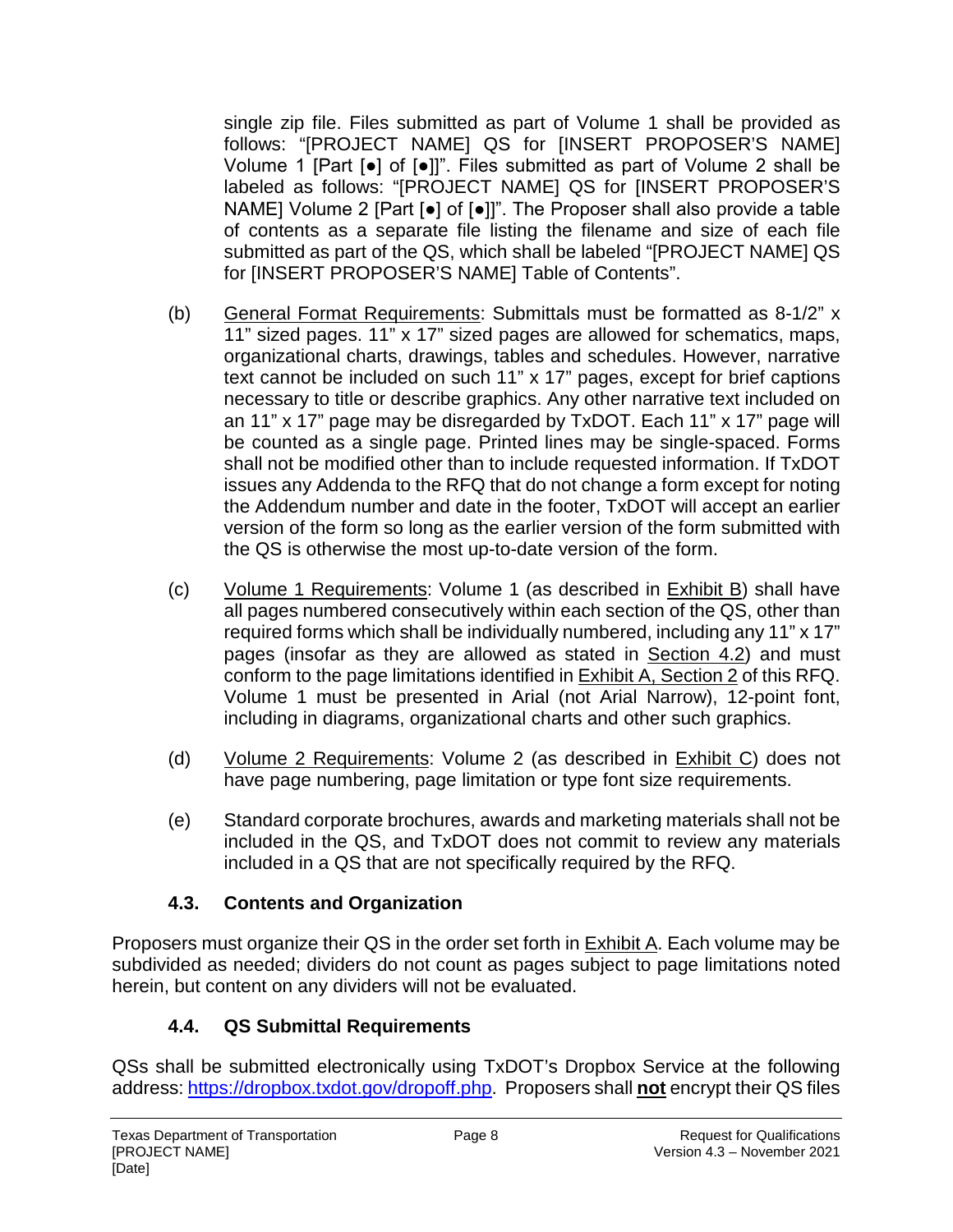single zip file. Files submitted as part of Volume 1 shall be provided as follows: "[PROJECT NAME] QS for [INSERT PROPOSER'S NAME] Volume 1 [Part [●] of [●]]". Files submitted as part of Volume 2 shall be labeled as follows: "[PROJECT NAME] QS for [INSERT PROPOSER'S NAME] Volume 2 [Part [●] of [●]]". The Proposer shall also provide a table of contents as a separate file listing the filename and size of each file submitted as part of the QS, which shall be labeled "[PROJECT NAME] QS for [INSERT PROPOSER'S NAME] Table of Contents".

(b) General Format Requirements: Submittals must be formatted as 8-1/2" x 11" sized pages. 11" x 17" sized pages are allowed for schematics, maps, organizational charts, drawings, tables and schedules. However, narrative text cannot be included on such 11" x 17" pages, except for brief captions necessary to title or describe graphics. Any other narrative text included on an 11" x 17" page may be disregarded by TxDOT. Each 11" x 17" page will be counted as a single page. Printed lines may be single-spaced. Forms shall not be modified other than to include requested information. If TxDOT issues any Addenda to the RFQ that do not change a form except for noting the Addendum number and date in the footer, TxDOT will accept an earlier version of the form so long as the earlier version of the form submitted with the QS is otherwise the most up-to-date version of the form.

(c) Volume 1 Requirements: Volume 1 (as described in Exhibit B) shall have all pages numbered consecutively within each section of the QS, other than required forms which shall be individually numbered, including any 11" x 17" pages (insofar as they are allowed as stated in Section 4.2) and must conform to the page limitations identified in Exhibit A, Section 2 of this RFQ. Volume 1 must be presented in Arial (not Arial Narrow), 12-point font, including in diagrams, organizational charts and other such graphics.

(d) Volume 2 Requirements: Volume 2 (as described in Exhibit C) does not have page numbering, page limitation or type font size requirements.

(e) Standard corporate brochures, awards and marketing materials shall not be included in the QS, and TxDOT does not commit to review any materials included in a QS that are not specifically required by the RFQ.

### 4.3. Contents and Organization

Proposers must organize their QS in the order set forth in Exhibit A. Each volume may be subdivided as needed; dividers do not count as pages subject to page limitations noted herein, but content on any dividers will not be evaluated.

### 4.4. QS Submittal Requirements

QSs shall be submitted electronically using TxDOT's Dropbox Service at the following address: https://dropbox.txdot.gov/dropoff.php. Proposers shall **not** encrypt their QS files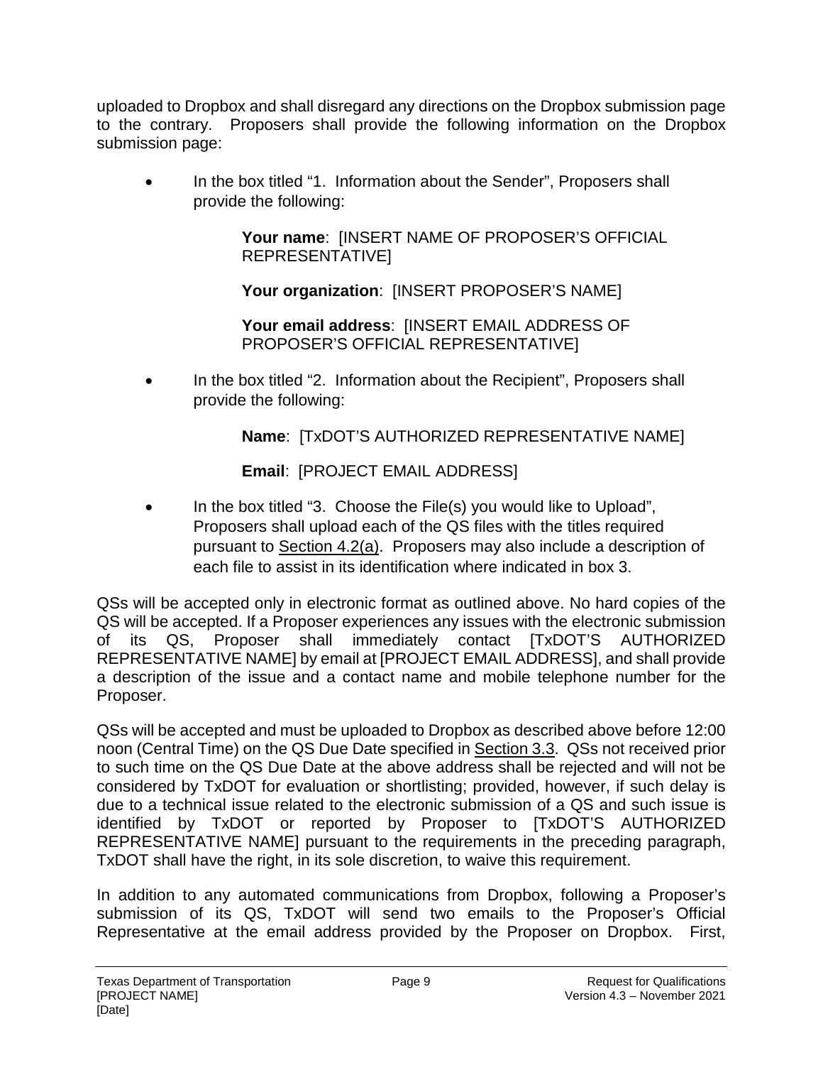uploaded to Dropbox and shall disregard any directions on the Dropbox submission page to the contrary. Proposers shall provide the following information on the Dropbox submission page:

- In the box titled "1. Information about the Sender", Proposers shall provide the following:

  **Your name**: [INSERT NAME OF PROPOSER'S OFFICIAL REPRESENTATIVE]

  **Your organization**: [INSERT PROPOSER'S NAME]

  **Your email address**: [INSERT EMAIL ADDRESS OF PROPOSER'S OFFICIAL REPRESENTATIVE]

- In the box titled "2. Information about the Recipient", Proposers shall provide the following:

  **Name**: [TxDOT'S AUTHORIZED REPRESENTATIVE NAME]

  **Email**: [PROJECT EMAIL ADDRESS]

- In the box titled "3. Choose the File(s) you would like to Upload", Proposers shall upload each of the QS files with the titles required pursuant to Section 4.2(a). Proposers may also include a description of each file to assist in its identification where indicated in box 3.

QSs will be accepted only in electronic format as outlined above. No hard copies of the QS will be accepted. If a Proposer experiences any issues with the electronic submission of its QS, Proposer shall immediately contact [TxDOT'S AUTHORIZED REPRESENTATIVE NAME] by email at [PROJECT EMAIL ADDRESS], and shall provide a description of the issue and a contact name and mobile telephone number for the Proposer.

QSs will be accepted and must be uploaded to Dropbox as described above before 12:00 noon (Central Time) on the QS Due Date specified in Section 3.3. QSs not received prior to such time on the QS Due Date at the above address shall be rejected and will not be considered by TxDOT for evaluation or shortlisting; provided, however, if such delay is due to a technical issue related to the electronic submission of a QS and such issue is identified by TxDOT or reported by Proposer to [TxDOT'S AUTHORIZED REPRESENTATIVE NAME] pursuant to the requirements in the preceding paragraph, TxDOT shall have the right, in its sole discretion, to waive this requirement.

In addition to any automated communications from Dropbox, following a Proposer's submission of its QS, TxDOT will send two emails to the Proposer's Official Representative at the email address provided by the Proposer on Dropbox. First,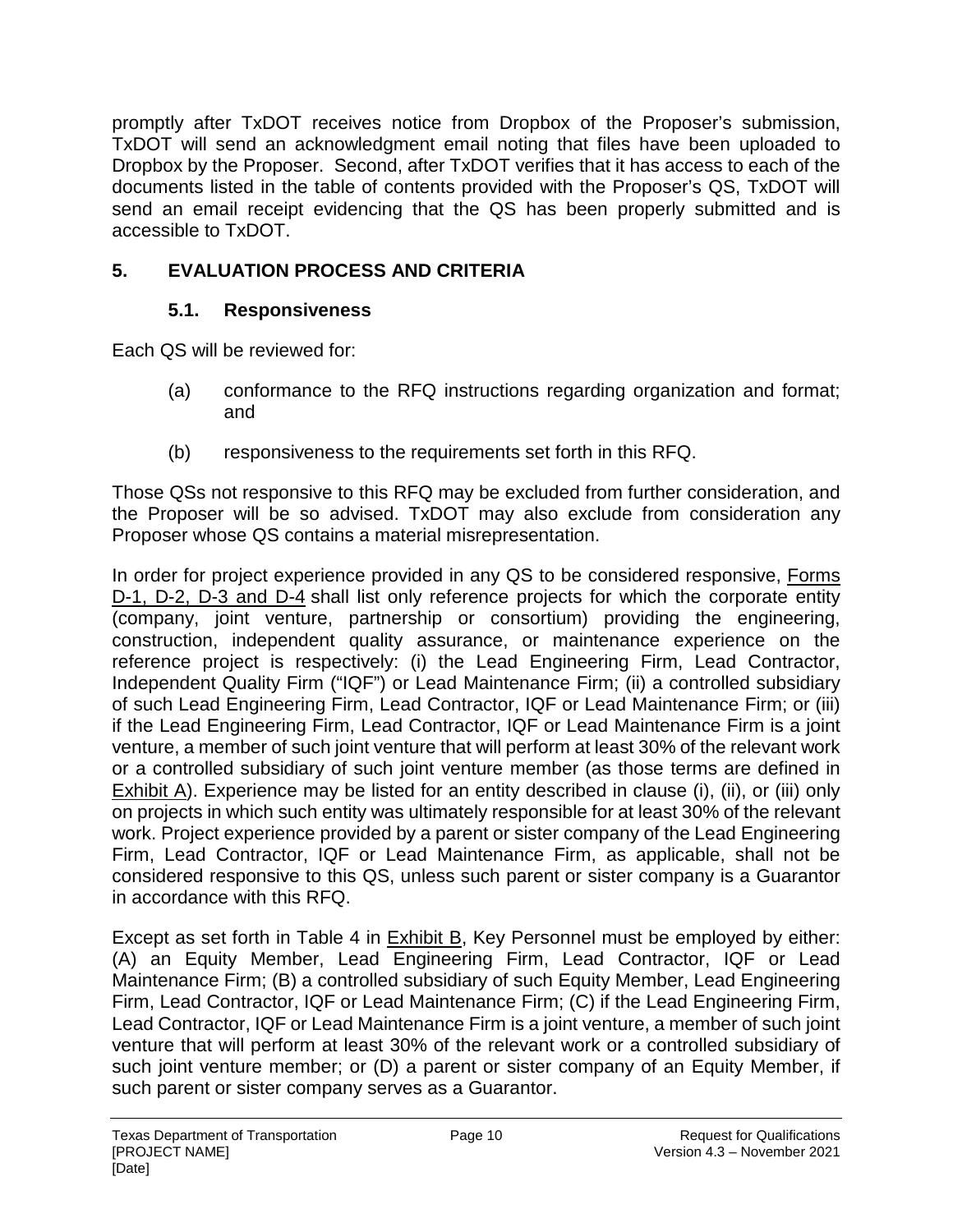promptly after TxDOT receives notice from Dropbox of the Proposer's submission, TxDOT will send an acknowledgment email noting that files have been uploaded to Dropbox by the Proposer. Second, after TxDOT verifies that it has access to each of the documents listed in the table of contents provided with the Proposer's QS, TxDOT will send an email receipt evidencing that the QS has been properly submitted and is accessible to TxDOT.

## 5. EVALUATION PROCESS AND CRITERIA

### 5.1. Responsiveness

Each QS will be reviewed for:

(a) conformance to the RFQ instructions regarding organization and format; and

(b) responsiveness to the requirements set forth in this RFQ.

Those QSs not responsive to this RFQ may be excluded from further consideration, and the Proposer will be so advised. TxDOT may also exclude from consideration any Proposer whose QS contains a material misrepresentation.

In order for project experience provided in any QS to be considered responsive, Forms D-1, D-2, D-3 and D-4 shall list only reference projects for which the corporate entity (company, joint venture, partnership or consortium) providing the engineering, construction, independent quality assurance, or maintenance experience on the reference project is respectively: (i) the Lead Engineering Firm, Lead Contractor, Independent Quality Firm ("IQF") or Lead Maintenance Firm; (ii) a controlled subsidiary of such Lead Engineering Firm, Lead Contractor, IQF or Lead Maintenance Firm; or (iii) if the Lead Engineering Firm, Lead Contractor, IQF or Lead Maintenance Firm is a joint venture, a member of such joint venture that will perform at least 30% of the relevant work or a controlled subsidiary of such joint venture member (as those terms are defined in Exhibit A). Experience may be listed for an entity described in clause (i), (ii), or (iii) only on projects in which such entity was ultimately responsible for at least 30% of the relevant work. Project experience provided by a parent or sister company of the Lead Engineering Firm, Lead Contractor, IQF or Lead Maintenance Firm, as applicable, shall not be considered responsive to this QS, unless such parent or sister company is a Guarantor in accordance with this RFQ.

Except as set forth in Table 4 in Exhibit B, Key Personnel must be employed by either: (A) an Equity Member, Lead Engineering Firm, Lead Contractor, IQF or Lead Maintenance Firm; (B) a controlled subsidiary of such Equity Member, Lead Engineering Firm, Lead Contractor, IQF or Lead Maintenance Firm; (C) if the Lead Engineering Firm, Lead Contractor, IQF or Lead Maintenance Firm is a joint venture, a member of such joint venture that will perform at least 30% of the relevant work or a controlled subsidiary of such joint venture member; or (D) a parent or sister company of an Equity Member, if such parent or sister company serves as a Guarantor.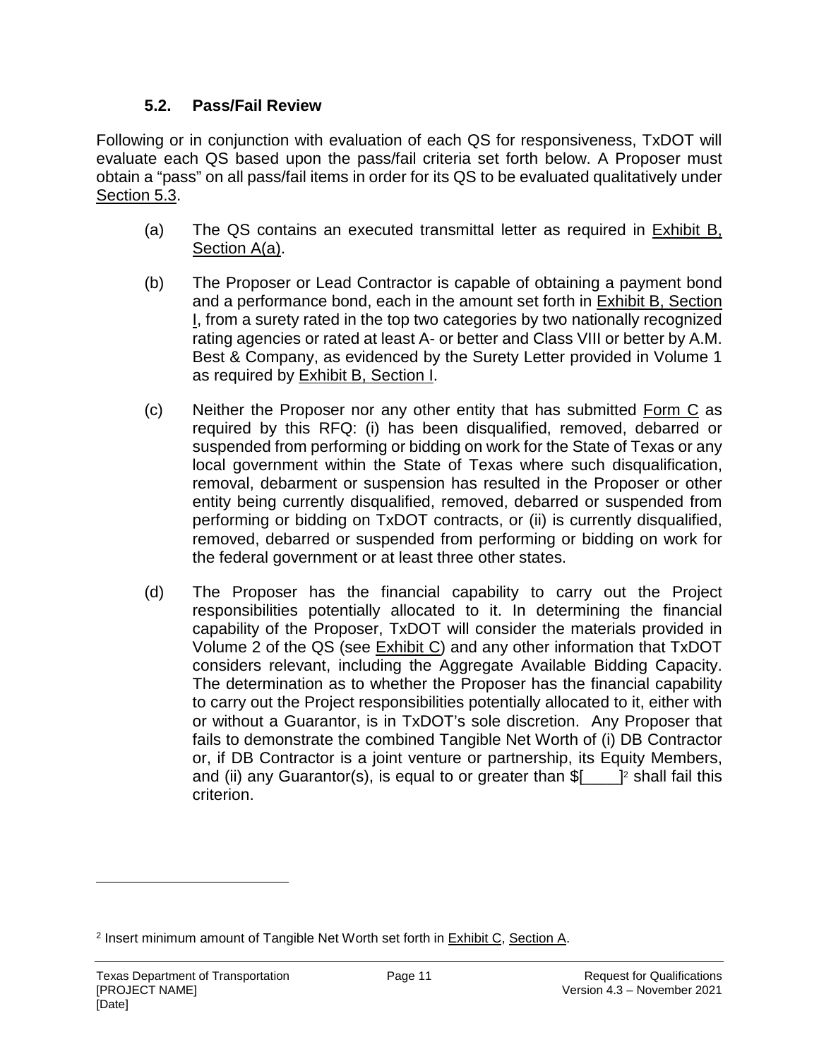### 5.2. Pass/Fail Review

Following or in conjunction with evaluation of each QS for responsiveness, TxDOT will evaluate each QS based upon the pass/fail criteria set forth below. A Proposer must obtain a "pass" on all pass/fail items in order for its QS to be evaluated qualitatively under Section 5.3.

(a) The QS contains an executed transmittal letter as required in Exhibit B, Section A(a).

(b) The Proposer or Lead Contractor is capable of obtaining a payment bond and a performance bond, each in the amount set forth in Exhibit B, Section I, from a surety rated in the top two categories by two nationally recognized rating agencies or rated at least A- or better and Class VIII or better by A.M. Best & Company, as evidenced by the Surety Letter provided in Volume 1 as required by Exhibit B, Section I.

(c) Neither the Proposer nor any other entity that has submitted Form C as required by this RFQ: (i) has been disqualified, removed, debarred or suspended from performing or bidding on work for the State of Texas or any local government within the State of Texas where such disqualification, removal, debarment or suspension has resulted in the Proposer or other entity being currently disqualified, removed, debarred or suspended from performing or bidding on TxDOT contracts, or (ii) is currently disqualified, removed, debarred or suspended from performing or bidding on work for the federal government or at least three other states.

(d) The Proposer has the financial capability to carry out the Project responsibilities potentially allocated to it. In determining the financial capability of the Proposer, TxDOT will consider the materials provided in Volume 2 of the QS (see Exhibit C) and any other information that TxDOT considers relevant, including the Aggregate Available Bidding Capacity. The determination as to whether the Proposer has the financial capability to carry out the Project responsibilities potentially allocated to it, either with or without a Guarantor, is in TxDOT's sole discretion. Any Proposer that fails to demonstrate the combined Tangible Net Worth of (i) DB Contractor or, if DB Contractor is a joint venture or partnership, its Equity Members, and (ii) any Guarantor(s), is equal to or greater than $[____][2] shall fail this criterion.

[2] Insert minimum amount of Tangible Net Worth set forth in Exhibit C, Section A.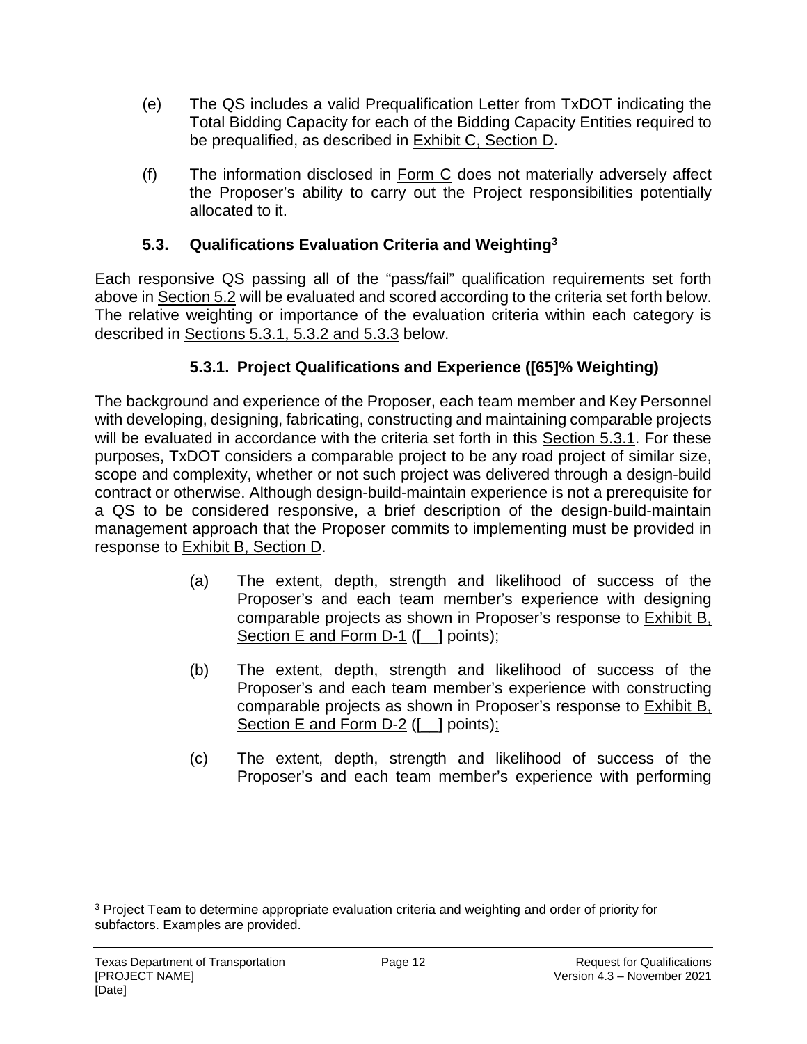(e) The QS includes a valid Prequalification Letter from TxDOT indicating the Total Bidding Capacity for each of the Bidding Capacity Entities required to be prequalified, as described in Exhibit C, Section D.

(f) The information disclosed in Form C does not materially adversely affect the Proposer's ability to carry out the Project responsibilities potentially allocated to it.

### 5.3. Qualifications Evaluation Criteria and Weighting[3]

Each responsive QS passing all of the "pass/fail" qualification requirements set forth above in Section 5.2 will be evaluated and scored according to the criteria set forth below. The relative weighting or importance of the evaluation criteria within each category is described in Sections 5.3.1, 5.3.2 and 5.3.3 below.

#### 5.3.1. Project Qualifications and Experience ([65]% Weighting)

The background and experience of the Proposer, each team member and Key Personnel with developing, designing, fabricating, constructing and maintaining comparable projects will be evaluated in accordance with the criteria set forth in this Section 5.3.1. For these purposes, TxDOT considers a comparable project to be any road project of similar size, scope and complexity, whether or not such project was delivered through a design-build contract or otherwise. Although design-build-maintain experience is not a prerequisite for a QS to be considered responsive, a brief description of the design-build-maintain management approach that the Proposer commits to implementing must be provided in response to Exhibit B, Section D.

(a) The extent, depth, strength and likelihood of success of the Proposer's and each team member's experience with designing comparable projects as shown in Proposer's response to Exhibit B, Section E and Form D-1 ([__] points);

(b) The extent, depth, strength and likelihood of success of the Proposer's and each team member's experience with constructing comparable projects as shown in Proposer's response to Exhibit B, Section E and Form D-2 ([__] points);

(c) The extent, depth, strength and likelihood of success of the Proposer's and each team member's experience with performing

---

[3] Project Team to determine appropriate evaluation criteria and weighting and order of priority for subfactors. Examples are provided.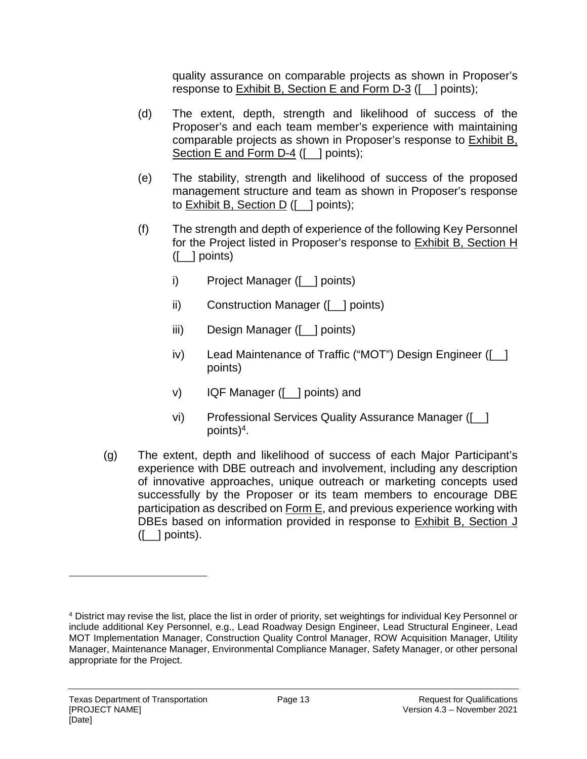quality assurance on comparable projects as shown in Proposer's response to Exhibit B, Section E and Form D-3 ([__] points);

(d) The extent, depth, strength and likelihood of success of the Proposer's and each team member's experience with maintaining comparable projects as shown in Proposer's response to Exhibit B, Section E and Form D-4 ([__] points);

(e) The stability, strength and likelihood of success of the proposed management structure and team as shown in Proposer's response to Exhibit B, Section D ([__] points);

(f) The strength and depth of experience of the following Key Personnel for the Project listed in Proposer's response to Exhibit B, Section H ([__] points)

i) Project Manager ([__] points)

ii) Construction Manager ([__] points)

iii) Design Manager ([__] points)

iv) Lead Maintenance of Traffic ("MOT") Design Engineer ([__] points)

v) IQF Manager ([__] points) and

vi) Professional Services Quality Assurance Manager ([__] points)[4].

(g) The extent, depth and likelihood of success of each Major Participant's experience with DBE outreach and involvement, including any description of innovative approaches, unique outreach or marketing concepts used successfully by the Proposer or its team members to encourage DBE participation as described on Form E, and previous experience working with DBEs based on information provided in response to Exhibit B, Section J ([__] points).

---

[4] District may revise the list, place the list in order of priority, set weightings for individual Key Personnel or include additional Key Personnel, e.g., Lead Roadway Design Engineer, Lead Structural Engineer, Lead MOT Implementation Manager, Construction Quality Control Manager, ROW Acquisition Manager, Utility Manager, Maintenance Manager, Environmental Compliance Manager, Safety Manager, or other personal appropriate for the Project.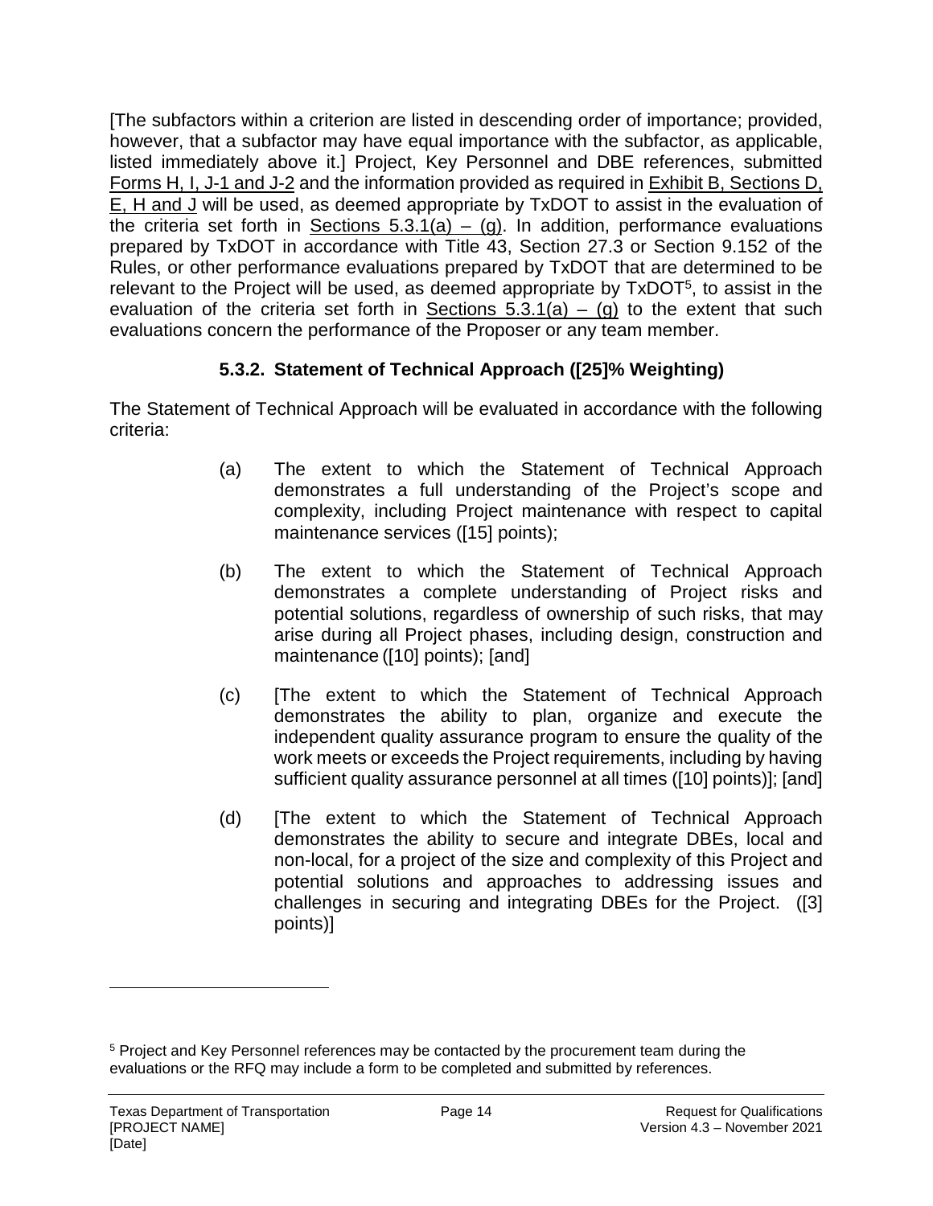[The subfactors within a criterion are listed in descending order of importance; provided, however, that a subfactor may have equal importance with the subfactor, as applicable, listed immediately above it.] Project, Key Personnel and DBE references, submitted Forms H, I, J-1 and J-2 and the information provided as required in Exhibit B, Sections D, E, H and J will be used, as deemed appropriate by TxDOT to assist in the evaluation of the criteria set forth in Sections 5.3.1(a) – (g). In addition, performance evaluations prepared by TxDOT in accordance with Title 43, Section 27.3 or Section 9.152 of the Rules, or other performance evaluations prepared by TxDOT that are determined to be relevant to the Project will be used, as deemed appropriate by TxDOT[5], to assist in the evaluation of the criteria set forth in Sections 5.3.1(a) – (g) to the extent that such evaluations concern the performance of the Proposer or any team member.

### 5.3.2. Statement of Technical Approach ([25]% Weighting)

The Statement of Technical Approach will be evaluated in accordance with the following criteria:

(a) The extent to which the Statement of Technical Approach demonstrates a full understanding of the Project's scope and complexity, including Project maintenance with respect to capital maintenance services ([15] points);

(b) The extent to which the Statement of Technical Approach demonstrates a complete understanding of Project risks and potential solutions, regardless of ownership of such risks, that may arise during all Project phases, including design, construction and maintenance ([10] points); [and]

(c) [The extent to which the Statement of Technical Approach demonstrates the ability to plan, organize and execute the independent quality assurance program to ensure the quality of the work meets or exceeds the Project requirements, including by having sufficient quality assurance personnel at all times ([10] points)]; [and]

(d) [The extent to which the Statement of Technical Approach demonstrates the ability to secure and integrate DBEs, local and non-local, for a project of the size and complexity of this Project and potential solutions and approaches to addressing issues and challenges in securing and integrating DBEs for the Project. ([3] points)]

---

[5] Project and Key Personnel references may be contacted by the procurement team during the evaluations or the RFQ may include a form to be completed and submitted by references.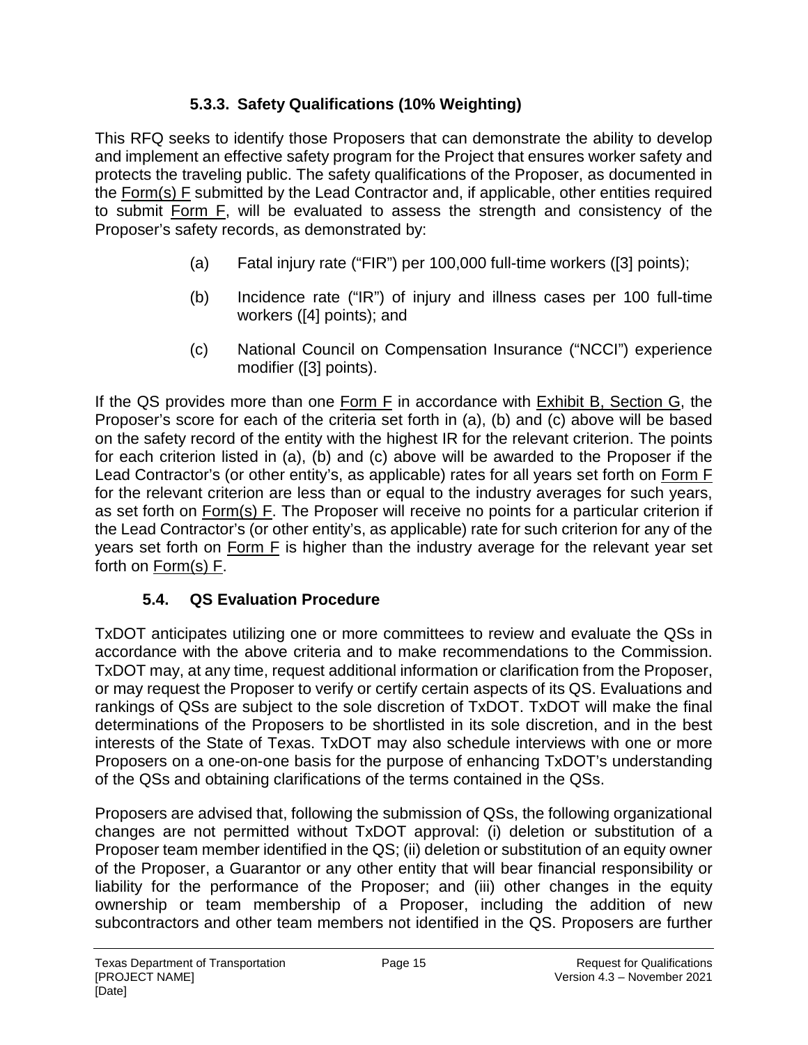#### 5.3.3. Safety Qualifications (10% Weighting)

This RFQ seeks to identify those Proposers that can demonstrate the ability to develop and implement an effective safety program for the Project that ensures worker safety and protects the traveling public. The safety qualifications of the Proposer, as documented in the Form(s) F submitted by the Lead Contractor and, if applicable, other entities required to submit Form F, will be evaluated to assess the strength and consistency of the Proposer's safety records, as demonstrated by:

(a) Fatal injury rate ("FIR") per 100,000 full-time workers ([3] points);

(b) Incidence rate ("IR") of injury and illness cases per 100 full-time workers ([4] points); and

(c) National Council on Compensation Insurance ("NCCI") experience modifier ([3] points).

If the QS provides more than one Form F in accordance with Exhibit B, Section G, the Proposer's score for each of the criteria set forth in (a), (b) and (c) above will be based on the safety record of the entity with the highest IR for the relevant criterion. The points for each criterion listed in (a), (b) and (c) above will be awarded to the Proposer if the Lead Contractor's (or other entity's, as applicable) rates for all years set forth on Form F for the relevant criterion are less than or equal to the industry averages for such years, as set forth on Form(s) F. The Proposer will receive no points for a particular criterion if the Lead Contractor's (or other entity's, as applicable) rate for such criterion for any of the years set forth on Form F is higher than the industry average for the relevant year set forth on Form(s) F.

### 5.4. QS Evaluation Procedure

TxDOT anticipates utilizing one or more committees to review and evaluate the QSs in accordance with the above criteria and to make recommendations to the Commission. TxDOT may, at any time, request additional information or clarification from the Proposer, or may request the Proposer to verify or certify certain aspects of its QS. Evaluations and rankings of QSs are subject to the sole discretion of TxDOT. TxDOT will make the final determinations of the Proposers to be shortlisted in its sole discretion, and in the best interests of the State of Texas. TxDOT may also schedule interviews with one or more Proposers on a one-on-one basis for the purpose of enhancing TxDOT's understanding of the QSs and obtaining clarifications of the terms contained in the QSs.

Proposers are advised that, following the submission of QSs, the following organizational changes are not permitted without TxDOT approval: (i) deletion or substitution of a Proposer team member identified in the QS; (ii) deletion or substitution of an equity owner of the Proposer, a Guarantor or any other entity that will bear financial responsibility or liability for the performance of the Proposer; and (iii) other changes in the equity ownership or team membership of a Proposer, including the addition of new subcontractors and other team members not identified in the QS. Proposers are further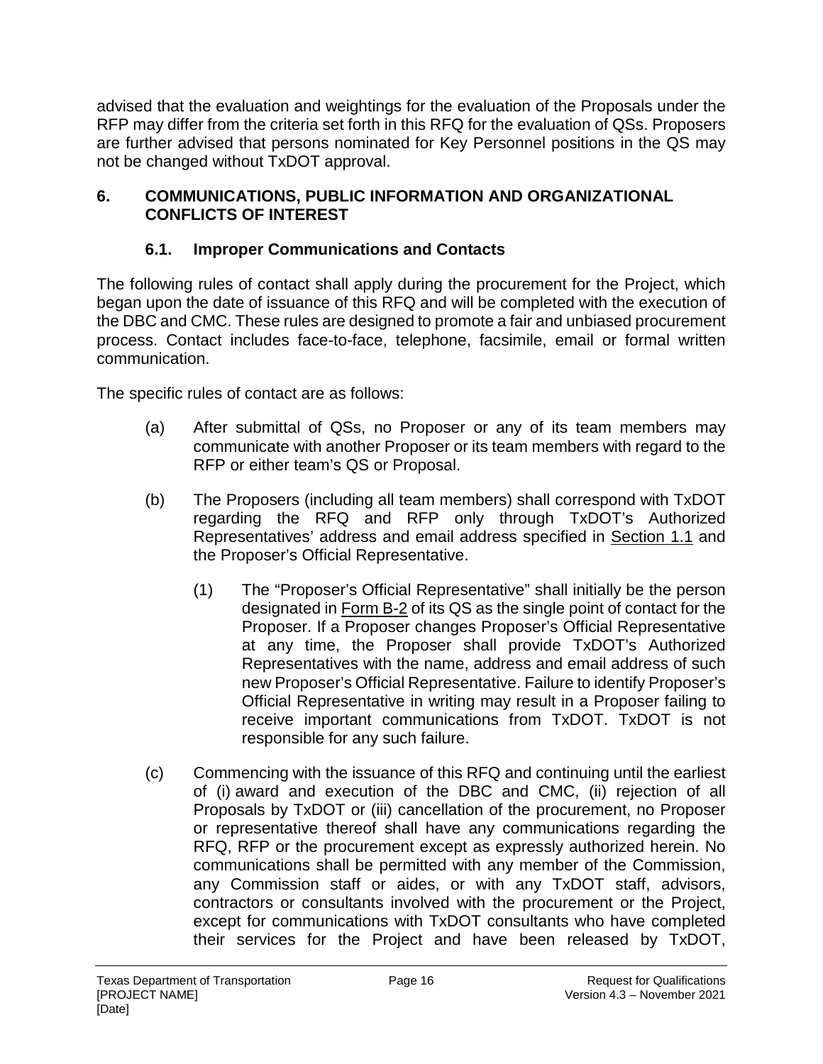advised that the evaluation and weightings for the evaluation of the Proposals under the RFP may differ from the criteria set forth in this RFQ for the evaluation of QSs. Proposers are further advised that persons nominated for Key Personnel positions in the QS may not be changed without TxDOT approval.

## 6. COMMUNICATIONS, PUBLIC INFORMATION AND ORGANIZATIONAL CONFLICTS OF INTEREST

### 6.1. Improper Communications and Contacts

The following rules of contact shall apply during the procurement for the Project, which began upon the date of issuance of this RFQ and will be completed with the execution of the DBC and CMC. These rules are designed to promote a fair and unbiased procurement process. Contact includes face-to-face, telephone, facsimile, email or formal written communication.

The specific rules of contact are as follows:

(a) After submittal of QSs, no Proposer or any of its team members may communicate with another Proposer or its team members with regard to the RFP or either team's QS or Proposal.

(b) The Proposers (including all team members) shall correspond with TxDOT regarding the RFQ and RFP only through TxDOT's Authorized Representatives' address and email address specified in Section 1.1 and the Proposer's Official Representative.

(1) The "Proposer's Official Representative" shall initially be the person designated in Form B-2 of its QS as the single point of contact for the Proposer. If a Proposer changes Proposer's Official Representative at any time, the Proposer shall provide TxDOT's Authorized Representatives with the name, address and email address of such new Proposer's Official Representative. Failure to identify Proposer's Official Representative in writing may result in a Proposer failing to receive important communications from TxDOT. TxDOT is not responsible for any such failure.

(c) Commencing with the issuance of this RFQ and continuing until the earliest of (i) award and execution of the DBC and CMC, (ii) rejection of all Proposals by TxDOT or (iii) cancellation of the procurement, no Proposer or representative thereof shall have any communications regarding the RFQ, RFP or the procurement except as expressly authorized herein. No communications shall be permitted with any member of the Commission, any Commission staff or aides, or with any TxDOT staff, advisors, contractors or consultants involved with the procurement or the Project, except for communications with TxDOT consultants who have completed their services for the Project and have been released by TxDOT,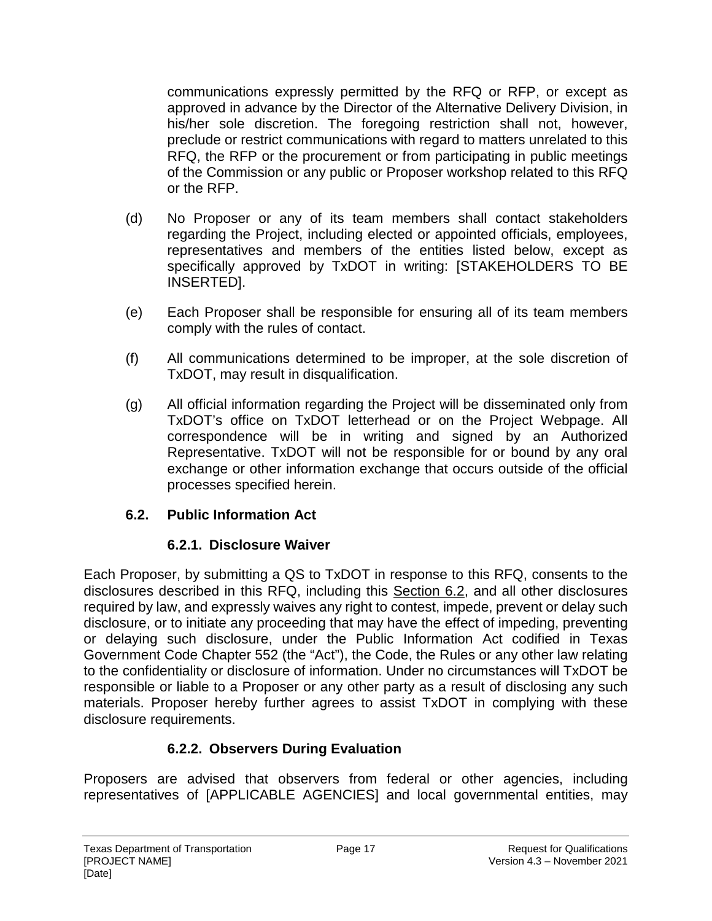communications expressly permitted by the RFQ or RFP, or except as approved in advance by the Director of the Alternative Delivery Division, in his/her sole discretion. The foregoing restriction shall not, however, preclude or restrict communications with regard to matters unrelated to this RFQ, the RFP or the procurement or from participating in public meetings of the Commission or any public or Proposer workshop related to this RFQ or the RFP.

(d) No Proposer or any of its team members shall contact stakeholders regarding the Project, including elected or appointed officials, employees, representatives and members of the entities listed below, except as specifically approved by TxDOT in writing: [STAKEHOLDERS TO BE INSERTED].

(e) Each Proposer shall be responsible for ensuring all of its team members comply with the rules of contact.

(f) All communications determined to be improper, at the sole discretion of TxDOT, may result in disqualification.

(g) All official information regarding the Project will be disseminated only from TxDOT's office on TxDOT letterhead or on the Project Webpage. All correspondence will be in writing and signed by an Authorized Representative. TxDOT will not be responsible for or bound by any oral exchange or other information exchange that occurs outside of the official processes specified herein.

## 6.2. Public Information Act

### 6.2.1. Disclosure Waiver

Each Proposer, by submitting a QS to TxDOT in response to this RFQ, consents to the disclosures described in this RFQ, including this Section 6.2, and all other disclosures required by law, and expressly waives any right to contest, impede, prevent or delay such disclosure, or to initiate any proceeding that may have the effect of impeding, preventing or delaying such disclosure, under the Public Information Act codified in Texas Government Code Chapter 552 (the "Act"), the Code, the Rules or any other law relating to the confidentiality or disclosure of information. Under no circumstances will TxDOT be responsible or liable to a Proposer or any other party as a result of disclosing any such materials. Proposer hereby further agrees to assist TxDOT in complying with these disclosure requirements.

### 6.2.2. Observers During Evaluation

Proposers are advised that observers from federal or other agencies, including representatives of [APPLICABLE AGENCIES] and local governmental entities, may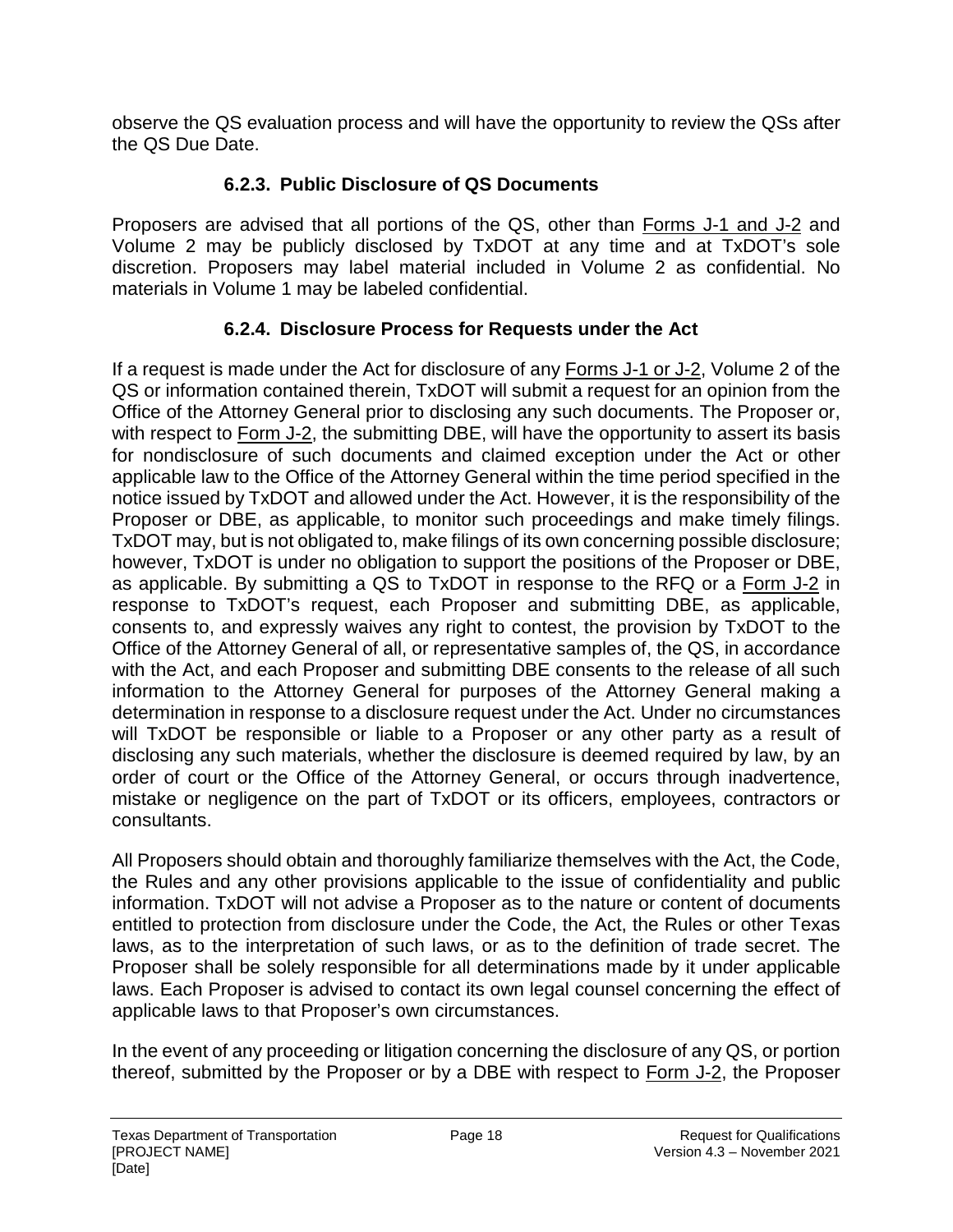observe the QS evaluation process and will have the opportunity to review the QSs after the QS Due Date.

#### 6.2.3. Public Disclosure of QS Documents

Proposers are advised that all portions of the QS, other than Forms J-1 and J-2 and Volume 2 may be publicly disclosed by TxDOT at any time and at TxDOT's sole discretion. Proposers may label material included in Volume 2 as confidential. No materials in Volume 1 may be labeled confidential.

#### 6.2.4. Disclosure Process for Requests under the Act

If a request is made under the Act for disclosure of any Forms J-1 or J-2, Volume 2 of the QS or information contained therein, TxDOT will submit a request for an opinion from the Office of the Attorney General prior to disclosing any such documents. The Proposer or, with respect to Form J-2, the submitting DBE, will have the opportunity to assert its basis for nondisclosure of such documents and claimed exception under the Act or other applicable law to the Office of the Attorney General within the time period specified in the notice issued by TxDOT and allowed under the Act. However, it is the responsibility of the Proposer or DBE, as applicable, to monitor such proceedings and make timely filings. TxDOT may, but is not obligated to, make filings of its own concerning possible disclosure; however, TxDOT is under no obligation to support the positions of the Proposer or DBE, as applicable. By submitting a QS to TxDOT in response to the RFQ or a Form J-2 in response to TxDOT's request, each Proposer and submitting DBE, as applicable, consents to, and expressly waives any right to contest, the provision by TxDOT to the Office of the Attorney General of all, or representative samples of, the QS, in accordance with the Act, and each Proposer and submitting DBE consents to the release of all such information to the Attorney General for purposes of the Attorney General making a determination in response to a disclosure request under the Act. Under no circumstances will TxDOT be responsible or liable to a Proposer or any other party as a result of disclosing any such materials, whether the disclosure is deemed required by law, by an order of court or the Office of the Attorney General, or occurs through inadvertence, mistake or negligence on the part of TxDOT or its officers, employees, contractors or consultants.

All Proposers should obtain and thoroughly familiarize themselves with the Act, the Code, the Rules and any other provisions applicable to the issue of confidentiality and public information. TxDOT will not advise a Proposer as to the nature or content of documents entitled to protection from disclosure under the Code, the Act, the Rules or other Texas laws, as to the interpretation of such laws, or as to the definition of trade secret. The Proposer shall be solely responsible for all determinations made by it under applicable laws. Each Proposer is advised to contact its own legal counsel concerning the effect of applicable laws to that Proposer's own circumstances.

In the event of any proceeding or litigation concerning the disclosure of any QS, or portion thereof, submitted by the Proposer or by a DBE with respect to Form J-2, the Proposer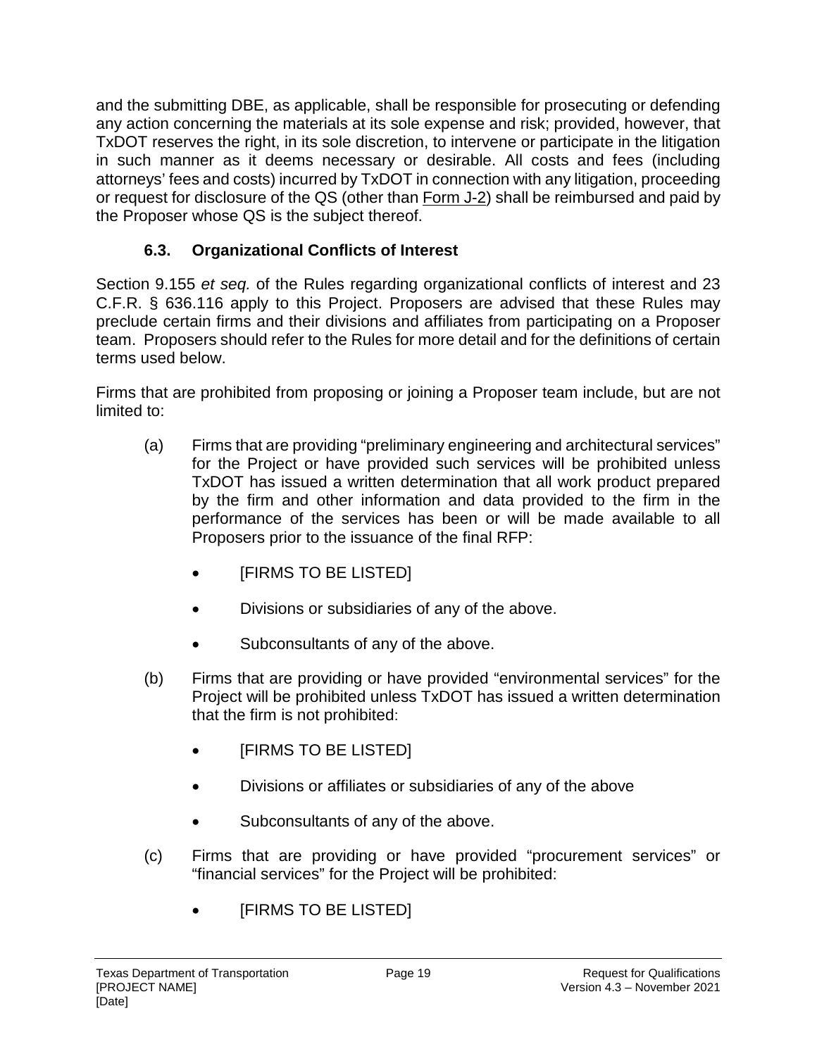and the submitting DBE, as applicable, shall be responsible for prosecuting or defending any action concerning the materials at its sole expense and risk; provided, however, that TxDOT reserves the right, in its sole discretion, to intervene or participate in the litigation in such manner as it deems necessary or desirable. All costs and fees (including attorneys' fees and costs) incurred by TxDOT in connection with any litigation, proceeding or request for disclosure of the QS (other than Form J-2) shall be reimbursed and paid by the Proposer whose QS is the subject thereof.

### 6.3. Organizational Conflicts of Interest

Section 9.155 *et seq.* of the Rules regarding organizational conflicts of interest and 23 C.F.R. § 636.116 apply to this Project. Proposers are advised that these Rules may preclude certain firms and their divisions and affiliates from participating on a Proposer team. Proposers should refer to the Rules for more detail and for the definitions of certain terms used below.

Firms that are prohibited from proposing or joining a Proposer team include, but are not limited to:

(a) Firms that are providing "preliminary engineering and architectural services" for the Project or have provided such services will be prohibited unless TxDOT has issued a written determination that all work product prepared by the firm and other information and data provided to the firm in the performance of the services has been or will be made available to all Proposers prior to the issuance of the final RFP:

- [FIRMS TO BE LISTED]
- Divisions or subsidiaries of any of the above.
- Subconsultants of any of the above.

(b) Firms that are providing or have provided "environmental services" for the Project will be prohibited unless TxDOT has issued a written determination that the firm is not prohibited:

- [FIRMS TO BE LISTED]
- Divisions or affiliates or subsidiaries of any of the above
- Subconsultants of any of the above.

(c) Firms that are providing or have provided "procurement services" or "financial services" for the Project will be prohibited:

- [FIRMS TO BE LISTED]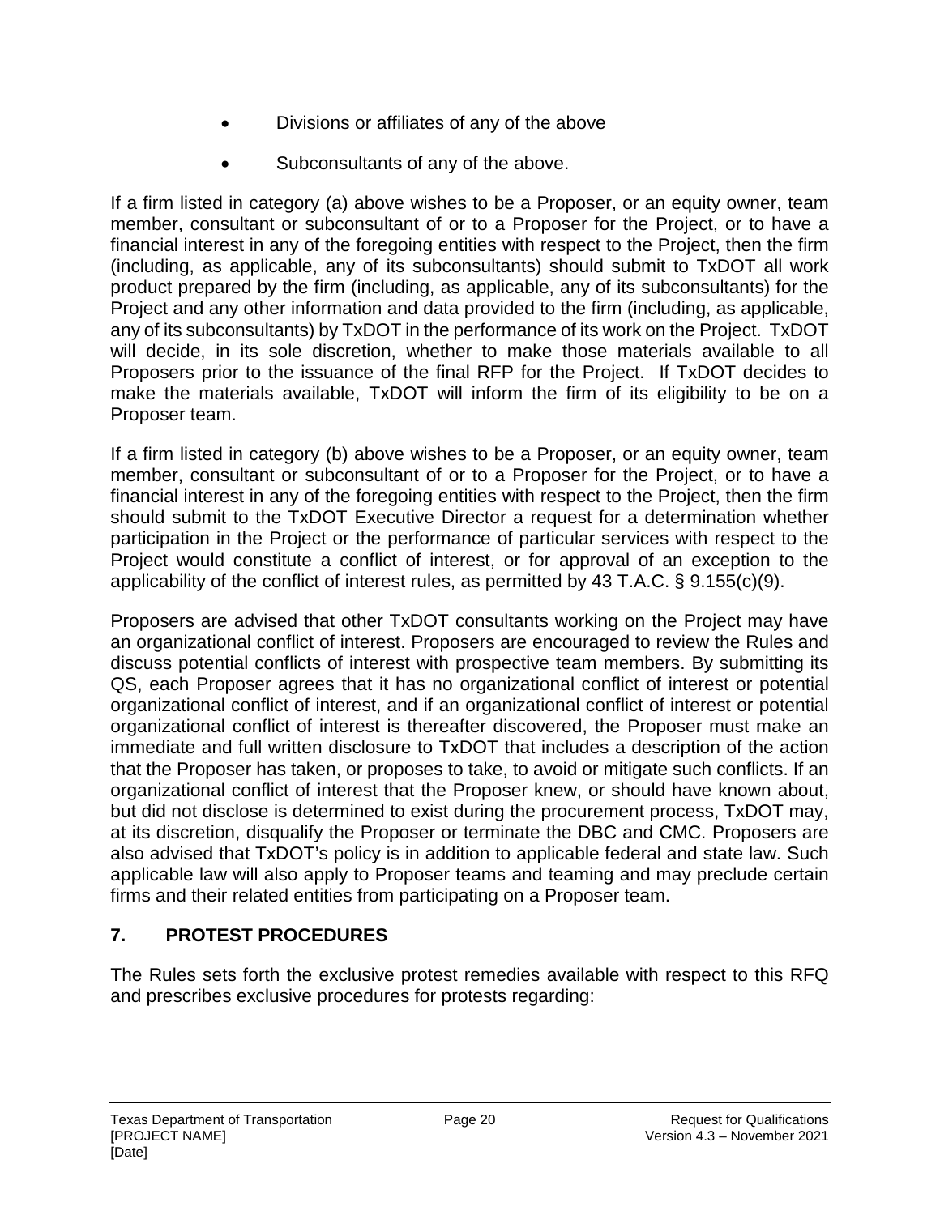- Divisions or affiliates of any of the above
- Subconsultants of any of the above.

If a firm listed in category (a) above wishes to be a Proposer, or an equity owner, team member, consultant or subconsultant of or to a Proposer for the Project, or to have a financial interest in any of the foregoing entities with respect to the Project, then the firm (including, as applicable, any of its subconsultants) should submit to TxDOT all work product prepared by the firm (including, as applicable, any of its subconsultants) for the Project and any other information and data provided to the firm (including, as applicable, any of its subconsultants) by TxDOT in the performance of its work on the Project. TxDOT will decide, in its sole discretion, whether to make those materials available to all Proposers prior to the issuance of the final RFP for the Project. If TxDOT decides to make the materials available, TxDOT will inform the firm of its eligibility to be on a Proposer team.

If a firm listed in category (b) above wishes to be a Proposer, or an equity owner, team member, consultant or subconsultant of or to a Proposer for the Project, or to have a financial interest in any of the foregoing entities with respect to the Project, then the firm should submit to the TxDOT Executive Director a request for a determination whether participation in the Project or the performance of particular services with respect to the Project would constitute a conflict of interest, or for approval of an exception to the applicability of the conflict of interest rules, as permitted by 43 T.A.C. § 9.155(c)(9).

Proposers are advised that other TxDOT consultants working on the Project may have an organizational conflict of interest. Proposers are encouraged to review the Rules and discuss potential conflicts of interest with prospective team members. By submitting its QS, each Proposer agrees that it has no organizational conflict of interest or potential organizational conflict of interest, and if an organizational conflict of interest or potential organizational conflict of interest is thereafter discovered, the Proposer must make an immediate and full written disclosure to TxDOT that includes a description of the action that the Proposer has taken, or proposes to take, to avoid or mitigate such conflicts. If an organizational conflict of interest that the Proposer knew, or should have known about, but did not disclose is determined to exist during the procurement process, TxDOT may, at its discretion, disqualify the Proposer or terminate the DBC and CMC. Proposers are also advised that TxDOT's policy is in addition to applicable federal and state law. Such applicable law will also apply to Proposer teams and teaming and may preclude certain firms and their related entities from participating on a Proposer team.

## 7. PROTEST PROCEDURES

The Rules sets forth the exclusive protest remedies available with respect to this RFQ and prescribes exclusive procedures for protests regarding: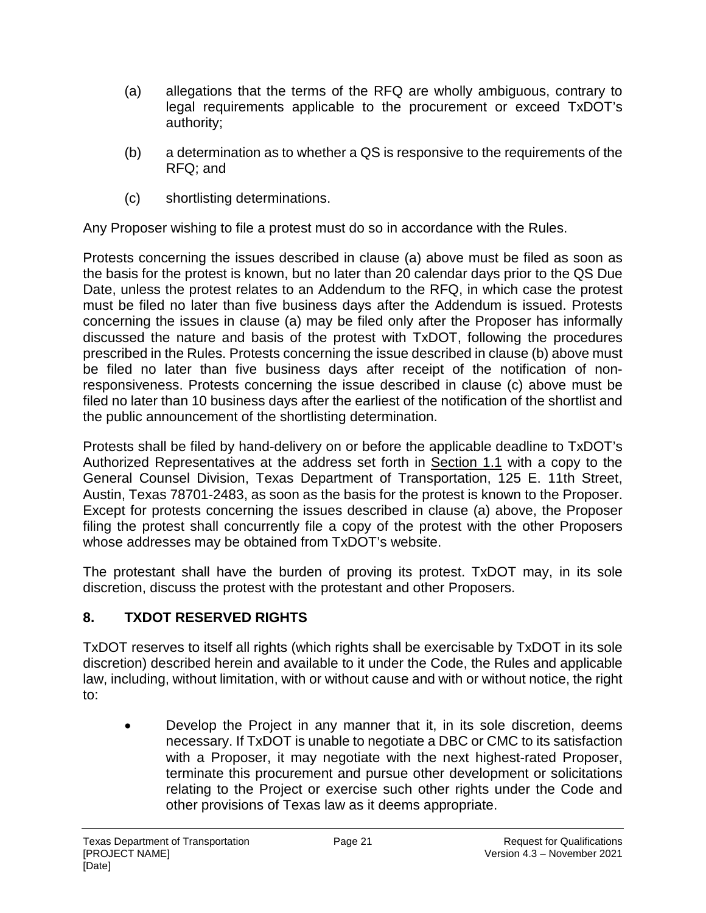(a) allegations that the terms of the RFQ are wholly ambiguous, contrary to legal requirements applicable to the procurement or exceed TxDOT's authority;

(b) a determination as to whether a QS is responsive to the requirements of the RFQ; and

(c) shortlisting determinations.

Any Proposer wishing to file a protest must do so in accordance with the Rules.

Protests concerning the issues described in clause (a) above must be filed as soon as the basis for the protest is known, but no later than 20 calendar days prior to the QS Due Date, unless the protest relates to an Addendum to the RFQ, in which case the protest must be filed no later than five business days after the Addendum is issued. Protests concerning the issues in clause (a) may be filed only after the Proposer has informally discussed the nature and basis of the protest with TxDOT, following the procedures prescribed in the Rules. Protests concerning the issue described in clause (b) above must be filed no later than five business days after receipt of the notification of non-responsiveness. Protests concerning the issue described in clause (c) above must be filed no later than 10 business days after the earliest of the notification of the shortlist and the public announcement of the shortlisting determination.

Protests shall be filed by hand-delivery on or before the applicable deadline to TxDOT's Authorized Representatives at the address set forth in Section 1.1 with a copy to the General Counsel Division, Texas Department of Transportation, 125 E. 11th Street, Austin, Texas 78701-2483, as soon as the basis for the protest is known to the Proposer. Except for protests concerning the issues described in clause (a) above, the Proposer filing the protest shall concurrently file a copy of the protest with the other Proposers whose addresses may be obtained from TxDOT's website.

The protestant shall have the burden of proving its protest. TxDOT may, in its sole discretion, discuss the protest with the protestant and other Proposers.

## 8. TXDOT RESERVED RIGHTS

TxDOT reserves to itself all rights (which rights shall be exercisable by TxDOT in its sole discretion) described herein and available to it under the Code, the Rules and applicable law, including, without limitation, with or without cause and with or without notice, the right to:

- Develop the Project in any manner that it, in its sole discretion, deems necessary. If TxDOT is unable to negotiate a DBC or CMC to its satisfaction with a Proposer, it may negotiate with the next highest-rated Proposer, terminate this procurement and pursue other development or solicitations relating to the Project or exercise such other rights under the Code and other provisions of Texas law as it deems appropriate.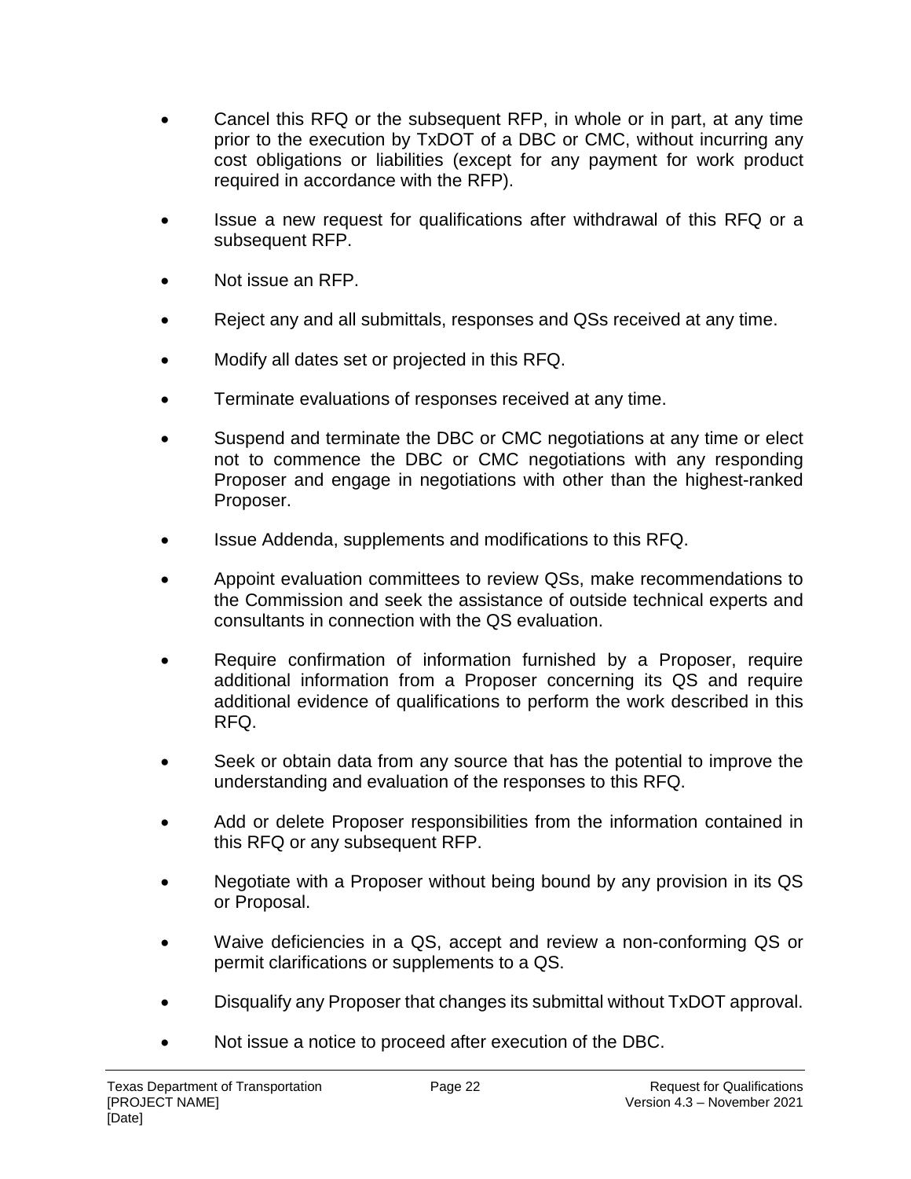- Cancel this RFQ or the subsequent RFP, in whole or in part, at any time prior to the execution by TxDOT of a DBC or CMC, without incurring any cost obligations or liabilities (except for any payment for work product required in accordance with the RFP).
- Issue a new request for qualifications after withdrawal of this RFQ or a subsequent RFP.
- Not issue an RFP.
- Reject any and all submittals, responses and QSs received at any time.
- Modify all dates set or projected in this RFQ.
- Terminate evaluations of responses received at any time.
- Suspend and terminate the DBC or CMC negotiations at any time or elect not to commence the DBC or CMC negotiations with any responding Proposer and engage in negotiations with other than the highest-ranked Proposer.
- Issue Addenda, supplements and modifications to this RFQ.
- Appoint evaluation committees to review QSs, make recommendations to the Commission and seek the assistance of outside technical experts and consultants in connection with the QS evaluation.
- Require confirmation of information furnished by a Proposer, require additional information from a Proposer concerning its QS and require additional evidence of qualifications to perform the work described in this RFQ.
- Seek or obtain data from any source that has the potential to improve the understanding and evaluation of the responses to this RFQ.
- Add or delete Proposer responsibilities from the information contained in this RFQ or any subsequent RFP.
- Negotiate with a Proposer without being bound by any provision in its QS or Proposal.
- Waive deficiencies in a QS, accept and review a non-conforming QS or permit clarifications or supplements to a QS.
- Disqualify any Proposer that changes its submittal without TxDOT approval.
- Not issue a notice to proceed after execution of the DBC.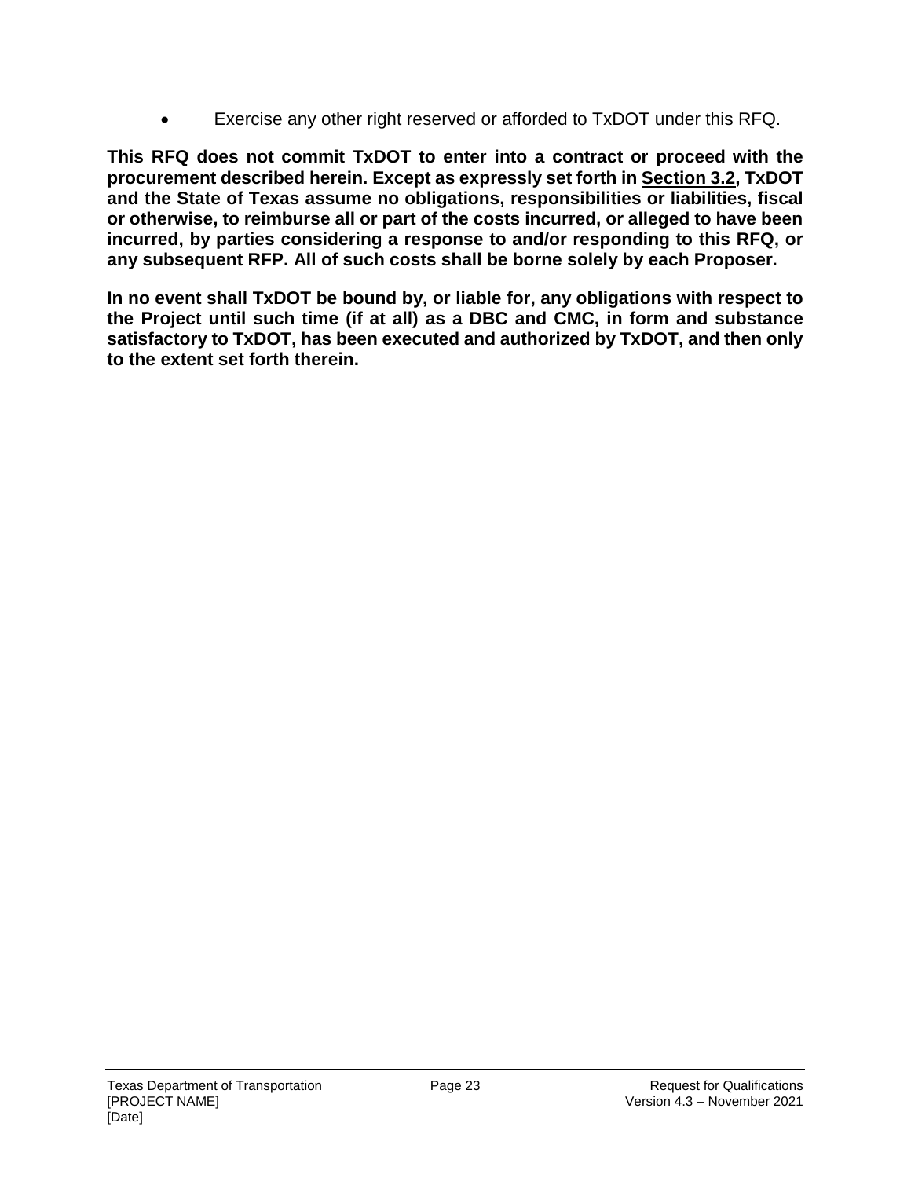- Exercise any other right reserved or afforded to TxDOT under this RFQ.

**This RFQ does not commit TxDOT to enter into a contract or proceed with the procurement described herein. Except as expressly set forth in Section 3.2, TxDOT and the State of Texas assume no obligations, responsibilities or liabilities, fiscal or otherwise, to reimburse all or part of the costs incurred, or alleged to have been incurred, by parties considering a response to and/or responding to this RFQ, or any subsequent RFP. All of such costs shall be borne solely by each Proposer.**

**In no event shall TxDOT be bound by, or liable for, any obligations with respect to the Project until such time (if at all) as a DBC and CMC, in form and substance satisfactory to TxDOT, has been executed and authorized by TxDOT, and then only to the extent set forth therein.**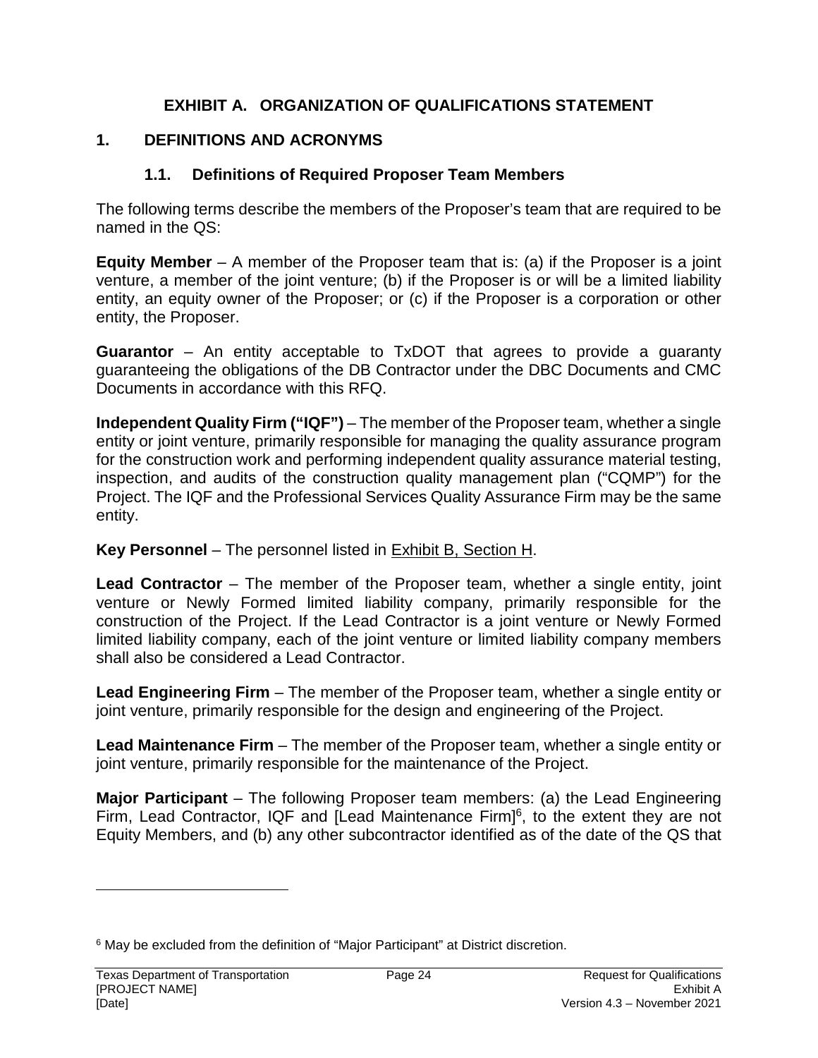# EXHIBIT A. ORGANIZATION OF QUALIFICATIONS STATEMENT

## 1. DEFINITIONS AND ACRONYMS

### 1.1. Definitions of Required Proposer Team Members

The following terms describe the members of the Proposer's team that are required to be named in the QS:

**Equity Member** – A member of the Proposer team that is: (a) if the Proposer is a joint venture, a member of the joint venture; (b) if the Proposer is or will be a limited liability entity, an equity owner of the Proposer; or (c) if the Proposer is a corporation or other entity, the Proposer.

**Guarantor** – An entity acceptable to TxDOT that agrees to provide a guaranty guaranteeing the obligations of the DB Contractor under the DBC Documents and CMC Documents in accordance with this RFQ.

**Independent Quality Firm ("IQF")** – The member of the Proposer team, whether a single entity or joint venture, primarily responsible for managing the quality assurance program for the construction work and performing independent quality assurance material testing, inspection, and audits of the construction quality management plan ("CQMP") for the Project. The IQF and the Professional Services Quality Assurance Firm may be the same entity.

**Key Personnel** – The personnel listed in Exhibit B, Section H.

**Lead Contractor** – The member of the Proposer team, whether a single entity, joint venture or Newly Formed limited liability company, primarily responsible for the construction of the Project. If the Lead Contractor is a joint venture or Newly Formed limited liability company, each of the joint venture or limited liability company members shall also be considered a Lead Contractor.

**Lead Engineering Firm** – The member of the Proposer team, whether a single entity or joint venture, primarily responsible for the design and engineering of the Project.

**Lead Maintenance Firm** – The member of the Proposer team, whether a single entity or joint venture, primarily responsible for the maintenance of the Project.

**Major Participant** – The following Proposer team members: (a) the Lead Engineering Firm, Lead Contractor, IQF and [Lead Maintenance Firm][6], to the extent they are not Equity Members, and (b) any other subcontractor identified as of the date of the QS that

---

[6] May be excluded from the definition of "Major Participant" at District discretion.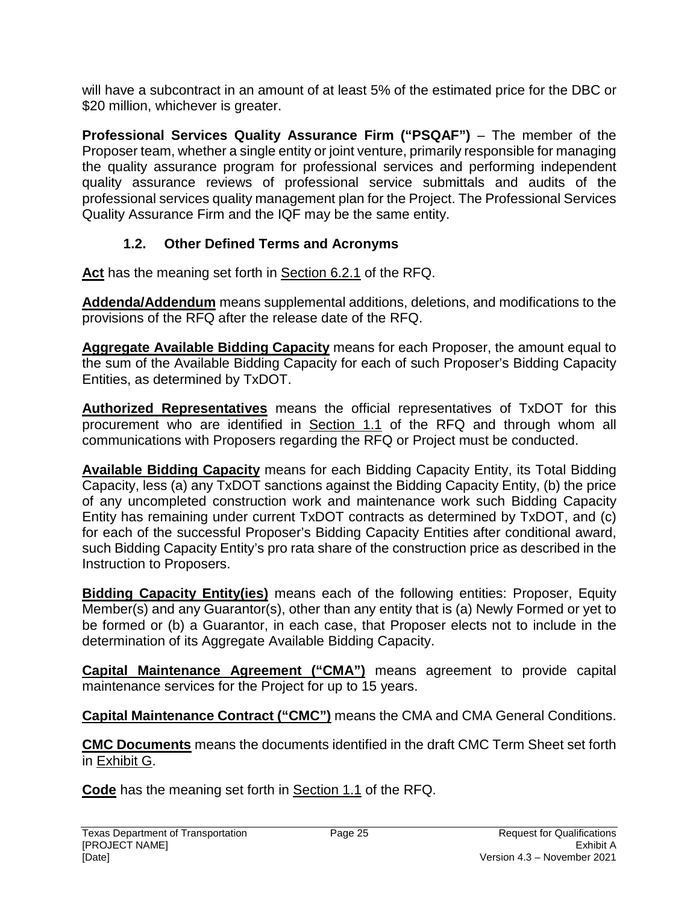will have a subcontract in an amount of at least 5% of the estimated price for the DBC or $20 million, whichever is greater.

**Professional Services Quality Assurance Firm ("PSQAF")** – The member of the Proposer team, whether a single entity or joint venture, primarily responsible for managing the quality assurance program for professional services and performing independent quality assurance reviews of professional service submittals and audits of the professional services quality management plan for the Project. The Professional Services Quality Assurance Firm and the IQF may be the same entity.

### 1.2. Other Defined Terms and Acronyms

**Act** has the meaning set forth in Section 6.2.1 of the RFQ.

**Addenda/Addendum** means supplemental additions, deletions, and modifications to the provisions of the RFQ after the release date of the RFQ.

**Aggregate Available Bidding Capacity** means for each Proposer, the amount equal to the sum of the Available Bidding Capacity for each of such Proposer's Bidding Capacity Entities, as determined by TxDOT.

**Authorized Representatives** means the official representatives of TxDOT for this procurement who are identified in Section 1.1 of the RFQ and through whom all communications with Proposers regarding the RFQ or Project must be conducted.

**Available Bidding Capacity** means for each Bidding Capacity Entity, its Total Bidding Capacity, less (a) any TxDOT sanctions against the Bidding Capacity Entity, (b) the price of any uncompleted construction work and maintenance work such Bidding Capacity Entity has remaining under current TxDOT contracts as determined by TxDOT, and (c) for each of the successful Proposer's Bidding Capacity Entities after conditional award, such Bidding Capacity Entity's pro rata share of the construction price as described in the Instruction to Proposers.

**Bidding Capacity Entity(ies)** means each of the following entities: Proposer, Equity Member(s) and any Guarantor(s), other than any entity that is (a) Newly Formed or yet to be formed or (b) a Guarantor, in each case, that Proposer elects not to include in the determination of its Aggregate Available Bidding Capacity.

**Capital Maintenance Agreement ("CMA")** means agreement to provide capital maintenance services for the Project for up to 15 years.

**Capital Maintenance Contract ("CMC")** means the CMA and CMA General Conditions.

**CMC Documents** means the documents identified in the draft CMC Term Sheet set forth in Exhibit G.

**Code** has the meaning set forth in Section 1.1 of the RFQ.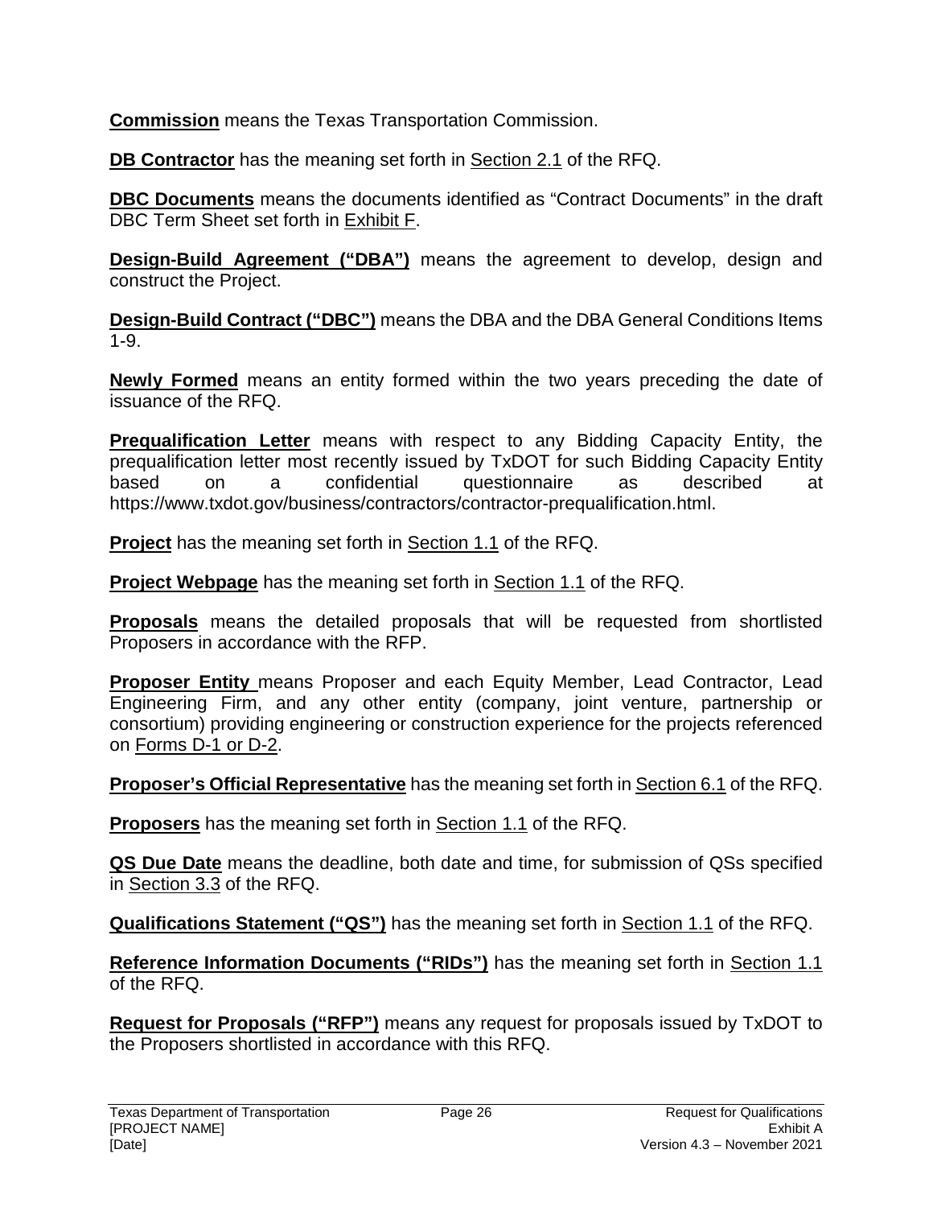**Commission** means the Texas Transportation Commission.

**DB Contractor** has the meaning set forth in Section 2.1 of the RFQ.

**DBC Documents** means the documents identified as "Contract Documents" in the draft DBC Term Sheet set forth in Exhibit F.

**Design-Build Agreement ("DBA")** means the agreement to develop, design and construct the Project.

**Design-Build Contract ("DBC")** means the DBA and the DBA General Conditions Items 1-9.

**Newly Formed** means an entity formed within the two years preceding the date of issuance of the RFQ.

**Prequalification Letter** means with respect to any Bidding Capacity Entity, the prequalification letter most recently issued by TxDOT for such Bidding Capacity Entity based on a confidential questionnaire as described at https://www.txdot.gov/business/contractors/contractor-prequalification.html.

**Project** has the meaning set forth in Section 1.1 of the RFQ.

**Project Webpage** has the meaning set forth in Section 1.1 of the RFQ.

**Proposals** means the detailed proposals that will be requested from shortlisted Proposers in accordance with the RFP.

**Proposer Entity** means Proposer and each Equity Member, Lead Contractor, Lead Engineering Firm, and any other entity (company, joint venture, partnership or consortium) providing engineering or construction experience for the projects referenced on Forms D-1 or D-2.

**Proposer's Official Representative** has the meaning set forth in Section 6.1 of the RFQ.

**Proposers** has the meaning set forth in Section 1.1 of the RFQ.

**QS Due Date** means the deadline, both date and time, for submission of QSs specified in Section 3.3 of the RFQ.

**Qualifications Statement ("QS")** has the meaning set forth in Section 1.1 of the RFQ.

**Reference Information Documents ("RIDs")** has the meaning set forth in Section 1.1 of the RFQ.

**Request for Proposals ("RFP")** means any request for proposals issued by TxDOT to the Proposers shortlisted in accordance with this RFQ.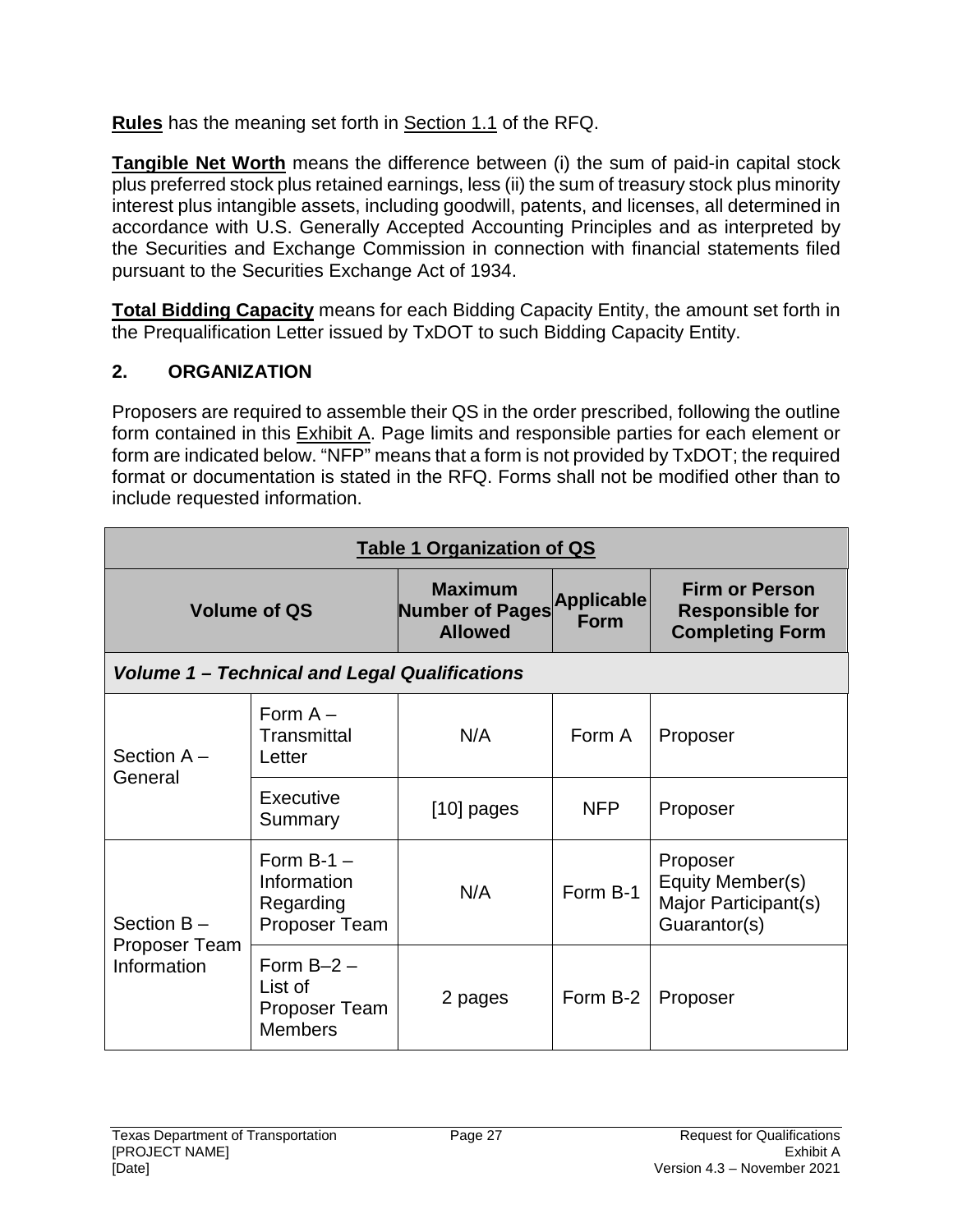**Rules** has the meaning set forth in Section 1.1 of the RFQ.

**Tangible Net Worth** means the difference between (i) the sum of paid-in capital stock plus preferred stock plus retained earnings, less (ii) the sum of treasury stock plus minority interest plus intangible assets, including goodwill, patents, and licenses, all determined in accordance with U.S. Generally Accepted Accounting Principles and as interpreted by the Securities and Exchange Commission in connection with financial statements filed pursuant to the Securities Exchange Act of 1934.

**Total Bidding Capacity** means for each Bidding Capacity Entity, the amount set forth in the Prequalification Letter issued by TxDOT to such Bidding Capacity Entity.

## 2. ORGANIZATION

Proposers are required to assemble their QS in the order prescribed, following the outline form contained in this Exhibit A. Page limits and responsible parties for each element or form are indicated below. "NFP" means that a form is not provided by TxDOT; the required format or documentation is stated in the RFQ. Forms shall not be modified other than to include requested information.

| Table 1 Organization of QS | | | | |
|---|---|---|---|---|
| **Volume of QS** | | **Maximum Number of Pages Allowed** | **Applicable Form** | **Firm or Person Responsible for Completing Form** |
| ***Volume 1 – Technical and Legal Qualifications*** | | | | |
| Section A – General | Form A – Transmittal Letter | N/A | Form A | Proposer |
| | Executive Summary | [10] pages | NFP | Proposer |
| Section B – Proposer Team Information | Form B-1 – Information Regarding Proposer Team | N/A | Form B-1 | Proposer<br>Equity Member(s)<br>Major Participant(s)<br>Guarantor(s) |
| | Form B–2 – List of Proposer Team Members | 2 pages | Form B-2 | Proposer |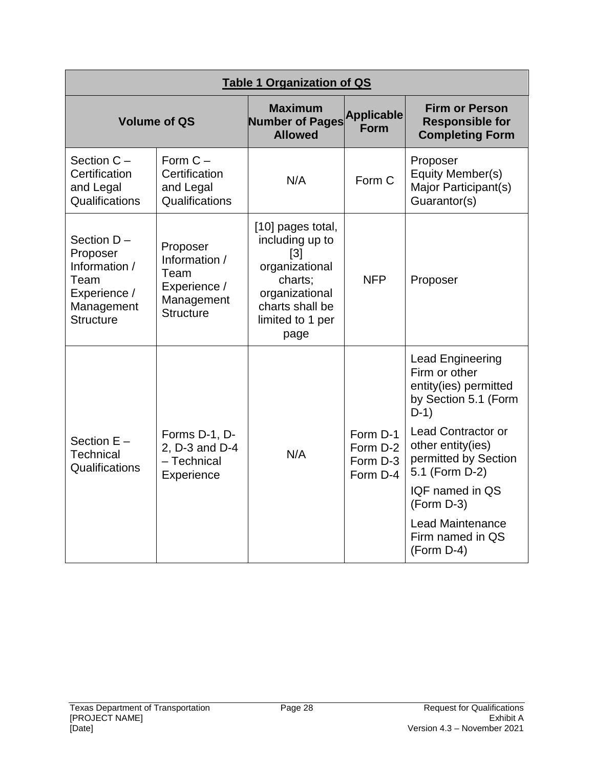| **Table 1 Organization of QS** | | | | |
|---|---|---|---|---|
| **Volume of QS** | | **Maximum Number of Pages Allowed** | **Applicable Form** | **Firm or Person Responsible for Completing Form** |
| Section C – Certification and Legal Qualifications | Form C – Certification and Legal Qualifications | N/A | Form C | Proposer<br>Equity Member(s)<br>Major Participant(s)<br>Guarantor(s) |
| Section D – Proposer Information / Team Experience / Management Structure | Proposer Information / Team Experience / Management Structure | [10] pages total, including up to [3] organizational charts; organizational charts shall be limited to 1 per page | NFP | Proposer |
| Section E – Technical Qualifications | Forms D-1, D-2, D-3 and D-4 – Technical Experience | N/A | Form D-1<br>Form D-2<br>Form D-3<br>Form D-4 | Lead Engineering Firm or other entity(ies) permitted by Section 5.1 (Form D-1)<br>Lead Contractor or other entity(ies) permitted by Section 5.1 (Form D-2)<br>IQF named in QS (Form D-3)<br>Lead Maintenance Firm named in QS (Form D-4) |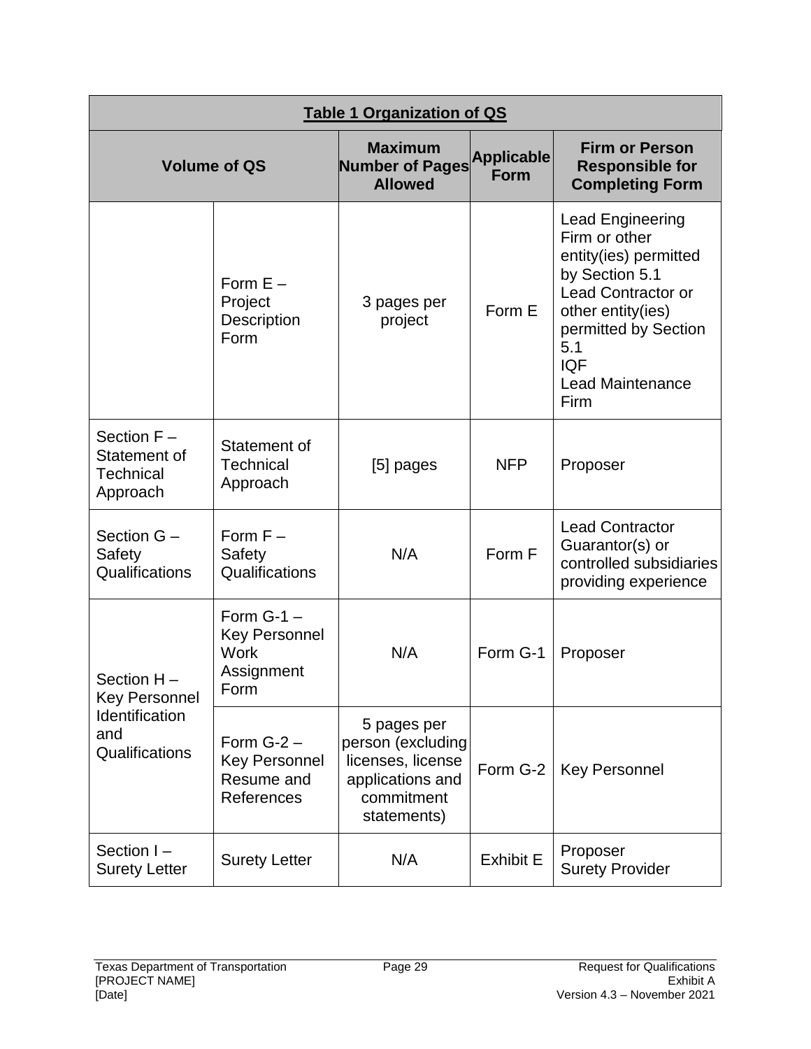| Table 1 Organization of QS | | | | |
|---|---|---|---|---|
| **Volume of QS** | | **Maximum Number of Pages Allowed** | **Applicable Form** | **Firm or Person Responsible for Completing Form** |
| | Form E – Project Description Form | 3 pages per project | Form E | Lead Engineering Firm or other entity(ies) permitted by Section 5.1<br>Lead Contractor or other entity(ies) permitted by Section 5.1<br>IQF<br>Lead Maintenance Firm |
| Section F – Statement of Technical Approach | Statement of Technical Approach | [5] pages | NFP | Proposer |
| Section G – Safety Qualifications | Form F – Safety Qualifications | N/A | Form F | Lead Contractor Guarantor(s) or controlled subsidiaries providing experience |
| Section H – Key Personnel Identification and Qualifications | Form G-1 – Key Personnel Work Assignment Form | N/A | Form G-1 | Proposer |
| | Form G-2 – Key Personnel Resume and References | 5 pages per person (excluding licenses, license applications and commitment statements) | Form G-2 | Key Personnel |
| Section I – Surety Letter | Surety Letter | N/A | Exhibit E | Proposer<br>Surety Provider |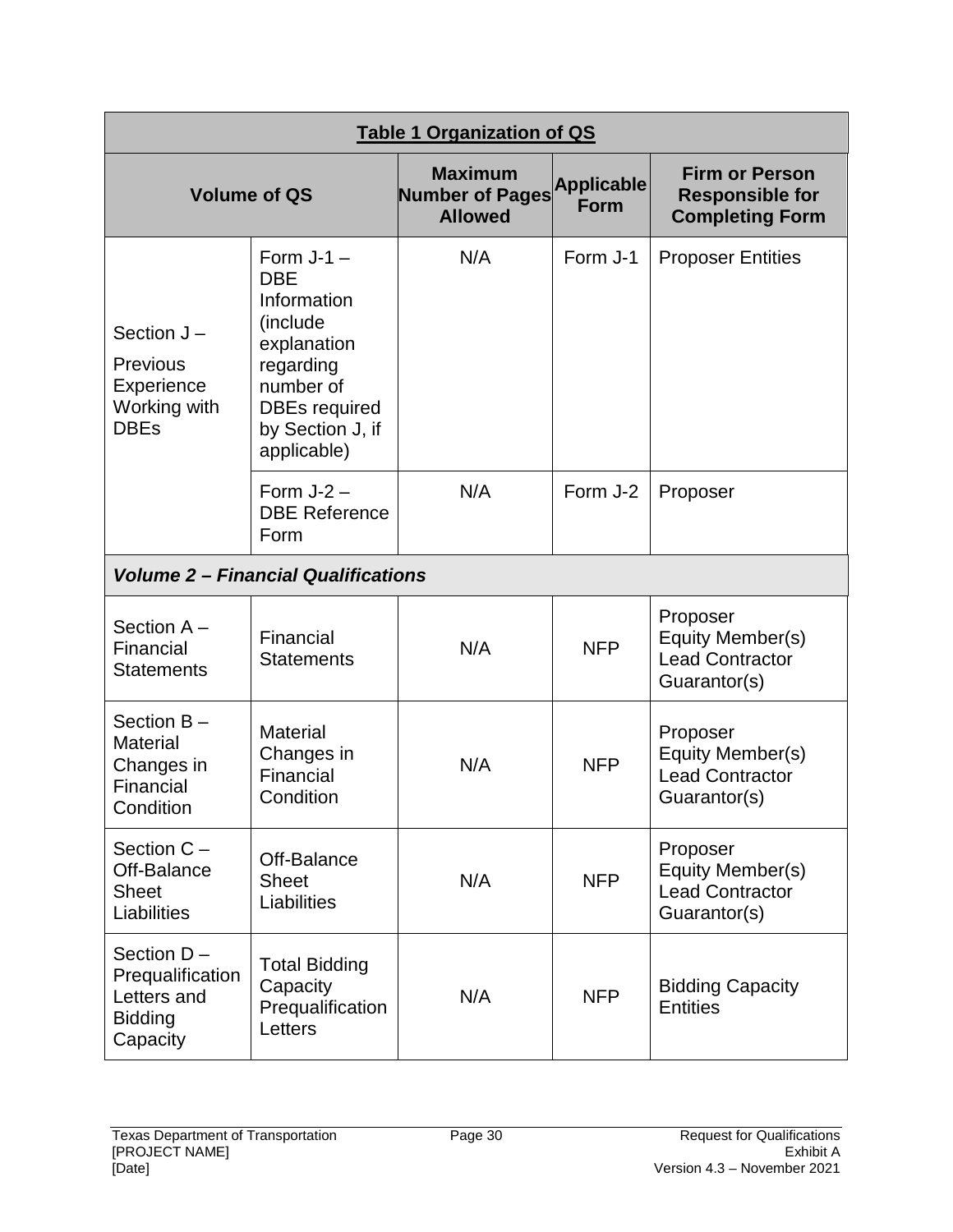| **Table 1 Organization of QS** | | | | |
|---|---|---|---|---|
| **Volume of QS** | | **Maximum Number of Pages Allowed** | **Applicable Form** | **Firm or Person Responsible for Completing Form** |
| Section J – Previous Experience Working with DBEs | Form J-1 – DBE Information (include explanation regarding number of DBEs required by Section J, if applicable) | N/A | Form J-1 | Proposer Entities |
| | Form J-2 – DBE Reference Form | N/A | Form J-2 | Proposer |
| ***Volume 2 – Financial Qualifications*** | | | | |
| Section A – Financial Statements | Financial Statements | N/A | NFP | Proposer Equity Member(s) Lead Contractor Guarantor(s) |
| Section B – Material Changes in Financial Condition | Material Changes in Financial Condition | N/A | NFP | Proposer Equity Member(s) Lead Contractor Guarantor(s) |
| Section C – Off-Balance Sheet Liabilities | Off-Balance Sheet Liabilities | N/A | NFP | Proposer Equity Member(s) Lead Contractor Guarantor(s) |
| Section D – Prequalification Letters and Bidding Capacity | Total Bidding Capacity Prequalification Letters | N/A | NFP | Bidding Capacity Entities |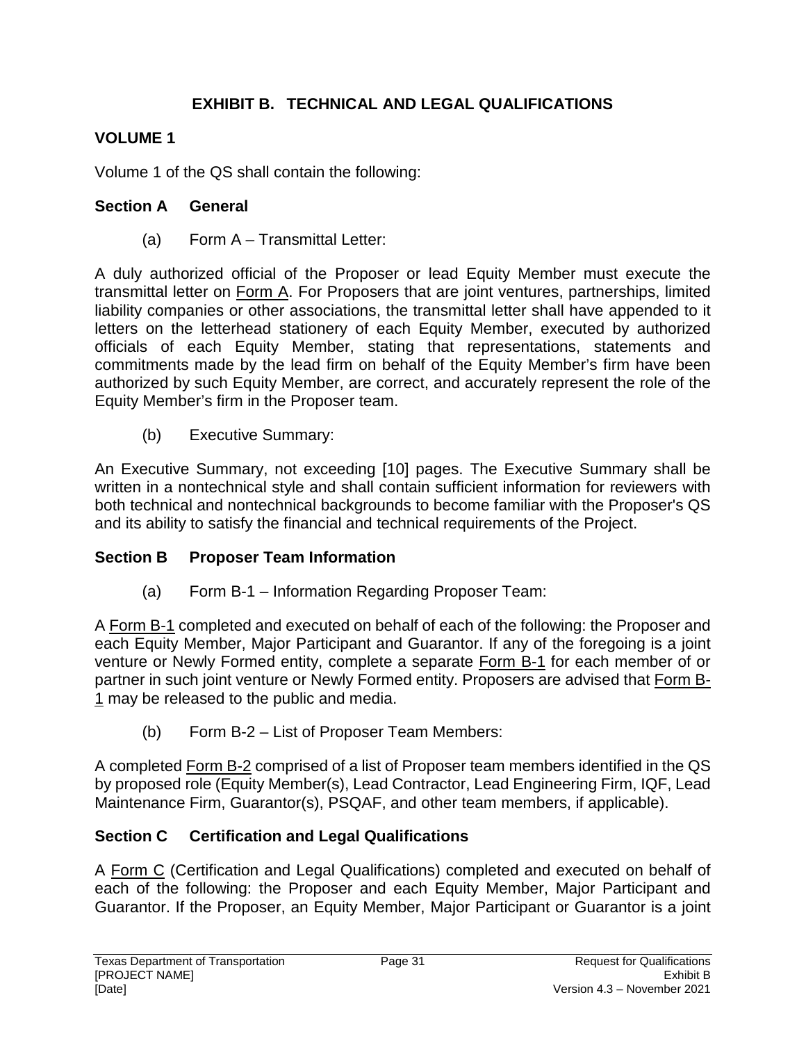# EXHIBIT B. TECHNICAL AND LEGAL QUALIFICATIONS

## VOLUME 1

Volume 1 of the QS shall contain the following:

### Section A General

(a) Form A – Transmittal Letter:

A duly authorized official of the Proposer or lead Equity Member must execute the transmittal letter on Form A. For Proposers that are joint ventures, partnerships, limited liability companies or other associations, the transmittal letter shall have appended to it letters on the letterhead stationery of each Equity Member, executed by authorized officials of each Equity Member, stating that representations, statements and commitments made by the lead firm on behalf of the Equity Member's firm have been authorized by such Equity Member, are correct, and accurately represent the role of the Equity Member's firm in the Proposer team.

(b) Executive Summary:

An Executive Summary, not exceeding [10] pages. The Executive Summary shall be written in a nontechnical style and shall contain sufficient information for reviewers with both technical and nontechnical backgrounds to become familiar with the Proposer's QS and its ability to satisfy the financial and technical requirements of the Project.

### Section B Proposer Team Information

(a) Form B-1 – Information Regarding Proposer Team:

A Form B-1 completed and executed on behalf of each of the following: the Proposer and each Equity Member, Major Participant and Guarantor. If any of the foregoing is a joint venture or Newly Formed entity, complete a separate Form B-1 for each member of or partner in such joint venture or Newly Formed entity. Proposers are advised that Form B-1 may be released to the public and media.

(b) Form B-2 – List of Proposer Team Members:

A completed Form B-2 comprised of a list of Proposer team members identified in the QS by proposed role (Equity Member(s), Lead Contractor, Lead Engineering Firm, IQF, Lead Maintenance Firm, Guarantor(s), PSQAF, and other team members, if applicable).

### Section C Certification and Legal Qualifications

A Form C (Certification and Legal Qualifications) completed and executed on behalf of each of the following: the Proposer and each Equity Member, Major Participant and Guarantor. If the Proposer, an Equity Member, Major Participant or Guarantor is a joint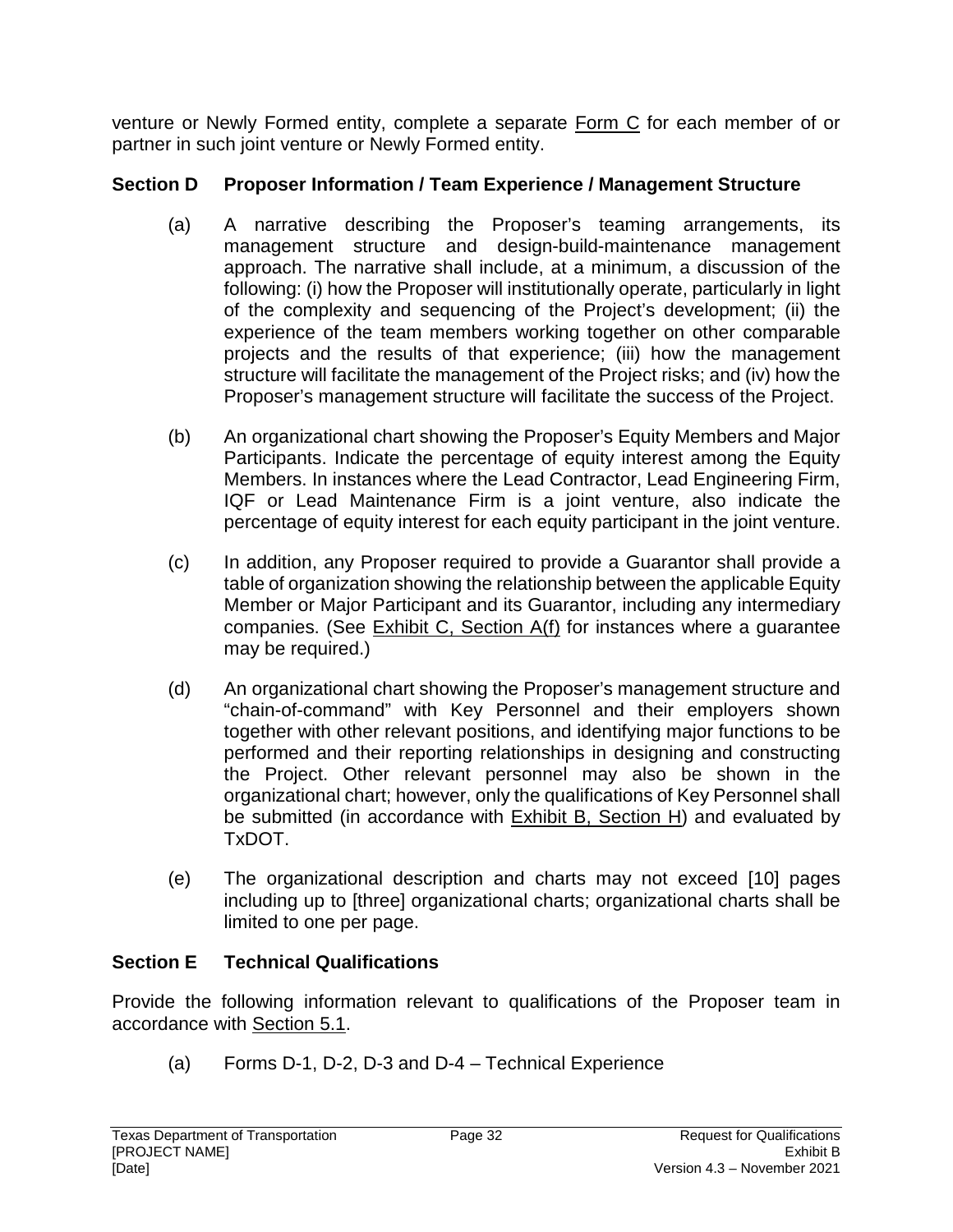venture or Newly Formed entity, complete a separate Form C for each member of or partner in such joint venture or Newly Formed entity.

## Section D Proposer Information / Team Experience / Management Structure

(a) A narrative describing the Proposer's teaming arrangements, its management structure and design-build-maintenance management approach. The narrative shall include, at a minimum, a discussion of the following: (i) how the Proposer will institutionally operate, particularly in light of the complexity and sequencing of the Project's development; (ii) the experience of the team members working together on other comparable projects and the results of that experience; (iii) how the management structure will facilitate the management of the Project risks; and (iv) how the Proposer's management structure will facilitate the success of the Project.

(b) An organizational chart showing the Proposer's Equity Members and Major Participants. Indicate the percentage of equity interest among the Equity Members. In instances where the Lead Contractor, Lead Engineering Firm, IQF or Lead Maintenance Firm is a joint venture, also indicate the percentage of equity interest for each equity participant in the joint venture.

(c) In addition, any Proposer required to provide a Guarantor shall provide a table of organization showing the relationship between the applicable Equity Member or Major Participant and its Guarantor, including any intermediary companies. (See Exhibit C, Section A(f) for instances where a guarantee may be required.)

(d) An organizational chart showing the Proposer's management structure and "chain-of-command" with Key Personnel and their employers shown together with other relevant positions, and identifying major functions to be performed and their reporting relationships in designing and constructing the Project. Other relevant personnel may also be shown in the organizational chart; however, only the qualifications of Key Personnel shall be submitted (in accordance with Exhibit B, Section H) and evaluated by TxDOT.

(e) The organizational description and charts may not exceed [10] pages including up to [three] organizational charts; organizational charts shall be limited to one per page.

## Section E Technical Qualifications

Provide the following information relevant to qualifications of the Proposer team in accordance with Section 5.1.

(a) Forms D-1, D-2, D-3 and D-4 – Technical Experience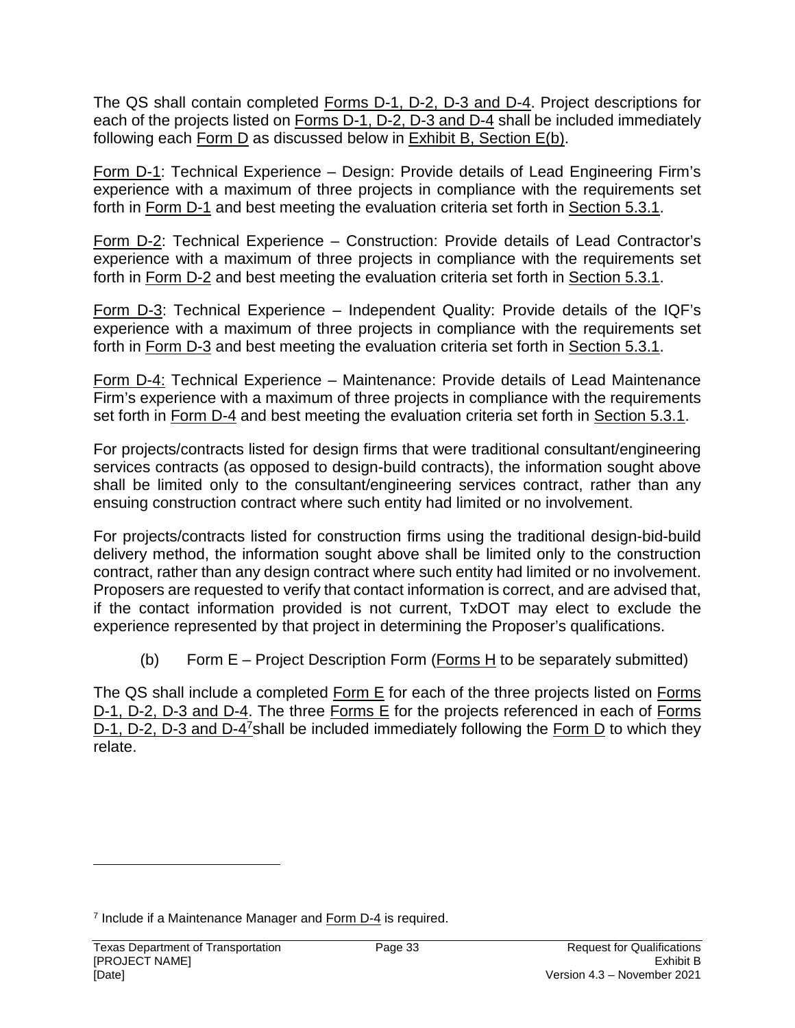The QS shall contain completed Forms D-1, D-2, D-3 and D-4. Project descriptions for each of the projects listed on Forms D-1, D-2, D-3 and D-4 shall be included immediately following each Form D as discussed below in Exhibit B, Section E(b).

Form D-1: Technical Experience – Design: Provide details of Lead Engineering Firm's experience with a maximum of three projects in compliance with the requirements set forth in Form D-1 and best meeting the evaluation criteria set forth in Section 5.3.1.

Form D-2: Technical Experience – Construction: Provide details of Lead Contractor's experience with a maximum of three projects in compliance with the requirements set forth in Form D-2 and best meeting the evaluation criteria set forth in Section 5.3.1.

Form D-3: Technical Experience – Independent Quality: Provide details of the IQF's experience with a maximum of three projects in compliance with the requirements set forth in Form D-3 and best meeting the evaluation criteria set forth in Section 5.3.1.

Form D-4: Technical Experience – Maintenance: Provide details of Lead Maintenance Firm's experience with a maximum of three projects in compliance with the requirements set forth in Form D-4 and best meeting the evaluation criteria set forth in Section 5.3.1.

For projects/contracts listed for design firms that were traditional consultant/engineering services contracts (as opposed to design-build contracts), the information sought above shall be limited only to the consultant/engineering services contract, rather than any ensuing construction contract where such entity had limited or no involvement.

For projects/contracts listed for construction firms using the traditional design-bid-build delivery method, the information sought above shall be limited only to the construction contract, rather than any design contract where such entity had limited or no involvement. Proposers are requested to verify that contact information is correct, and are advised that, if the contact information provided is not current, TxDOT may elect to exclude the experience represented by that project in determining the Proposer's qualifications.

(b) Form E – Project Description Form (Forms H to be separately submitted)

The QS shall include a completed Form E for each of the three projects listed on Forms D-1, D-2, D-3 and D-4. The three Forms E for the projects referenced in each of Forms D-1, D-2, D-3 and D-4[7] shall be included immediately following the Form D to which they relate.

[7] Include if a Maintenance Manager and Form D-4 is required.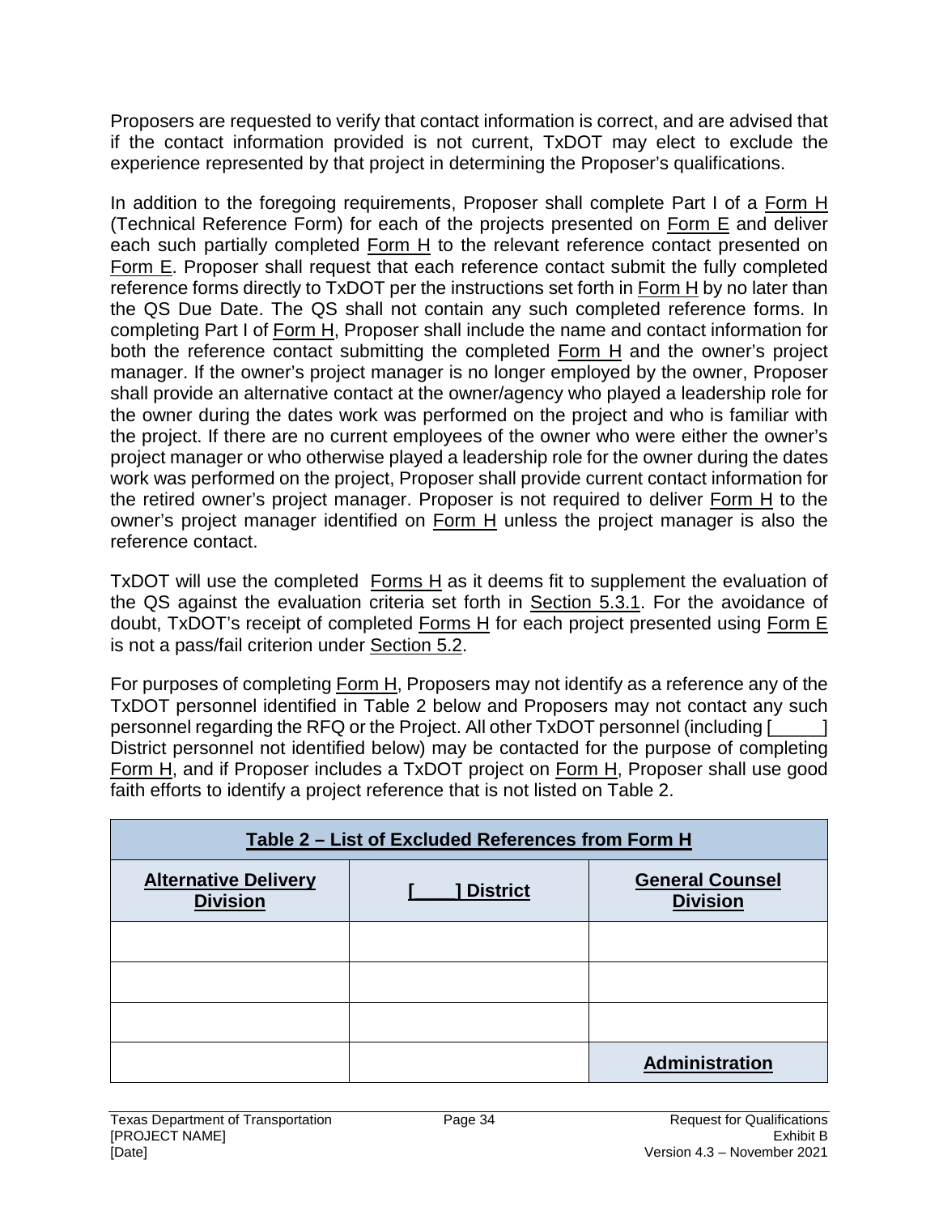Proposers are requested to verify that contact information is correct, and are advised that if the contact information provided is not current, TxDOT may elect to exclude the experience represented by that project in determining the Proposer's qualifications.

In addition to the foregoing requirements, Proposer shall complete Part I of a Form H (Technical Reference Form) for each of the projects presented on Form E and deliver each such partially completed Form H to the relevant reference contact presented on Form E. Proposer shall request that each reference contact submit the fully completed reference forms directly to TxDOT per the instructions set forth in Form H by no later than the QS Due Date. The QS shall not contain any such completed reference forms. In completing Part I of Form H, Proposer shall include the name and contact information for both the reference contact submitting the completed Form H and the owner's project manager. If the owner's project manager is no longer employed by the owner, Proposer shall provide an alternative contact at the owner/agency who played a leadership role for the owner during the dates work was performed on the project and who is familiar with the project. If there are no current employees of the owner who were either the owner's project manager or who otherwise played a leadership role for the owner during the dates work was performed on the project, Proposer shall provide current contact information for the retired owner's project manager. Proposer is not required to deliver Form H to the owner's project manager identified on Form H unless the project manager is also the reference contact.

TxDOT will use the completed Forms H as it deems fit to supplement the evaluation of the QS against the evaluation criteria set forth in Section 5.3.1. For the avoidance of doubt, TxDOT's receipt of completed Forms H for each project presented using Form E is not a pass/fail criterion under Section 5.2.

For purposes of completing Form H, Proposers may not identify as a reference any of the TxDOT personnel identified in Table 2 below and Proposers may not contact any such personnel regarding the RFQ or the Project. All other TxDOT personnel (including [_____] District personnel not identified below) may be contacted for the purpose of completing Form H, and if Proposer includes a TxDOT project on Form H, Proposer shall use good faith efforts to identify a project reference that is not listed on Table 2.

| **Table 2 – List of Excluded References from Form H** | | |
|---|---|---|
| **Alternative Delivery Division** | **[____] District** | **General Counsel Division** |
| | | |
| | | |
| | | |
| | | **Administration** |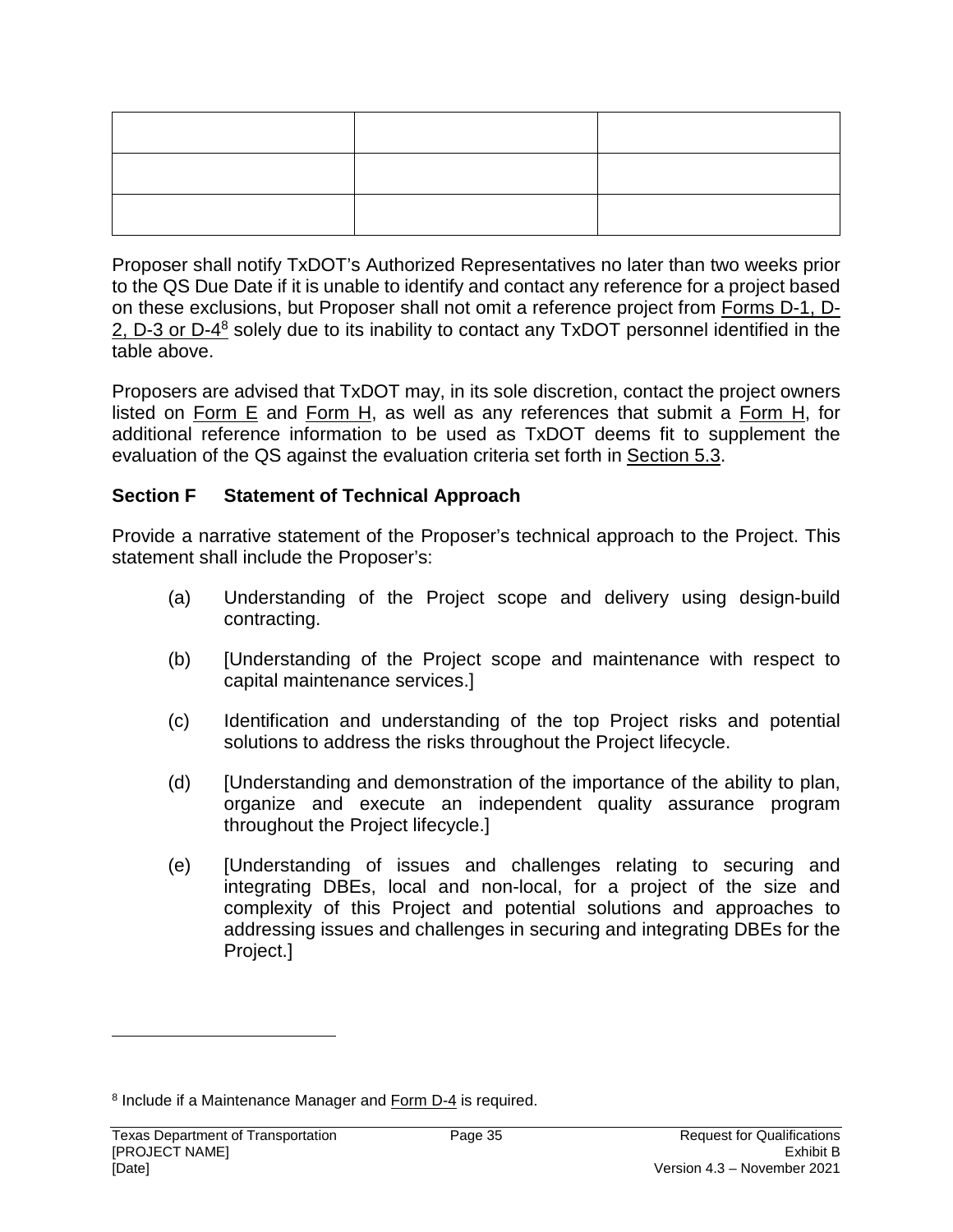| | | |
|---|---|---|
| | | |
| | | |
| | | |

Proposer shall notify TxDOT's Authorized Representatives no later than two weeks prior to the QS Due Date if it is unable to identify and contact any reference for a project based on these exclusions, but Proposer shall not omit a reference project from Forms D-1, D-2, D-3 or D-4[8] solely due to its inability to contact any TxDOT personnel identified in the table above.

Proposers are advised that TxDOT may, in its sole discretion, contact the project owners listed on Form E and Form H, as well as any references that submit a Form H, for additional reference information to be used as TxDOT deems fit to supplement the evaluation of the QS against the evaluation criteria set forth in Section 5.3.

## Section F Statement of Technical Approach

Provide a narrative statement of the Proposer's technical approach to the Project. This statement shall include the Proposer's:

(a) Understanding of the Project scope and delivery using design-build contracting.

(b) [Understanding of the Project scope and maintenance with respect to capital maintenance services.]

(c) Identification and understanding of the top Project risks and potential solutions to address the risks throughout the Project lifecycle.

(d) [Understanding and demonstration of the importance of the ability to plan, organize and execute an independent quality assurance program throughout the Project lifecycle.]

(e) [Understanding of issues and challenges relating to securing and integrating DBEs, local and non-local, for a project of the size and complexity of this Project and potential solutions and approaches to addressing issues and challenges in securing and integrating DBEs for the Project.]

---

[8] Include if a Maintenance Manager and Form D-4 is required.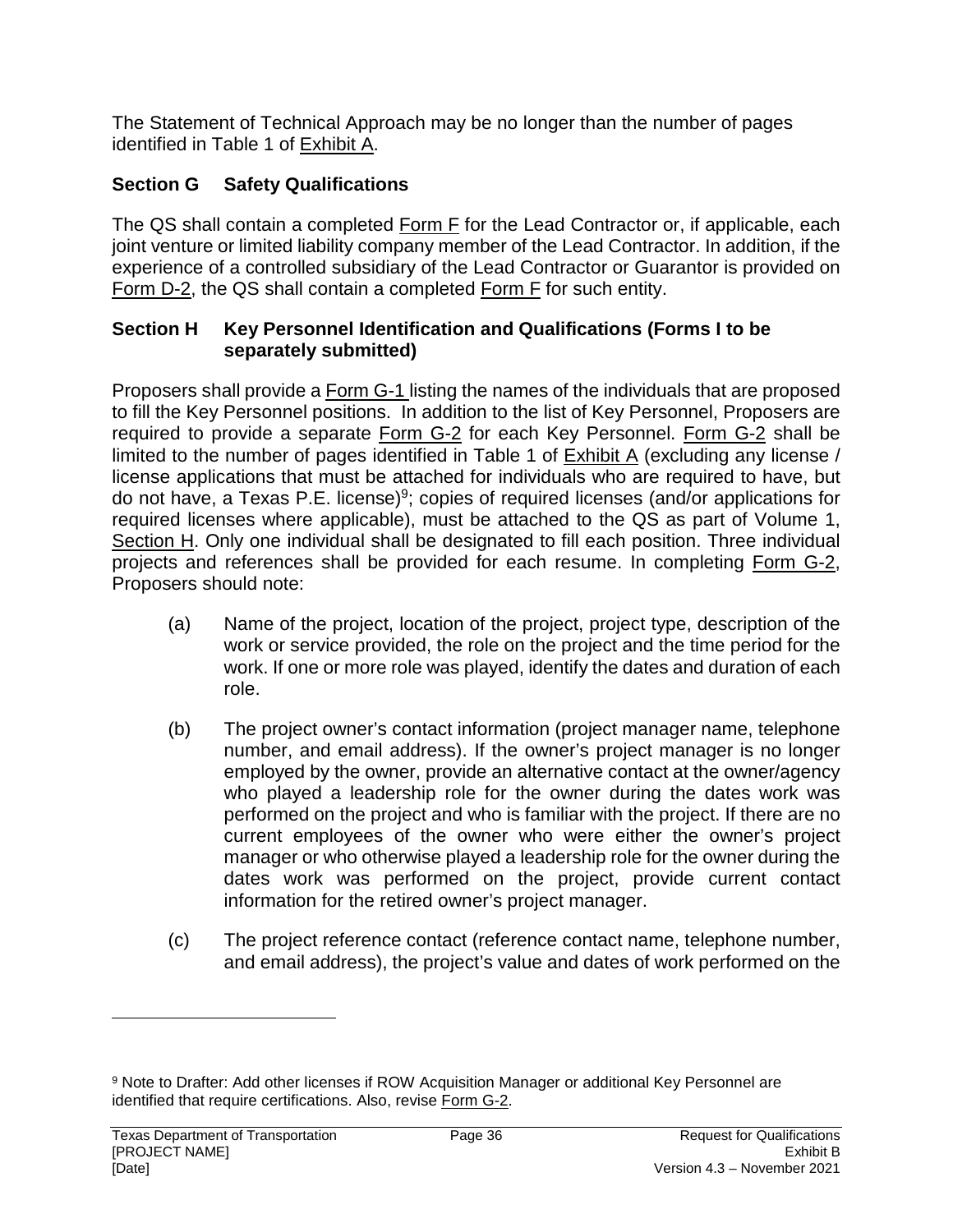The Statement of Technical Approach may be no longer than the number of pages identified in Table 1 of Exhibit A.

## Section G Safety Qualifications

The QS shall contain a completed Form F for the Lead Contractor or, if applicable, each joint venture or limited liability company member of the Lead Contractor. In addition, if the experience of a controlled subsidiary of the Lead Contractor or Guarantor is provided on Form D-2, the QS shall contain a completed Form F for such entity.

## Section H Key Personnel Identification and Qualifications (Forms I to be separately submitted)

Proposers shall provide a Form G-1 listing the names of the individuals that are proposed to fill the Key Personnel positions. In addition to the list of Key Personnel, Proposers are required to provide a separate Form G-2 for each Key Personnel. Form G-2 shall be limited to the number of pages identified in Table 1 of Exhibit A (excluding any license / license applications that must be attached for individuals who are required to have, but do not have, a Texas P.E. license)[9]; copies of required licenses (and/or applications for required licenses where applicable), must be attached to the QS as part of Volume 1, Section H. Only one individual shall be designated to fill each position. Three individual projects and references shall be provided for each resume. In completing Form G-2, Proposers should note:

(a) Name of the project, location of the project, project type, description of the work or service provided, the role on the project and the time period for the work. If one or more role was played, identify the dates and duration of each role.

(b) The project owner's contact information (project manager name, telephone number, and email address). If the owner's project manager is no longer employed by the owner, provide an alternative contact at the owner/agency who played a leadership role for the owner during the dates work was performed on the project and who is familiar with the project. If there are no current employees of the owner who were either the owner's project manager or who otherwise played a leadership role for the owner during the dates work was performed on the project, provide current contact information for the retired owner's project manager.

(c) The project reference contact (reference contact name, telephone number, and email address), the project's value and dates of work performed on the

[9] Note to Drafter: Add other licenses if ROW Acquisition Manager or additional Key Personnel are identified that require certifications. Also, revise Form G-2.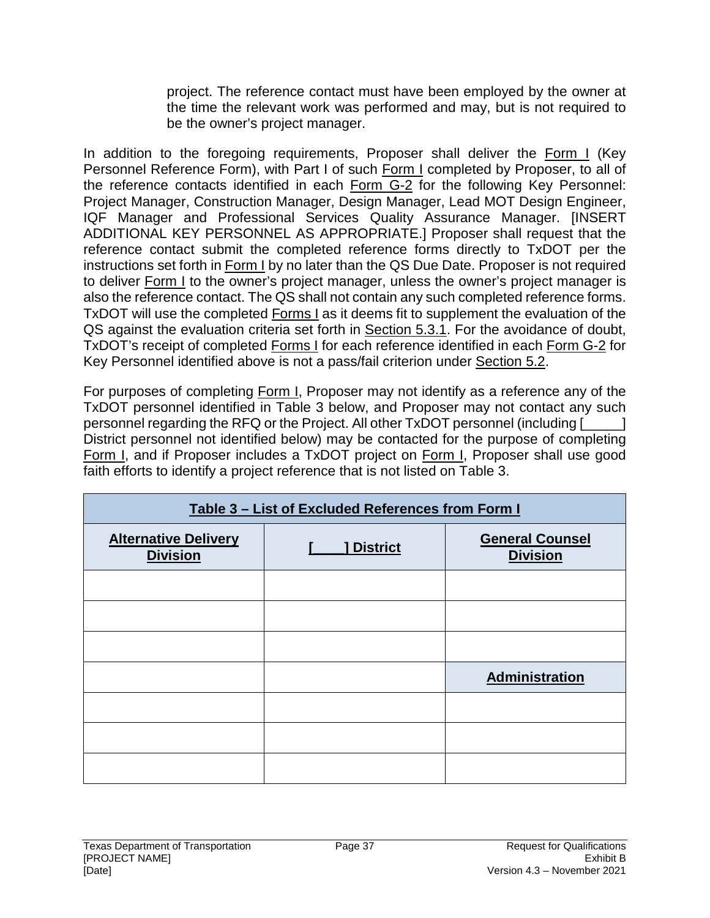project. The reference contact must have been employed by the owner at the time the relevant work was performed and may, but is not required to be the owner's project manager.

In addition to the foregoing requirements, Proposer shall deliver the Form I (Key Personnel Reference Form), with Part I of such Form I completed by Proposer, to all of the reference contacts identified in each Form G-2 for the following Key Personnel: Project Manager, Construction Manager, Design Manager, Lead MOT Design Engineer, IQF Manager and Professional Services Quality Assurance Manager. [INSERT ADDITIONAL KEY PERSONNEL AS APPROPRIATE.] Proposer shall request that the reference contact submit the completed reference forms directly to TxDOT per the instructions set forth in Form I by no later than the QS Due Date. Proposer is not required to deliver Form I to the owner's project manager, unless the owner's project manager is also the reference contact. The QS shall not contain any such completed reference forms. TxDOT will use the completed Forms I as it deems fit to supplement the evaluation of the QS against the evaluation criteria set forth in Section 5.3.1. For the avoidance of doubt, TxDOT's receipt of completed Forms I for each reference identified in each Form G-2 for Key Personnel identified above is not a pass/fail criterion under Section 5.2.

For purposes of completing Form I, Proposer may not identify as a reference any of the TxDOT personnel identified in Table 3 below, and Proposer may not contact any such personnel regarding the RFQ or the Project. All other TxDOT personnel (including [_____] District personnel not identified below) may be contacted for the purpose of completing Form I, and if Proposer includes a TxDOT project on Form I, Proposer shall use good faith efforts to identify a project reference that is not listed on Table 3.

| **Table 3 – List of Excluded References from Form I** | | |
|---|---|---|
| **Alternative Delivery Division** | **[____] District** | **General Counsel Division** |
| | | |
| | | |
| | | |
| | | **Administration** |
| | | |
| | | |
| | | |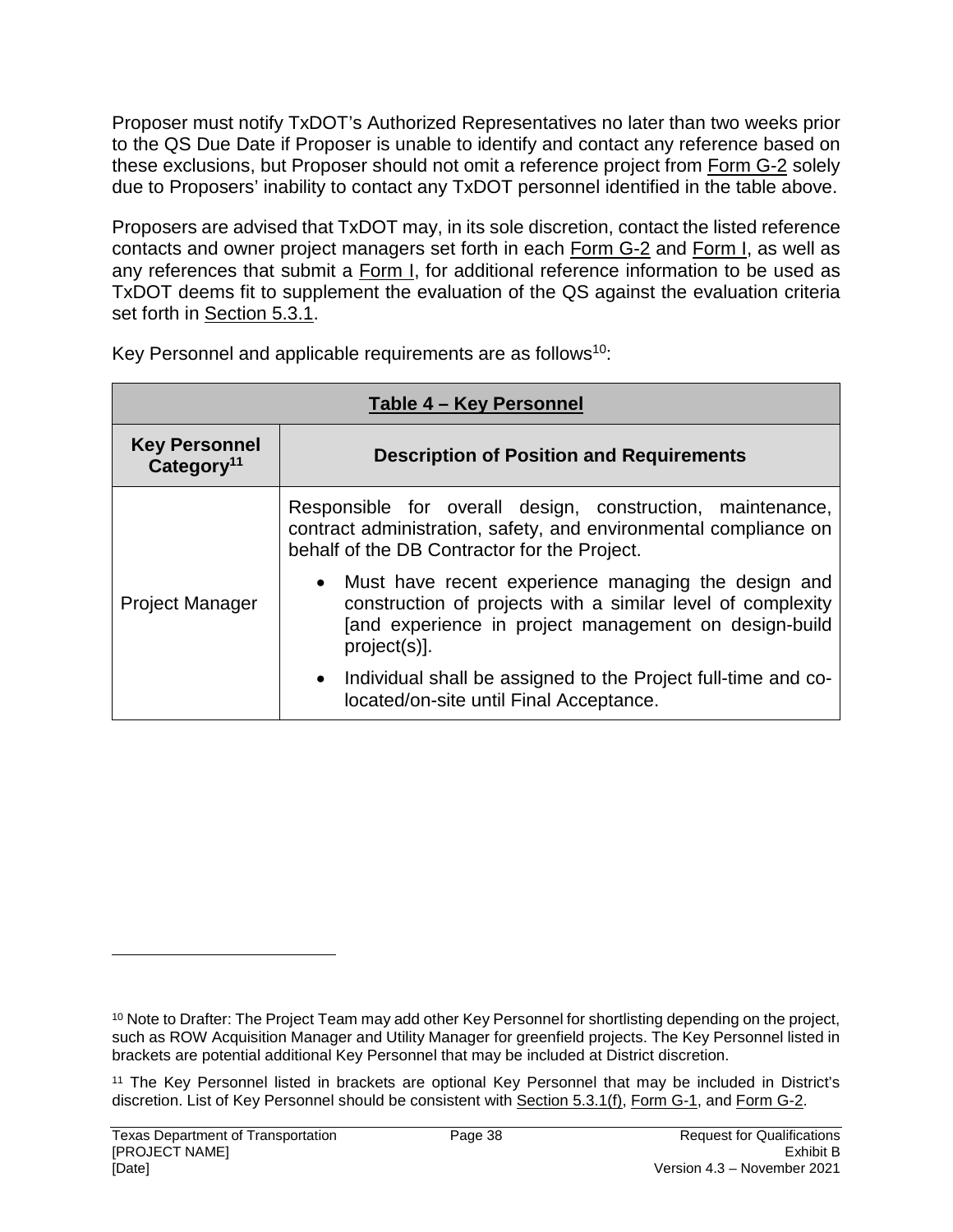Proposer must notify TxDOT's Authorized Representatives no later than two weeks prior to the QS Due Date if Proposer is unable to identify and contact any reference based on these exclusions, but Proposer should not omit a reference project from Form G-2 solely due to Proposers' inability to contact any TxDOT personnel identified in the table above.

Proposers are advised that TxDOT may, in its sole discretion, contact the listed reference contacts and owner project managers set forth in each Form G-2 and Form I, as well as any references that submit a Form I, for additional reference information to be used as TxDOT deems fit to supplement the evaluation of the QS against the evaluation criteria set forth in Section 5.3.1.

Key Personnel and applicable requirements are as follows[10]:

| **Table 4 – Key Personnel** | |
|---|---|
| **Key Personnel Category[11]** | **Description of Position and Requirements** |
| Project Manager | Responsible for overall design, construction, maintenance, contract administration, safety, and environmental compliance on behalf of the DB Contractor for the Project.<br>• Must have recent experience managing the design and construction of projects with a similar level of complexity [and experience in project management on design-build project(s)].<br>• Individual shall be assigned to the Project full-time and co-located/on-site until Final Acceptance. |

[10] Note to Drafter: The Project Team may add other Key Personnel for shortlisting depending on the project, such as ROW Acquisition Manager and Utility Manager for greenfield projects. The Key Personnel listed in brackets are potential additional Key Personnel that may be included at District discretion.

[11] The Key Personnel listed in brackets are optional Key Personnel that may be included in District's discretion. List of Key Personnel should be consistent with Section 5.3.1(f), Form G-1, and Form G-2.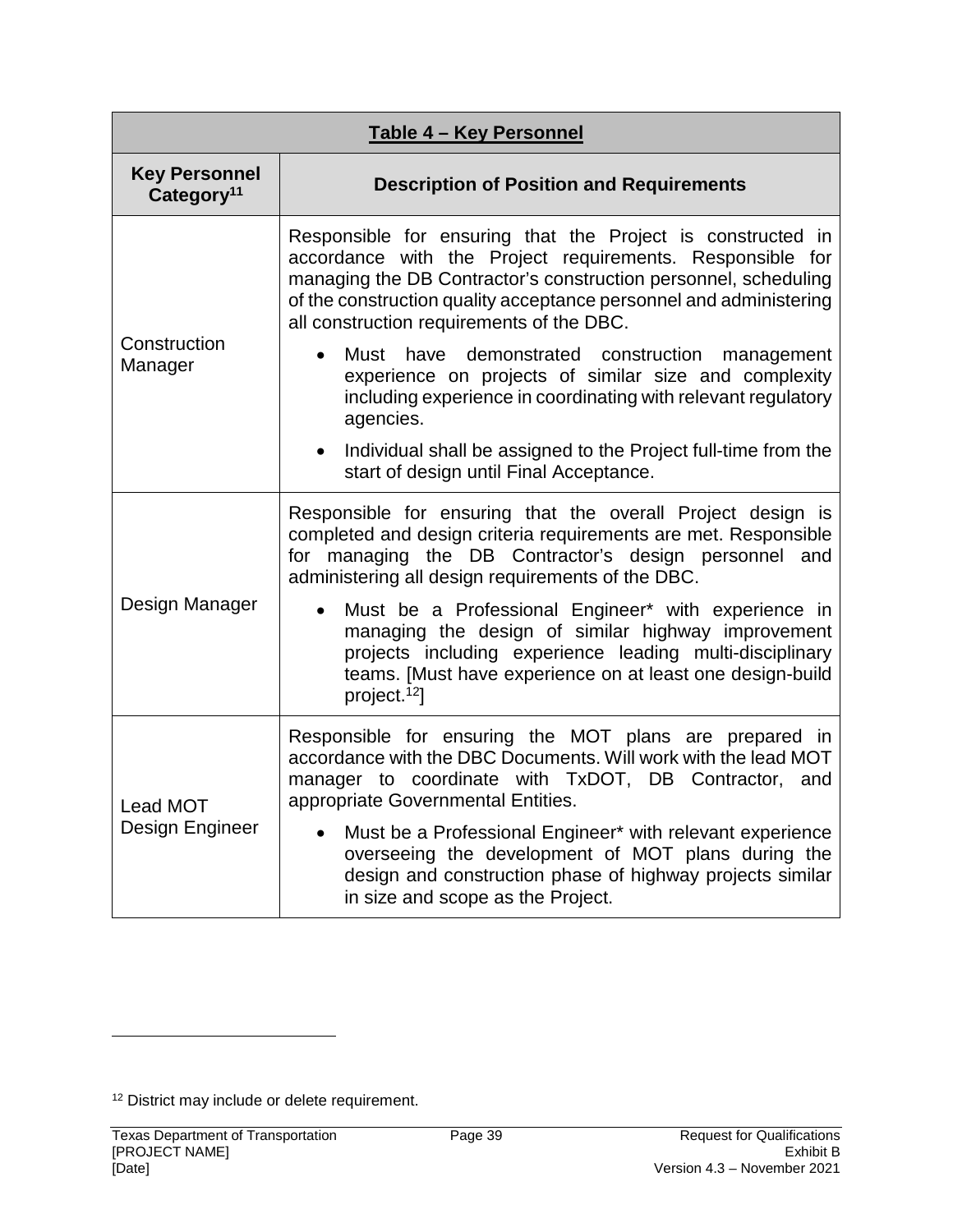| Table 4 – Key Personnel | |
|---|---|
| **Key Personnel Category**[11] | **Description of Position and Requirements** |
| Construction Manager | Responsible for ensuring that the Project is constructed in accordance with the Project requirements. Responsible for managing the DB Contractor's construction personnel, scheduling of the construction quality acceptance personnel and administering all construction requirements of the DBC.<br>• Must have demonstrated construction management experience on projects of similar size and complexity including experience in coordinating with relevant regulatory agencies.<br>• Individual shall be assigned to the Project full-time from the start of design until Final Acceptance. |
| Design Manager | Responsible for ensuring that the overall Project design is completed and design criteria requirements are met. Responsible for managing the DB Contractor's design personnel and administering all design requirements of the DBC.<br>• Must be a Professional Engineer* with experience in managing the design of similar highway improvement projects including experience leading multi-disciplinary teams. [Must have experience on at least one design-build project.[12]] |
| Lead MOT Design Engineer | Responsible for ensuring the MOT plans are prepared in accordance with the DBC Documents. Will work with the lead MOT manager to coordinate with TxDOT, DB Contractor, and appropriate Governmental Entities.<br>• Must be a Professional Engineer* with relevant experience overseeing the development of MOT plans during the design and construction phase of highway projects similar in size and scope as the Project. |

[12] District may include or delete requirement.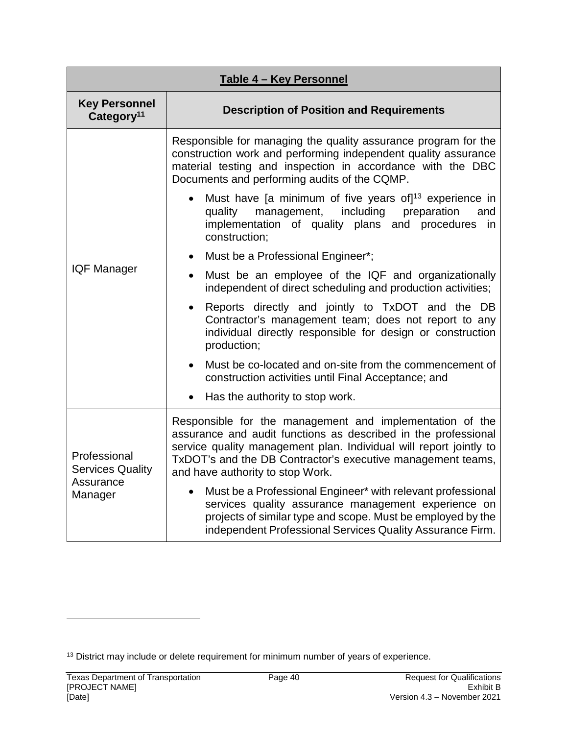| **Table 4 – Key Personnel** | |
|---|---|
| **Key Personnel Category[11]** | **Description of Position and Requirements** |
| IQF Manager | Responsible for managing the quality assurance program for the construction work and performing independent quality assurance material testing and inspection in accordance with the DBC Documents and performing audits of the CQMP.<br>• Must have [a minimum of five years of][13] experience in quality management, including preparation and implementation of quality plans and procedures in construction;<br>• Must be a Professional Engineer*;<br>• Must be an employee of the IQF and organizationally independent of direct scheduling and production activities;<br>• Reports directly and jointly to TxDOT and the DB Contractor's management team; does not report to any individual directly responsible for design or construction production;<br>• Must be co-located and on-site from the commencement of construction activities until Final Acceptance; and<br>• Has the authority to stop work. |
| Professional Services Quality Assurance Manager | Responsible for the management and implementation of the assurance and audit functions as described in the professional service quality management plan. Individual will report jointly to TxDOT's and the DB Contractor's executive management teams, and have authority to stop Work.<br>• Must be a Professional Engineer* with relevant professional services quality assurance management experience on projects of similar type and scope. Must be employed by the independent Professional Services Quality Assurance Firm. |

[13] District may include or delete requirement for minimum number of years of experience.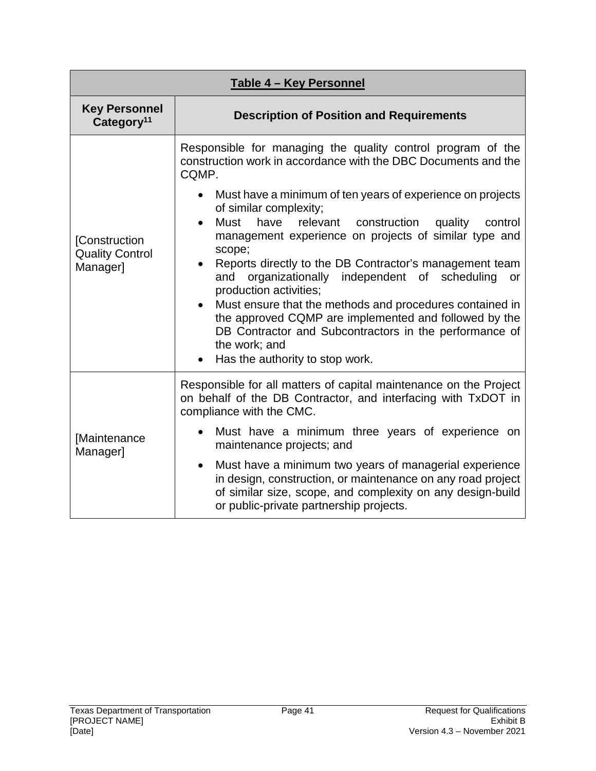| Table 4 – Key Personnel | |
|---|---|
| **Key Personnel Category**[11] | **Description of Position and Requirements** |
| [Construction Quality Control Manager] | Responsible for managing the quality control program of the construction work in accordance with the DBC Documents and the CQMP.<br><br>• Must have a minimum of ten years of experience on projects of similar complexity;<br>• Must have relevant construction quality control management experience on projects of similar type and scope;<br>• Reports directly to the DB Contractor's management team and organizationally independent of scheduling or production activities;<br>• Must ensure that the methods and procedures contained in the approved CQMP are implemented and followed by the DB Contractor and Subcontractors in the performance of the work; and<br>• Has the authority to stop work. |
| [Maintenance Manager] | Responsible for all matters of capital maintenance on the Project on behalf of the DB Contractor, and interfacing with TxDOT in compliance with the CMC.<br><br>• Must have a minimum three years of experience on maintenance projects; and<br>• Must have a minimum two years of managerial experience in design, construction, or maintenance on any road project of similar size, scope, and complexity on any design-build or public-private partnership projects. |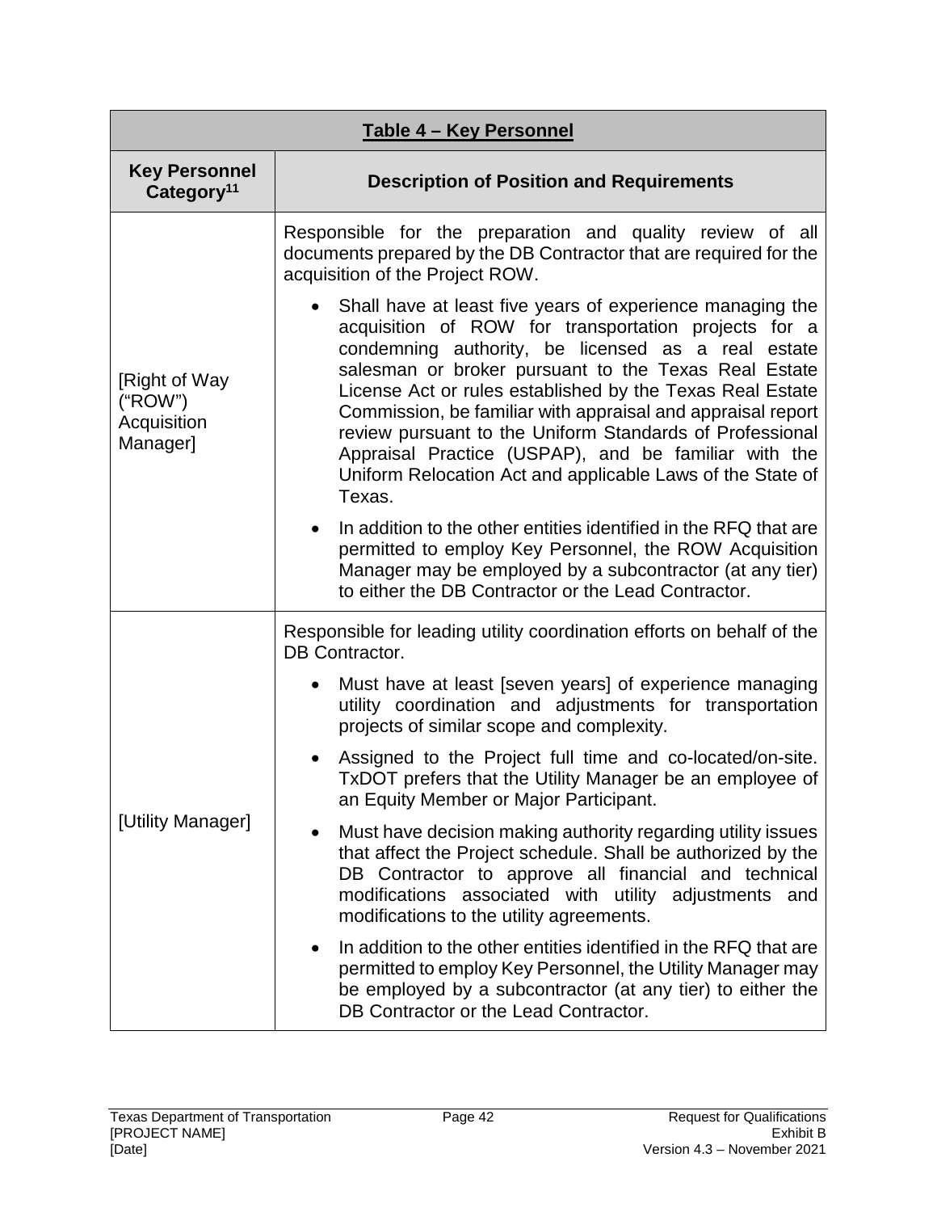| Table 4 – Key Personnel | |
|---|---|
| **Key Personnel Category[11]** | **Description of Position and Requirements** |
| [Right of Way ("ROW") Acquisition Manager] | Responsible for the preparation and quality review of all documents prepared by the DB Contractor that are required for the acquisition of the Project ROW.<br>• Shall have at least five years of experience managing the acquisition of ROW for transportation projects for a condemning authority, be licensed as a real estate salesman or broker pursuant to the Texas Real Estate License Act or rules established by the Texas Real Estate Commission, be familiar with appraisal and appraisal report review pursuant to the Uniform Standards of Professional Appraisal Practice (USPAP), and be familiar with the Uniform Relocation Act and applicable Laws of the State of Texas.<br>• In addition to the other entities identified in the RFQ that are permitted to employ Key Personnel, the ROW Acquisition Manager may be employed by a subcontractor (at any tier) to either the DB Contractor or the Lead Contractor. |
| [Utility Manager] | Responsible for leading utility coordination efforts on behalf of the DB Contractor.<br>• Must have at least [seven years] of experience managing utility coordination and adjustments for transportation projects of similar scope and complexity.<br>• Assigned to the Project full time and co-located/on-site. TxDOT prefers that the Utility Manager be an employee of an Equity Member or Major Participant.<br>• Must have decision making authority regarding utility issues that affect the Project schedule. Shall be authorized by the DB Contractor to approve all financial and technical modifications associated with utility adjustments and modifications to the utility agreements.<br>• In addition to the other entities identified in the RFQ that are permitted to employ Key Personnel, the Utility Manager may be employed by a subcontractor (at any tier) to either the DB Contractor or the Lead Contractor. |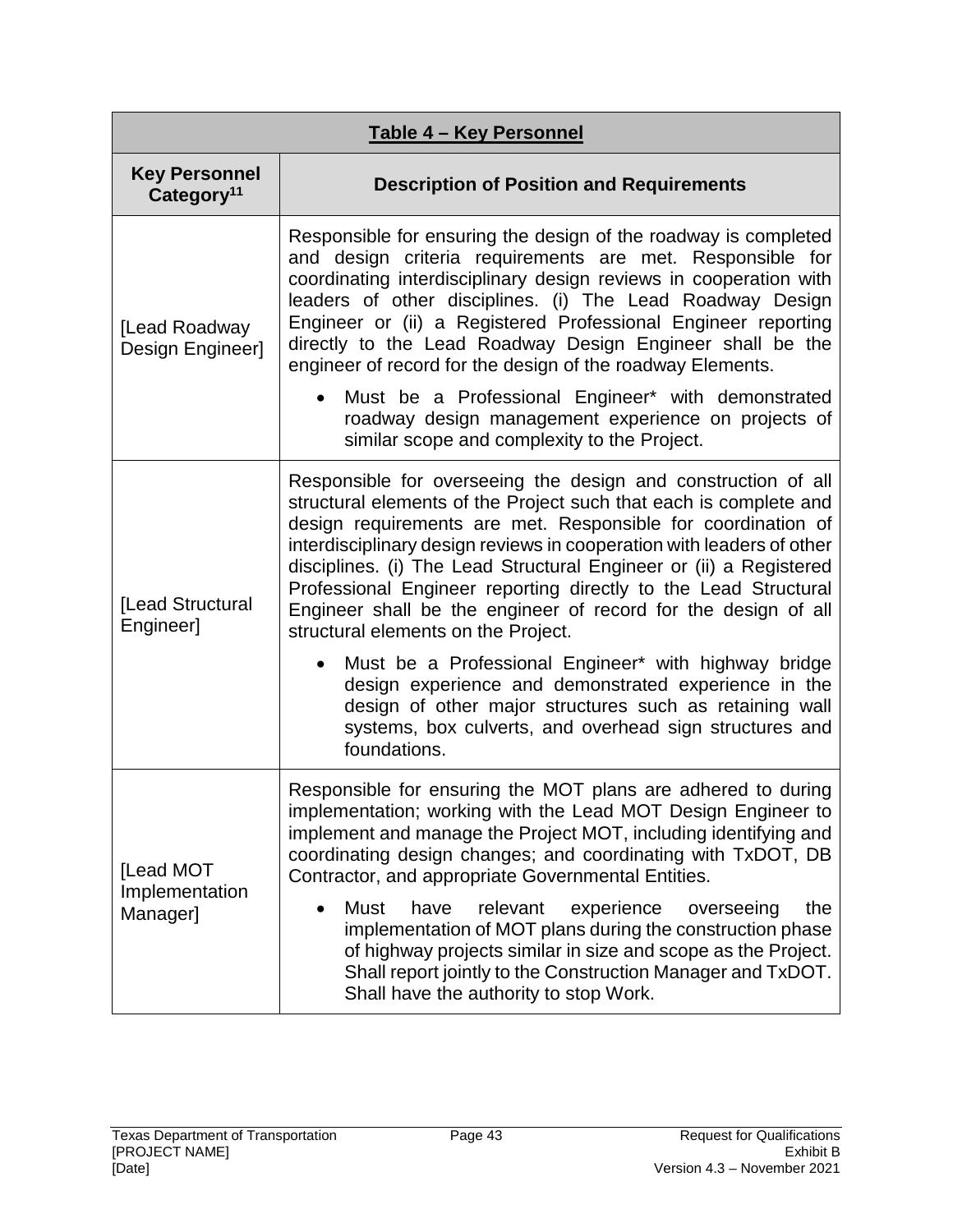| Table 4 – Key Personnel | |
|---|---|
| **Key Personnel Category[11]** | **Description of Position and Requirements** |
| [Lead Roadway Design Engineer] | Responsible for ensuring the design of the roadway is completed and design criteria requirements are met. Responsible for coordinating interdisciplinary design reviews in cooperation with leaders of other disciplines. (i) The Lead Roadway Design Engineer or (ii) a Registered Professional Engineer reporting directly to the Lead Roadway Design Engineer shall be the engineer of record for the design of the roadway Elements. <br> • Must be a Professional Engineer* with demonstrated roadway design management experience on projects of similar scope and complexity to the Project. |
| [Lead Structural Engineer] | Responsible for overseeing the design and construction of all structural elements of the Project such that each is complete and design requirements are met. Responsible for coordination of interdisciplinary design reviews in cooperation with leaders of other disciplines. (i) The Lead Structural Engineer or (ii) a Registered Professional Engineer reporting directly to the Lead Structural Engineer shall be the engineer of record for the design of all structural elements on the Project. <br> • Must be a Professional Engineer* with highway bridge design experience and demonstrated experience in the design of other major structures such as retaining wall systems, box culverts, and overhead sign structures and foundations. |
| [Lead MOT Implementation Manager] | Responsible for ensuring the MOT plans are adhered to during implementation; working with the Lead MOT Design Engineer to implement and manage the Project MOT, including identifying and coordinating design changes; and coordinating with TxDOT, DB Contractor, and appropriate Governmental Entities. <br> • Must have relevant experience overseeing the implementation of MOT plans during the construction phase of highway projects similar in size and scope as the Project. Shall report jointly to the Construction Manager and TxDOT. Shall have the authority to stop Work. |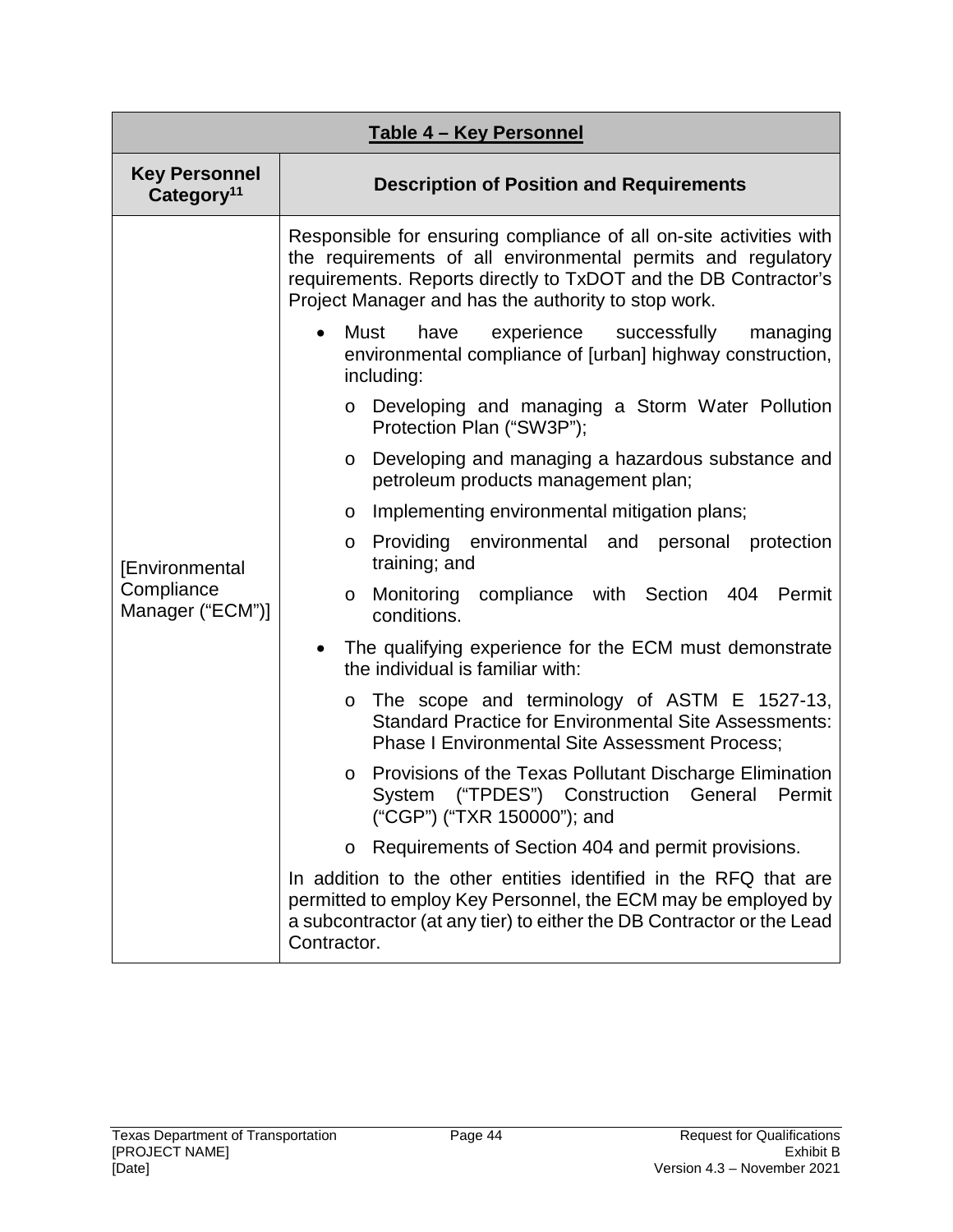| Table 4 – Key Personnel | |
|---|---|
| **Key Personnel Category[11]** | **Description of Position and Requirements** |
| [Environmental Compliance Manager ("ECM")] | Responsible for ensuring compliance of all on-site activities with the requirements of all environmental permits and regulatory requirements. Reports directly to TxDOT and the DB Contractor's Project Manager and has the authority to stop work.<br><br>• Must have experience successfully managing environmental compliance of [urban] highway construction, including:<br>&nbsp;&nbsp;o Developing and managing a Storm Water Pollution Protection Plan ("SW3P");<br>&nbsp;&nbsp;o Developing and managing a hazardous substance and petroleum products management plan;<br>&nbsp;&nbsp;o Implementing environmental mitigation plans;<br>&nbsp;&nbsp;o Providing environmental and personal protection training; and<br>&nbsp;&nbsp;o Monitoring compliance with Section 404 Permit conditions.<br>• The qualifying experience for the ECM must demonstrate the individual is familiar with:<br>&nbsp;&nbsp;o The scope and terminology of ASTM E 1527-13, Standard Practice for Environmental Site Assessments: Phase I Environmental Site Assessment Process;<br>&nbsp;&nbsp;o Provisions of the Texas Pollutant Discharge Elimination System ("TPDES") Construction General Permit ("CGP") ("TXR 150000"); and<br>&nbsp;&nbsp;o Requirements of Section 404 and permit provisions.<br><br>In addition to the other entities identified in the RFQ that are permitted to employ Key Personnel, the ECM may be employed by a subcontractor (at any tier) to either the DB Contractor or the Lead Contractor. |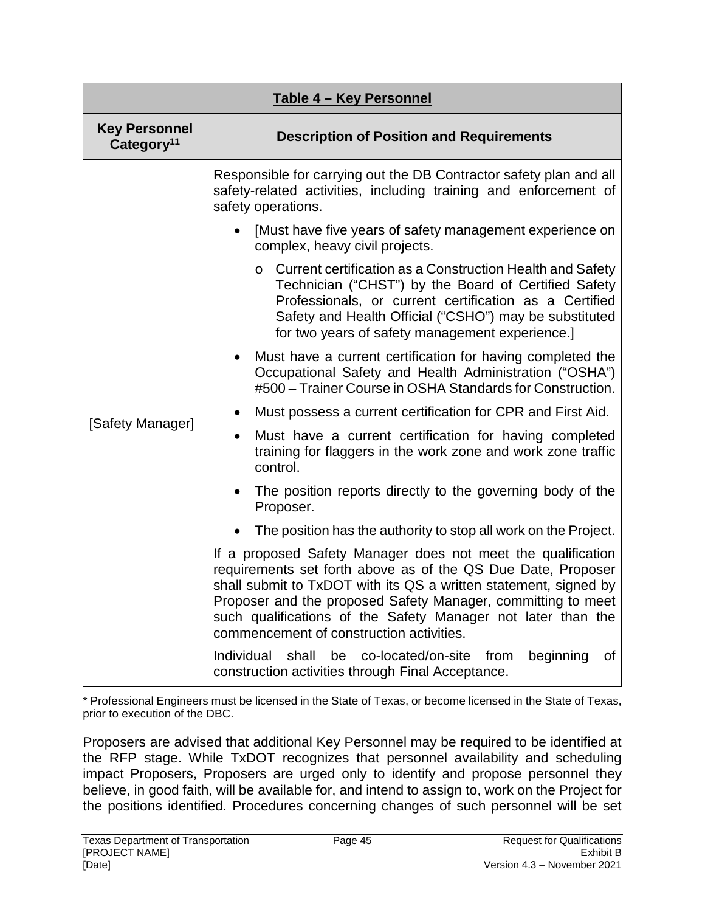| Table 4 – Key Personnel | |
|---|---|
| **Key Personnel Category[11]** | **Description of Position and Requirements** |
| [Safety Manager] | Responsible for carrying out the DB Contractor safety plan and all safety-related activities, including training and enforcement of safety operations.<br>• [Must have five years of safety management experience on complex, heavy civil projects.<br>  o Current certification as a Construction Health and Safety Technician ("CHST") by the Board of Certified Safety Professionals, or current certification as a Certified Safety and Health Official ("CSHO") may be substituted for two years of safety management experience.]<br>• Must have a current certification for having completed the Occupational Safety and Health Administration ("OSHA") #500 – Trainer Course in OSHA Standards for Construction.<br>• Must possess a current certification for CPR and First Aid.<br>• Must have a current certification for having completed training for flaggers in the work zone and work zone traffic control.<br>• The position reports directly to the governing body of the Proposer.<br>• The position has the authority to stop all work on the Project.<br>If a proposed Safety Manager does not meet the qualification requirements set forth above as of the QS Due Date, Proposer shall submit to TxDOT with its QS a written statement, signed by Proposer and the proposed Safety Manager, committing to meet such qualifications of the Safety Manager not later than the commencement of construction activities.<br>Individual shall be co-located/on-site from beginning of construction activities through Final Acceptance. |

* Professional Engineers must be licensed in the State of Texas, or become licensed in the State of Texas, prior to execution of the DBC.

Proposers are advised that additional Key Personnel may be required to be identified at the RFP stage. While TxDOT recognizes that personnel availability and scheduling impact Proposers, Proposers are urged only to identify and propose personnel they believe, in good faith, will be available for, and intend to assign to, work on the Project for the positions identified. Procedures concerning changes of such personnel will be set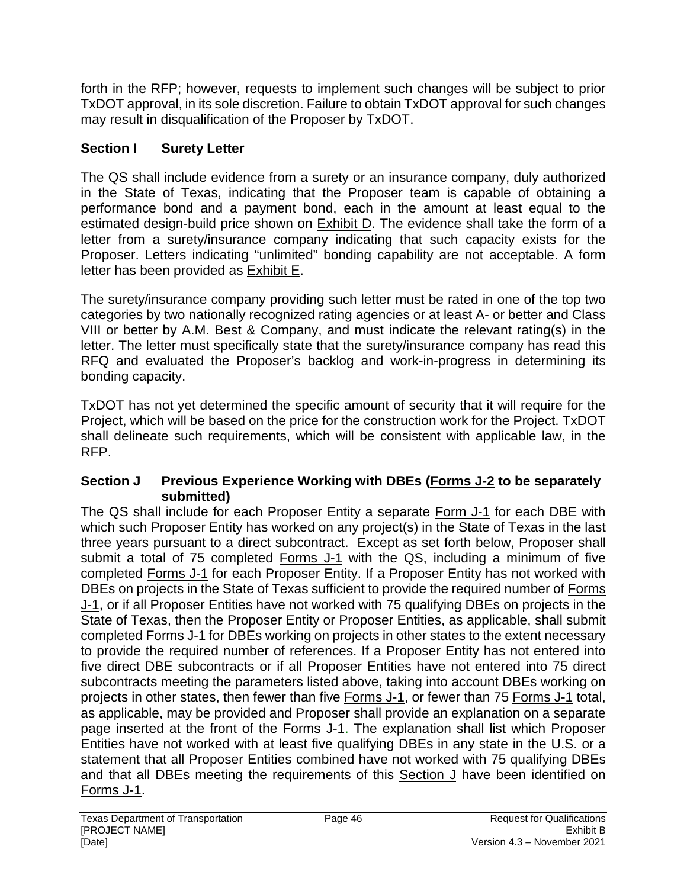forth in the RFP; however, requests to implement such changes will be subject to prior TxDOT approval, in its sole discretion. Failure to obtain TxDOT approval for such changes may result in disqualification of the Proposer by TxDOT.

## Section I Surety Letter

The QS shall include evidence from a surety or an insurance company, duly authorized in the State of Texas, indicating that the Proposer team is capable of obtaining a performance bond and a payment bond, each in the amount at least equal to the estimated design-build price shown on Exhibit D. The evidence shall take the form of a letter from a surety/insurance company indicating that such capacity exists for the Proposer. Letters indicating "unlimited" bonding capability are not acceptable. A form letter has been provided as Exhibit E.

The surety/insurance company providing such letter must be rated in one of the top two categories by two nationally recognized rating agencies or at least A- or better and Class VIII or better by A.M. Best & Company, and must indicate the relevant rating(s) in the letter. The letter must specifically state that the surety/insurance company has read this RFQ and evaluated the Proposer's backlog and work-in-progress in determining its bonding capacity.

TxDOT has not yet determined the specific amount of security that it will require for the Project, which will be based on the price for the construction work for the Project. TxDOT shall delineate such requirements, which will be consistent with applicable law, in the RFP.

## Section J Previous Experience Working with DBEs (Forms J-2 to be separately submitted)

The QS shall include for each Proposer Entity a separate Form J-1 for each DBE with which such Proposer Entity has worked on any project(s) in the State of Texas in the last three years pursuant to a direct subcontract. Except as set forth below, Proposer shall submit a total of 75 completed Forms J-1 with the QS, including a minimum of five completed Forms J-1 for each Proposer Entity. If a Proposer Entity has not worked with DBEs on projects in the State of Texas sufficient to provide the required number of Forms J-1, or if all Proposer Entities have not worked with 75 qualifying DBEs on projects in the State of Texas, then the Proposer Entity or Proposer Entities, as applicable, shall submit completed Forms J-1 for DBEs working on projects in other states to the extent necessary to provide the required number of references. If a Proposer Entity has not entered into five direct DBE subcontracts or if all Proposer Entities have not entered into 75 direct subcontracts meeting the parameters listed above, taking into account DBEs working on projects in other states, then fewer than five Forms J-1, or fewer than 75 Forms J-1 total, as applicable, may be provided and Proposer shall provide an explanation on a separate page inserted at the front of the Forms J-1. The explanation shall list which Proposer Entities have not worked with at least five qualifying DBEs in any state in the U.S. or a statement that all Proposer Entities combined have not worked with 75 qualifying DBEs and that all DBEs meeting the requirements of this Section J have been identified on Forms J-1.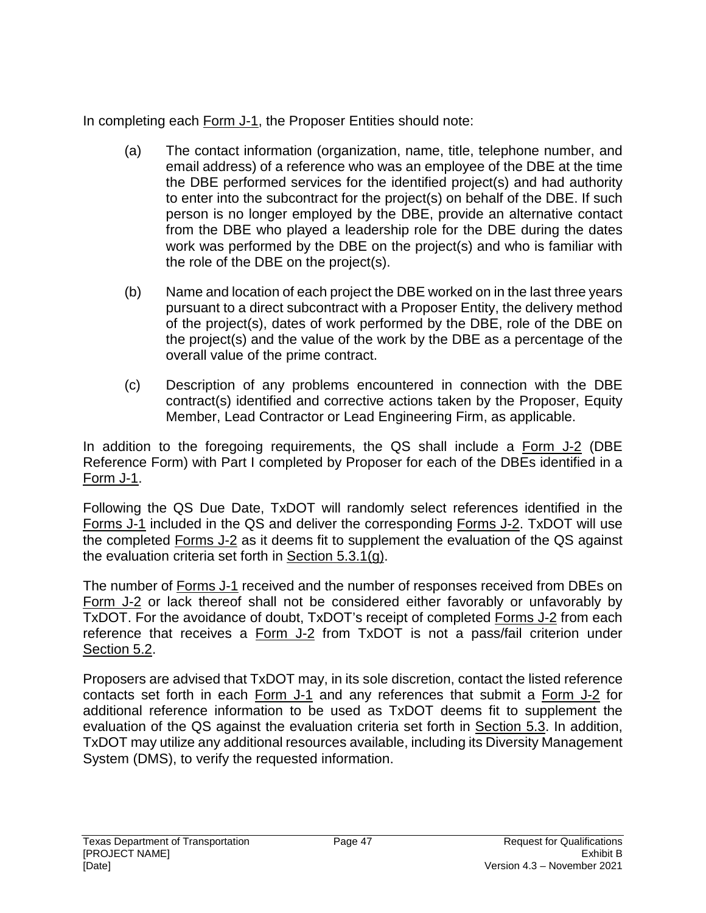In completing each Form J-1, the Proposer Entities should note:

(a) The contact information (organization, name, title, telephone number, and email address) of a reference who was an employee of the DBE at the time the DBE performed services for the identified project(s) and had authority to enter into the subcontract for the project(s) on behalf of the DBE. If such person is no longer employed by the DBE, provide an alternative contact from the DBE who played a leadership role for the DBE during the dates work was performed by the DBE on the project(s) and who is familiar with the role of the DBE on the project(s).

(b) Name and location of each project the DBE worked on in the last three years pursuant to a direct subcontract with a Proposer Entity, the delivery method of the project(s), dates of work performed by the DBE, role of the DBE on the project(s) and the value of the work by the DBE as a percentage of the overall value of the prime contract.

(c) Description of any problems encountered in connection with the DBE contract(s) identified and corrective actions taken by the Proposer, Equity Member, Lead Contractor or Lead Engineering Firm, as applicable.

In addition to the foregoing requirements, the QS shall include a Form J-2 (DBE Reference Form) with Part I completed by Proposer for each of the DBEs identified in a Form J-1.

Following the QS Due Date, TxDOT will randomly select references identified in the Forms J-1 included in the QS and deliver the corresponding Forms J-2. TxDOT will use the completed Forms J-2 as it deems fit to supplement the evaluation of the QS against the evaluation criteria set forth in Section 5.3.1(g).

The number of Forms J-1 received and the number of responses received from DBEs on Form J-2 or lack thereof shall not be considered either favorably or unfavorably by TxDOT. For the avoidance of doubt, TxDOT's receipt of completed Forms J-2 from each reference that receives a Form J-2 from TxDOT is not a pass/fail criterion under Section 5.2.

Proposers are advised that TxDOT may, in its sole discretion, contact the listed reference contacts set forth in each Form J-1 and any references that submit a Form J-2 for additional reference information to be used as TxDOT deems fit to supplement the evaluation of the QS against the evaluation criteria set forth in Section 5.3. In addition, TxDOT may utilize any additional resources available, including its Diversity Management System (DMS), to verify the requested information.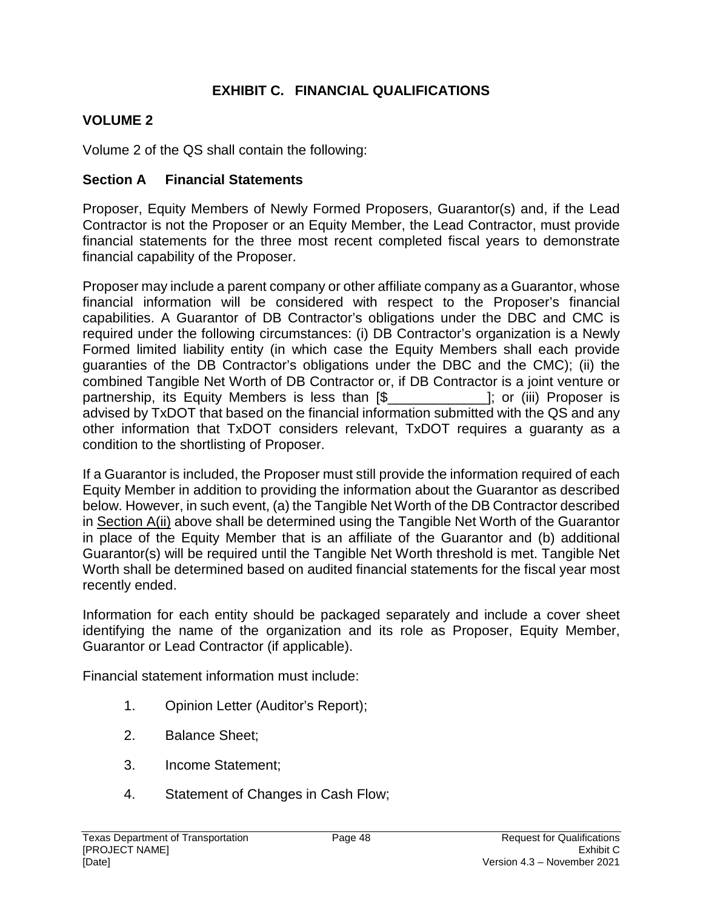# EXHIBIT C. FINANCIAL QUALIFICATIONS

## VOLUME 2

Volume 2 of the QS shall contain the following:

### Section A Financial Statements

Proposer, Equity Members of Newly Formed Proposers, Guarantor(s) and, if the Lead Contractor is not the Proposer or an Equity Member, the Lead Contractor, must provide financial statements for the three most recent completed fiscal years to demonstrate financial capability of the Proposer.

Proposer may include a parent company or other affiliate company as a Guarantor, whose financial information will be considered with respect to the Proposer's financial capabilities. A Guarantor of DB Contractor's obligations under the DBC and CMC is required under the following circumstances: (i) DB Contractor's organization is a Newly Formed limited liability entity (in which case the Equity Members shall each provide guaranties of the DB Contractor's obligations under the DBC and the CMC); (ii) the combined Tangible Net Worth of DB Contractor or, if DB Contractor is a joint venture or partnership, its Equity Members is less than [$_____________]; or (iii) Proposer is advised by TxDOT that based on the financial information submitted with the QS and any other information that TxDOT considers relevant, TxDOT requires a guaranty as a condition to the shortlisting of Proposer.

If a Guarantor is included, the Proposer must still provide the information required of each Equity Member in addition to providing the information about the Guarantor as described below. However, in such event, (a) the Tangible Net Worth of the DB Contractor described in Section A(ii) above shall be determined using the Tangible Net Worth of the Guarantor in place of the Equity Member that is an affiliate of the Guarantor and (b) additional Guarantor(s) will be required until the Tangible Net Worth threshold is met. Tangible Net Worth shall be determined based on audited financial statements for the fiscal year most recently ended.

Information for each entity should be packaged separately and include a cover sheet identifying the name of the organization and its role as Proposer, Equity Member, Guarantor or Lead Contractor (if applicable).

Financial statement information must include:

1. Opinion Letter (Auditor's Report);
2. Balance Sheet;
3. Income Statement;
4. Statement of Changes in Cash Flow;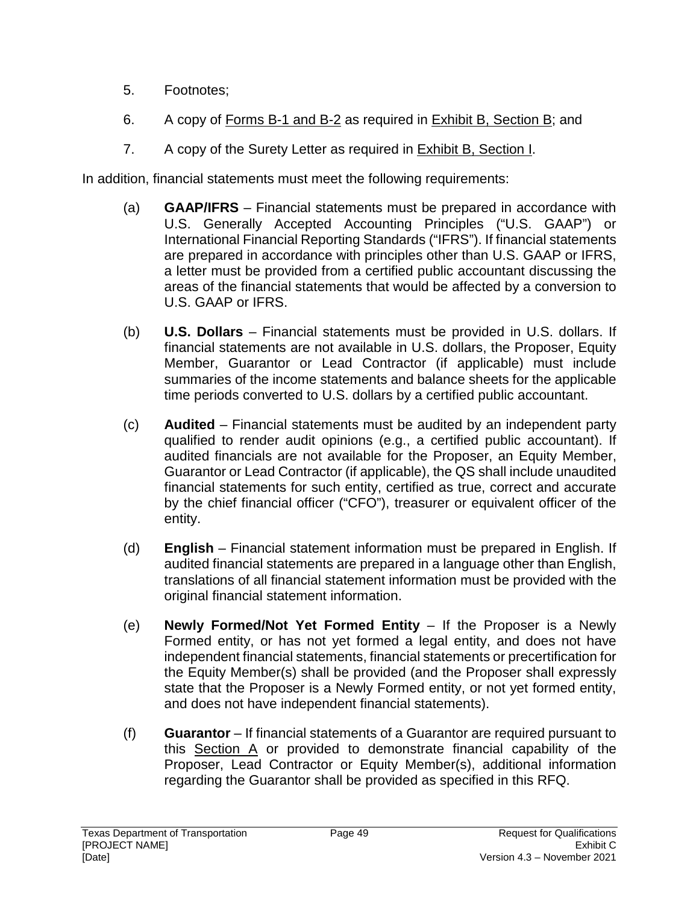5. Footnotes;

6. A copy of Forms B-1 and B-2 as required in Exhibit B, Section B; and

7. A copy of the Surety Letter as required in Exhibit B, Section I.

In addition, financial statements must meet the following requirements:

(a) **GAAP/IFRS** – Financial statements must be prepared in accordance with U.S. Generally Accepted Accounting Principles ("U.S. GAAP") or International Financial Reporting Standards ("IFRS"). If financial statements are prepared in accordance with principles other than U.S. GAAP or IFRS, a letter must be provided from a certified public accountant discussing the areas of the financial statements that would be affected by a conversion to U.S. GAAP or IFRS.

(b) **U.S. Dollars** – Financial statements must be provided in U.S. dollars. If financial statements are not available in U.S. dollars, the Proposer, Equity Member, Guarantor or Lead Contractor (if applicable) must include summaries of the income statements and balance sheets for the applicable time periods converted to U.S. dollars by a certified public accountant.

(c) **Audited** – Financial statements must be audited by an independent party qualified to render audit opinions (e.g., a certified public accountant). If audited financials are not available for the Proposer, an Equity Member, Guarantor or Lead Contractor (if applicable), the QS shall include unaudited financial statements for such entity, certified as true, correct and accurate by the chief financial officer ("CFO"), treasurer or equivalent officer of the entity.

(d) **English** – Financial statement information must be prepared in English. If audited financial statements are prepared in a language other than English, translations of all financial statement information must be provided with the original financial statement information.

(e) **Newly Formed/Not Yet Formed Entity** – If the Proposer is a Newly Formed entity, or has not yet formed a legal entity, and does not have independent financial statements, financial statements or precertification for the Equity Member(s) shall be provided (and the Proposer shall expressly state that the Proposer is a Newly Formed entity, or not yet formed entity, and does not have independent financial statements).

(f) **Guarantor** – If financial statements of a Guarantor are required pursuant to this Section A or provided to demonstrate financial capability of the Proposer, Lead Contractor or Equity Member(s), additional information regarding the Guarantor shall be provided as specified in this RFQ.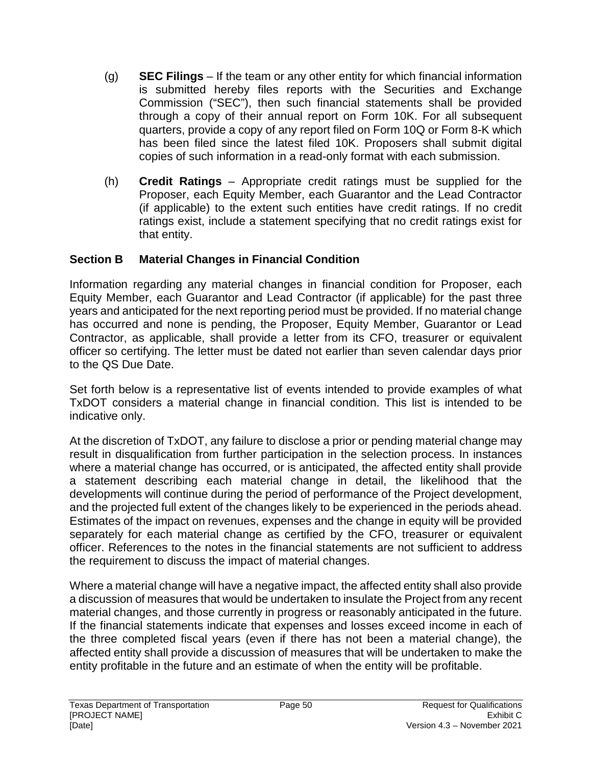(g) **SEC Filings** – If the team or any other entity for which financial information is submitted hereby files reports with the Securities and Exchange Commission ("SEC"), then such financial statements shall be provided through a copy of their annual report on Form 10K. For all subsequent quarters, provide a copy of any report filed on Form 10Q or Form 8-K which has been filed since the latest filed 10K. Proposers shall submit digital copies of such information in a read-only format with each submission.

(h) **Credit Ratings** – Appropriate credit ratings must be supplied for the Proposer, each Equity Member, each Guarantor and the Lead Contractor (if applicable) to the extent such entities have credit ratings. If no credit ratings exist, include a statement specifying that no credit ratings exist for that entity.

## Section B Material Changes in Financial Condition

Information regarding any material changes in financial condition for Proposer, each Equity Member, each Guarantor and Lead Contractor (if applicable) for the past three years and anticipated for the next reporting period must be provided. If no material change has occurred and none is pending, the Proposer, Equity Member, Guarantor or Lead Contractor, as applicable, shall provide a letter from its CFO, treasurer or equivalent officer so certifying. The letter must be dated not earlier than seven calendar days prior to the QS Due Date.

Set forth below is a representative list of events intended to provide examples of what TxDOT considers a material change in financial condition. This list is intended to be indicative only.

At the discretion of TxDOT, any failure to disclose a prior or pending material change may result in disqualification from further participation in the selection process. In instances where a material change has occurred, or is anticipated, the affected entity shall provide a statement describing each material change in detail, the likelihood that the developments will continue during the period of performance of the Project development, and the projected full extent of the changes likely to be experienced in the periods ahead. Estimates of the impact on revenues, expenses and the change in equity will be provided separately for each material change as certified by the CFO, treasurer or equivalent officer. References to the notes in the financial statements are not sufficient to address the requirement to discuss the impact of material changes.

Where a material change will have a negative impact, the affected entity shall also provide a discussion of measures that would be undertaken to insulate the Project from any recent material changes, and those currently in progress or reasonably anticipated in the future. If the financial statements indicate that expenses and losses exceed income in each of the three completed fiscal years (even if there has not been a material change), the affected entity shall provide a discussion of measures that will be undertaken to make the entity profitable in the future and an estimate of when the entity will be profitable.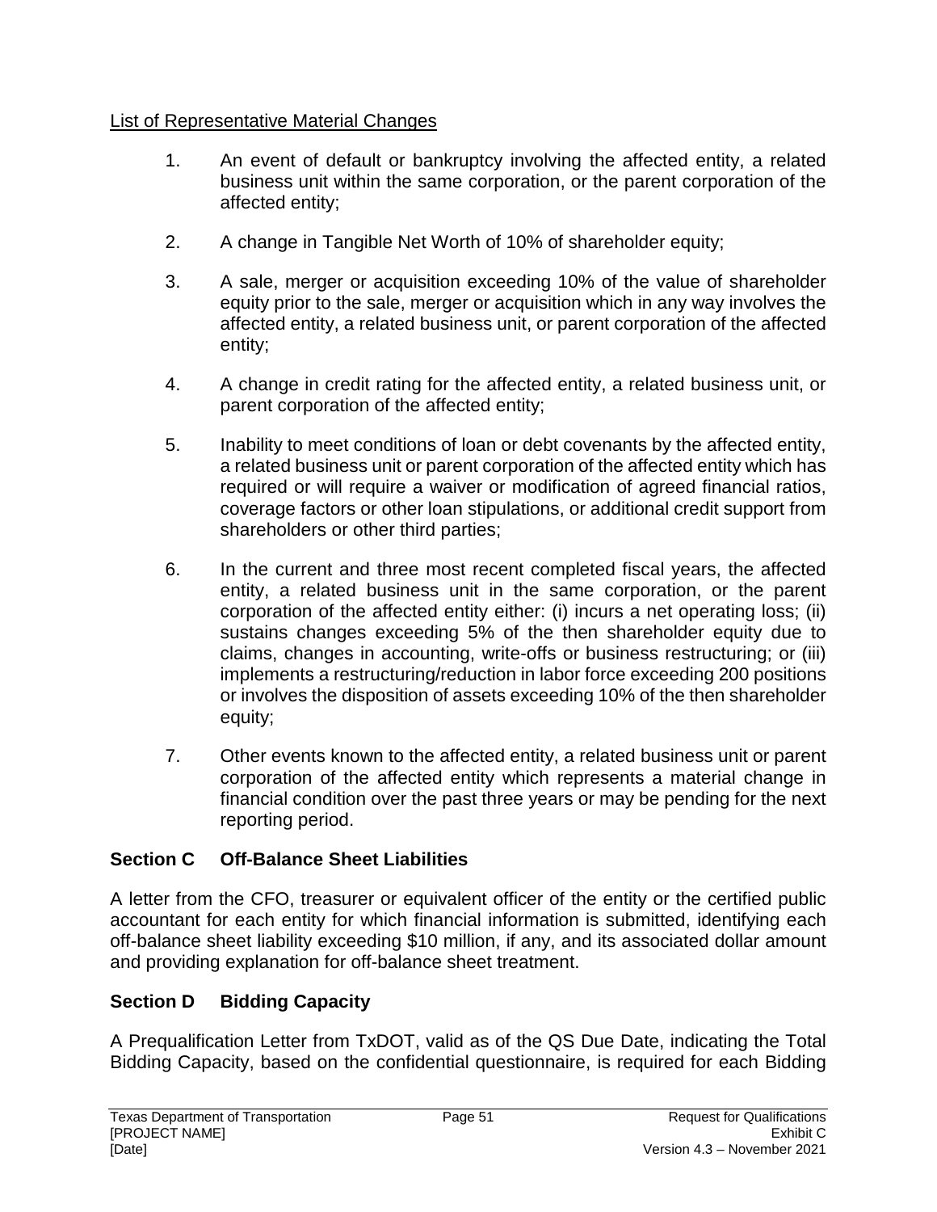List of Representative Material Changes

1. An event of default or bankruptcy involving the affected entity, a related business unit within the same corporation, or the parent corporation of the affected entity;

2. A change in Tangible Net Worth of 10% of shareholder equity;

3. A sale, merger or acquisition exceeding 10% of the value of shareholder equity prior to the sale, merger or acquisition which in any way involves the affected entity, a related business unit, or parent corporation of the affected entity;

4. A change in credit rating for the affected entity, a related business unit, or parent corporation of the affected entity;

5. Inability to meet conditions of loan or debt covenants by the affected entity, a related business unit or parent corporation of the affected entity which has required or will require a waiver or modification of agreed financial ratios, coverage factors or other loan stipulations, or additional credit support from shareholders or other third parties;

6. In the current and three most recent completed fiscal years, the affected entity, a related business unit in the same corporation, or the parent corporation of the affected entity either: (i) incurs a net operating loss; (ii) sustains changes exceeding 5% of the then shareholder equity due to claims, changes in accounting, write-offs or business restructuring; or (iii) implements a restructuring/reduction in labor force exceeding 200 positions or involves the disposition of assets exceeding 10% of the then shareholder equity;

7. Other events known to the affected entity, a related business unit or parent corporation of the affected entity which represents a material change in financial condition over the past three years or may be pending for the next reporting period.

## Section C Off-Balance Sheet Liabilities

A letter from the CFO, treasurer or equivalent officer of the entity or the certified public accountant for each entity for which financial information is submitted, identifying each off-balance sheet liability exceeding $10 million, if any, and its associated dollar amount and providing explanation for off-balance sheet treatment.

## Section D Bidding Capacity

A Prequalification Letter from TxDOT, valid as of the QS Due Date, indicating the Total Bidding Capacity, based on the confidential questionnaire, is required for each Bidding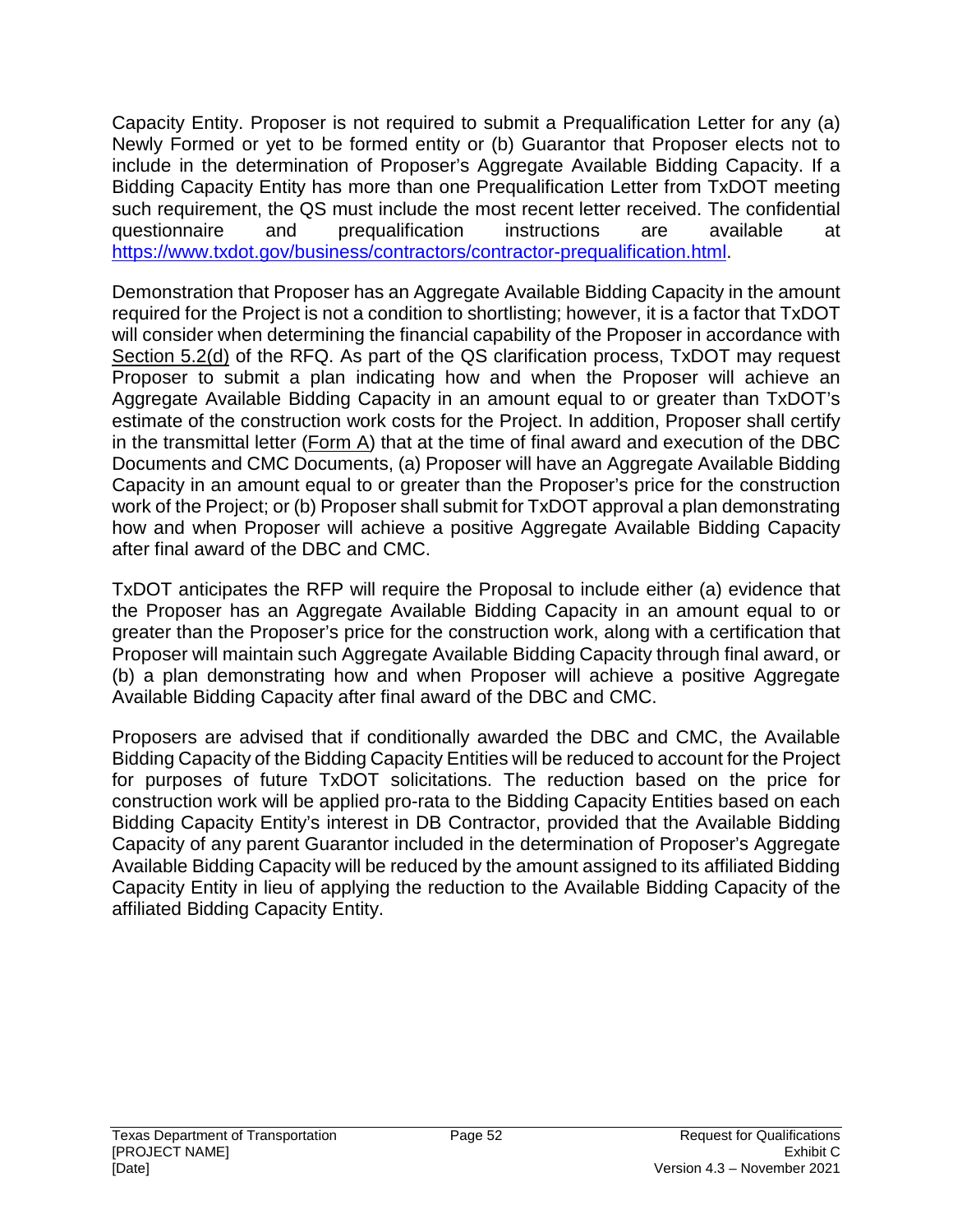Capacity Entity. Proposer is not required to submit a Prequalification Letter for any (a) Newly Formed or yet to be formed entity or (b) Guarantor that Proposer elects not to include in the determination of Proposer's Aggregate Available Bidding Capacity. If a Bidding Capacity Entity has more than one Prequalification Letter from TxDOT meeting such requirement, the QS must include the most recent letter received. The confidential questionnaire and prequalification instructions are available at https://www.txdot.gov/business/contractors/contractor-prequalification.html.

Demonstration that Proposer has an Aggregate Available Bidding Capacity in the amount required for the Project is not a condition to shortlisting; however, it is a factor that TxDOT will consider when determining the financial capability of the Proposer in accordance with Section 5.2(d) of the RFQ. As part of the QS clarification process, TxDOT may request Proposer to submit a plan indicating how and when the Proposer will achieve an Aggregate Available Bidding Capacity in an amount equal to or greater than TxDOT's estimate of the construction work costs for the Project. In addition, Proposer shall certify in the transmittal letter (Form A) that at the time of final award and execution of the DBC Documents and CMC Documents, (a) Proposer will have an Aggregate Available Bidding Capacity in an amount equal to or greater than the Proposer's price for the construction work of the Project; or (b) Proposer shall submit for TxDOT approval a plan demonstrating how and when Proposer will achieve a positive Aggregate Available Bidding Capacity after final award of the DBC and CMC.

TxDOT anticipates the RFP will require the Proposal to include either (a) evidence that the Proposer has an Aggregate Available Bidding Capacity in an amount equal to or greater than the Proposer's price for the construction work, along with a certification that Proposer will maintain such Aggregate Available Bidding Capacity through final award, or (b) a plan demonstrating how and when Proposer will achieve a positive Aggregate Available Bidding Capacity after final award of the DBC and CMC.

Proposers are advised that if conditionally awarded the DBC and CMC, the Available Bidding Capacity of the Bidding Capacity Entities will be reduced to account for the Project for purposes of future TxDOT solicitations. The reduction based on the price for construction work will be applied pro-rata to the Bidding Capacity Entities based on each Bidding Capacity Entity's interest in DB Contractor, provided that the Available Bidding Capacity of any parent Guarantor included in the determination of Proposer's Aggregate Available Bidding Capacity will be reduced by the amount assigned to its affiliated Bidding Capacity Entity in lieu of applying the reduction to the Available Bidding Capacity of the affiliated Bidding Capacity Entity.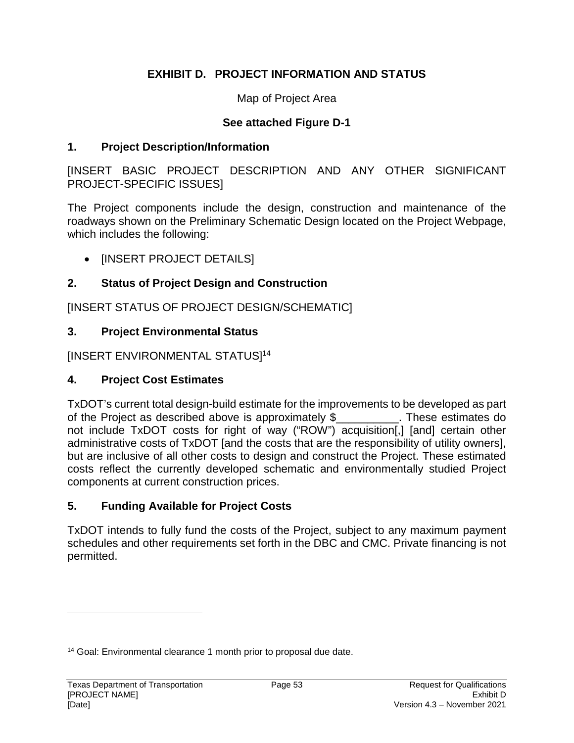# EXHIBIT D. PROJECT INFORMATION AND STATUS

Map of Project Area

**See attached Figure D-1**

## 1. Project Description/Information

[INSERT BASIC PROJECT DESCRIPTION AND ANY OTHER SIGNIFICANT PROJECT-SPECIFIC ISSUES]

The Project components include the design, construction and maintenance of the roadways shown on the Preliminary Schematic Design located on the Project Webpage, which includes the following:

- [INSERT PROJECT DETAILS]

## 2. Status of Project Design and Construction

[INSERT STATUS OF PROJECT DESIGN/SCHEMATIC]

## 3. Project Environmental Status

[INSERT ENVIRONMENTAL STATUS][14]

## 4. Project Cost Estimates

TxDOT's current total design-build estimate for the improvements to be developed as part of the Project as described above is approximately $__________. These estimates do not include TxDOT costs for right of way ("ROW") acquisition[,] [and] certain other administrative costs of TxDOT [and the costs that are the responsibility of utility owners], but are inclusive of all other costs to design and construct the Project. These estimated costs reflect the currently developed schematic and environmentally studied Project components at current construction prices.

## 5. Funding Available for Project Costs

TxDOT intends to fully fund the costs of the Project, subject to any maximum payment schedules and other requirements set forth in the DBC and CMC. Private financing is not permitted.

---

[14] Goal: Environmental clearance 1 month prior to proposal due date.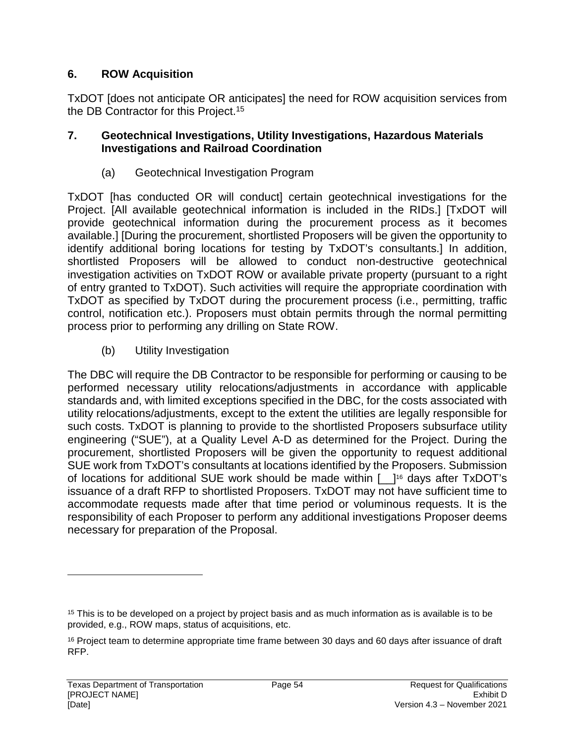## 6. ROW Acquisition

TxDOT [does not anticipate OR anticipates] the need for ROW acquisition services from the DB Contractor for this Project.[15]

## 7. Geotechnical Investigations, Utility Investigations, Hazardous Materials Investigations and Railroad Coordination

### (a) Geotechnical Investigation Program

TxDOT [has conducted OR will conduct] certain geotechnical investigations for the Project. [All available geotechnical information is included in the RIDs.] [TxDOT will provide geotechnical information during the procurement process as it becomes available.] [During the procurement, shortlisted Proposers will be given the opportunity to identify additional boring locations for testing by TxDOT's consultants.] In addition, shortlisted Proposers will be allowed to conduct non-destructive geotechnical investigation activities on TxDOT ROW or available private property (pursuant to a right of entry granted to TxDOT). Such activities will require the appropriate coordination with TxDOT as specified by TxDOT during the procurement process (i.e., permitting, traffic control, notification etc.). Proposers must obtain permits through the normal permitting process prior to performing any drilling on State ROW.

### (b) Utility Investigation

The DBC will require the DB Contractor to be responsible for performing or causing to be performed necessary utility relocations/adjustments in accordance with applicable standards and, with limited exceptions specified in the DBC, for the costs associated with utility relocations/adjustments, except to the extent the utilities are legally responsible for such costs. TxDOT is planning to provide to the shortlisted Proposers subsurface utility engineering ("SUE"), at a Quality Level A-D as determined for the Project. During the procurement, shortlisted Proposers will be given the opportunity to request additional SUE work from TxDOT's consultants at locations identified by the Proposers. Submission of locations for additional SUE work should be made within [__][16] days after TxDOT's issuance of a draft RFP to shortlisted Proposers. TxDOT may not have sufficient time to accommodate requests made after that time period or voluminous requests. It is the responsibility of each Proposer to perform any additional investigations Proposer deems necessary for preparation of the Proposal.

---

[15] This is to be developed on a project by project basis and as much information as is available is to be provided, e.g., ROW maps, status of acquisitions, etc.

[16] Project team to determine appropriate time frame between 30 days and 60 days after issuance of draft RFP.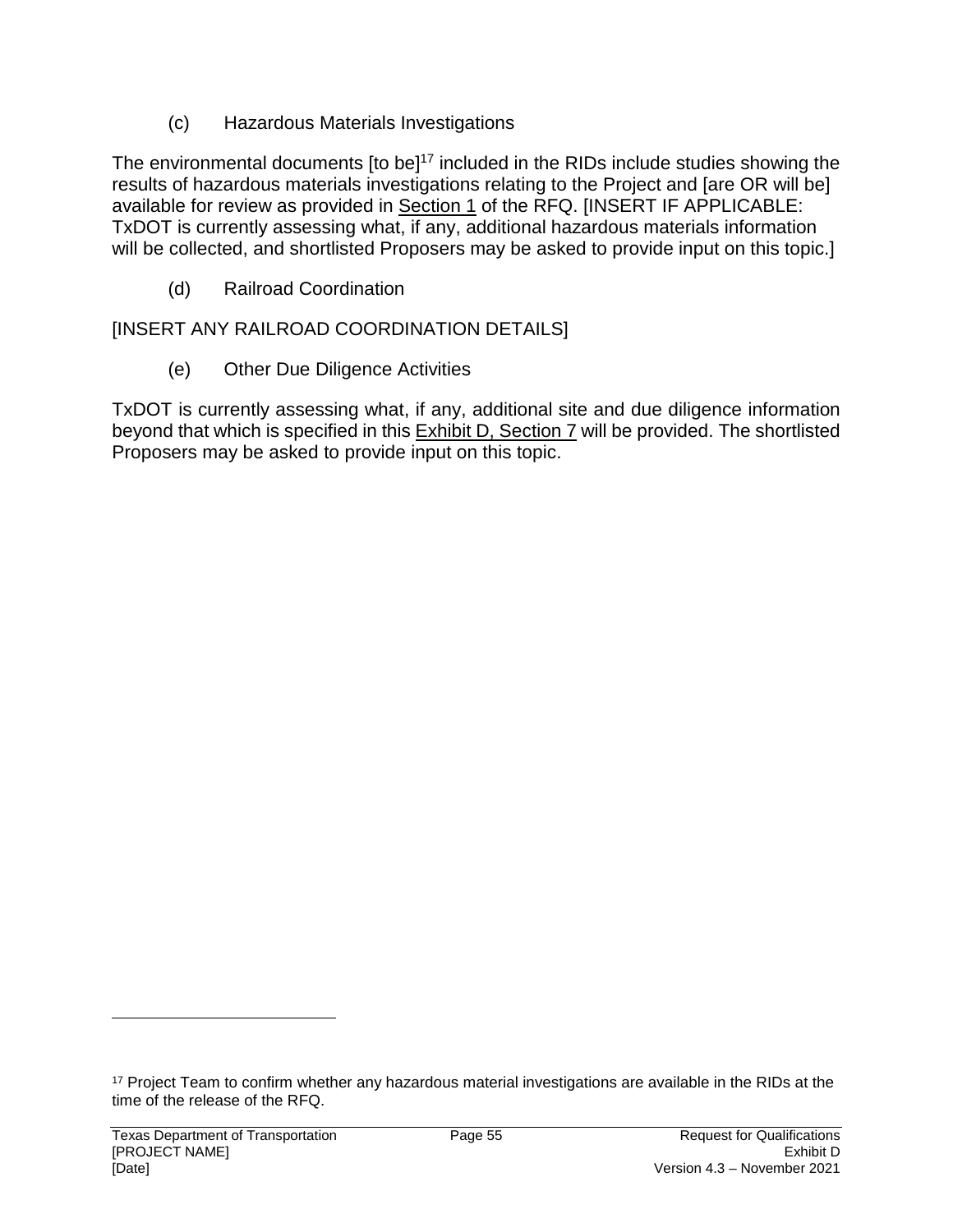(c) Hazardous Materials Investigations

The environmental documents [to be][17] included in the RIDs include studies showing the results of hazardous materials investigations relating to the Project and [are OR will be] available for review as provided in Section 1 of the RFQ. [INSERT IF APPLICABLE: TxDOT is currently assessing what, if any, additional hazardous materials information will be collected, and shortlisted Proposers may be asked to provide input on this topic.]

(d) Railroad Coordination

[INSERT ANY RAILROAD COORDINATION DETAILS]

(e) Other Due Diligence Activities

TxDOT is currently assessing what, if any, additional site and due diligence information beyond that which is specified in this Exhibit D, Section 7 will be provided. The shortlisted Proposers may be asked to provide input on this topic.

[17] Project Team to confirm whether any hazardous material investigations are available in the RIDs at the time of the release of the RFQ.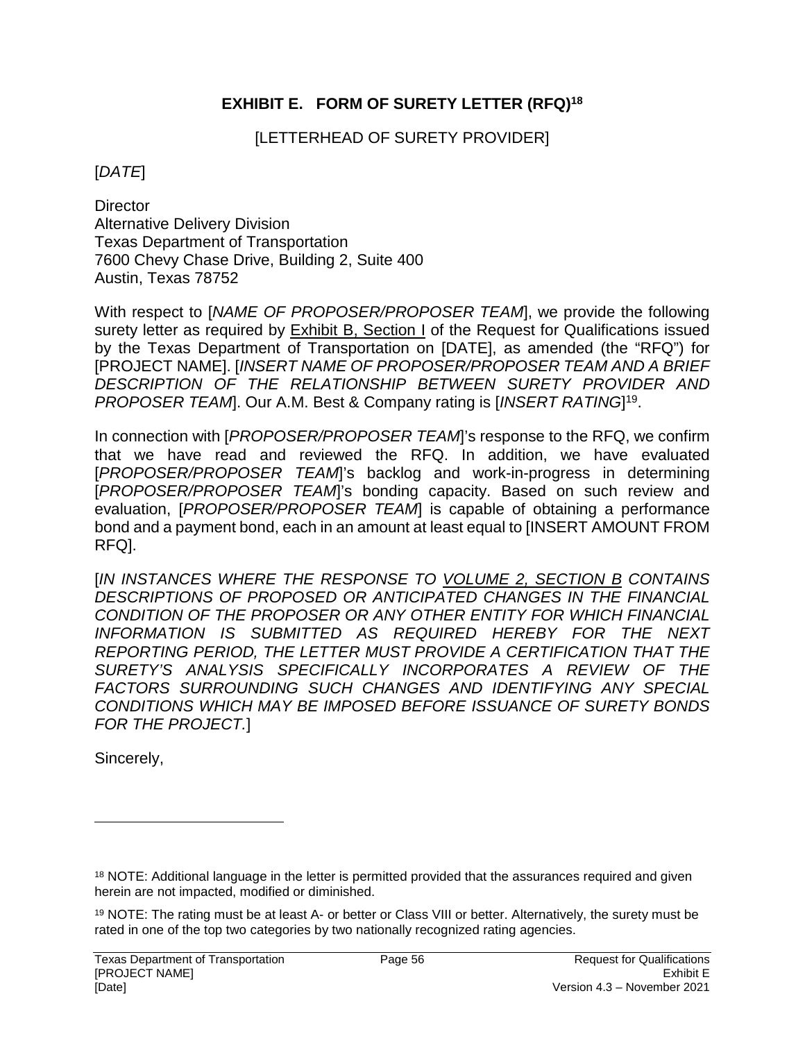# EXHIBIT E. FORM OF SURETY LETTER (RFQ)[18]

[LETTERHEAD OF SURETY PROVIDER]

[*DATE*]

Director
Alternative Delivery Division
Texas Department of Transportation
7600 Chevy Chase Drive, Building 2, Suite 400
Austin, Texas 78752

With respect to [*NAME OF PROPOSER/PROPOSER TEAM*], we provide the following surety letter as required by Exhibit B, Section I of the Request for Qualifications issued by the Texas Department of Transportation on [DATE], as amended (the "RFQ") for [PROJECT NAME]. [*INSERT NAME OF PROPOSER/PROPOSER TEAM AND A BRIEF DESCRIPTION OF THE RELATIONSHIP BETWEEN SURETY PROVIDER AND PROPOSER TEAM*]. Our A.M. Best & Company rating is [*INSERT RATING*][19].

In connection with [*PROPOSER/PROPOSER TEAM*]'s response to the RFQ, we confirm that we have read and reviewed the RFQ. In addition, we have evaluated [*PROPOSER/PROPOSER TEAM*]'s backlog and work-in-progress in determining [*PROPOSER/PROPOSER TEAM*]'s bonding capacity. Based on such review and evaluation, [*PROPOSER/PROPOSER TEAM*] is capable of obtaining a performance bond and a payment bond, each in an amount at least equal to [INSERT AMOUNT FROM RFQ].

[*IN INSTANCES WHERE THE RESPONSE TO VOLUME 2, SECTION B CONTAINS DESCRIPTIONS OF PROPOSED OR ANTICIPATED CHANGES IN THE FINANCIAL CONDITION OF THE PROPOSER OR ANY OTHER ENTITY FOR WHICH FINANCIAL INFORMATION IS SUBMITTED AS REQUIRED HEREBY FOR THE NEXT REPORTING PERIOD, THE LETTER MUST PROVIDE A CERTIFICATION THAT THE SURETY'S ANALYSIS SPECIFICALLY INCORPORATES A REVIEW OF THE FACTORS SURROUNDING SUCH CHANGES AND IDENTIFYING ANY SPECIAL CONDITIONS WHICH MAY BE IMPOSED BEFORE ISSUANCE OF SURETY BONDS FOR THE PROJECT.*]

Sincerely,

---

[18] NOTE: Additional language in the letter is permitted provided that the assurances required and given herein are not impacted, modified or diminished.

[19] NOTE: The rating must be at least A- or better or Class VIII or better. Alternatively, the surety must be rated in one of the top two categories by two nationally recognized rating agencies.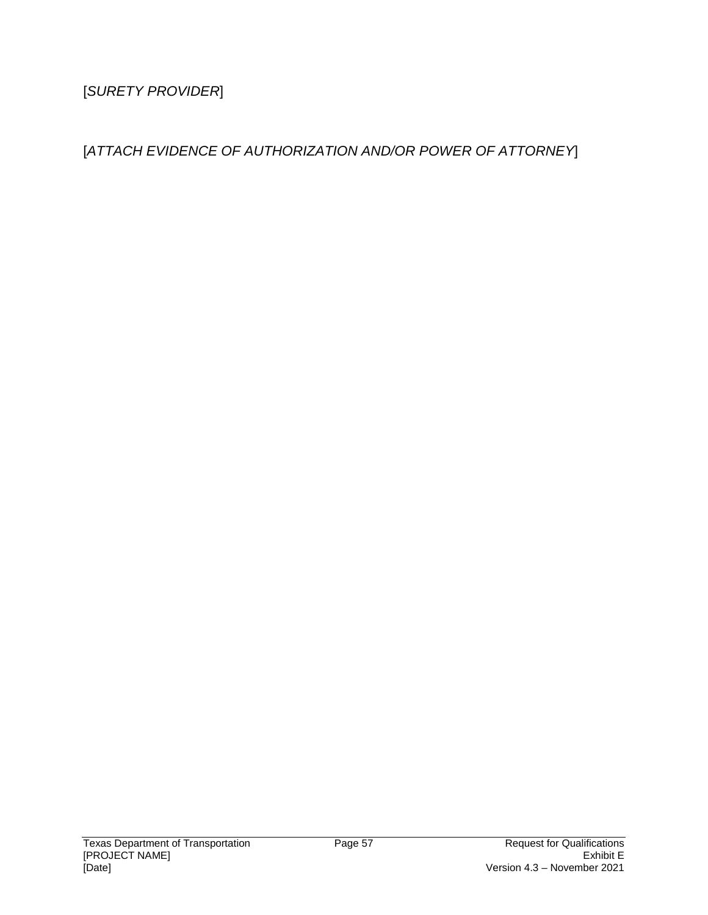[*SURETY PROVIDER*]

[*ATTACH EVIDENCE OF AUTHORIZATION AND/OR POWER OF ATTORNEY*]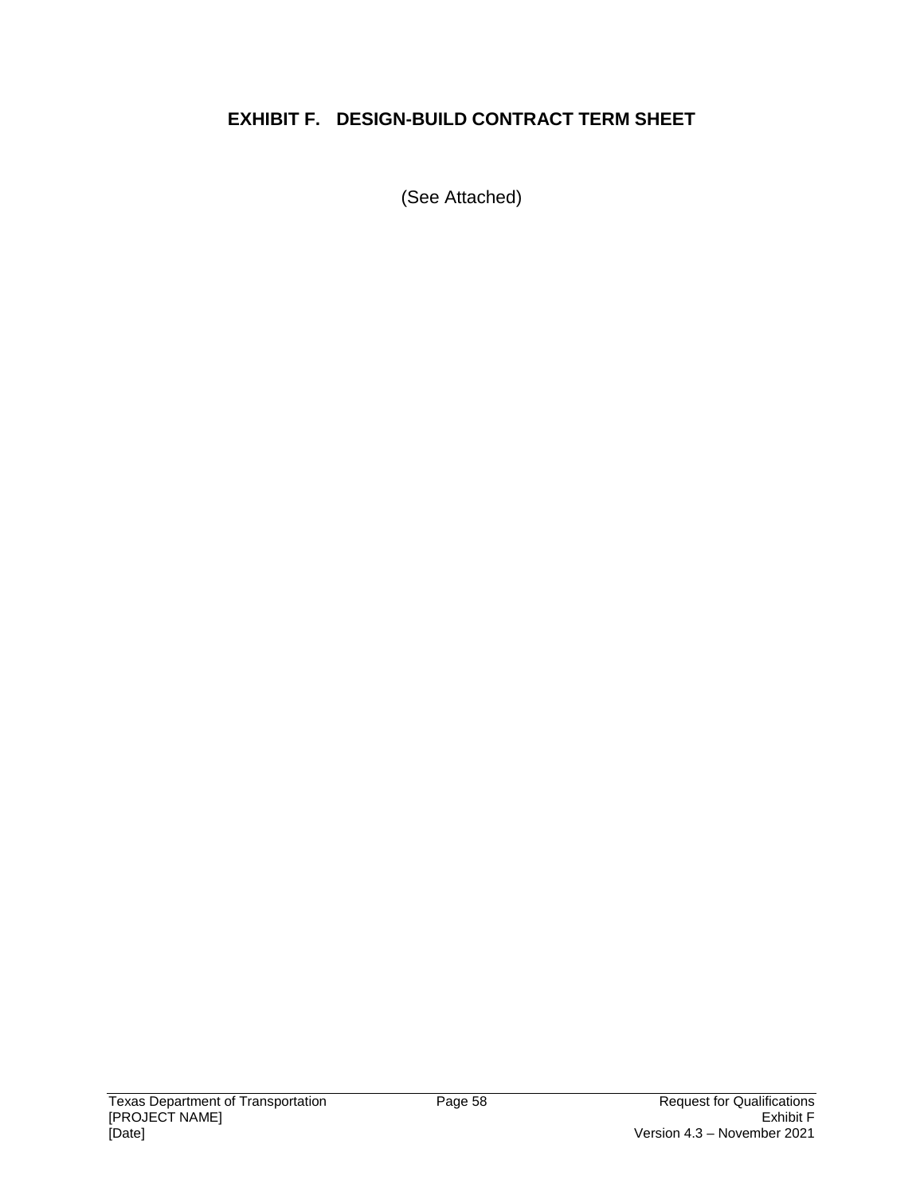# EXHIBIT F. DESIGN-BUILD CONTRACT TERM SHEET

(See Attached)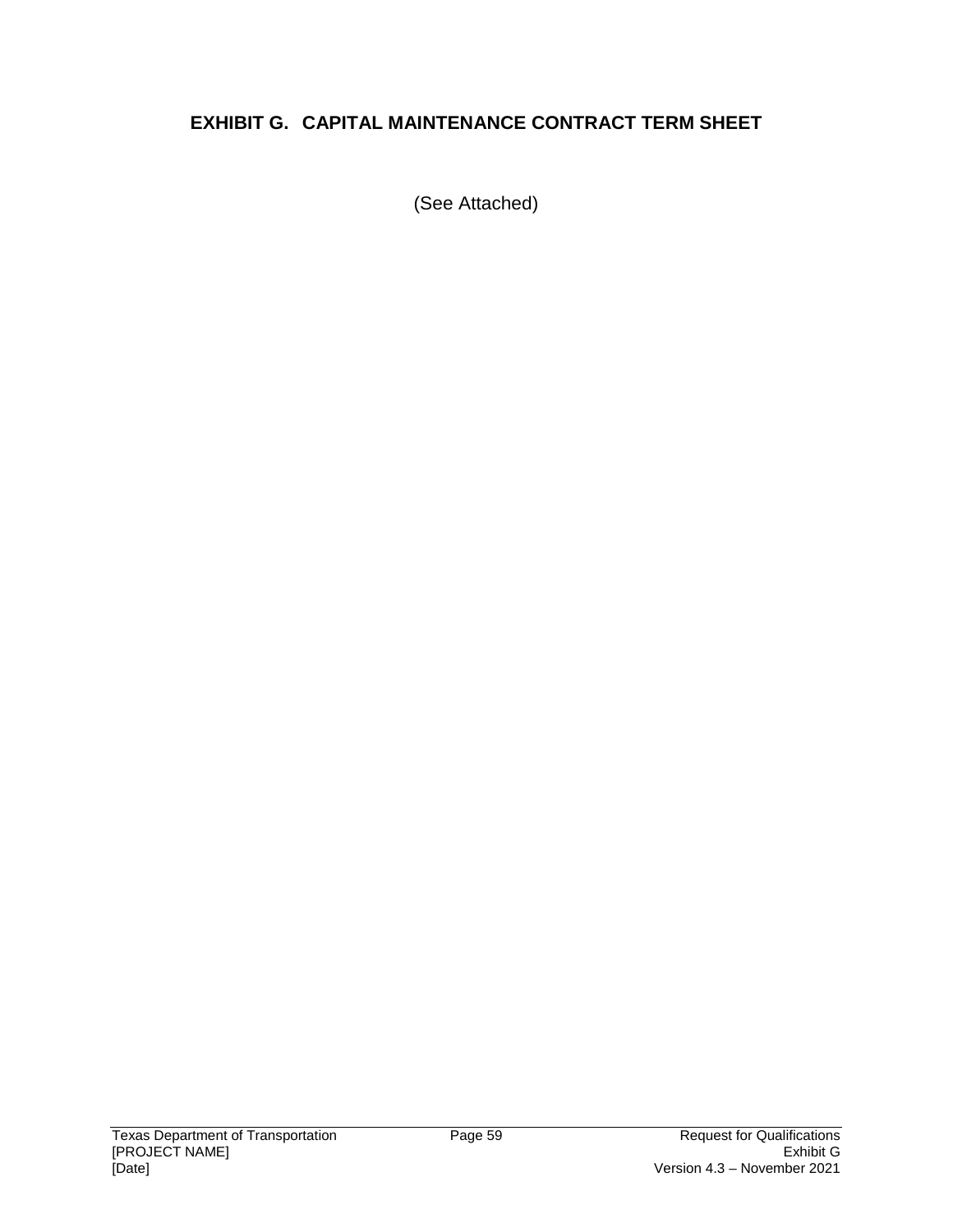## EXHIBIT G. CAPITAL MAINTENANCE CONTRACT TERM SHEET

(See Attached)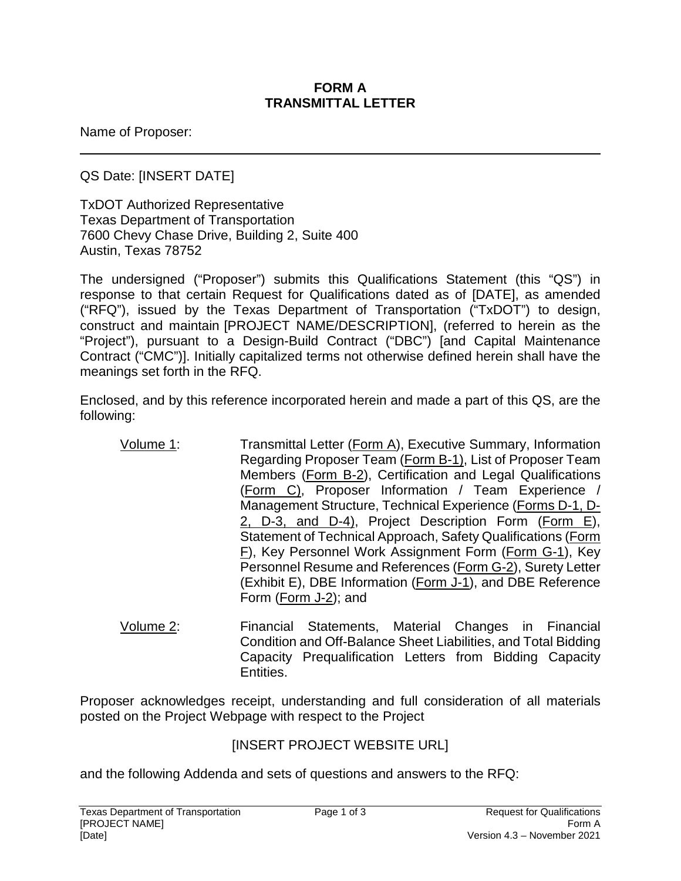**FORM A**
**TRANSMITTAL LETTER**

Name of Proposer:

---

QS Date: [INSERT DATE]

TxDOT Authorized Representative
Texas Department of Transportation
7600 Chevy Chase Drive, Building 2, Suite 400
Austin, Texas 78752

The undersigned ("Proposer") submits this Qualifications Statement (this "QS") in response to that certain Request for Qualifications dated as of [DATE], as amended ("RFQ"), issued by the Texas Department of Transportation ("TxDOT") to design, construct and maintain [PROJECT NAME/DESCRIPTION], (referred to herein as the "Project"), pursuant to a Design-Build Contract ("DBC") [and Capital Maintenance Contract ("CMC")]. Initially capitalized terms not otherwise defined herein shall have the meanings set forth in the RFQ.

Enclosed, and by this reference incorporated herein and made a part of this QS, are the following:

Volume 1: Transmittal Letter (Form A), Executive Summary, Information Regarding Proposer Team (Form B-1), List of Proposer Team Members (Form B-2), Certification and Legal Qualifications (Form C), Proposer Information / Team Experience / Management Structure, Technical Experience (Forms D-1, D-2, D-3, and D-4), Project Description Form (Form E), Statement of Technical Approach, Safety Qualifications (Form F), Key Personnel Work Assignment Form (Form G-1), Key Personnel Resume and References (Form G-2), Surety Letter (Exhibit E), DBE Information (Form J-1), and DBE Reference Form (Form J-2); and

Volume 2: Financial Statements, Material Changes in Financial Condition and Off-Balance Sheet Liabilities, and Total Bidding Capacity Prequalification Letters from Bidding Capacity Entities.

Proposer acknowledges receipt, understanding and full consideration of all materials posted on the Project Webpage with respect to the Project

[INSERT PROJECT WEBSITE URL]

and the following Addenda and sets of questions and answers to the RFQ: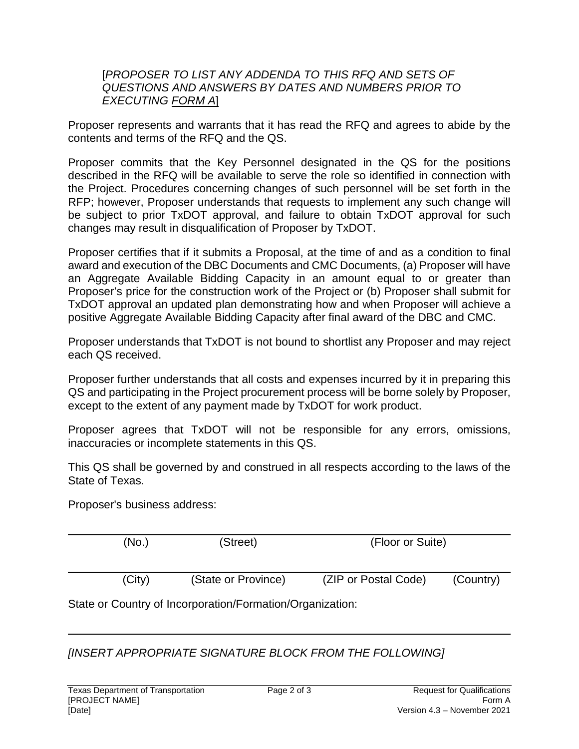[*PROPOSER TO LIST ANY ADDENDA TO THIS RFQ AND SETS OF QUESTIONS AND ANSWERS BY DATES AND NUMBERS PRIOR TO EXECUTING FORM A*]

Proposer represents and warrants that it has read the RFQ and agrees to abide by the contents and terms of the RFQ and the QS.

Proposer commits that the Key Personnel designated in the QS for the positions described in the RFQ will be available to serve the role so identified in connection with the Project. Procedures concerning changes of such personnel will be set forth in the RFP; however, Proposer understands that requests to implement any such change will be subject to prior TxDOT approval, and failure to obtain TxDOT approval for such changes may result in disqualification of Proposer by TxDOT.

Proposer certifies that if it submits a Proposal, at the time of and as a condition to final award and execution of the DBC Documents and CMC Documents, (a) Proposer will have an Aggregate Available Bidding Capacity in an amount equal to or greater than Proposer's price for the construction work of the Project or (b) Proposer shall submit for TxDOT approval an updated plan demonstrating how and when Proposer will achieve a positive Aggregate Available Bidding Capacity after final award of the DBC and CMC.

Proposer understands that TxDOT is not bound to shortlist any Proposer and may reject each QS received.

Proposer further understands that all costs and expenses incurred by it in preparing this QS and participating in the Project procurement process will be borne solely by Proposer, except to the extent of any payment made by TxDOT for work product.

Proposer agrees that TxDOT will not be responsible for any errors, omissions, inaccuracies or incomplete statements in this QS.

This QS shall be governed by and construed in all respects according to the laws of the State of Texas.

Proposer's business address:

______________________________________________________________________

(No.) (Street) (Floor or Suite)

______________________________________________________________________

(City) (State or Province) (ZIP or Postal Code) (Country)

State or Country of Incorporation/Formation/Organization:

______________________________________________________________________

*[INSERT APPROPRIATE SIGNATURE BLOCK FROM THE FOLLOWING]*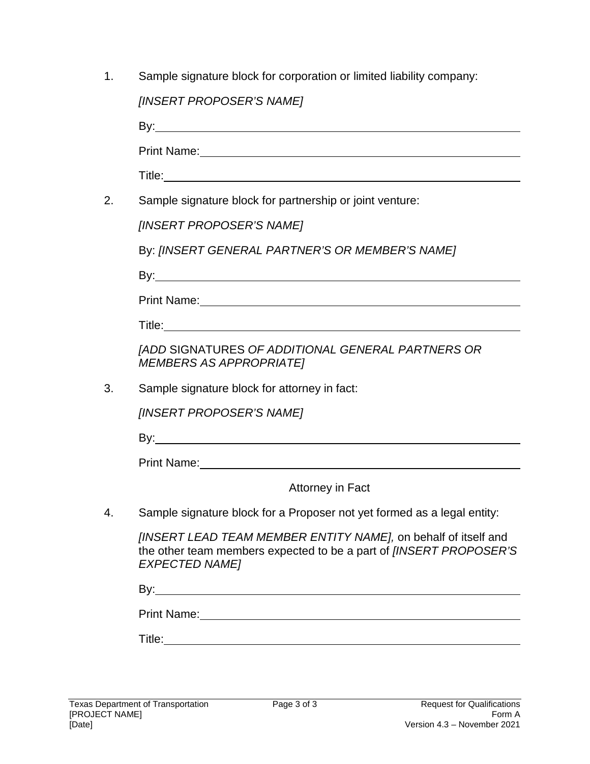1. Sample signature block for corporation or limited liability company:

   *[INSERT PROPOSER'S NAME]*

   By:\_\_\_\_\_\_\_\_\_\_\_\_\_\_\_\_\_\_\_\_\_\_\_\_\_\_\_\_\_\_\_\_\_\_\_\_\_\_\_\_\_\_\_\_\_\_\_\_

   Print Name:\_\_\_\_\_\_\_\_\_\_\_\_\_\_\_\_\_\_\_\_\_\_\_\_\_\_\_\_\_\_\_\_\_\_\_\_\_\_\_\_\_\_

   Title:\_\_\_\_\_\_\_\_\_\_\_\_\_\_\_\_\_\_\_\_\_\_\_\_\_\_\_\_\_\_\_\_\_\_\_\_\_\_\_\_\_\_\_\_\_\_\_\_

2. Sample signature block for partnership or joint venture:

   *[INSERT PROPOSER'S NAME]*

   By: *[INSERT GENERAL PARTNER'S OR MEMBER'S NAME]*

   By:\_\_\_\_\_\_\_\_\_\_\_\_\_\_\_\_\_\_\_\_\_\_\_\_\_\_\_\_\_\_\_\_\_\_\_\_\_\_\_\_\_\_\_\_\_\_\_\_

   Print Name:\_\_\_\_\_\_\_\_\_\_\_\_\_\_\_\_\_\_\_\_\_\_\_\_\_\_\_\_\_\_\_\_\_\_\_\_\_\_\_\_\_\_

   Title:\_\_\_\_\_\_\_\_\_\_\_\_\_\_\_\_\_\_\_\_\_\_\_\_\_\_\_\_\_\_\_\_\_\_\_\_\_\_\_\_\_\_\_\_\_\_\_\_

   *[ADD* SIGNATURES *OF ADDITIONAL GENERAL PARTNERS OR MEMBERS AS APPROPRIATE]*

3. Sample signature block for attorney in fact:

   *[INSERT PROPOSER'S NAME]*

   By:\_\_\_\_\_\_\_\_\_\_\_\_\_\_\_\_\_\_\_\_\_\_\_\_\_\_\_\_\_\_\_\_\_\_\_\_\_\_\_\_\_\_\_\_\_\_\_\_

   Print Name:\_\_\_\_\_\_\_\_\_\_\_\_\_\_\_\_\_\_\_\_\_\_\_\_\_\_\_\_\_\_\_\_\_\_\_\_\_\_\_\_\_\_

   Attorney in Fact

4. Sample signature block for a Proposer not yet formed as a legal entity:

   *[INSERT LEAD TEAM MEMBER ENTITY NAME],* on behalf of itself and the other team members expected to be a part of *[INSERT PROPOSER'S EXPECTED NAME]*

   By:\_\_\_\_\_\_\_\_\_\_\_\_\_\_\_\_\_\_\_\_\_\_\_\_\_\_\_\_\_\_\_\_\_\_\_\_\_\_\_\_\_\_\_\_\_\_\_\_

   Print Name:\_\_\_\_\_\_\_\_\_\_\_\_\_\_\_\_\_\_\_\_\_\_\_\_\_\_\_\_\_\_\_\_\_\_\_\_\_\_\_\_\_\_

   Title:\_\_\_\_\_\_\_\_\_\_\_\_\_\_\_\_\_\_\_\_\_\_\_\_\_\_\_\_\_\_\_\_\_\_\_\_\_\_\_\_\_\_\_\_\_\_\_\_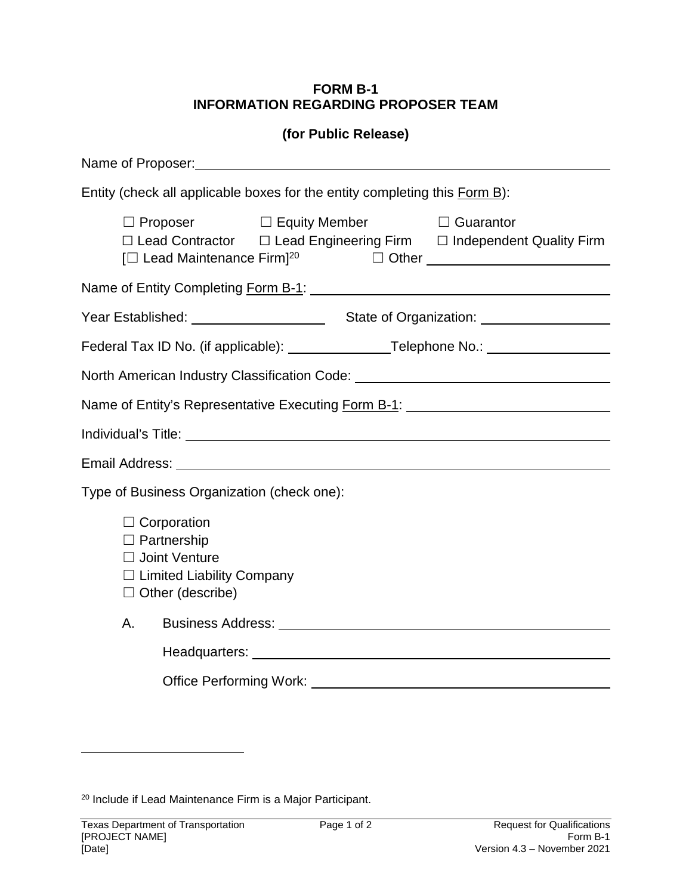**FORM B-1**
**INFORMATION REGARDING PROPOSER TEAM**

**(for Public Release)**

Name of Proposer: ______________________________________________

Entity (check all applicable boxes for the entity completing this Form B):

☐ Proposer ☐ Equity Member ☐ Guarantor
☐ Lead Contractor ☐ Lead Engineering Firm ☐ Independent Quality Firm
[☐ Lead Maintenance Firm][20] ☐ Other ____________________

Name of Entity Completing Form B-1: ______________________________

Year Established: ______________ State of Organization: ______________

Federal Tax ID No. (if applicable): ____________ Telephone No.: ____________

North American Industry Classification Code: __________________________

Name of Entity's Representative Executing Form B-1: ____________________

Individual's Title: ______________________________________________

Email Address: ______________________________________________

Type of Business Organization (check one):

☐ Corporation
☐ Partnership
☐ Joint Venture
☐ Limited Liability Company
☐ Other (describe)

A. Business Address: ______________________________________

Headquarters: ______________________________________

Office Performing Work: ______________________________________

---

[20] Include if Lead Maintenance Firm is a Major Participant.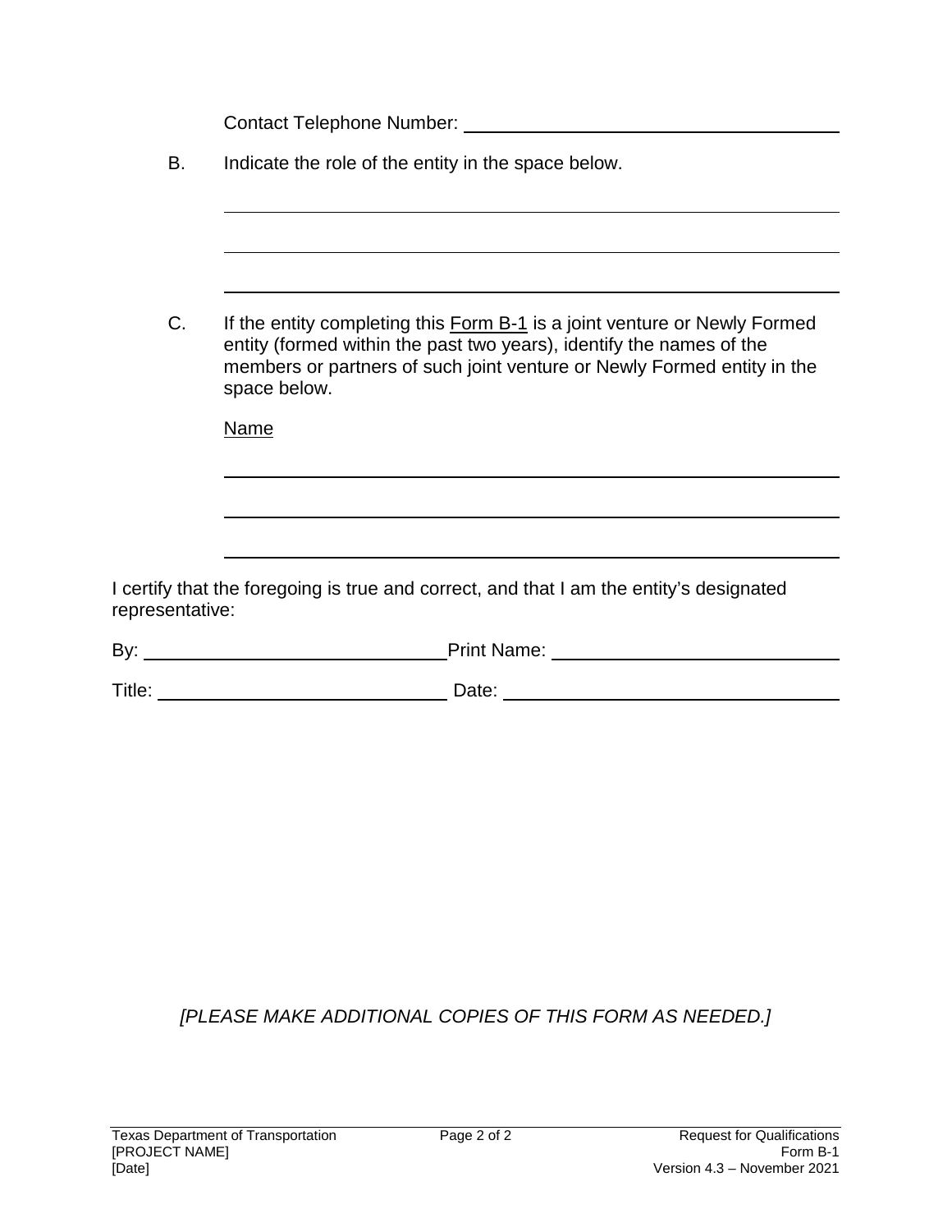Contact Telephone Number: ______________________________

B. Indicate the role of the entity in the space below.

______________________________________________________________

______________________________________________________________

______________________________________________________________

C. If the entity completing this Form B-1 is a joint venture or Newly Formed entity (formed within the past two years), identify the names of the members or partners of such joint venture or Newly Formed entity in the space below.

Name

______________________________________________________________

______________________________________________________________

______________________________________________________________

I certify that the foregoing is true and correct, and that I am the entity's designated representative:

By: ______________________________ Print Name: ______________________________

Title: ______________________________ Date: ______________________________

*[PLEASE MAKE ADDITIONAL COPIES OF THIS FORM AS NEEDED.]*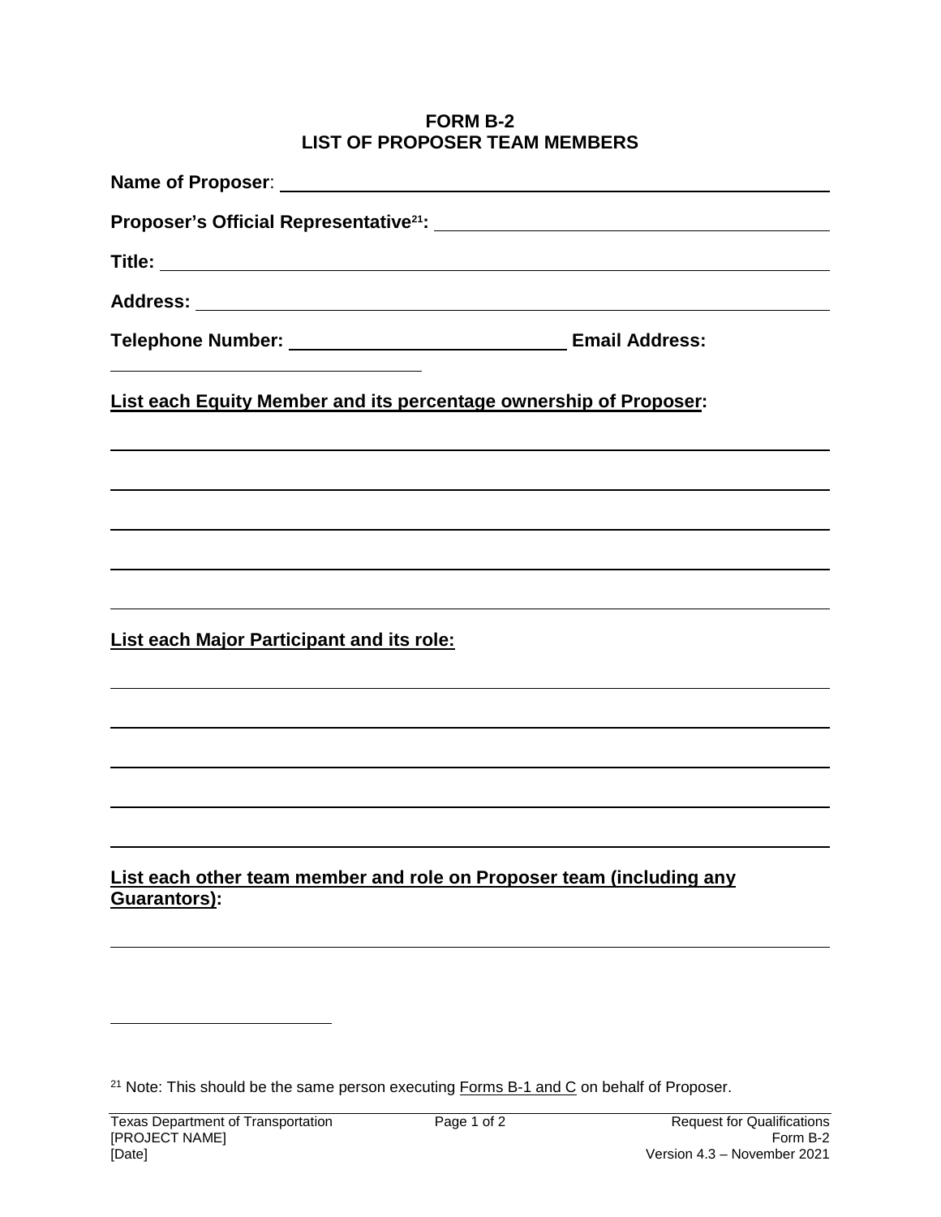# FORM B-2
# LIST OF PROPOSER TEAM MEMBERS

**Name of Proposer**: ______________________________________________

**Proposer's Official Representative[21]:** ______________________________

**Title:** ______________________________________________

**Address:** ______________________________________________

**Telephone Number:** ________________________ **Email Address:** ________________________

**List each Equity Member and its percentage ownership of Proposer:**

______________________________________________

______________________________________________

______________________________________________

______________________________________________

______________________________________________

**List each Major Participant and its role:**

______________________________________________

______________________________________________

______________________________________________

______________________________________________

______________________________________________

**List each other team member and role on Proposer team (including any Guarantors):**

______________________________________________

[21] Note: This should be the same person executing Forms B-1 and C on behalf of Proposer.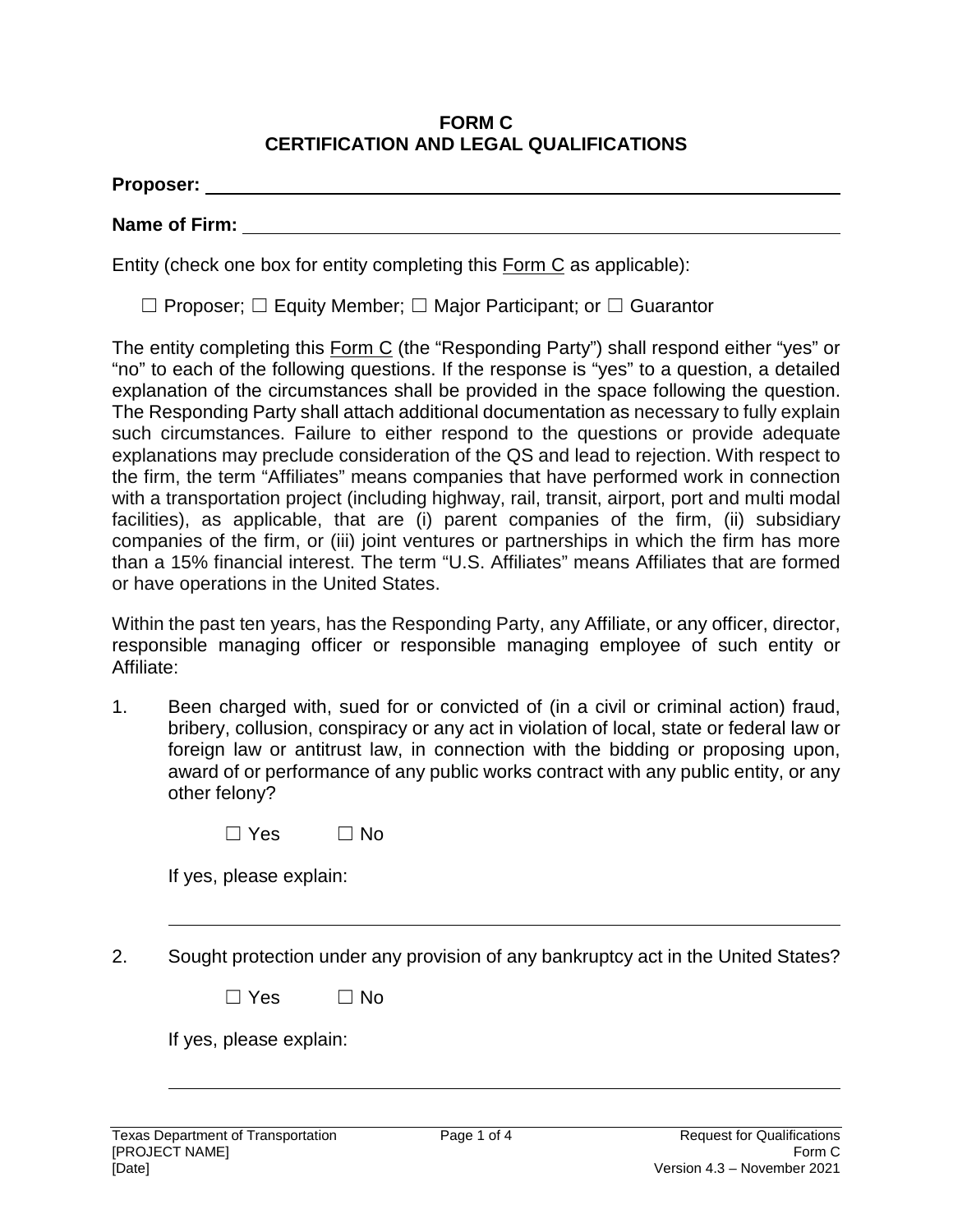# FORM C
# CERTIFICATION AND LEGAL QUALIFICATIONS

**Proposer:** \_\_\_\_\_\_\_\_\_\_\_\_\_\_\_\_\_\_\_\_\_\_\_\_\_\_\_\_\_\_\_\_\_\_\_\_\_\_\_\_

**Name of Firm:** \_\_\_\_\_\_\_\_\_\_\_\_\_\_\_\_\_\_\_\_\_\_\_\_\_\_\_\_\_\_\_\_\_\_\_\_\_\_\_\_

Entity (check one box for entity completing this Form C as applicable):

☐ Proposer; ☐ Equity Member; ☐ Major Participant; or ☐ Guarantor

The entity completing this Form C (the "Responding Party") shall respond either "yes" or "no" to each of the following questions. If the response is "yes" to a question, a detailed explanation of the circumstances shall be provided in the space following the question. The Responding Party shall attach additional documentation as necessary to fully explain such circumstances. Failure to either respond to the questions or provide adequate explanations may preclude consideration of the QS and lead to rejection. With respect to the firm, the term "Affiliates" means companies that have performed work in connection with a transportation project (including highway, rail, transit, airport, port and multi modal facilities), as applicable, that are (i) parent companies of the firm, (ii) subsidiary companies of the firm, or (iii) joint ventures or partnerships in which the firm has more than a 15% financial interest. The term "U.S. Affiliates" means Affiliates that are formed or have operations in the United States.

Within the past ten years, has the Responding Party, any Affiliate, or any officer, director, responsible managing officer or responsible managing employee of such entity or Affiliate:

1. Been charged with, sued for or convicted of (in a civil or criminal action) fraud, bribery, collusion, conspiracy or any act in violation of local, state or federal law or foreign law or antitrust law, in connection with the bidding or proposing upon, award of or performance of any public works contract with any public entity, or any other felony?

   ☐ Yes ☐ No

   If yes, please explain:

   \_\_\_\_\_\_\_\_\_\_\_\_\_\_\_\_\_\_\_\_\_\_\_\_\_\_\_\_\_\_\_\_\_\_\_\_\_\_\_\_

2. Sought protection under any provision of any bankruptcy act in the United States?

   ☐ Yes ☐ No

   If yes, please explain:

   \_\_\_\_\_\_\_\_\_\_\_\_\_\_\_\_\_\_\_\_\_\_\_\_\_\_\_\_\_\_\_\_\_\_\_\_\_\_\_\_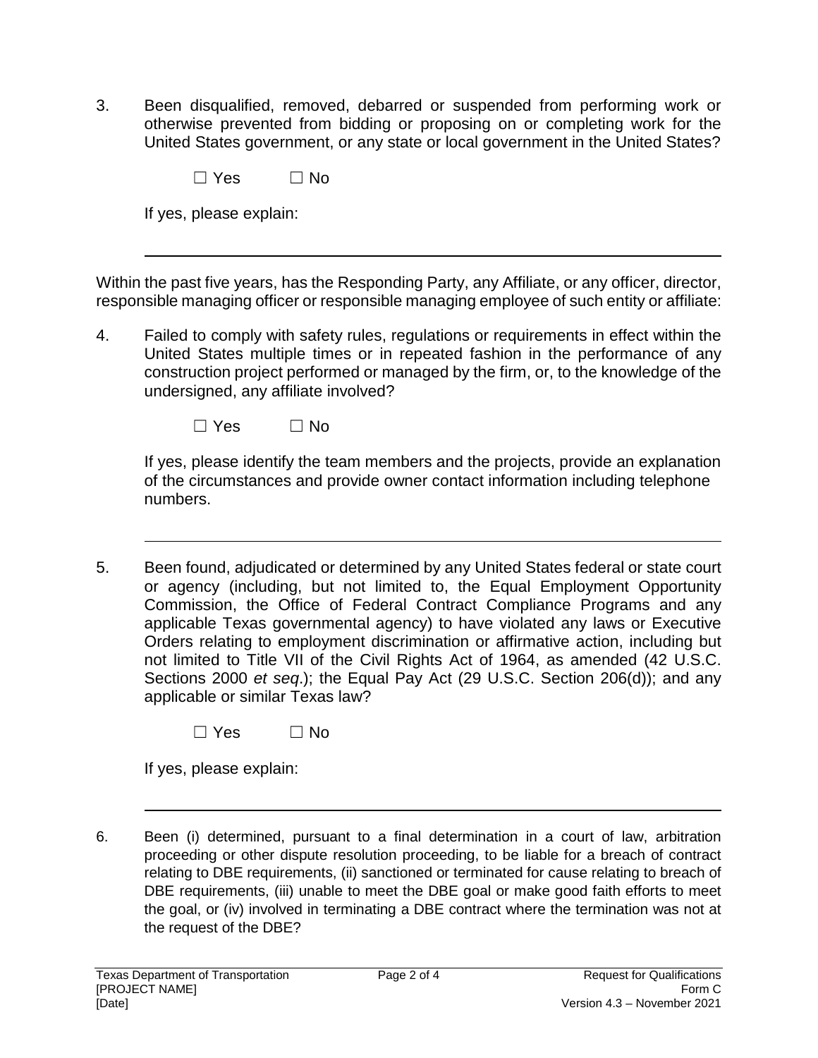3. Been disqualified, removed, debarred or suspended from performing work or otherwise prevented from bidding or proposing on or completing work for the United States government, or any state or local government in the United States?

   ☐ Yes ☐ No

   If yes, please explain:

   ---

Within the past five years, has the Responding Party, any Affiliate, or any officer, director, responsible managing officer or responsible managing employee of such entity or affiliate:

4. Failed to comply with safety rules, regulations or requirements in effect within the United States multiple times or in repeated fashion in the performance of any construction project performed or managed by the firm, or, to the knowledge of the undersigned, any affiliate involved?

   ☐ Yes ☐ No

   If yes, please identify the team members and the projects, provide an explanation of the circumstances and provide owner contact information including telephone numbers.

   ---

5. Been found, adjudicated or determined by any United States federal or state court or agency (including, but not limited to, the Equal Employment Opportunity Commission, the Office of Federal Contract Compliance Programs and any applicable Texas governmental agency) to have violated any laws or Executive Orders relating to employment discrimination or affirmative action, including but not limited to Title VII of the Civil Rights Act of 1964, as amended (42 U.S.C. Sections 2000 *et seq*.); the Equal Pay Act (29 U.S.C. Section 206(d)); and any applicable or similar Texas law?

   ☐ Yes ☐ No

   If yes, please explain:

   ---

6. Been (i) determined, pursuant to a final determination in a court of law, arbitration proceeding or other dispute resolution proceeding, to be liable for a breach of contract relating to DBE requirements, (ii) sanctioned or terminated for cause relating to breach of DBE requirements, (iii) unable to meet the DBE goal or make good faith efforts to meet the goal, or (iv) involved in terminating a DBE contract where the termination was not at the request of the DBE?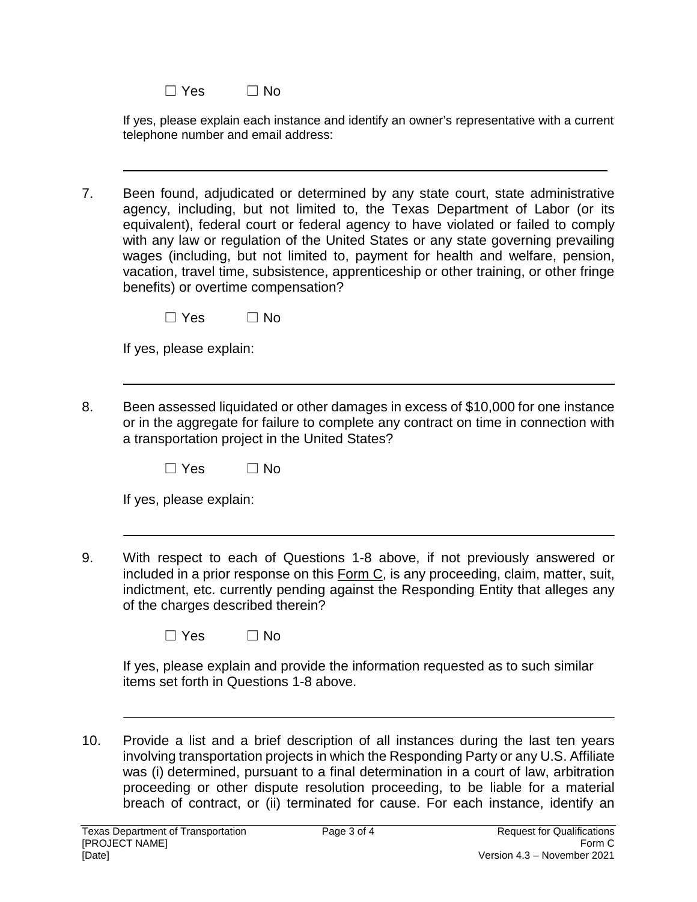☐ Yes ☐ No

If yes, please explain each instance and identify an owner's representative with a current telephone number and email address:

---

7. Been found, adjudicated or determined by any state court, state administrative agency, including, but not limited to, the Texas Department of Labor (or its equivalent), federal court or federal agency to have violated or failed to comply with any law or regulation of the United States or any state governing prevailing wages (including, but not limited to, payment for health and welfare, pension, vacation, travel time, subsistence, apprenticeship or other training, or other fringe benefits) or overtime compensation?

   ☐ Yes ☐ No

   If yes, please explain:

---

8. Been assessed liquidated or other damages in excess of $10,000 for one instance or in the aggregate for failure to complete any contract on time in connection with a transportation project in the United States?

   ☐ Yes ☐ No

   If yes, please explain:

---

9. With respect to each of Questions 1-8 above, if not previously answered or included in a prior response on this Form C, is any proceeding, claim, matter, suit, indictment, etc. currently pending against the Responding Entity that alleges any of the charges described therein?

   ☐ Yes ☐ No

   If yes, please explain and provide the information requested as to such similar items set forth in Questions 1-8 above.

---

10. Provide a list and a brief description of all instances during the last ten years involving transportation projects in which the Responding Party or any U.S. Affiliate was (i) determined, pursuant to a final determination in a court of law, arbitration proceeding or other dispute resolution proceeding, to be liable for a material breach of contract, or (ii) terminated for cause. For each instance, identify an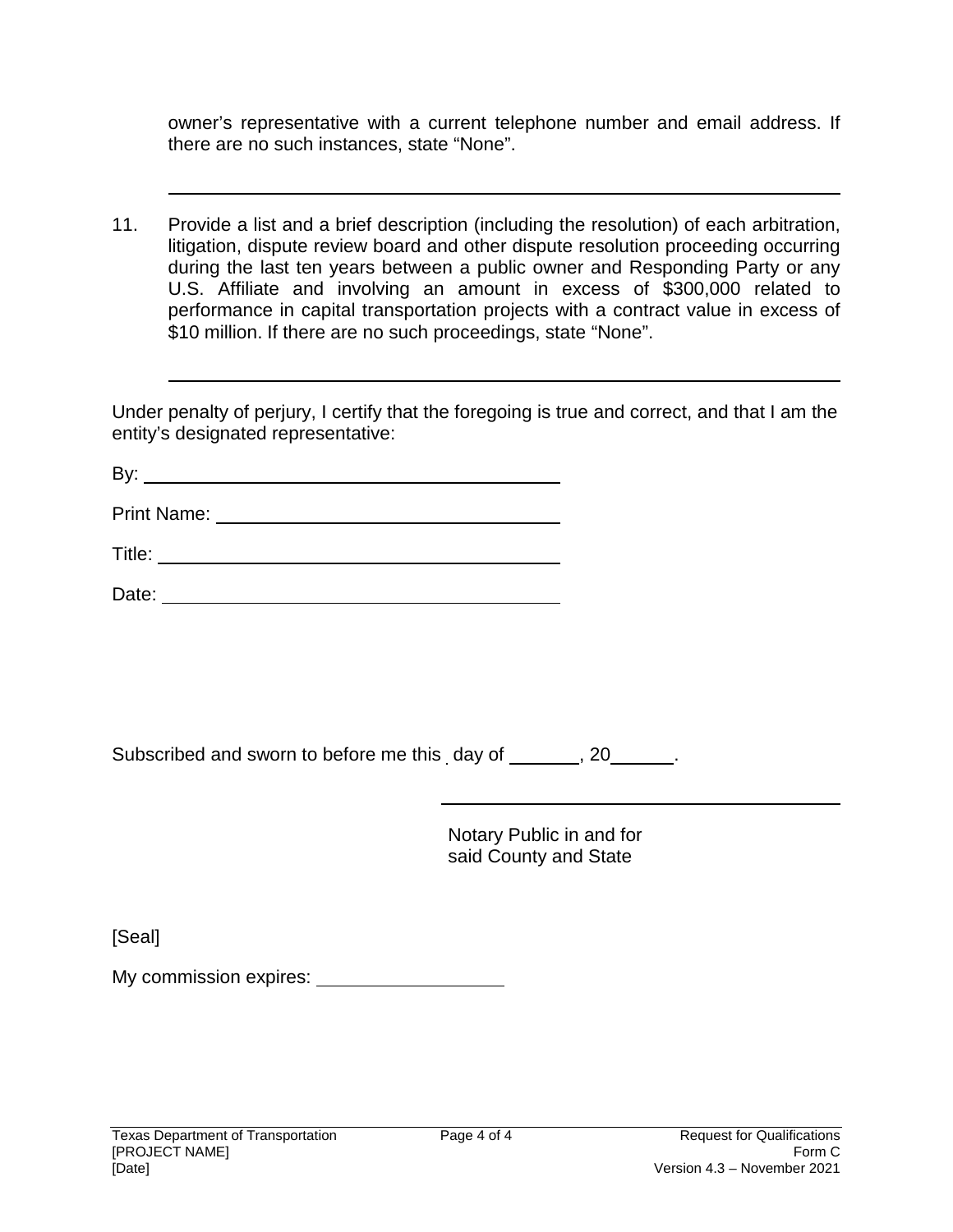owner's representative with a current telephone number and email address. If there are no such instances, state "None".

______________________________________________________________

11. Provide a list and a brief description (including the resolution) of each arbitration, litigation, dispute review board and other dispute resolution proceeding occurring during the last ten years between a public owner and Responding Party or any U.S. Affiliate and involving an amount in excess of $300,000 related to performance in capital transportation projects with a contract value in excess of $10 million. If there are no such proceedings, state "None".

______________________________________________________________

Under penalty of perjury, I certify that the foregoing is true and correct, and that I am the entity's designated representative:

By: ________________________________________

Print Name: __________________________________

Title: ______________________________________

Date: ______________________________________

Subscribed and sworn to before me this _ day of _______, 20______.

________________________________________

Notary Public in and for
said County and State

[Seal]

My commission expires: __________________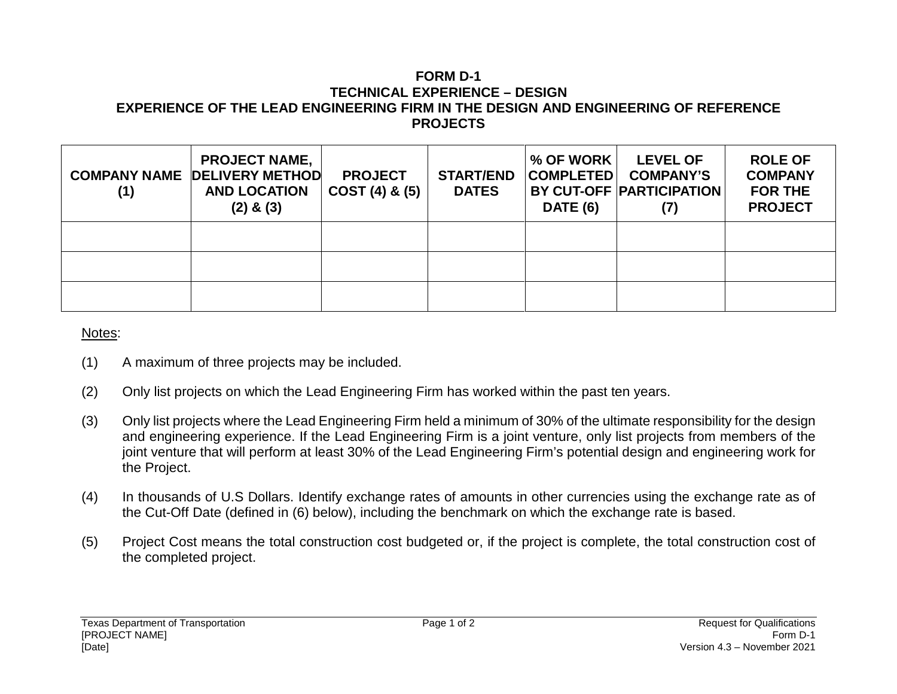# FORM D-1
## TECHNICAL EXPERIENCE – DESIGN
## EXPERIENCE OF THE LEAD ENGINEERING FIRM IN THE DESIGN AND ENGINEERING OF REFERENCE PROJECTS

| COMPANY NAME (1) | PROJECT NAME, DELIVERY METHOD AND LOCATION (2) & (3) | PROJECT COST (4) & (5) | START/END DATES | % OF WORK COMPLETED BY CUT-OFF DATE (6) | LEVEL OF COMPANY'S PARTICIPATION (7) | ROLE OF COMPANY FOR THE PROJECT |
|---|---|---|---|---|---|---|
| | | | | | | |
| | | | | | | |
| | | | | | | |

Notes:

(1) A maximum of three projects may be included.

(2) Only list projects on which the Lead Engineering Firm has worked within the past ten years.

(3) Only list projects where the Lead Engineering Firm held a minimum of 30% of the ultimate responsibility for the design and engineering experience. If the Lead Engineering Firm is a joint venture, only list projects from members of the joint venture that will perform at least 30% of the Lead Engineering Firm's potential design and engineering work for the Project.

(4) In thousands of U.S Dollars. Identify exchange rates of amounts in other currencies using the exchange rate as of the Cut-Off Date (defined in (6) below), including the benchmark on which the exchange rate is based.

(5) Project Cost means the total construction cost budgeted or, if the project is complete, the total construction cost of the completed project.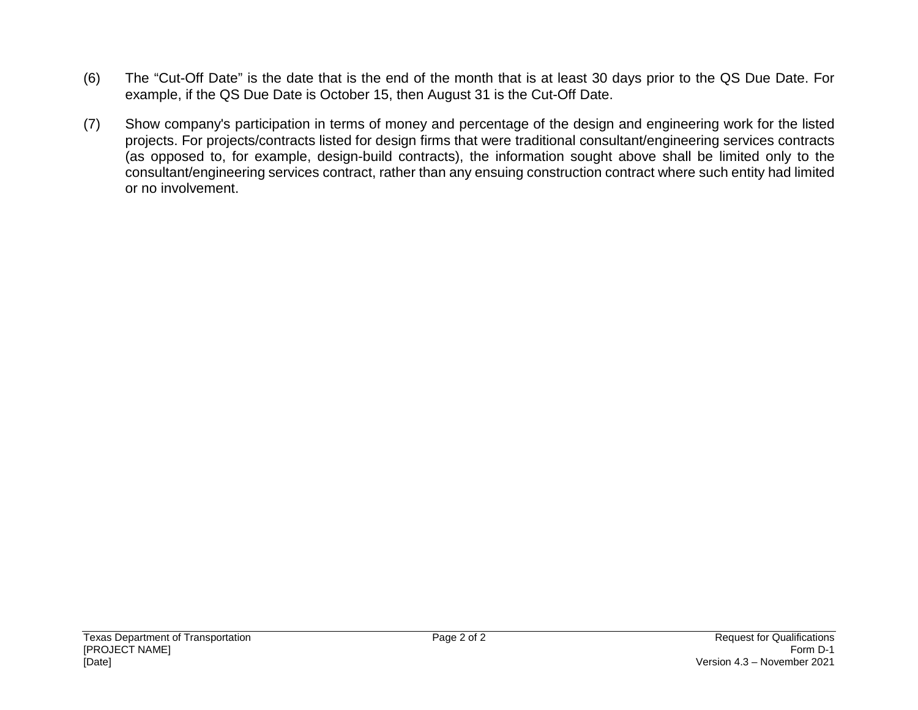(6) The “Cut-Off Date” is the date that is the end of the month that is at least 30 days prior to the QS Due Date. For example, if the QS Due Date is October 15, then August 31 is the Cut-Off Date.

(7) Show company's participation in terms of money and percentage of the design and engineering work for the listed projects. For projects/contracts listed for design firms that were traditional consultant/engineering services contracts (as opposed to, for example, design-build contracts), the information sought above shall be limited only to the consultant/engineering services contract, rather than any ensuing construction contract where such entity had limited or no involvement.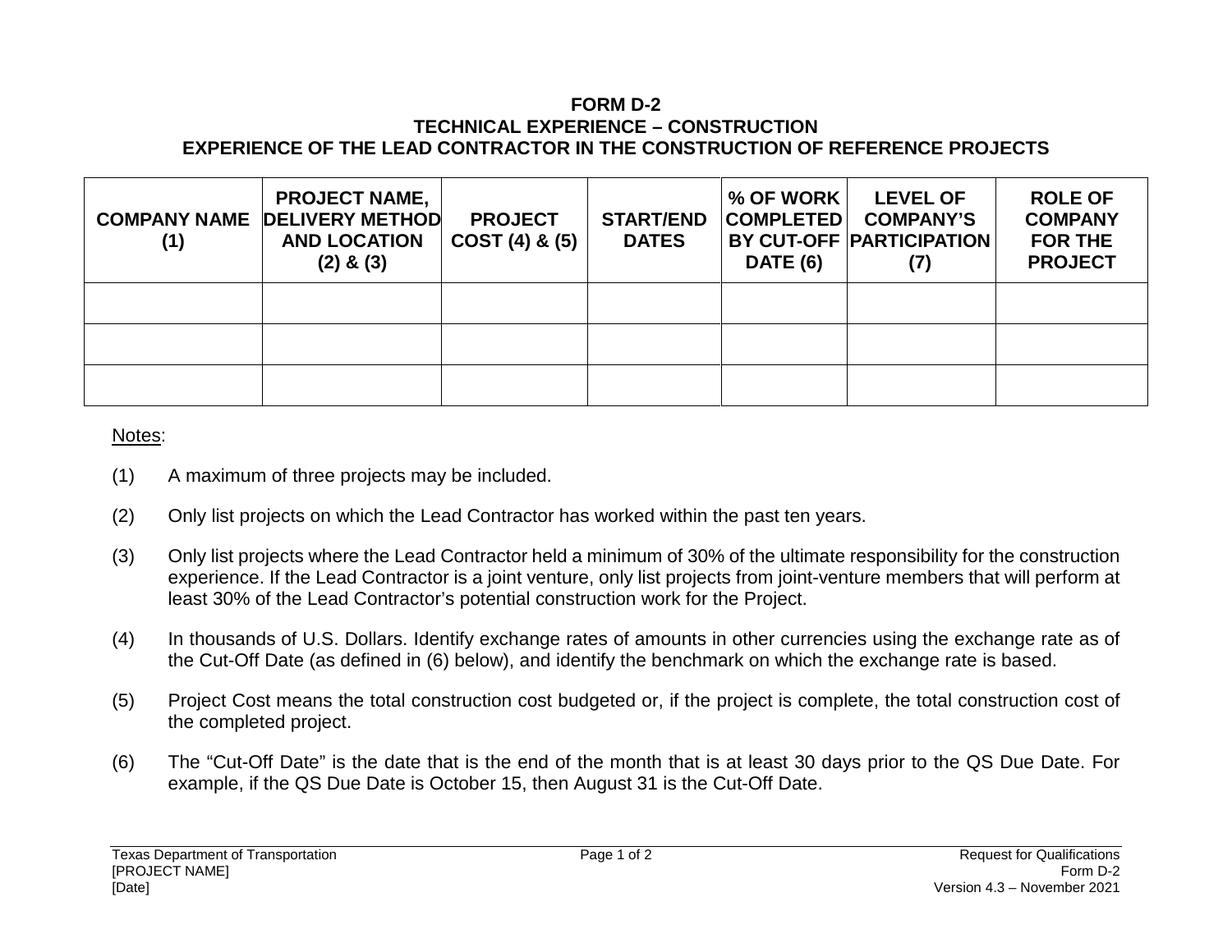# FORM D-2
## TECHNICAL EXPERIENCE – CONSTRUCTION
## EXPERIENCE OF THE LEAD CONTRACTOR IN THE CONSTRUCTION OF REFERENCE PROJECTS

| COMPANY NAME (1) | PROJECT NAME, DELIVERY METHOD AND LOCATION (2) & (3) | PROJECT COST (4) & (5) | START/END DATES | % OF WORK COMPLETED BY CUT-OFF DATE (6) | LEVEL OF COMPANY'S PARTICIPATION (7) | ROLE OF COMPANY FOR THE PROJECT |
|---|---|---|---|---|---|---|
| | | | | | | |
| | | | | | | |
| | | | | | | |

Notes:

(1) A maximum of three projects may be included.

(2) Only list projects on which the Lead Contractor has worked within the past ten years.

(3) Only list projects where the Lead Contractor held a minimum of 30% of the ultimate responsibility for the construction experience. If the Lead Contractor is a joint venture, only list projects from joint-venture members that will perform at least 30% of the Lead Contractor's potential construction work for the Project.

(4) In thousands of U.S. Dollars. Identify exchange rates of amounts in other currencies using the exchange rate as of the Cut-Off Date (as defined in (6) below), and identify the benchmark on which the exchange rate is based.

(5) Project Cost means the total construction cost budgeted or, if the project is complete, the total construction cost of the completed project.

(6) The "Cut-Off Date" is the date that is the end of the month that is at least 30 days prior to the QS Due Date. For example, if the QS Due Date is October 15, then August 31 is the Cut-Off Date.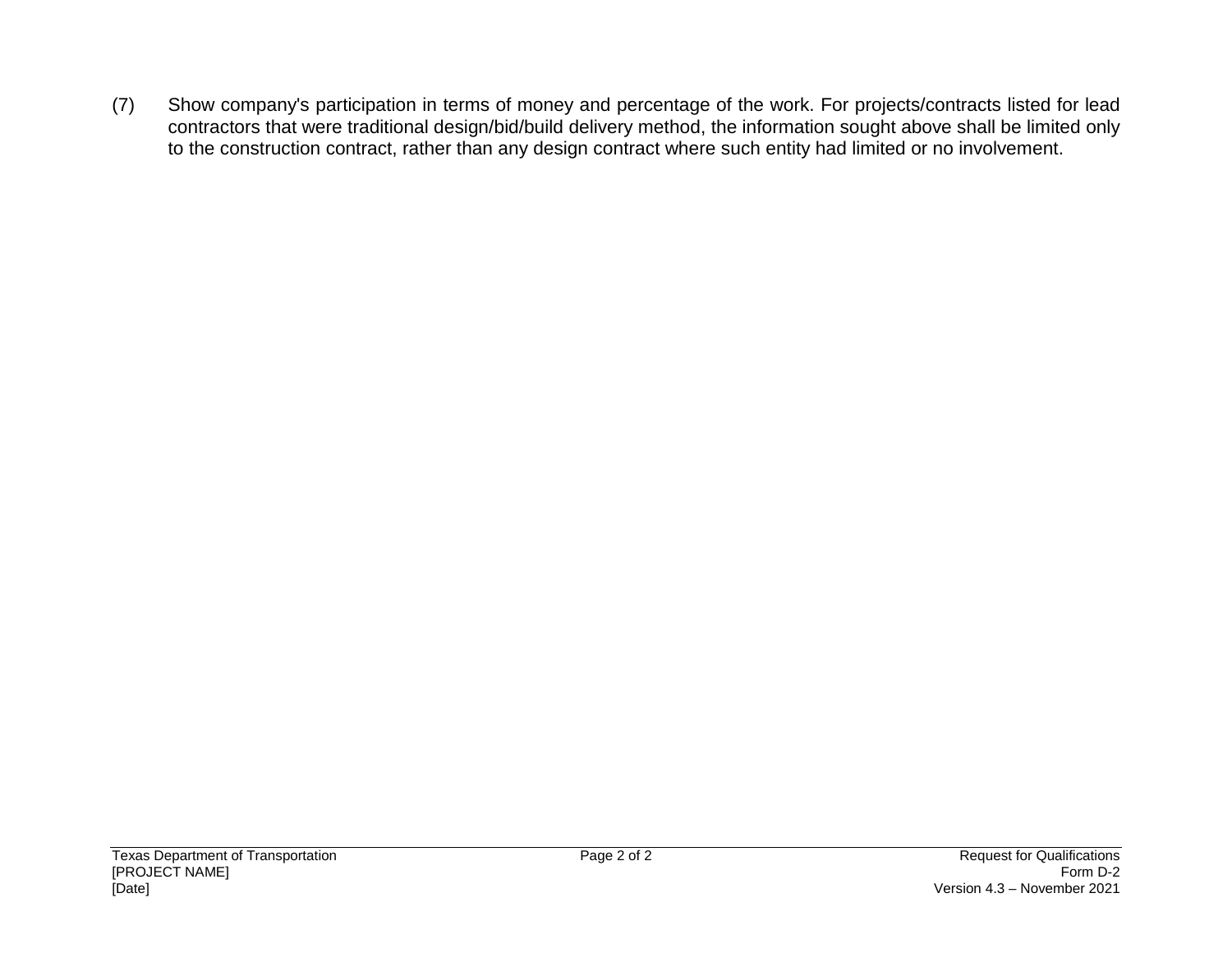(7) Show company's participation in terms of money and percentage of the work. For projects/contracts listed for lead contractors that were traditional design/bid/build delivery method, the information sought above shall be limited only to the construction contract, rather than any design contract where such entity had limited or no involvement.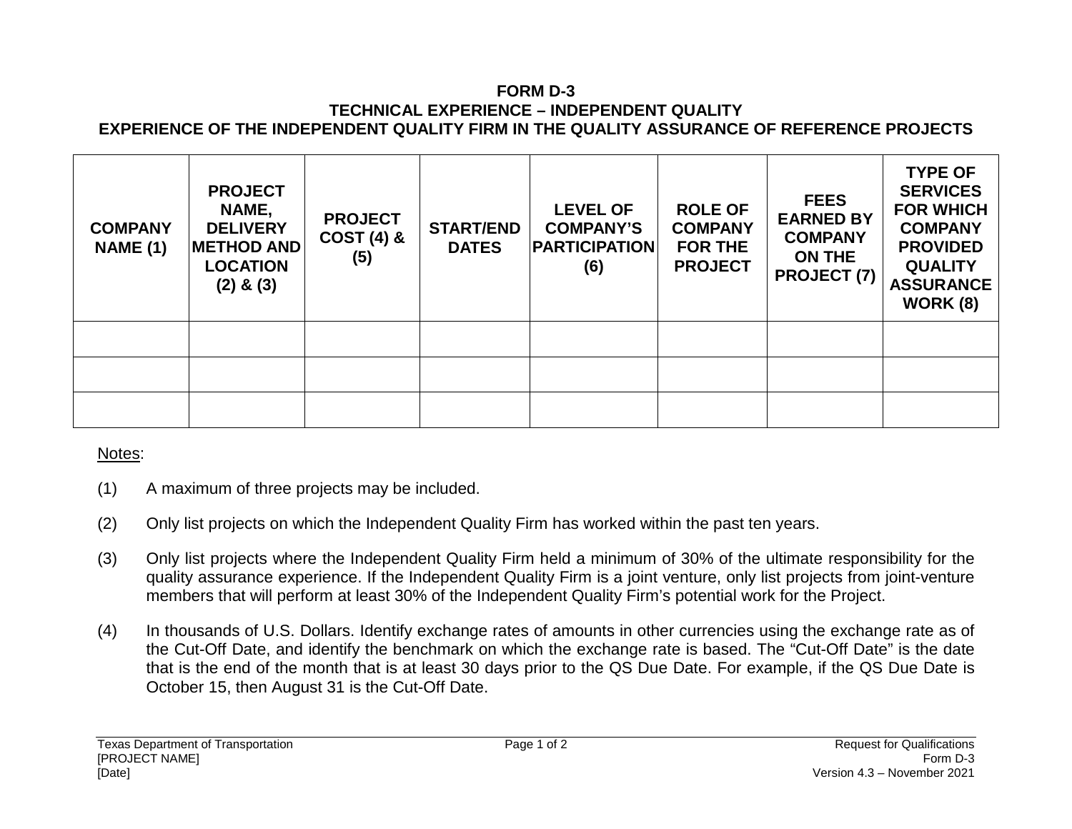# FORM D-3
## TECHNICAL EXPERIENCE – INDEPENDENT QUALITY
## EXPERIENCE OF THE INDEPENDENT QUALITY FIRM IN THE QUALITY ASSURANCE OF REFERENCE PROJECTS

| COMPANY NAME (1) | PROJECT NAME, DELIVERY METHOD AND LOCATION (2) & (3) | PROJECT COST (4) & (5) | START/END DATES | LEVEL OF COMPANY'S PARTICIPATION (6) | ROLE OF COMPANY FOR THE PROJECT | FEES EARNED BY COMPANY ON THE PROJECT (7) | TYPE OF SERVICES FOR WHICH COMPANY PROVIDED QUALITY ASSURANCE WORK (8) |
|---|---|---|---|---|---|---|---|
| | | | | | | | |
| | | | | | | | |
| | | | | | | | |

Notes:

(1) A maximum of three projects may be included.

(2) Only list projects on which the Independent Quality Firm has worked within the past ten years.

(3) Only list projects where the Independent Quality Firm held a minimum of 30% of the ultimate responsibility for the quality assurance experience. If the Independent Quality Firm is a joint venture, only list projects from joint-venture members that will perform at least 30% of the Independent Quality Firm's potential work for the Project.

(4) In thousands of U.S. Dollars. Identify exchange rates of amounts in other currencies using the exchange rate as of the Cut-Off Date, and identify the benchmark on which the exchange rate is based. The "Cut-Off Date" is the date that is the end of the month that is at least 30 days prior to the QS Due Date. For example, if the QS Due Date is October 15, then August 31 is the Cut-Off Date.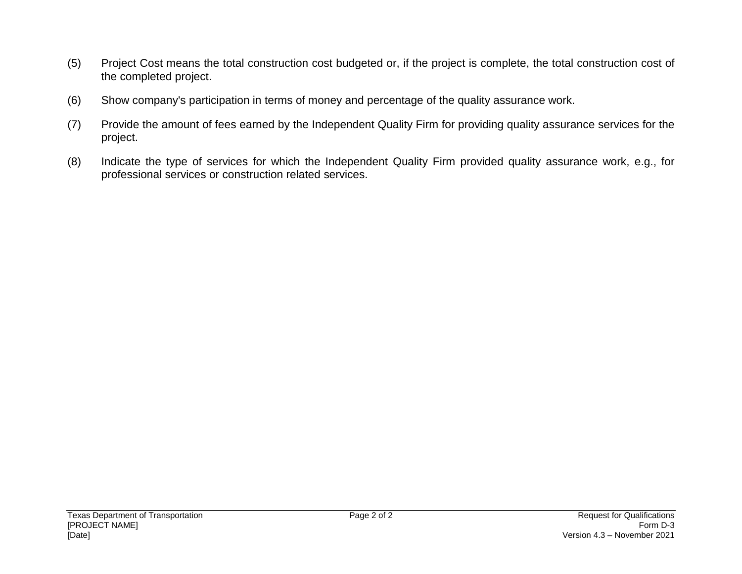(5) Project Cost means the total construction cost budgeted or, if the project is complete, the total construction cost of the completed project.

(6) Show company's participation in terms of money and percentage of the quality assurance work.

(7) Provide the amount of fees earned by the Independent Quality Firm for providing quality assurance services for the project.

(8) Indicate the type of services for which the Independent Quality Firm provided quality assurance work, e.g., for professional services or construction related services.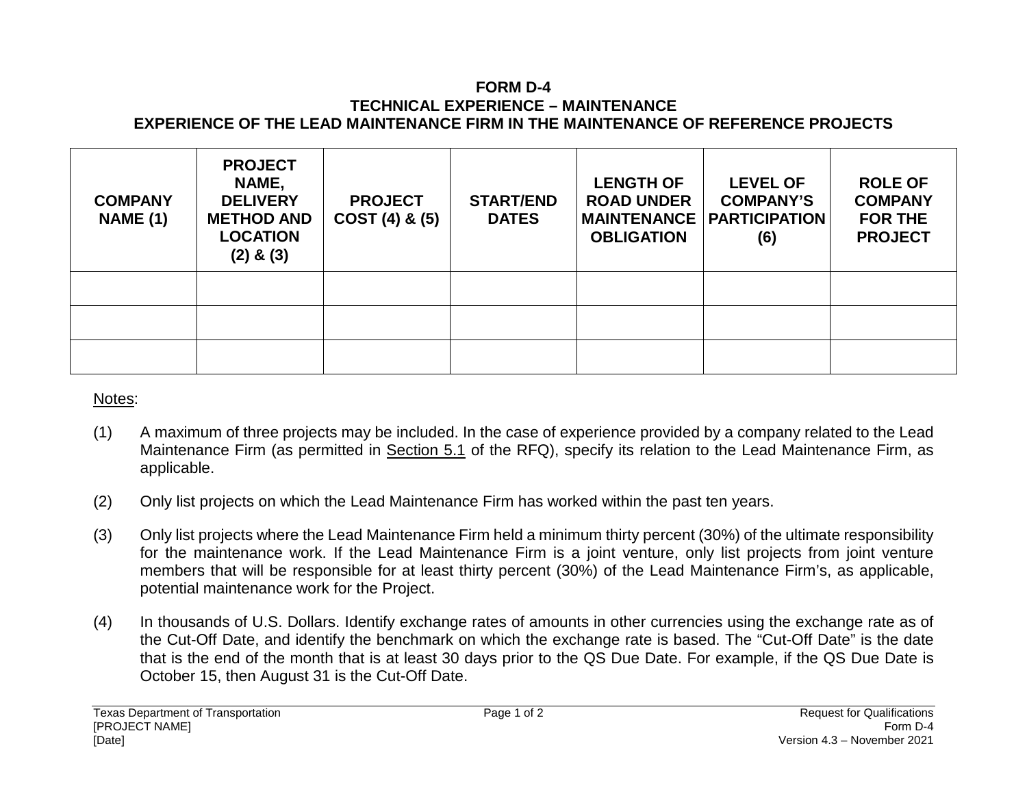# FORM D-4
## TECHNICAL EXPERIENCE – MAINTENANCE
## EXPERIENCE OF THE LEAD MAINTENANCE FIRM IN THE MAINTENANCE OF REFERENCE PROJECTS

| COMPANY NAME (1) | PROJECT NAME, DELIVERY METHOD AND LOCATION (2) & (3) | PROJECT COST (4) & (5) | START/END DATES | LENGTH OF ROAD UNDER MAINTENANCE OBLIGATION | LEVEL OF COMPANY'S PARTICIPATION (6) | ROLE OF COMPANY FOR THE PROJECT |
|---|---|---|---|---|---|---|
| | | | | | | |
| | | | | | | |
| | | | | | | |

Notes:

(1) A maximum of three projects may be included. In the case of experience provided by a company related to the Lead Maintenance Firm (as permitted in Section 5.1 of the RFQ), specify its relation to the Lead Maintenance Firm, as applicable.

(2) Only list projects on which the Lead Maintenance Firm has worked within the past ten years.

(3) Only list projects where the Lead Maintenance Firm held a minimum thirty percent (30%) of the ultimate responsibility for the maintenance work. If the Lead Maintenance Firm is a joint venture, only list projects from joint venture members that will be responsible for at least thirty percent (30%) of the Lead Maintenance Firm's, as applicable, potential maintenance work for the Project.

(4) In thousands of U.S. Dollars. Identify exchange rates of amounts in other currencies using the exchange rate as of the Cut-Off Date, and identify the benchmark on which the exchange rate is based. The "Cut-Off Date" is the date that is the end of the month that is at least 30 days prior to the QS Due Date. For example, if the QS Due Date is October 15, then August 31 is the Cut-Off Date.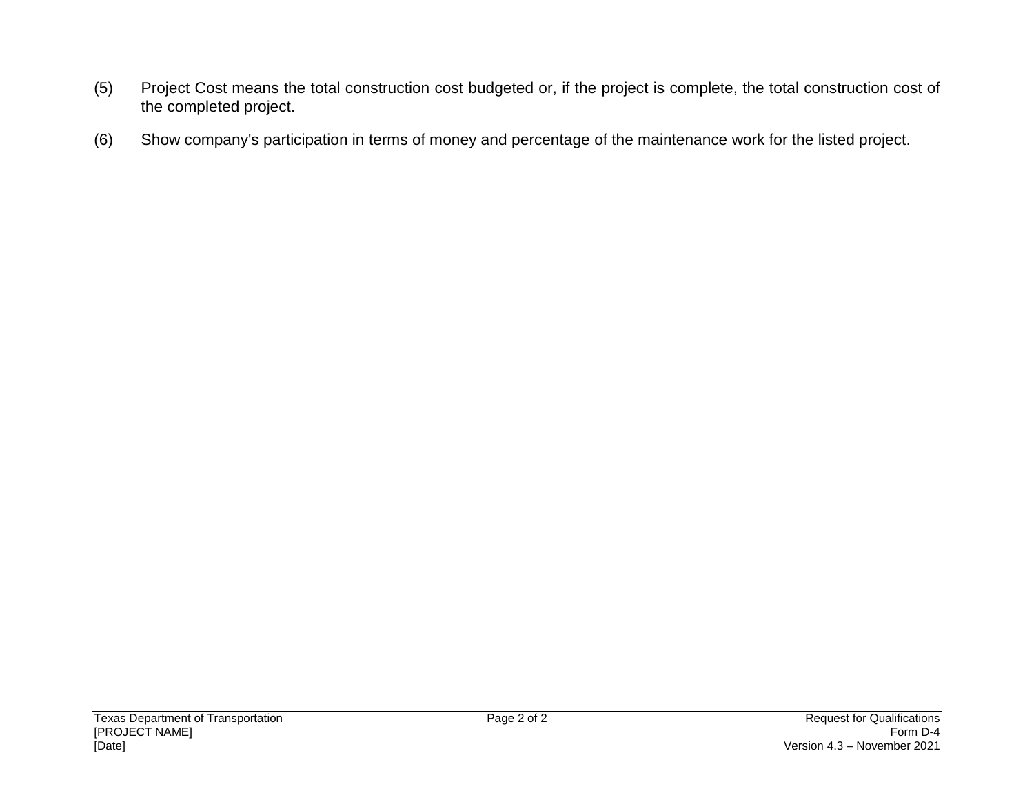(5) Project Cost means the total construction cost budgeted or, if the project is complete, the total construction cost of the completed project.

(6) Show company's participation in terms of money and percentage of the maintenance work for the listed project.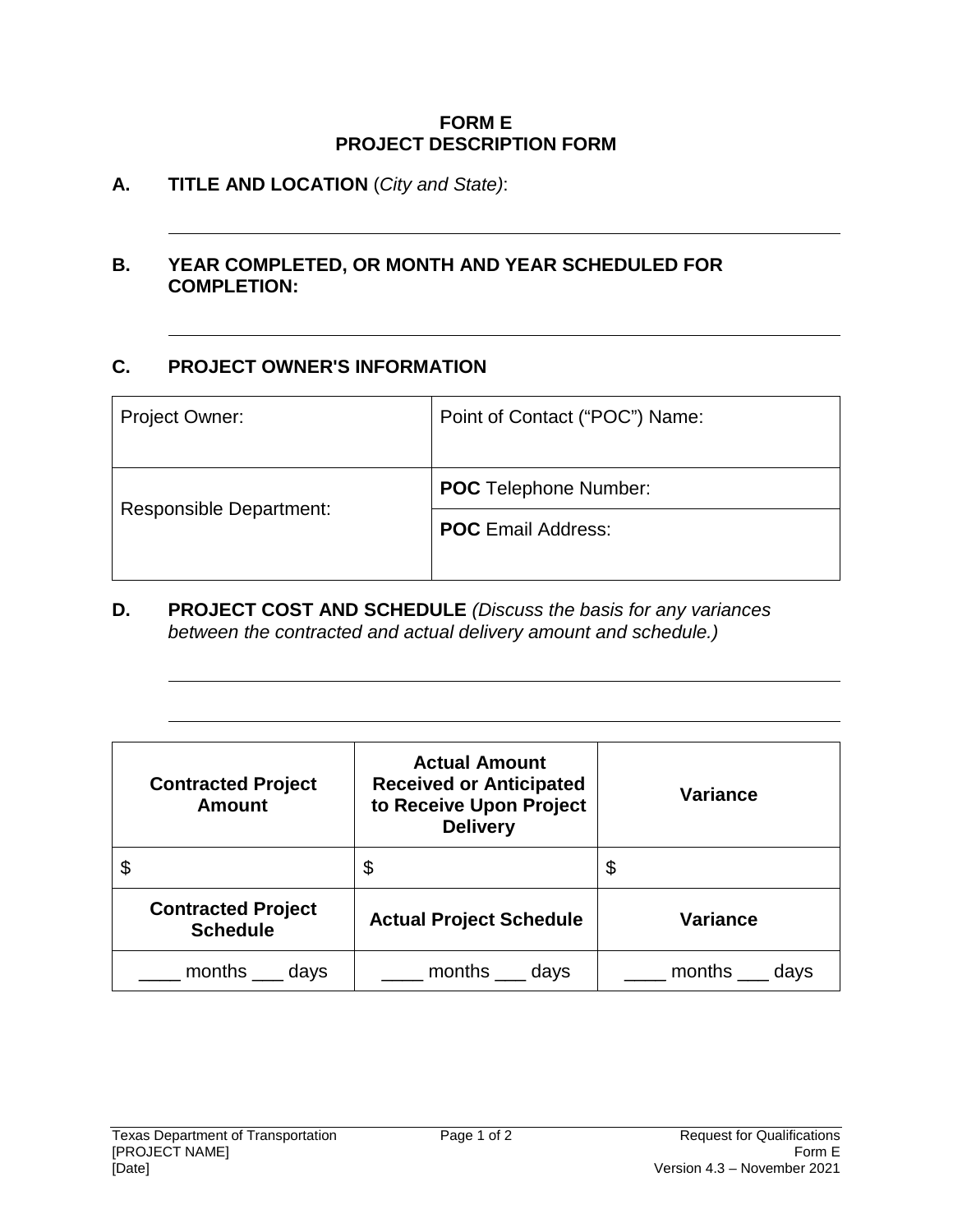**FORM E**
**PROJECT DESCRIPTION FORM**

**A. TITLE AND LOCATION** (*City and State)*:

---

**B. YEAR COMPLETED, OR MONTH AND YEAR SCHEDULED FOR COMPLETION:**

---

**C. PROJECT OWNER'S INFORMATION**

| Project Owner: | Point of Contact ("POC") Name: |
|---|---|
| Responsible Department: | **POC** Telephone Number: |
| | **POC** Email Address: |

**D. PROJECT COST AND SCHEDULE** *(Discuss the basis for any variances between the contracted and actual delivery amount and schedule.)*

---

---

| Contracted Project Amount | Actual Amount Received or Anticipated to Receive Upon Project Delivery | Variance |
|---|---|---|
| $ | $ | $ |
| **Contracted Project Schedule** | **Actual Project Schedule** | **Variance** |
| ____ months ___ days | ____ months ___ days | ____ months ___ days |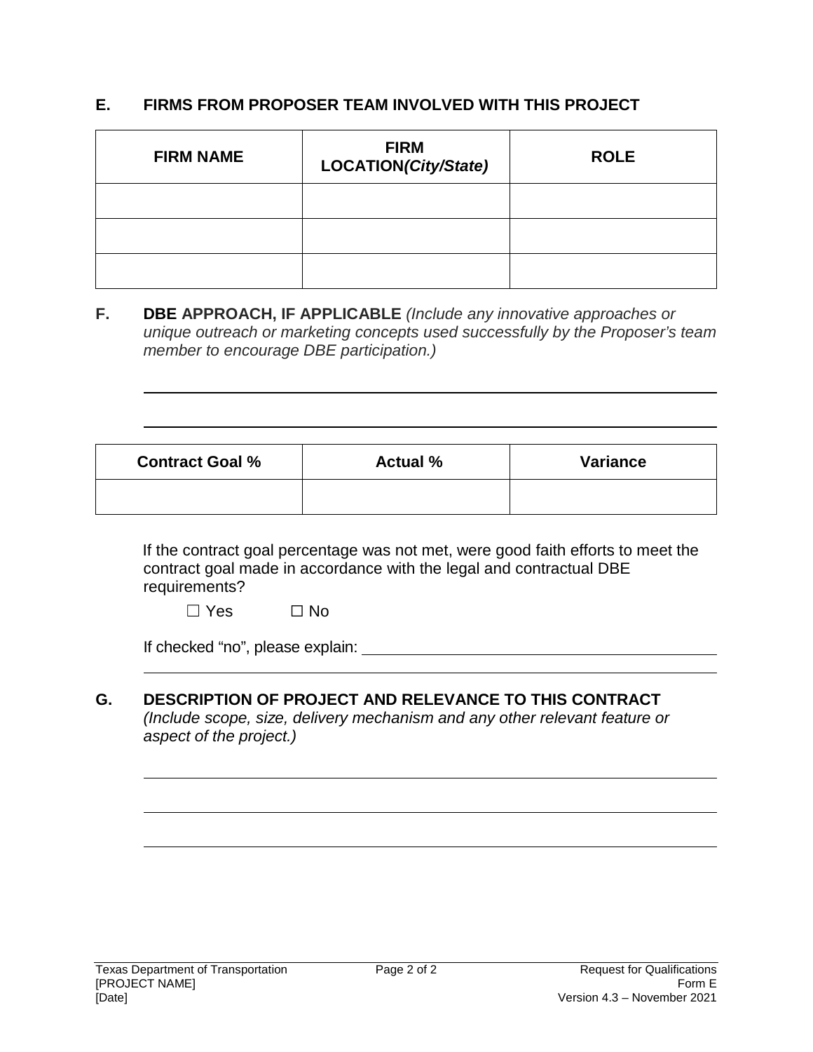## E. FIRMS FROM PROPOSER TEAM INVOLVED WITH THIS PROJECT

| FIRM NAME | FIRM LOCATION*(City/State)* | ROLE |
|---|---|---|
| | | |
| | | |
| | | |

## F. DBE APPROACH, IF APPLICABLE *(Include any innovative approaches or unique outreach or marketing concepts used successfully by the Proposer's team member to encourage DBE participation.)*

______________________________________________________________

______________________________________________________________

| Contract Goal % | Actual % | Variance |
|---|---|---|
| | | |

If the contract goal percentage was not met, were good faith efforts to meet the contract goal made in accordance with the legal and contractual DBE requirements?

☐ Yes ☐ No

If checked "no", please explain: ______________________________________________

______________________________________________________________

## G. DESCRIPTION OF PROJECT AND RELEVANCE TO THIS CONTRACT

*(Include scope, size, delivery mechanism and any other relevant feature or aspect of the project.)*

______________________________________________________________

______________________________________________________________

______________________________________________________________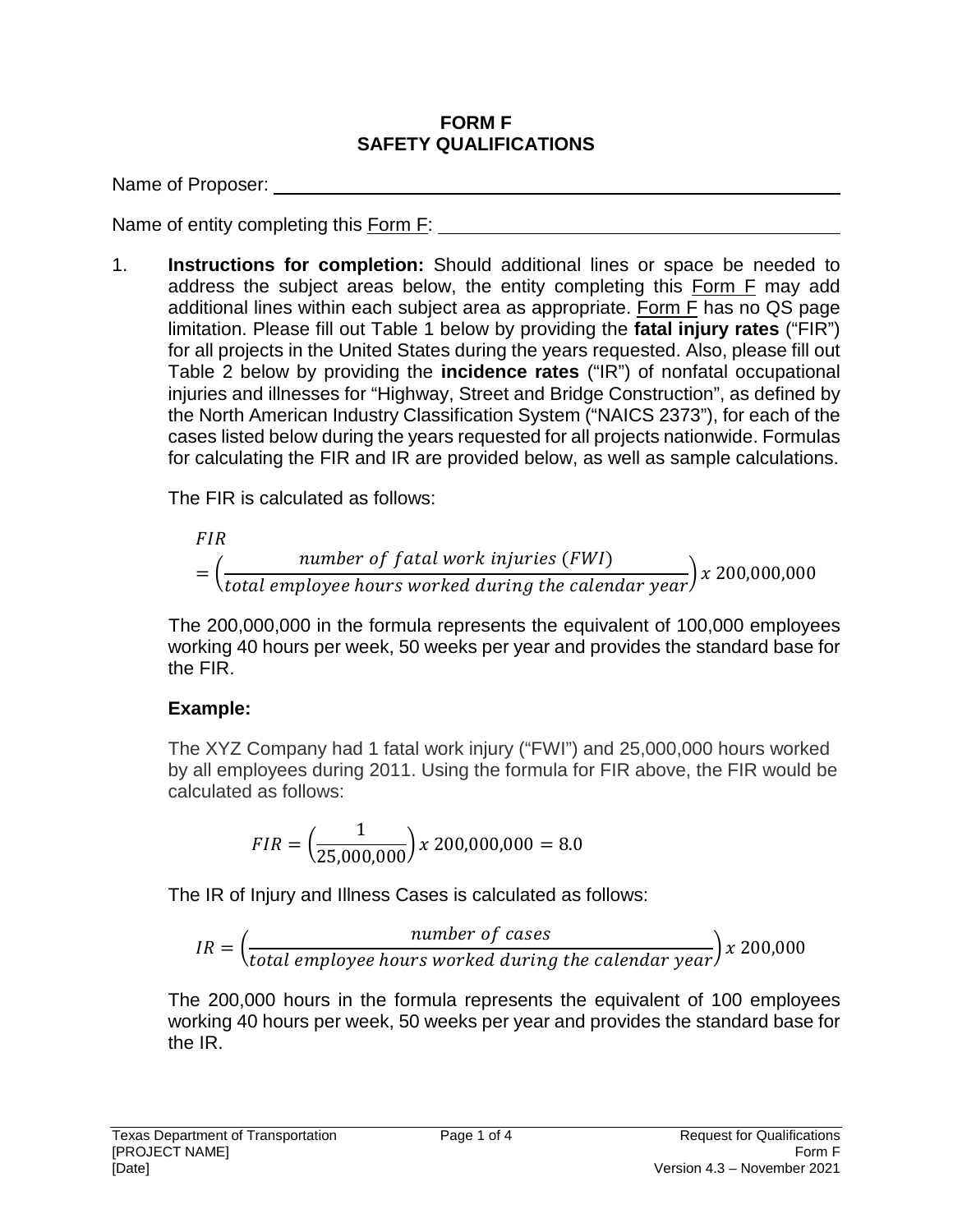# FORM F
# SAFETY QUALIFICATIONS

Name of Proposer: ______________________________

Name of entity completing this Form F: ______________________________

1. **Instructions for completion:** Should additional lines or space be needed to address the subject areas below, the entity completing this Form F may add additional lines within each subject area as appropriate. Form F has no QS page limitation. Please fill out Table 1 below by providing the **fatal injury rates** ("FIR") for all projects in the United States during the years requested. Also, please fill out Table 2 below by providing the **incidence rates** ("IR") of nonfatal occupational injuries and illnesses for "Highway, Street and Bridge Construction", as defined by the North American Industry Classification System ("NAICS 2373"), for each of the cases listed below during the years requested for all projects nationwide. Formulas for calculating the FIR and IR are provided below, as well as sample calculations.

   The FIR is calculated as follows:

   $$FIR = \left(\frac{number\ of\ fatal\ work\ injuries\ (FWI)}{total\ employee\ hours\ worked\ during\ the\ calendar\ year}\right) x\ 200{,}000{,}000$$

   The 200,000,000 in the formula represents the equivalent of 100,000 employees working 40 hours per week, 50 weeks per year and provides the standard base for the FIR.

   **Example:**

   The XYZ Company had 1 fatal work injury ("FWI") and 25,000,000 hours worked by all employees during 2011. Using the formula for FIR above, the FIR would be calculated as follows:

   $$FIR = \left(\frac{1}{25{,}000{,}000}\right) x\ 200{,}000{,}000 = 8.0$$

   The IR of Injury and Illness Cases is calculated as follows:

   $$IR = \left(\frac{number\ of\ cases}{total\ employee\ hours\ worked\ during\ the\ calendar\ year}\right) x\ 200{,}000$$

   The 200,000 hours in the formula represents the equivalent of 100 employees working 40 hours per week, 50 weeks per year and provides the standard base for the IR.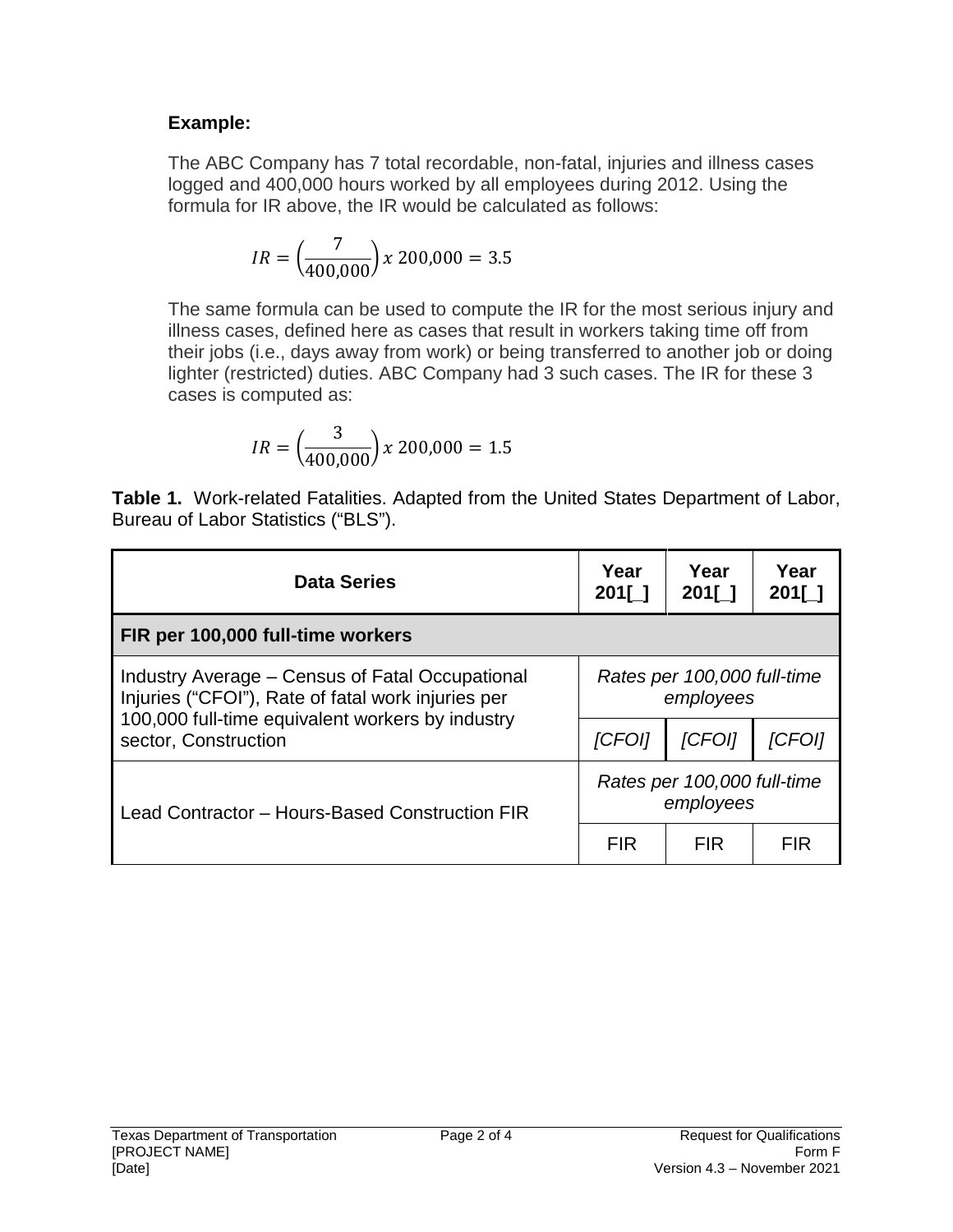**Example:**

The ABC Company has 7 total recordable, non-fatal, injuries and illness cases logged and 400,000 hours worked by all employees during 2012. Using the formula for IR above, the IR would be calculated as follows:

$$IR = \left(\frac{7}{400{,}000}\right) x\ 200{,}000 = 3.5$$

The same formula can be used to compute the IR for the most serious injury and illness cases, defined here as cases that result in workers taking time off from their jobs (i.e., days away from work) or being transferred to another job or doing lighter (restricted) duties. ABC Company had 3 such cases. The IR for these 3 cases is computed as:

$$IR = \left(\frac{3}{400{,}000}\right) x\ 200{,}000 = 1.5$$

**Table 1.** Work-related Fatalities. Adapted from the United States Department of Labor, Bureau of Labor Statistics ("BLS").

| Data Series | Year 201[_] | Year 201[_] | Year 201[_] |
|---|---|---|---|
| **FIR per 100,000 full-time workers** | | | |
| Industry Average – Census of Fatal Occupational Injuries ("CFOI"), Rate of fatal work injuries per 100,000 full-time equivalent workers by industry sector, Construction | *Rates per 100,000 full-time employees* | | |
| | *[CFOI]* | *[CFOI]* | *[CFOI]* |
| Lead Contractor – Hours-Based Construction FIR | *Rates per 100,000 full-time employees* | | |
| | FIR | FIR | FIR |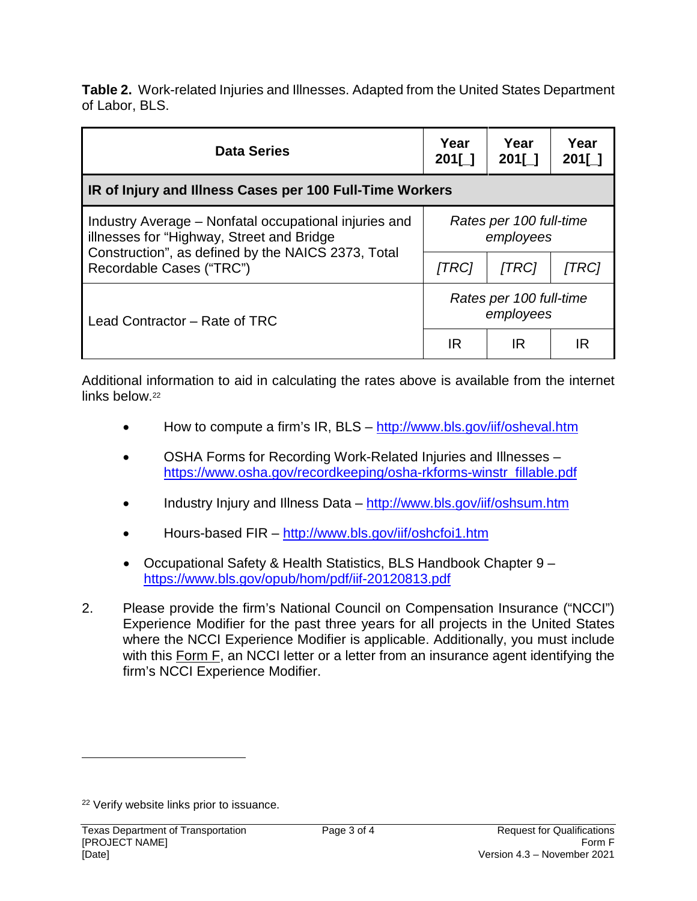**Table 2.** Work-related Injuries and Illnesses. Adapted from the United States Department of Labor, BLS.

| Data Series | Year 201[_] | Year 201[_] | Year 201[_] |
|---|---|---|---|
| **IR of Injury and Illness Cases per 100 Full-Time Workers** | | | |
| Industry Average – Nonfatal occupational injuries and illnesses for “Highway, Street and Bridge Construction”, as defined by the NAICS 2373, Total Recordable Cases (“TRC”) | *Rates per 100 full-time employees* | | |
| | *[TRC]* | *[TRC]* | *[TRC]* |
| Lead Contractor – Rate of TRC | *Rates per 100 full-time employees* | | |
| | IR | IR | IR |

Additional information to aid in calculating the rates above is available from the internet links below.[22]

- How to compute a firm’s IR, BLS – http://www.bls.gov/iif/osheval.htm
- OSHA Forms for Recording Work-Related Injuries and Illnesses – https://www.osha.gov/recordkeeping/osha-rkforms-winstr_fillable.pdf
- Industry Injury and Illness Data – http://www.bls.gov/iif/oshsum.htm
- Hours-based FIR – http://www.bls.gov/iif/oshcfoi1.htm
- Occupational Safety & Health Statistics, BLS Handbook Chapter 9 – https://www.bls.gov/opub/hom/pdf/iif-20120813.pdf

2. Please provide the firm’s National Council on Compensation Insurance (“NCCI”) Experience Modifier for the past three years for all projects in the United States where the NCCI Experience Modifier is applicable. Additionally, you must include with this Form F, an NCCI letter or a letter from an insurance agent identifying the firm’s NCCI Experience Modifier.

[22] Verify website links prior to issuance.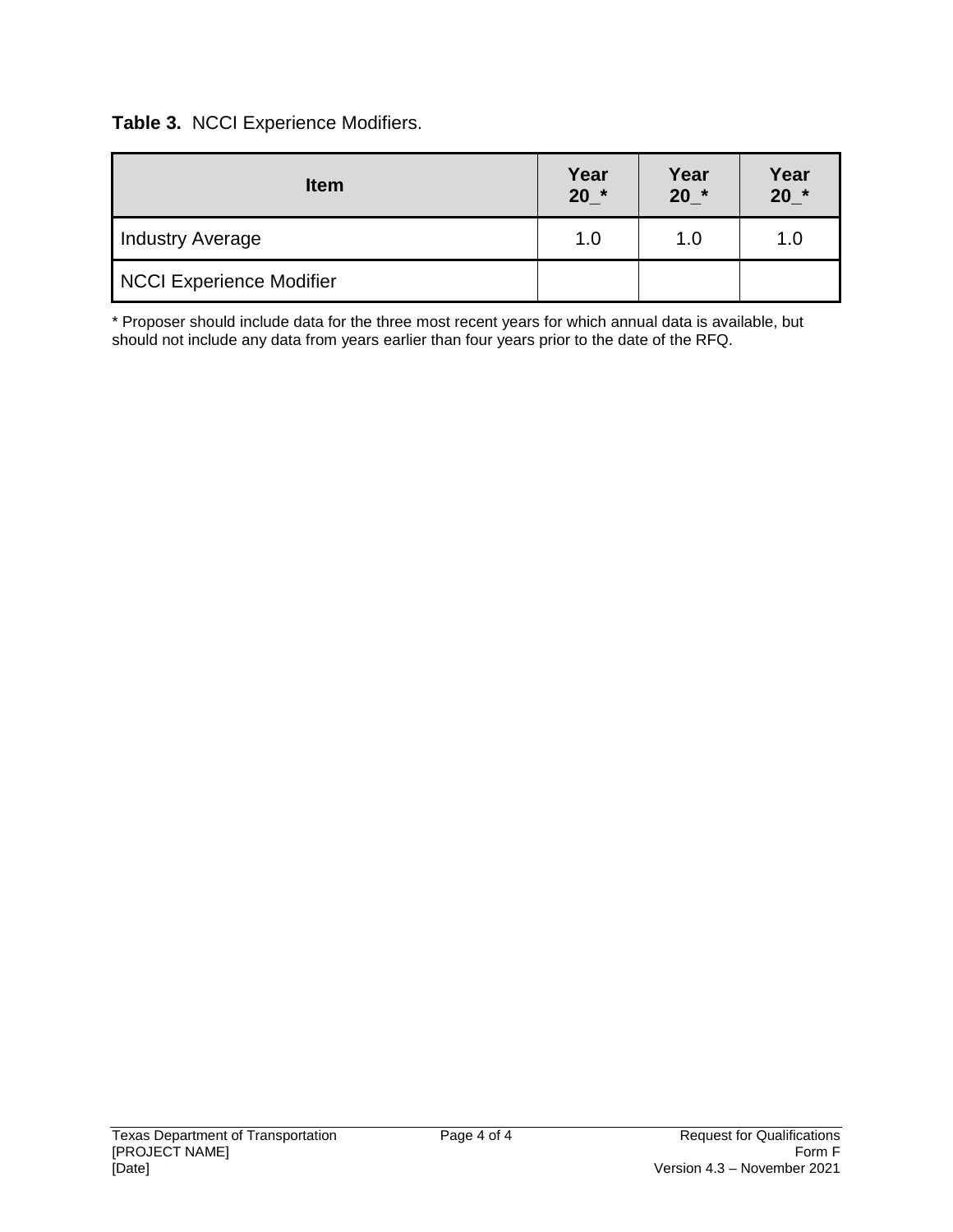**Table 3.** NCCI Experience Modifiers.

| Item | Year 20_* | Year 20_* | Year 20_* |
|---|---|---|---|
| Industry Average | 1.0 | 1.0 | 1.0 |
| NCCI Experience Modifier | | | |

* Proposer should include data for the three most recent years for which annual data is available, but should not include any data from years earlier than four years prior to the date of the RFQ.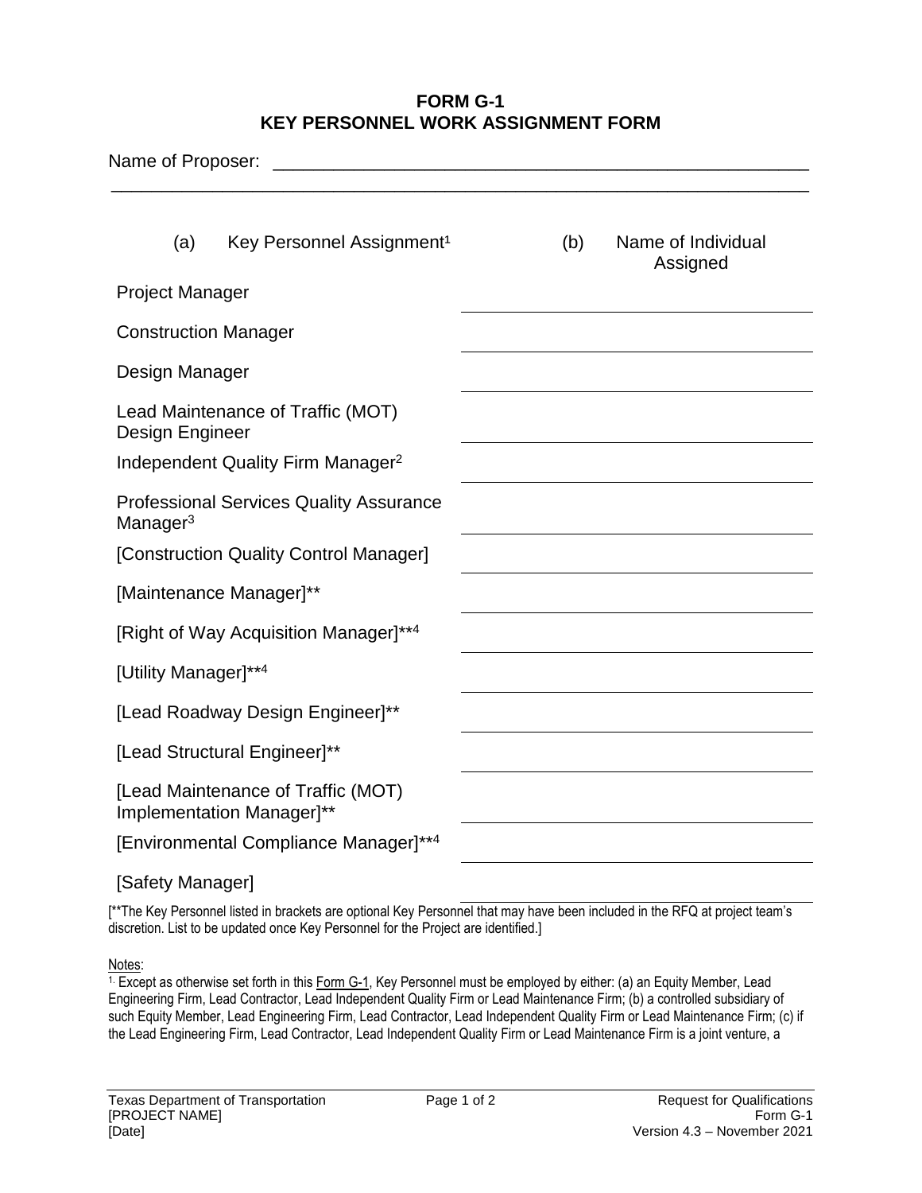# FORM G-1
# KEY PERSONNEL WORK ASSIGNMENT FORM

Name of Proposer: \_\_\_\_\_\_\_\_\_\_\_\_\_\_\_\_\_\_\_\_\_\_\_\_\_\_\_\_\_\_\_\_\_\_\_\_\_\_\_\_\_\_\_\_\_\_\_\_\_\_\_\_\_\_\_\_

\_\_\_\_\_\_\_\_\_\_\_\_\_\_\_\_\_\_\_\_\_\_\_\_\_\_\_\_\_\_\_\_\_\_\_\_\_\_\_\_\_\_\_\_\_\_\_\_\_\_\_\_\_\_\_\_\_\_\_\_\_\_\_\_\_\_\_\_\_\_

| (a) Key Personnel Assignment[1] | (b) Name of Individual Assigned |
|---|---|
| Project Manager | |
| Construction Manager | |
| Design Manager | |
| Lead Maintenance of Traffic (MOT) Design Engineer | |
| Independent Quality Firm Manager[2] | |
| Professional Services Quality Assurance Manager[3] | |
| [Construction Quality Control Manager] | |
| [Maintenance Manager]** | |
| [Right of Way Acquisition Manager]**[4] | |
| [Utility Manager]**[4] | |
| [Lead Roadway Design Engineer]** | |
| [Lead Structural Engineer]** | |
| [Lead Maintenance of Traffic (MOT) Implementation Manager]** | |
| [Environmental Compliance Manager]**[4] | |
| [Safety Manager] | |

[**The Key Personnel listed in brackets are optional Key Personnel that may have been included in the RFQ at project team's discretion. List to be updated once Key Personnel for the Project are identified.]

Notes:

[1] Except as otherwise set forth in this Form G-1, Key Personnel must be employed by either: (a) an Equity Member, Lead Engineering Firm, Lead Contractor, Lead Independent Quality Firm or Lead Maintenance Firm; (b) a controlled subsidiary of such Equity Member, Lead Engineering Firm, Lead Contractor, Lead Independent Quality Firm or Lead Maintenance Firm; (c) if the Lead Engineering Firm, Lead Contractor, Lead Independent Quality Firm or Lead Maintenance Firm is a joint venture, a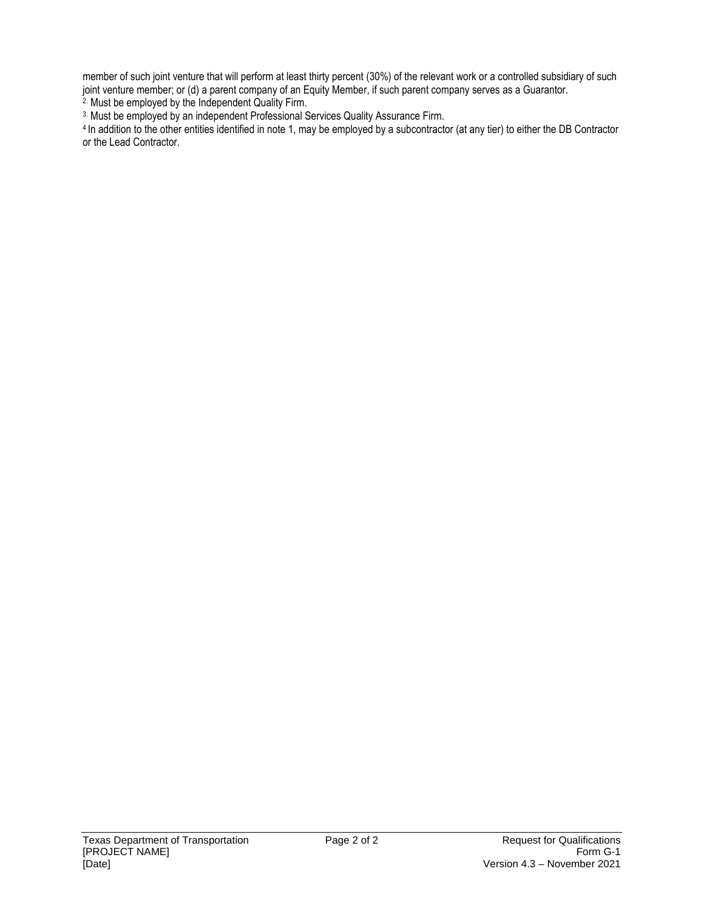member of such joint venture that will perform at least thirty percent (30%) of the relevant work or a controlled subsidiary of such joint venture member; or (d) a parent company of an Equity Member, if such parent company serves as a Guarantor.

[2] Must be employed by the Independent Quality Firm.

[3] Must be employed by an independent Professional Services Quality Assurance Firm.

[4] In addition to the other entities identified in note 1, may be employed by a subcontractor (at any tier) to either the DB Contractor or the Lead Contractor.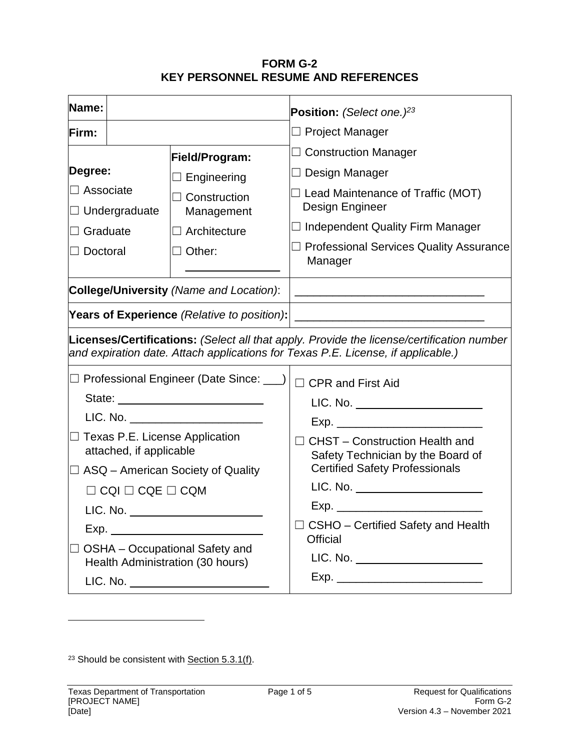# FORM G-2
## KEY PERSONNEL RESUME AND REFERENCES

| **Name:** | | **Position:** *(Select one.)*[23] |
|---|---|---|
| **Firm:** | | ☐ Project Manager |
| **Degree:**<br>☐ Associate<br>☐ Undergraduate<br>☐ Graduate<br>☐ Doctoral | **Field/Program:**<br>☐ Engineering<br>☐ Construction Management<br>☐ Architecture<br>☐ Other: ____________ | ☐ Construction Manager<br>☐ Design Manager<br>☐ Lead Maintenance of Traffic (MOT) Design Engineer<br>☐ Independent Quality Firm Manager<br>☐ Professional Services Quality Assurance Manager |
| **College/University** *(Name and Location)*: | | ______________________________ |
| **Years of Experience** *(Relative to position)*: | | ______________________________ |

**Licenses/Certifications:** *(Select all that apply. Provide the license/certification number and expiration date. Attach applications for Texas P.E. License, if applicable.)*

| | |
|---|---|
| ☐ Professional Engineer (Date Since: ___)<br>State: ______________________<br>LIC. No. ____________________<br>☐ Texas P.E. License Application attached, if applicable<br>☐ ASQ – American Society of Quality<br>☐ CQI ☐ CQE ☐ CQM<br>LIC. No. ____________________<br>Exp. ______________________<br>☐ OSHA – Occupational Safety and Health Administration (30 hours)<br>LIC. No. ____________________ | ☐ CPR and First Aid<br>LIC. No. ____________________<br>Exp. ______________________<br>☐ CHST – Construction Health and Safety Technician by the Board of Certified Safety Professionals<br>LIC. No. ____________________<br>Exp. ______________________<br>☐ CSHO – Certified Safety and Health Official<br>LIC. No. ____________________<br>Exp. ______________________ |

[23] Should be consistent with Section 5.3.1(f).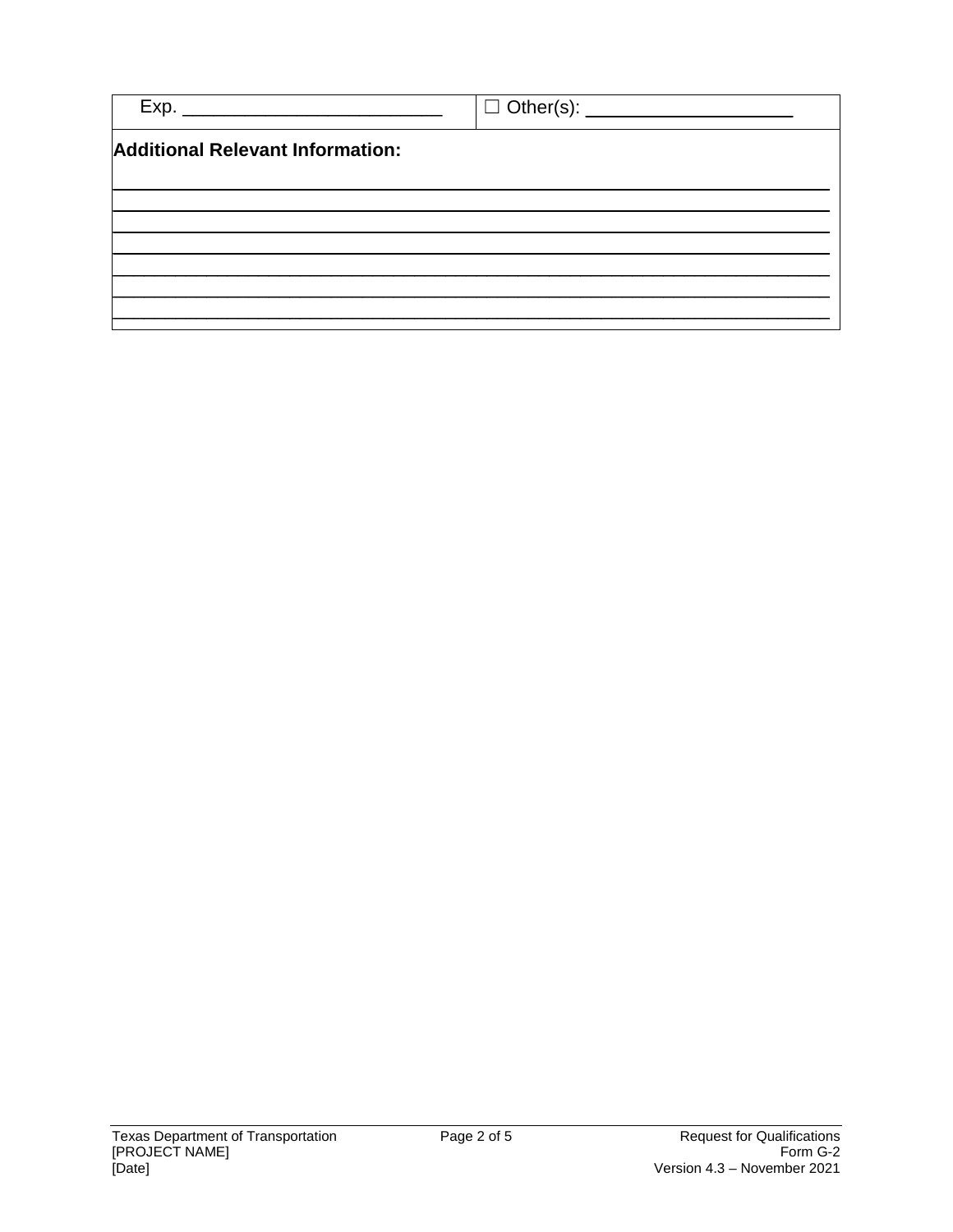| Exp. _________________________ | ☐ Other(s): ____________________ |
|---|---|

**Additional Relevant Information:**

___________________________________________________________________________

___________________________________________________________________________

___________________________________________________________________________

___________________________________________________________________________

___________________________________________________________________________

___________________________________________________________________________

___________________________________________________________________________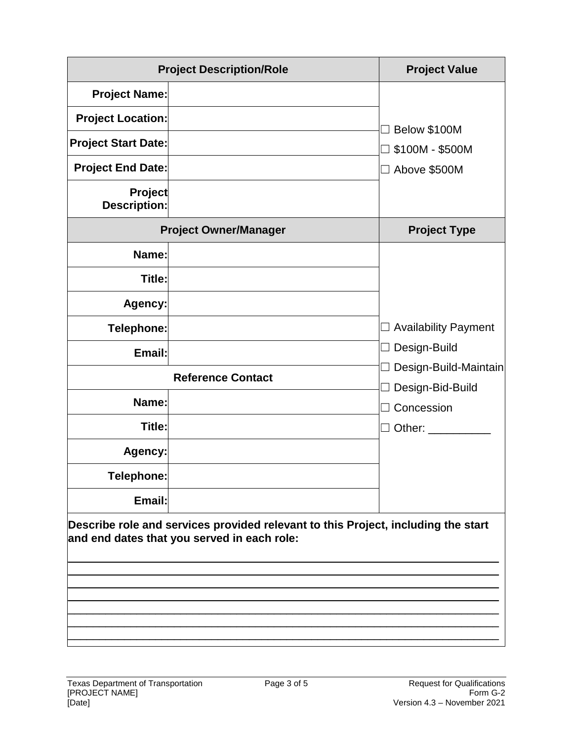| Project Description/Role | | Project Value |
|---|---|---|
| **Project Name:** | | ☐ Below $100M<br>☐ $100M - $500M<br>☐ Above $500M |
| **Project Location:** | | |
| **Project Start Date:** | | |
| **Project End Date:** | | |
| **Project Description:** | | |
| **Project Owner/Manager** | | **Project Type** |
| **Name:** | | ☐ Availability Payment<br>☐ Design-Build<br>☐ Design-Build-Maintain<br>☐ Design-Bid-Build<br>☐ Concession<br>☐ Other: __________ |
| **Title:** | | |
| **Agency:** | | |
| **Telephone:** | | |
| **Email:** | | |
| **Reference Contact** | | |
| **Name:** | | |
| **Title:** | | |
| **Agency:** | | |
| **Telephone:** | | |
| **Email:** | | |

**Describe role and services provided relevant to this Project, including the start and end dates that you served in each role:**

______________________________________________________________________

______________________________________________________________________

______________________________________________________________________

______________________________________________________________________

______________________________________________________________________

______________________________________________________________________

______________________________________________________________________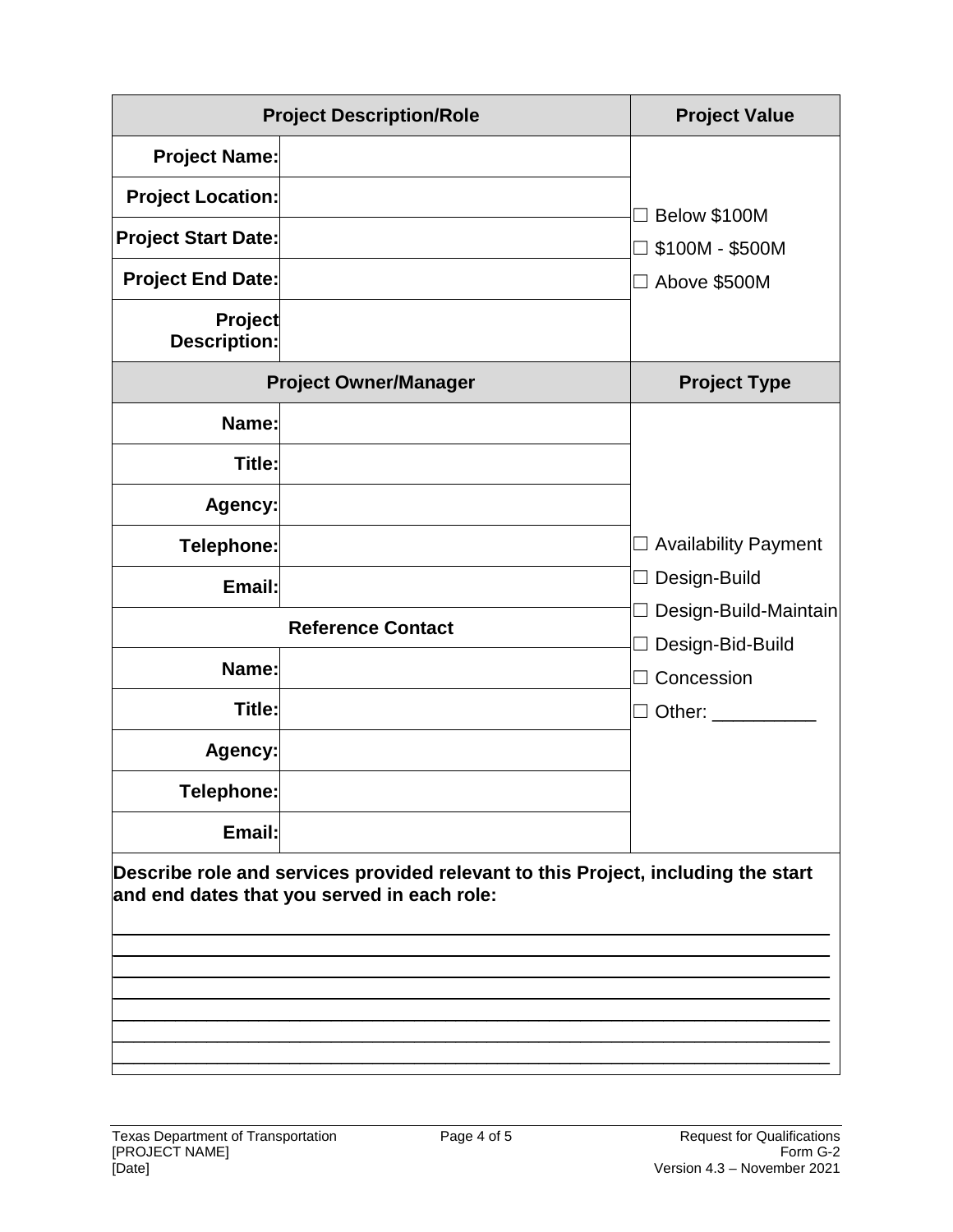| Project Description/Role | | Project Value |
|---|---|---|
| **Project Name:** | | ☐ Below $100M<br>☐ $100M - $500M<br>☐ Above $500M |
| **Project Location:** | | |
| **Project Start Date:** | | |
| **Project End Date:** | | |
| **Project Description:** | | |
| **Project Owner/Manager** | | **Project Type** |
| **Name:** | | ☐ Availability Payment<br>☐ Design-Build<br>☐ Design-Build-Maintain<br>☐ Design-Bid-Build<br>☐ Concession<br>☐ Other: __________ |
| **Title:** | | |
| **Agency:** | | |
| **Telephone:** | | |
| **Email:** | | |
| **Reference Contact** | | |
| **Name:** | | |
| **Title:** | | |
| **Agency:** | | |
| **Telephone:** | | |
| **Email:** | | |

**Describe role and services provided relevant to this Project, including the start and end dates that you served in each role:**

______________________________________________________________________

______________________________________________________________________

______________________________________________________________________

______________________________________________________________________

______________________________________________________________________

______________________________________________________________________

______________________________________________________________________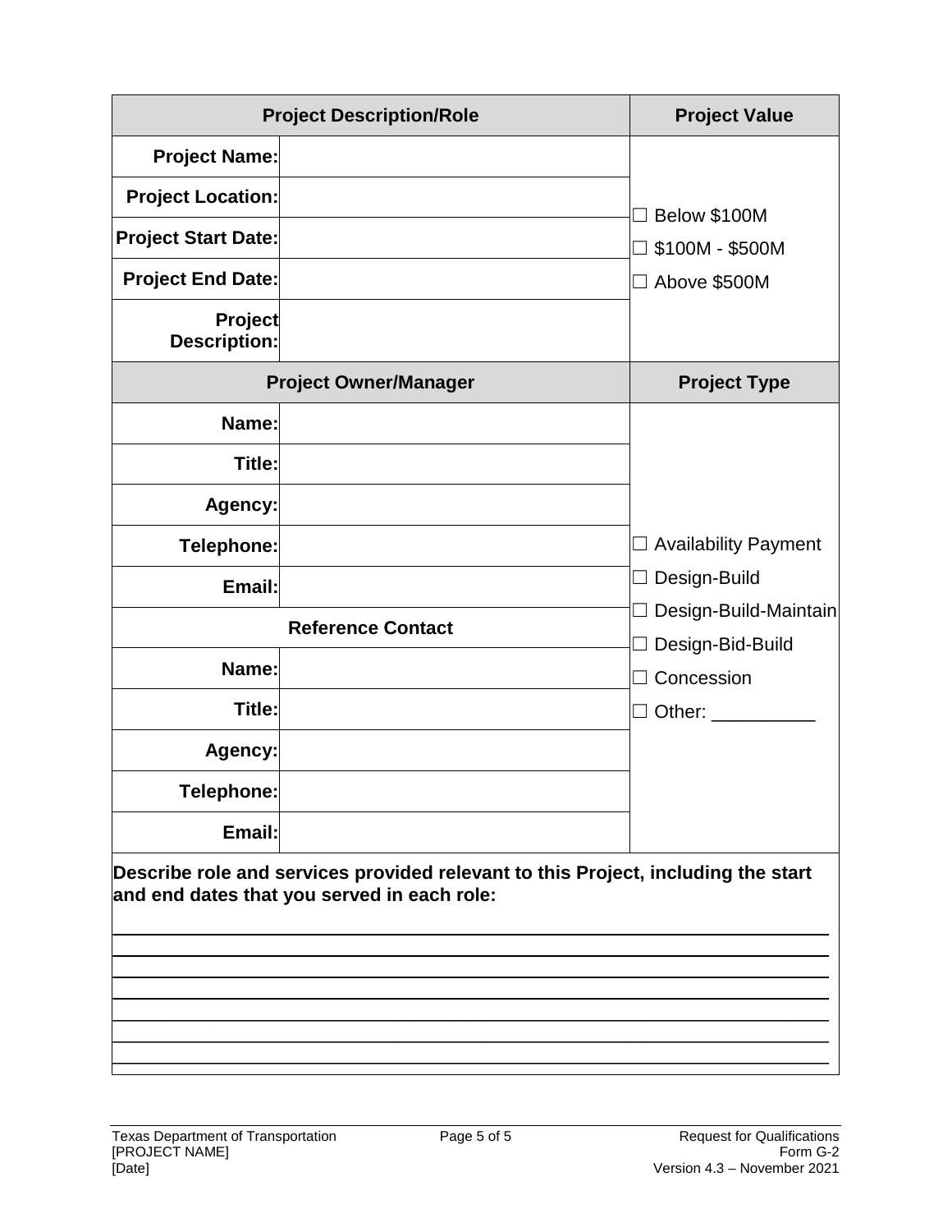| Project Description/Role | | Project Value |
|---|---|---|
| **Project Name:** | | ☐ Below $100M<br>☐ $100M - $500M<br>☐ Above $500M |
| **Project Location:** | | |
| **Project Start Date:** | | |
| **Project End Date:** | | |
| **Project Description:** | | |
| **Project Owner/Manager** | | **Project Type** |
| **Name:** | | ☐ Availability Payment<br>☐ Design-Build<br>☐ Design-Build-Maintain<br>☐ Design-Bid-Build<br>☐ Concession<br>☐ Other: __________ |
| **Title:** | | |
| **Agency:** | | |
| **Telephone:** | | |
| **Email:** | | |
| **Reference Contact** | | |
| **Name:** | | |
| **Title:** | | |
| **Agency:** | | |
| **Telephone:** | | |
| **Email:** | | |

**Describe role and services provided relevant to this Project, including the start and end dates that you served in each role:**

_________________________________________________________________________

_________________________________________________________________________

_________________________________________________________________________

_________________________________________________________________________

_________________________________________________________________________

_________________________________________________________________________

_________________________________________________________________________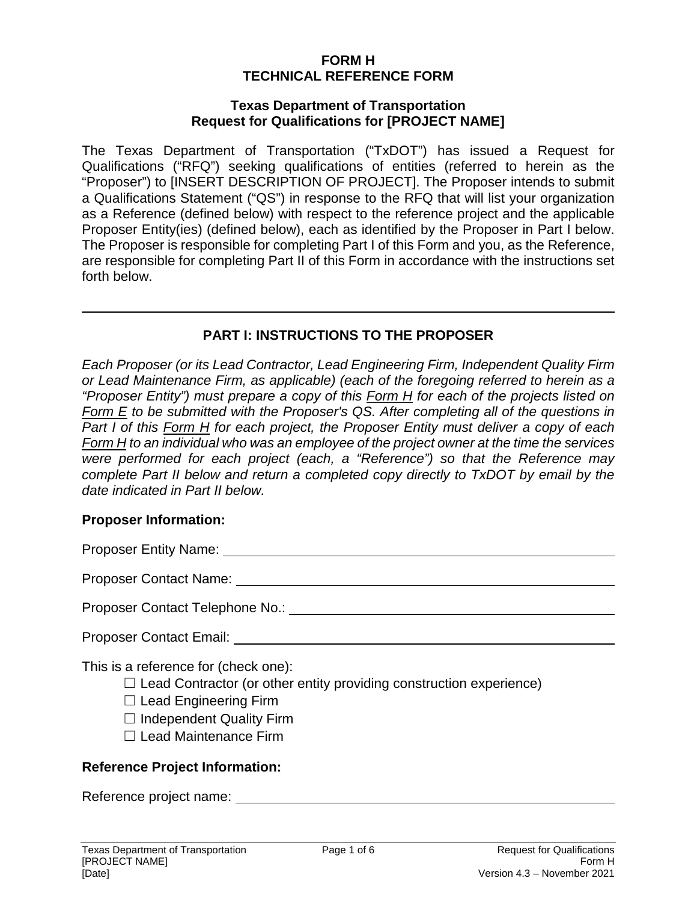# FORM H
# TECHNICAL REFERENCE FORM

## Texas Department of Transportation
## Request for Qualifications for [PROJECT NAME]

The Texas Department of Transportation ("TxDOT") has issued a Request for Qualifications ("RFQ") seeking qualifications of entities (referred to herein as the "Proposer") to [INSERT DESCRIPTION OF PROJECT]. The Proposer intends to submit a Qualifications Statement ("QS") in response to the RFQ that will list your organization as a Reference (defined below) with respect to the reference project and the applicable Proposer Entity(ies) (defined below), each as identified by the Proposer in Part I below. The Proposer is responsible for completing Part I of this Form and you, as the Reference, are responsible for completing Part II of this Form in accordance with the instructions set forth below.

---

## PART I: INSTRUCTIONS TO THE PROPOSER

*Each Proposer (or its Lead Contractor, Lead Engineering Firm, Independent Quality Firm or Lead Maintenance Firm, as applicable) (each of the foregoing referred to herein as a "Proposer Entity") must prepare a copy of this Form H for each of the projects listed on Form E to be submitted with the Proposer's QS. After completing all of the questions in Part I of this Form H for each project, the Proposer Entity must deliver a copy of each Form H to an individual who was an employee of the project owner at the time the services were performed for each project (each, a "Reference") so that the Reference may complete Part II below and return a completed copy directly to TxDOT by email by the date indicated in Part II below.*

**Proposer Information:**

Proposer Entity Name: ______________________________

Proposer Contact Name: ______________________________

Proposer Contact Telephone No.: ______________________________

Proposer Contact Email: ______________________________

This is a reference for (check one):

- ☐ Lead Contractor (or other entity providing construction experience)
- ☐ Lead Engineering Firm
- ☐ Independent Quality Firm
- ☐ Lead Maintenance Firm

**Reference Project Information:**

Reference project name: ______________________________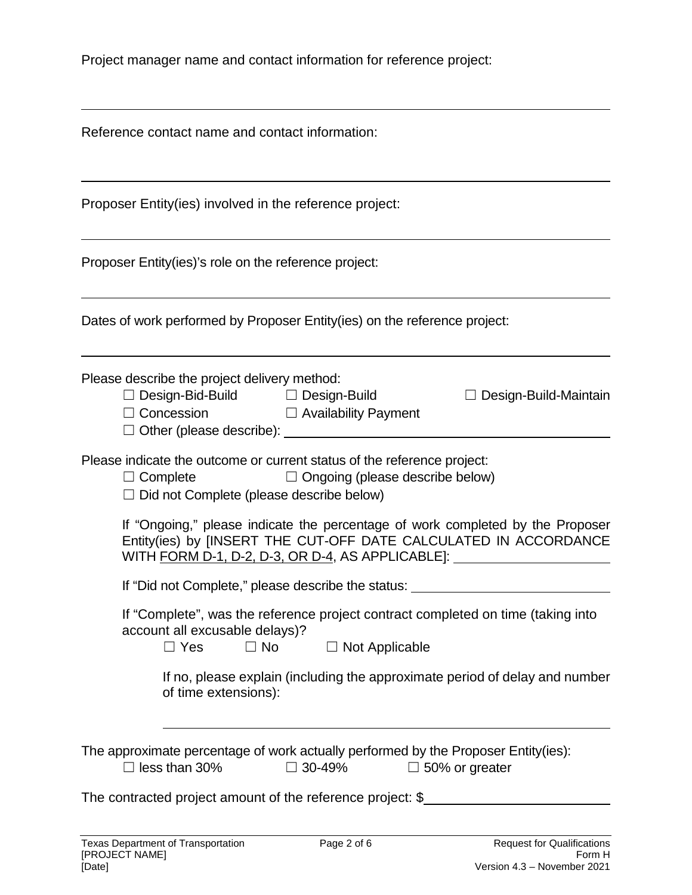Project manager name and contact information for reference project:

_______________________________________________

Reference contact name and contact information:

_______________________________________________

Proposer Entity(ies) involved in the reference project:

_______________________________________________

Proposer Entity(ies)'s role on the reference project:

_______________________________________________

Dates of work performed by Proposer Entity(ies) on the reference project:

_______________________________________________

Please describe the project delivery method:

☐ Design-Bid-Build ☐ Design-Build ☐ Design-Build-Maintain

☐ Concession ☐ Availability Payment

☐ Other (please describe): ____________________

Please indicate the outcome or current status of the reference project:

☐ Complete ☐ Ongoing (please describe below)

☐ Did not Complete (please describe below)

If "Ongoing," please indicate the percentage of work completed by the Proposer Entity(ies) by [INSERT THE CUT-OFF DATE CALCULATED IN ACCORDANCE WITH FORM D-1, D-2, D-3, OR D-4, AS APPLICABLE]: ____________________

If "Did not Complete," please describe the status: ____________________

If "Complete", was the reference project contract completed on time (taking into account all excusable delays)?

☐ Yes ☐ No ☐ Not Applicable

If no, please explain (including the approximate period of delay and number of time extensions):

_______________________________________________

The approximate percentage of work actually performed by the Proposer Entity(ies):

☐ less than 30% ☐ 30-49% ☐ 50% or greater

The contracted project amount of the reference project: $____________________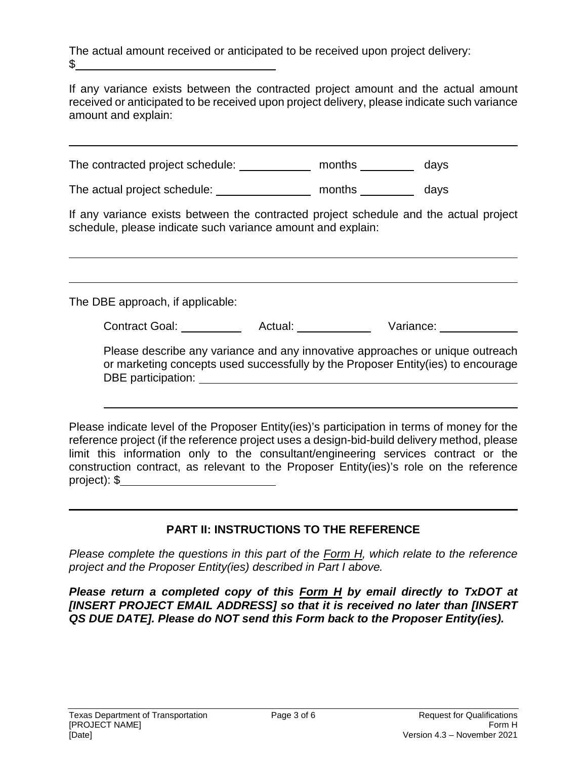The actual amount received or anticipated to be received upon project delivery: $\_\_\_\_\_\_\_\_\_\_\_\_\_\_\_\_\_\_\_\_

If any variance exists between the contracted project amount and the actual amount received or anticipated to be received upon project delivery, please indicate such variance amount and explain:

\_\_\_\_\_\_\_\_\_\_\_\_\_\_\_\_\_\_\_\_\_\_\_\_\_\_\_\_\_\_\_\_\_\_\_\_\_\_\_\_\_\_\_\_\_\_\_\_

The contracted project schedule: \_\_\_\_\_\_\_\_\_\_ months \_\_\_\_\_\_\_\_ days

The actual project schedule: \_\_\_\_\_\_\_\_\_\_\_\_ months \_\_\_\_\_\_\_\_ days

If any variance exists between the contracted project schedule and the actual project schedule, please indicate such variance amount and explain:

\_\_\_\_\_\_\_\_\_\_\_\_\_\_\_\_\_\_\_\_\_\_\_\_\_\_\_\_\_\_\_\_\_\_\_\_\_\_\_\_\_\_\_\_\_\_\_\_

\_\_\_\_\_\_\_\_\_\_\_\_\_\_\_\_\_\_\_\_\_\_\_\_\_\_\_\_\_\_\_\_\_\_\_\_\_\_\_\_\_\_\_\_\_\_\_\_

The DBE approach, if applicable:

Contract Goal: \_\_\_\_\_\_\_\_ Actual: \_\_\_\_\_\_\_\_\_ Variance: \_\_\_\_\_\_\_\_\_\_

Please describe any variance and any innovative approaches or unique outreach or marketing concepts used successfully by the Proposer Entity(ies) to encourage DBE participation: \_\_\_\_\_\_\_\_\_\_\_\_\_\_\_\_\_\_\_\_\_\_\_\_\_\_\_\_\_\_\_\_\_\_\_\_

\_\_\_\_\_\_\_\_\_\_\_\_\_\_\_\_\_\_\_\_\_\_\_\_\_\_\_\_\_\_\_\_\_\_\_\_\_\_\_\_\_\_\_\_\_\_\_\_

Please indicate level of the Proposer Entity(ies)'s participation in terms of money for the reference project (if the reference project uses a design-bid-build delivery method, please limit this information only to the consultant/engineering services contract or the construction contract, as relevant to the Proposer Entity(ies)'s role on the reference project): $\_\_\_\_\_\_\_\_\_\_\_\_\_\_\_\_\_\_\_\_

---

## PART II: INSTRUCTIONS TO THE REFERENCE

*Please complete the questions in this part of the Form H, which relate to the reference project and the Proposer Entity(ies) described in Part I above.*

***Please return a completed copy of this Form H by email directly to TxDOT at [INSERT PROJECT EMAIL ADDRESS] so that it is received no later than [INSERT QS DUE DATE]. Please do NOT send this Form back to the Proposer Entity(ies).***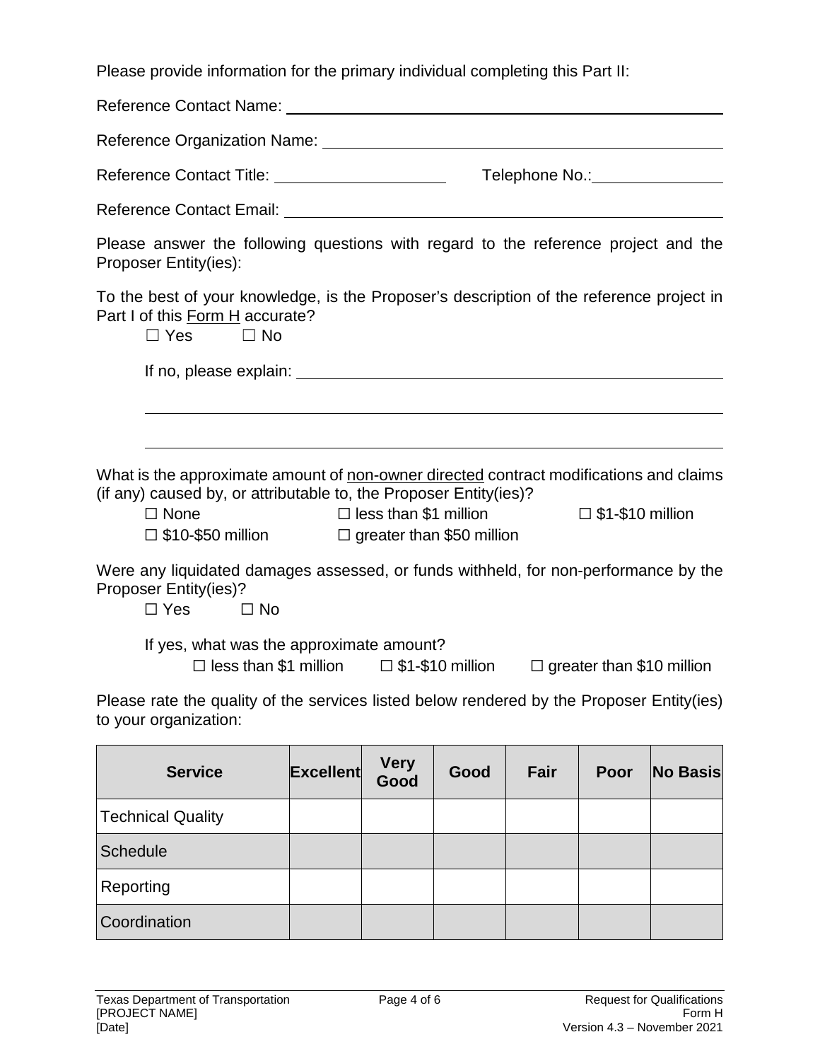Please provide information for the primary individual completing this Part II:

Reference Contact Name: ______________________________________________

Reference Organization Name: __________________________________________

Reference Contact Title: ____________________ Telephone No.: _______________

Reference Contact Email: ______________________________________________

Please answer the following questions with regard to the reference project and the Proposer Entity(ies):

To the best of your knowledge, is the Proposer's description of the reference project in Part I of this Form H accurate?

☐ Yes ☐ No

If no, please explain: ______________________________________________

______________________________________________________________

______________________________________________________________

What is the approximate amount of non-owner directed contract modifications and claims (if any) caused by, or attributable to, the Proposer Entity(ies)?

☐ None ☐ less than $1 million ☐ $1-$10 million
☐ $10-$50 million ☐ greater than $50 million

Were any liquidated damages assessed, or funds withheld, for non-performance by the Proposer Entity(ies)?

☐ Yes ☐ No

If yes, what was the approximate amount?

☐ less than $1 million ☐ $1-$10 million ☐ greater than $10 million

Please rate the quality of the services listed below rendered by the Proposer Entity(ies) to your organization:

| Service | Excellent | Very Good | Good | Fair | Poor | No Basis |
|---|---|---|---|---|---|---|
| Technical Quality | | | | | | |
| Schedule | | | | | | |
| Reporting | | | | | | |
| Coordination | | | | | | |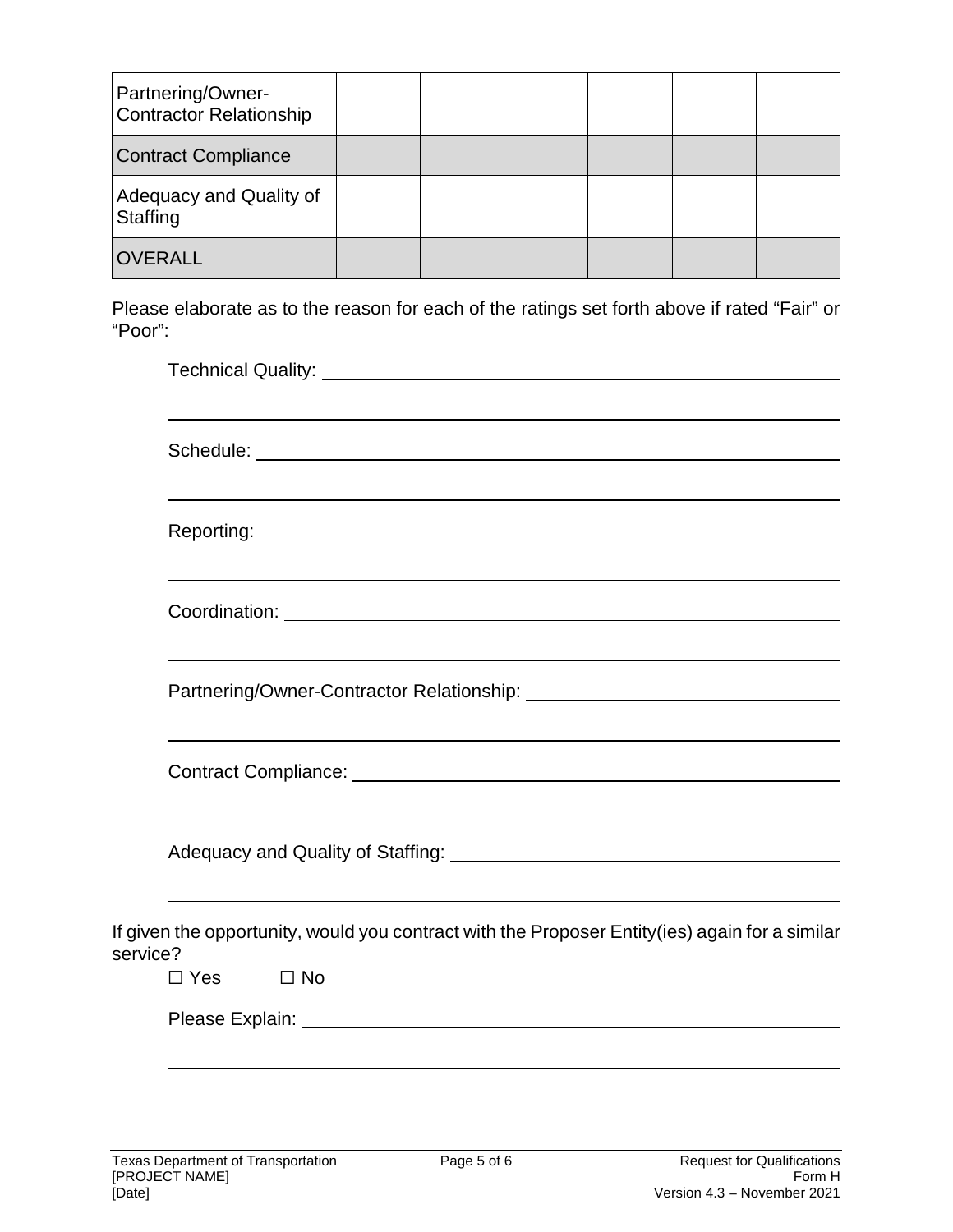| | | | | | | |
|---|---|---|---|---|---|---|
| Partnering/Owner-Contractor Relationship | | | | | | |
| Contract Compliance | | | | | | |
| Adequacy and Quality of Staffing | | | | | | |
| OVERALL | | | | | | |

Please elaborate as to the reason for each of the ratings set forth above if rated "Fair" or "Poor":

Technical Quality: ______________________________________________

______________________________________________

Schedule: ______________________________________________

______________________________________________

Reporting: ______________________________________________

______________________________________________

Coordination: ______________________________________________

______________________________________________

Partnering/Owner-Contractor Relationship: ______________________________

______________________________________________

Contract Compliance: ______________________________________________

______________________________________________

Adequacy and Quality of Staffing: ______________________________________

______________________________________________

If given the opportunity, would you contract with the Proposer Entity(ies) again for a similar service?

☐ Yes ☐ No

Please Explain: ______________________________________________

______________________________________________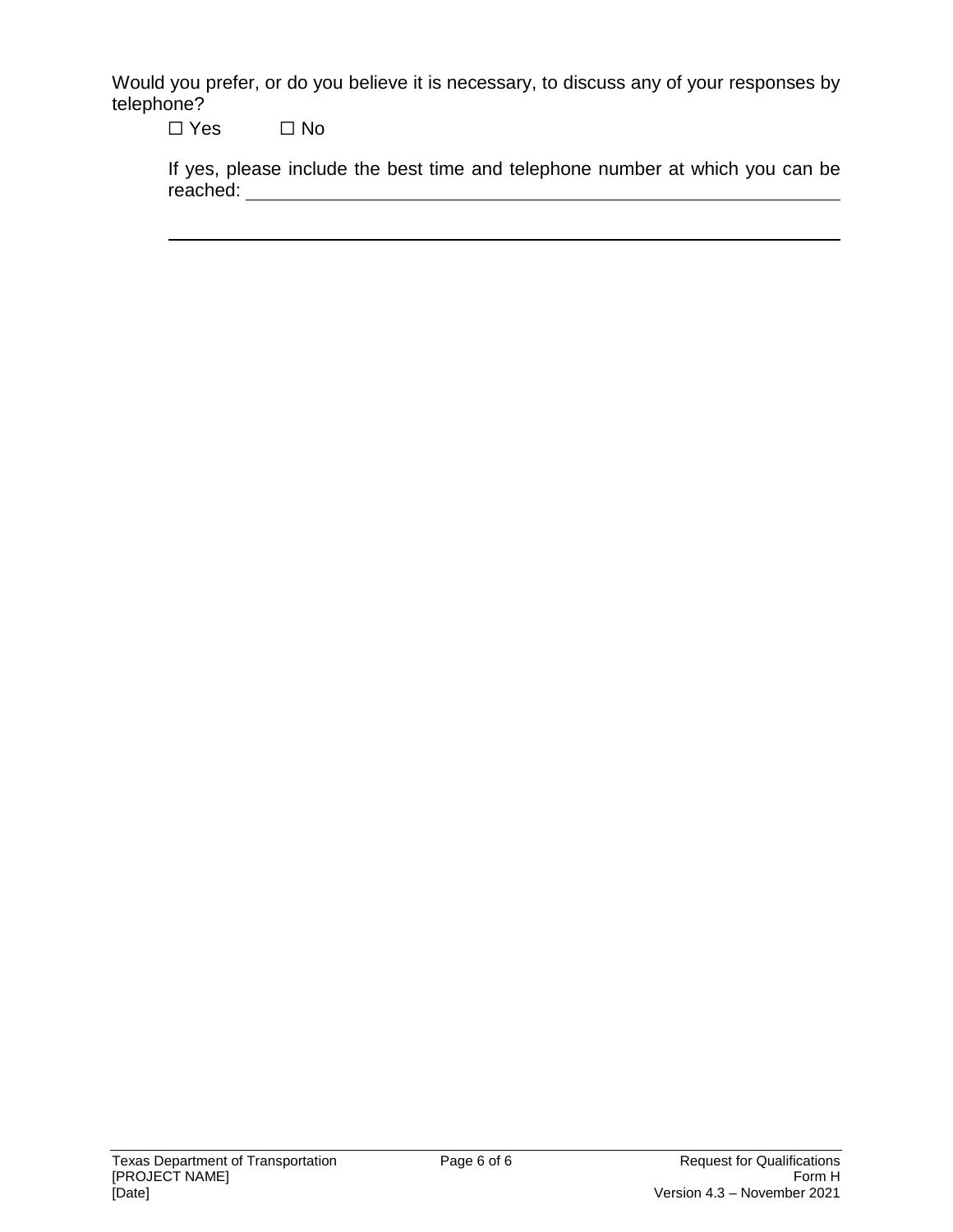Would you prefer, or do you believe it is necessary, to discuss any of your responses by telephone?

☐ Yes ☐ No

If yes, please include the best time and telephone number at which you can be reached: \_\_\_\_\_\_\_\_\_\_\_\_\_\_\_\_\_\_\_\_\_\_\_\_\_\_\_\_\_\_\_\_\_\_\_\_\_\_\_\_\_\_\_\_\_\_\_\_\_\_

\_\_\_\_\_\_\_\_\_\_\_\_\_\_\_\_\_\_\_\_\_\_\_\_\_\_\_\_\_\_\_\_\_\_\_\_\_\_\_\_\_\_\_\_\_\_\_\_\_\_\_\_\_\_\_\_\_\_\_\_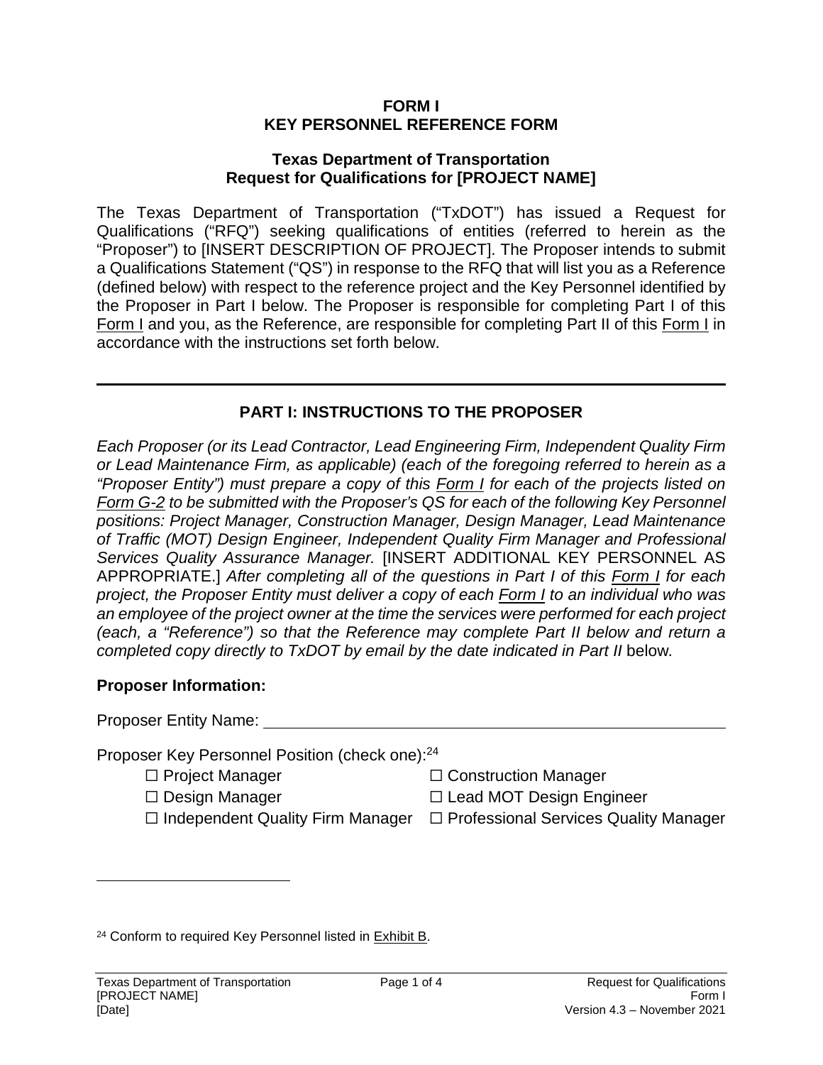**FORM I**
**KEY PERSONNEL REFERENCE FORM**

**Texas Department of Transportation**
**Request for Qualifications for [PROJECT NAME]**

The Texas Department of Transportation ("TxDOT") has issued a Request for Qualifications ("RFQ") seeking qualifications of entities (referred to herein as the "Proposer") to [INSERT DESCRIPTION OF PROJECT]. The Proposer intends to submit a Qualifications Statement ("QS") in response to the RFQ that will list you as a Reference (defined below) with respect to the reference project and the Key Personnel identified by the Proposer in Part I below. The Proposer is responsible for completing Part I of this Form I and you, as the Reference, are responsible for completing Part II of this Form I in accordance with the instructions set forth below.

---

## PART I: INSTRUCTIONS TO THE PROPOSER

*Each Proposer (or its Lead Contractor, Lead Engineering Firm, Independent Quality Firm or Lead Maintenance Firm, as applicable) (each of the foregoing referred to herein as a "Proposer Entity") must prepare a copy of this Form I for each of the projects listed on Form G-2 to be submitted with the Proposer's QS for each of the following Key Personnel positions: Project Manager, Construction Manager, Design Manager, Lead Maintenance of Traffic (MOT) Design Engineer, Independent Quality Firm Manager and Professional Services Quality Assurance Manager.* [INSERT ADDITIONAL KEY PERSONNEL AS APPROPRIATE.] *After completing all of the questions in Part I of this Form I for each project, the Proposer Entity must deliver a copy of each Form I to an individual who was an employee of the project owner at the time the services were performed for each project (each, a "Reference") so that the Reference may complete Part II below and return a completed copy directly to TxDOT by email by the date indicated in Part II* below.

**Proposer Information:**

Proposer Entity Name: ______________________________________________

Proposer Key Personnel Position (check one):[24]

☐ Project Manager ☐ Construction Manager
☐ Design Manager ☐ Lead MOT Design Engineer
☐ Independent Quality Firm Manager ☐ Professional Services Quality Manager

[24] Conform to required Key Personnel listed in Exhibit B.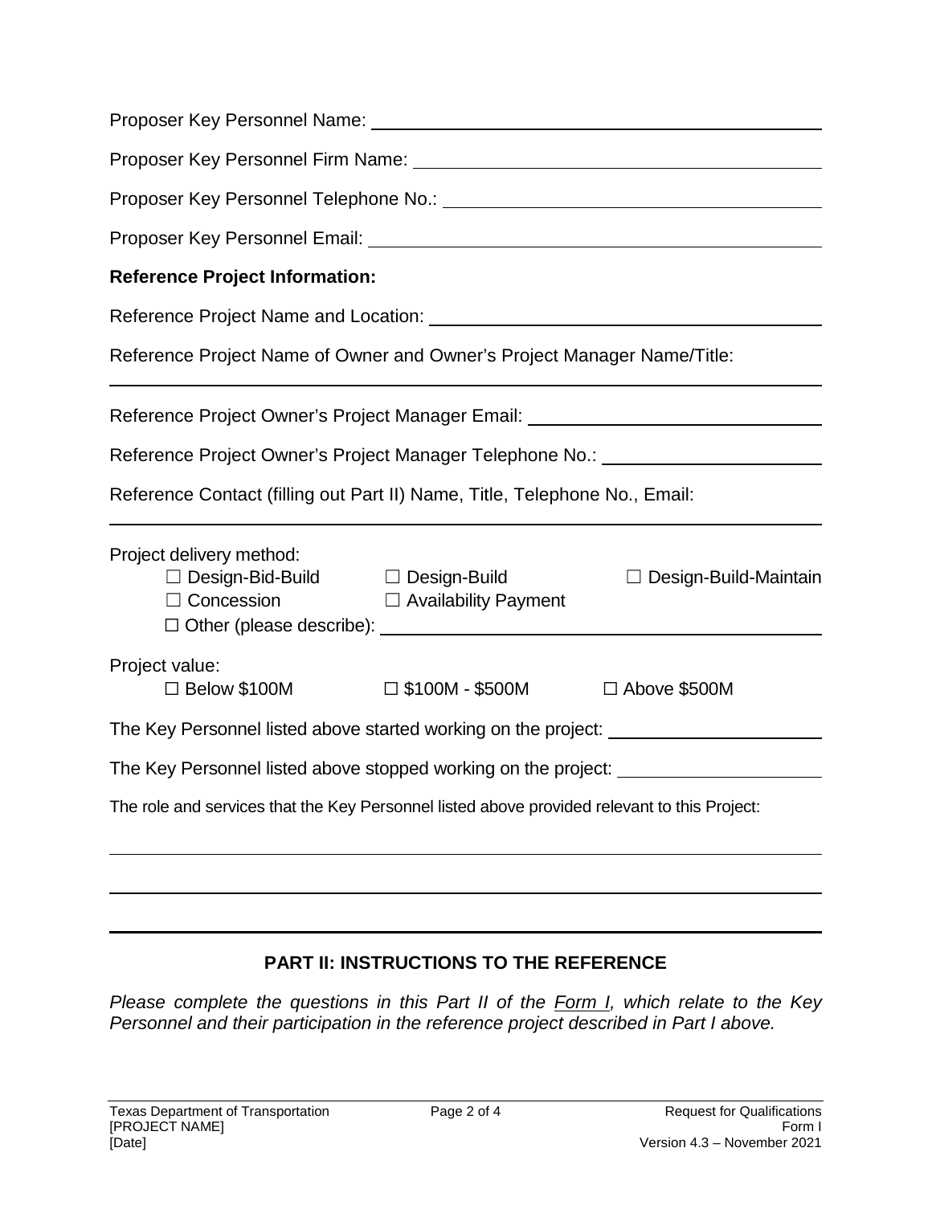Proposer Key Personnel Name: ______________________________

Proposer Key Personnel Firm Name: ______________________________

Proposer Key Personnel Telephone No.: ______________________________

Proposer Key Personnel Email: ______________________________

**Reference Project Information:**

Reference Project Name and Location: ______________________________

Reference Project Name of Owner and Owner's Project Manager Name/Title:

______________________________

Reference Project Owner's Project Manager Email: ______________________________

Reference Project Owner's Project Manager Telephone No.: ______________________________

Reference Contact (filling out Part II) Name, Title, Telephone No., Email:

______________________________

Project delivery method:

☐ Design-Bid-Build ☐ Design-Build ☐ Design-Build-Maintain
☐ Concession ☐ Availability Payment
☐ Other (please describe): ______________________________

Project value:

☐ Below $100M ☐ $100M - $500M ☐ Above $500M

The Key Personnel listed above started working on the project: ______________________________

The Key Personnel listed above stopped working on the project: ______________________________

The role and services that the Key Personnel listed above provided relevant to this Project:

______________________________

______________________________

______________________________

## PART II: INSTRUCTIONS TO THE REFERENCE

*Please complete the questions in this Part II of the Form I, which relate to the Key Personnel and their participation in the reference project described in Part I above.*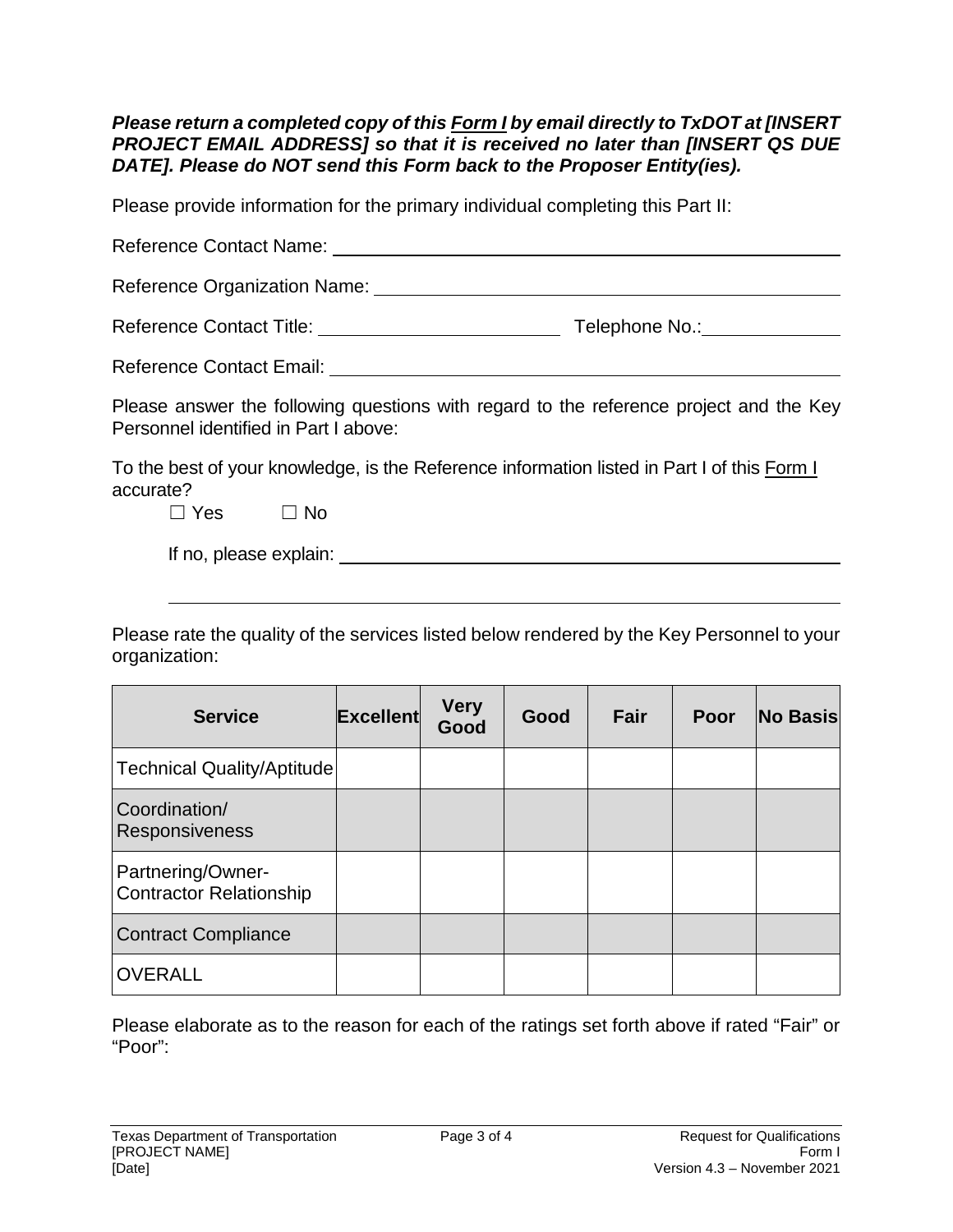***Please return a completed copy of this <u>Form I</u> by email directly to TxDOT at [INSERT PROJECT EMAIL ADDRESS] so that it is received no later than [INSERT QS DUE DATE]. Please do NOT send this Form back to the Proposer Entity(ies).***

Please provide information for the primary individual completing this Part II:

Reference Contact Name: ______________________________________________

Reference Organization Name: __________________________________________

Reference Contact Title: ______________________ Telephone No.: ____________

Reference Contact Email: ______________________________________________

Please answer the following questions with regard to the reference project and the Key Personnel identified in Part I above:

To the best of your knowledge, is the Reference information listed in Part I of this <u>Form I</u> accurate?

☐ Yes ☐ No

If no, please explain: ______________________________________________

______________________________________________________________

Please rate the quality of the services listed below rendered by the Key Personnel to your organization:

| Service | Excellent | Very Good | Good | Fair | Poor | No Basis |
|---|---|---|---|---|---|---|
| Technical Quality/Aptitude | | | | | | |
| Coordination/ Responsiveness | | | | | | |
| Partnering/Owner-Contractor Relationship | | | | | | |
| Contract Compliance | | | | | | |
| OVERALL | | | | | | |

Please elaborate as to the reason for each of the ratings set forth above if rated “Fair” or “Poor”: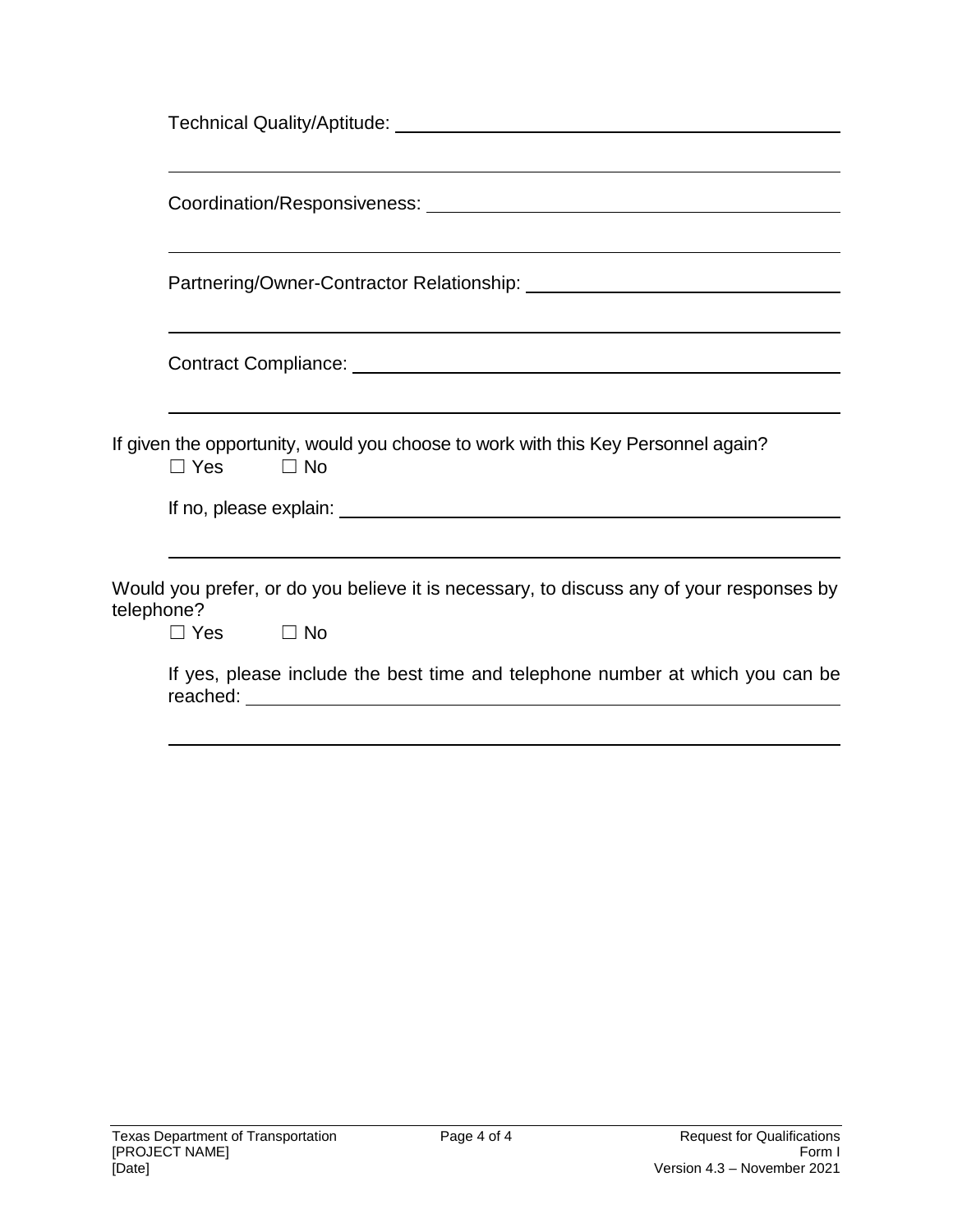Technical Quality/Aptitude: ______________________________________________

______________________________________________________________________

Coordination/Responsiveness: ____________________________________________

______________________________________________________________________

Partnering/Owner-Contractor Relationship: _________________________________

______________________________________________________________________

Contract Compliance: ___________________________________________________

______________________________________________________________________

If given the opportunity, would you choose to work with this Key Personnel again?

☐ Yes ☐ No

If no, please explain: ___________________________________________________

______________________________________________________________________

Would you prefer, or do you believe it is necessary, to discuss any of your responses by telephone?

☐ Yes ☐ No

If yes, please include the best time and telephone number at which you can be reached: ___________________________________________________________

______________________________________________________________________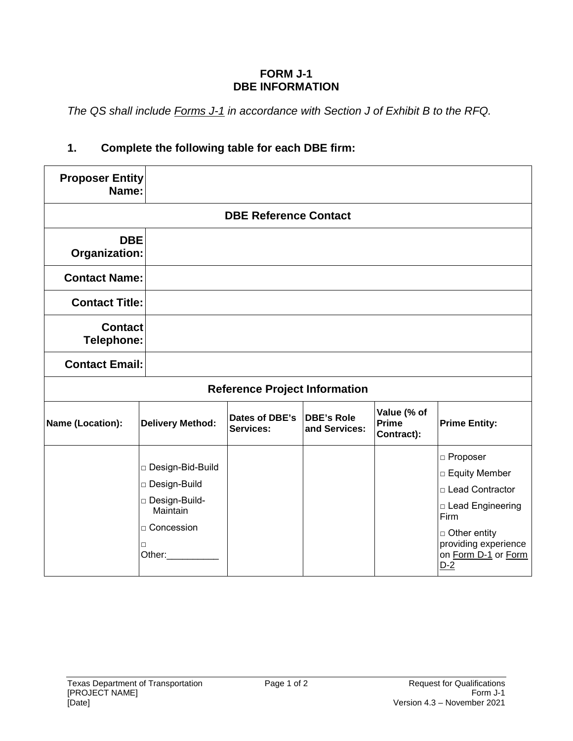**FORM J-1**
**DBE INFORMATION**

*The QS shall include Forms J-1 in accordance with Section J of Exhibit B to the RFQ.*

**1. Complete the following table for each DBE firm:**

| **Proposer Entity Name:** | | | | | |
|---|---|---|---|---|---|
| **DBE Reference Contact** | | | | | |
| **DBE Organization:** | | | | | |
| **Contact Name:** | | | | | |
| **Contact Title:** | | | | | |
| **Contact Telephone:** | | | | | |
| **Contact Email:** | | | | | |
| **Reference Project Information** | | | | | |
| **Name (Location):** | **Delivery Method:** | **Dates of DBE's Services:** | **DBE's Role and Services:** | **Value (% of Prime Contract):** | **Prime Entity:** |
| | □ Design-Bid-Build<br>□ Design-Build<br>□ Design-Build-Maintain<br>□ Concession<br>□ Other:__________ | | | | □ Proposer<br>□ Equity Member<br>□ Lead Contractor<br>□ Lead Engineering Firm<br>□ Other entity providing experience on Form D-1 or Form D-2 |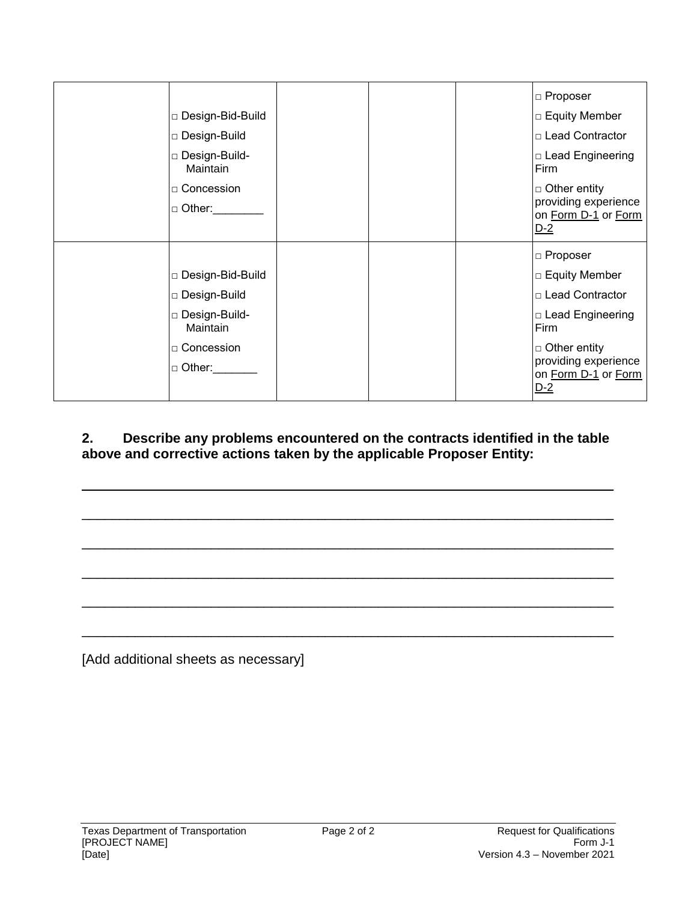|  | □ Design-Bid-Build<br>□ Design-Build<br>□ Design-Build-Maintain<br>□ Concession<br>□ Other:________ |  |  |  | □ Proposer<br>□ Equity Member<br>□ Lead Contractor<br>□ Lead Engineering Firm<br>□ Other entity providing experience on Form D-1 or Form D-2 |
|---|---|---|---|---|---|
|  | □ Design-Bid-Build<br>□ Design-Build<br>□ Design-Build-Maintain<br>□ Concession<br>□ Other:_______ |  |  |  | □ Proposer<br>□ Equity Member<br>□ Lead Contractor<br>□ Lead Engineering Firm<br>□ Other entity providing experience on Form D-1 or Form D-2 |

**2. Describe any problems encountered on the contracts identified in the table above and corrective actions taken by the applicable Proposer Entity:**

_________________________________________________________________________

_________________________________________________________________________

_________________________________________________________________________

_________________________________________________________________________

_________________________________________________________________________

_________________________________________________________________________

[Add additional sheets as necessary]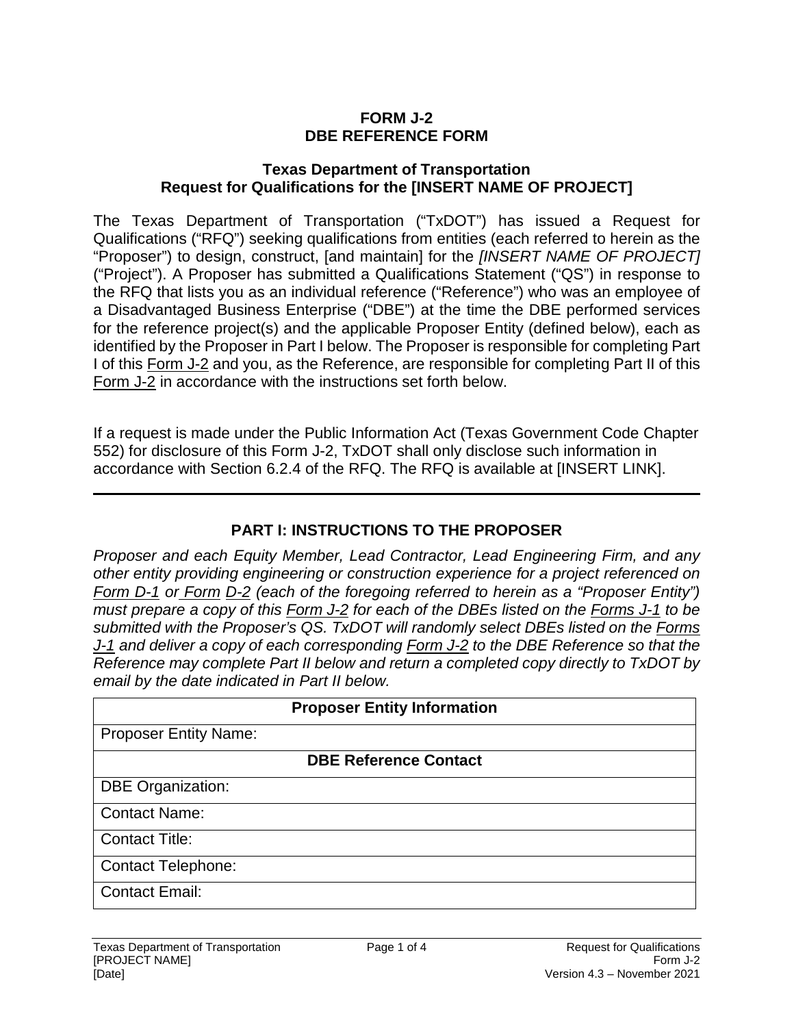# FORM J-2
# DBE REFERENCE FORM

## Texas Department of Transportation
## Request for Qualifications for the [INSERT NAME OF PROJECT]

The Texas Department of Transportation ("TxDOT") has issued a Request for Qualifications ("RFQ") seeking qualifications from entities (each referred to herein as the "Proposer") to design, construct, [and maintain] for the *[INSERT NAME OF PROJECT]* ("Project"). A Proposer has submitted a Qualifications Statement ("QS") in response to the RFQ that lists you as an individual reference ("Reference") who was an employee of a Disadvantaged Business Enterprise ("DBE") at the time the DBE performed services for the reference project(s) and the applicable Proposer Entity (defined below), each as identified by the Proposer in Part I below. The Proposer is responsible for completing Part I of this Form J-2 and you, as the Reference, are responsible for completing Part II of this Form J-2 in accordance with the instructions set forth below.

If a request is made under the Public Information Act (Texas Government Code Chapter 552) for disclosure of this Form J-2, TxDOT shall only disclose such information in accordance with Section 6.2.4 of the RFQ. The RFQ is available at [INSERT LINK].

---

## PART I: INSTRUCTIONS TO THE PROPOSER

*Proposer and each Equity Member, Lead Contractor, Lead Engineering Firm, and any other entity providing engineering or construction experience for a project referenced on Form D-1 or Form D-2 (each of the foregoing referred to herein as a "Proposer Entity") must prepare a copy of this Form J-2 for each of the DBEs listed on the Forms J-1 to be submitted with the Proposer's QS. TxDOT will randomly select DBEs listed on the Forms J-1 and deliver a copy of each corresponding Form J-2 to the DBE Reference so that the Reference may complete Part II below and return a completed copy directly to TxDOT by email by the date indicated in Part II below.*

| **Proposer Entity Information** |
|---|
| Proposer Entity Name: |
| **DBE Reference Contact** |
| DBE Organization: |
| Contact Name: |
| Contact Title: |
| Contact Telephone: |
| Contact Email: |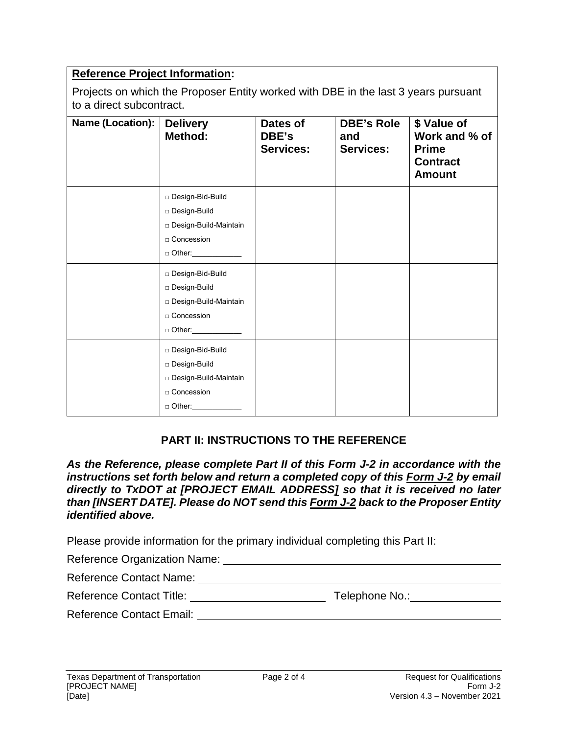**Reference Project Information:**

Projects on which the Proposer Entity worked with DBE in the last 3 years pursuant to a direct subcontract.

| Name (Location): | Delivery Method: | Dates of DBE's Services: | DBE's Role and Services: | $ Value of Work and % of Prime Contract Amount |
|---|---|---|---|---|
| | □ Design-Bid-Build<br>□ Design-Build<br>□ Design-Build-Maintain<br>□ Concession<br>□ Other:____________ | | | |
| | □ Design-Bid-Build<br>□ Design-Build<br>□ Design-Build-Maintain<br>□ Concession<br>□ Other:____________ | | | |
| | □ Design-Bid-Build<br>□ Design-Build<br>□ Design-Build-Maintain<br>□ Concession<br>□ Other:____________ | | | |

## PART II: INSTRUCTIONS TO THE REFERENCE

***As the Reference, please complete Part II of this Form J-2 in accordance with the instructions set forth below and return a completed copy of this Form J-2 by email directly to TxDOT at [PROJECT EMAIL ADDRESS] so that it is received no later than [INSERT DATE]. Please do NOT send this Form J-2 back to the Proposer Entity identified above.***

Please provide information for the primary individual completing this Part II:

Reference Organization Name: ______________________________________________

Reference Contact Name: _________________________________________________

Reference Contact Title: ______________________ Telephone No.:_______________

Reference Contact Email: _________________________________________________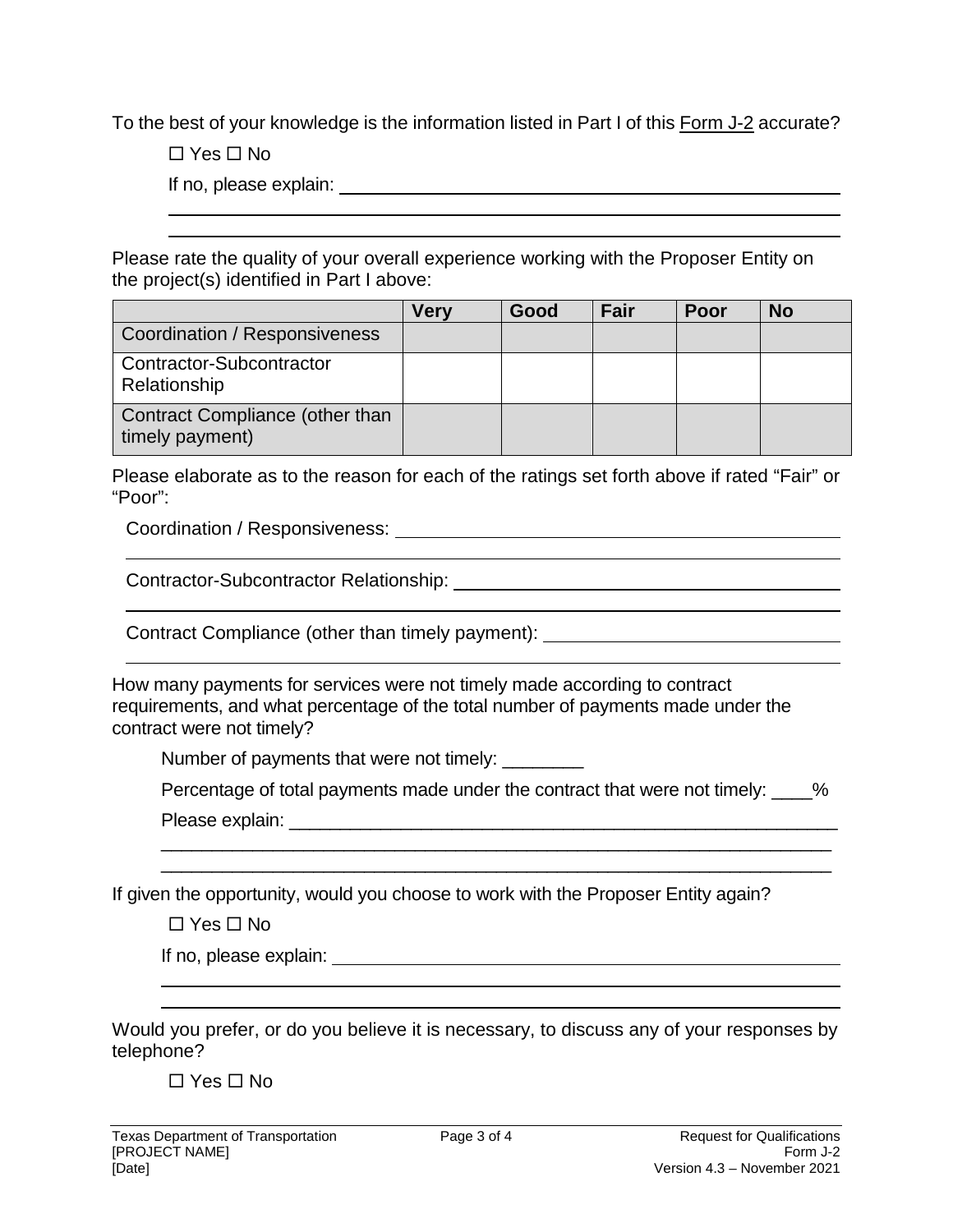To the best of your knowledge is the information listed in Part I of this Form J-2 accurate?

☐ Yes ☐ No

If no, please explain: ______________________________________________

______________________________________________

______________________________________________

Please rate the quality of your overall experience working with the Proposer Entity on the project(s) identified in Part I above:

| | Very | Good | Fair | Poor | No |
|---|---|---|---|---|---|
| Coordination / Responsiveness | | | | | |
| Contractor-Subcontractor Relationship | | | | | |
| Contract Compliance (other than timely payment) | | | | | |

Please elaborate as to the reason for each of the ratings set forth above if rated "Fair" or "Poor":

Coordination / Responsiveness: ______________________________________________

______________________________________________

Contractor-Subcontractor Relationship: ______________________________________________

______________________________________________

Contract Compliance (other than timely payment): ______________________________________________

______________________________________________

How many payments for services were not timely made according to contract requirements, and what percentage of the total number of payments made under the contract were not timely?

Number of payments that were not timely: ________

Percentage of total payments made under the contract that were not timely: ____%

Please explain: ______________________________________________

______________________________________________

______________________________________________

If given the opportunity, would you choose to work with the Proposer Entity again?

☐ Yes ☐ No

If no, please explain: ______________________________________________

______________________________________________

______________________________________________

Would you prefer, or do you believe it is necessary, to discuss any of your responses by telephone?

☐ Yes ☐ No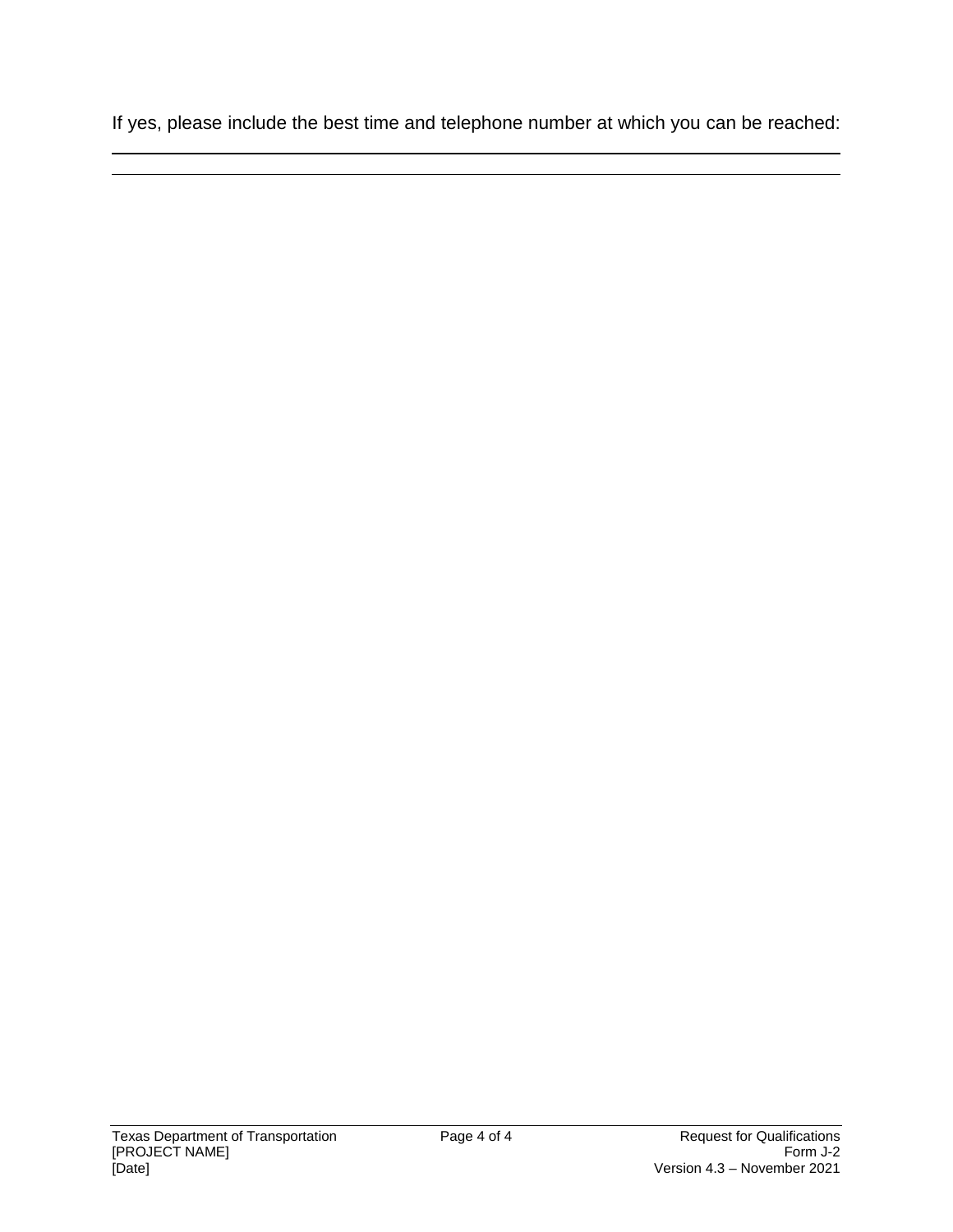If yes, please include the best time and telephone number at which you can be reached:

______________________________________________________________________________

______________________________________________________________________________